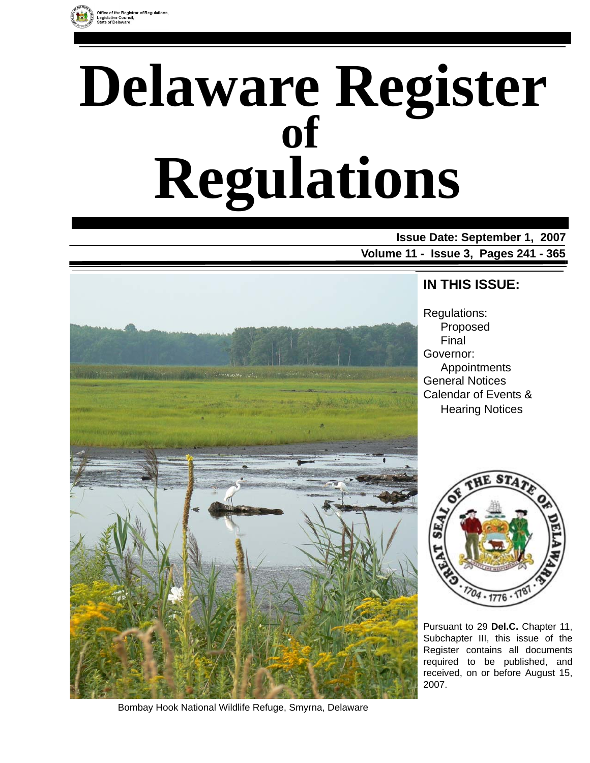Office of the Registrar of Regulations, Legislative Council, State of Delaware

# Delaware Register of Regulations

**Issue Date: September 1, 2007**

**Volume 11 - Issue 3, Pages 241 - 365**

## IN THIS ISSUE:

Regulations:
- Proposed
- Final

Governor:
- Appointments

General Notices

Calendar of Events & Hearing Notices

Pursuant to 29 **Del.C.** Chapter 11, Subchapter III, this issue of the Register contains all documents required to be published, and received, on or before August 15, 2007.

Bombay Hook National Wildlife Refuge, Smyrna, Delaware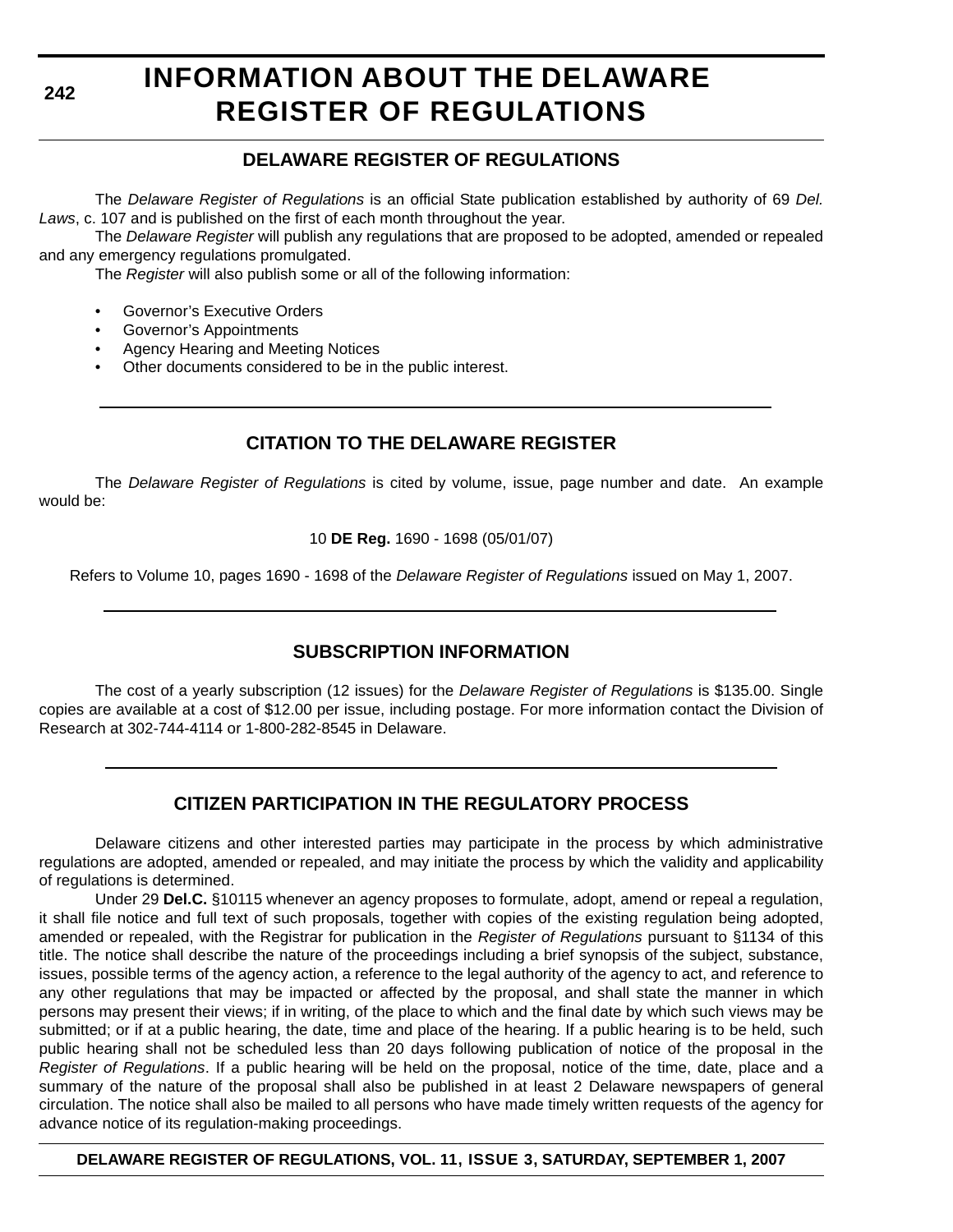# INFORMATION ABOUT THE DELAWARE REGISTER OF REGULATIONS

## DELAWARE REGISTER OF REGULATIONS

The *Delaware Register of Regulations* is an official State publication established by authority of 69 *Del. Laws*, c. 107 and is published on the first of each month throughout the year.

The *Delaware Register* will publish any regulations that are proposed to be adopted, amended or repealed and any emergency regulations promulgated.

The *Register* will also publish some or all of the following information:

- Governor's Executive Orders
- Governor's Appointments
- Agency Hearing and Meeting Notices
- Other documents considered to be in the public interest.

## CITATION TO THE DELAWARE REGISTER

The *Delaware Register of Regulations* is cited by volume, issue, page number and date. An example would be:

10 **DE Reg.** 1690 - 1698 (05/01/07)

Refers to Volume 10, pages 1690 - 1698 of the *Delaware Register of Regulations* issued on May 1, 2007.

## SUBSCRIPTION INFORMATION

The cost of a yearly subscription (12 issues) for the *Delaware Register of Regulations* is $135.00. Single copies are available at a cost of $12.00 per issue, including postage. For more information contact the Division of Research at 302-744-4114 or 1-800-282-8545 in Delaware.

## CITIZEN PARTICIPATION IN THE REGULATORY PROCESS

Delaware citizens and other interested parties may participate in the process by which administrative regulations are adopted, amended or repealed, and may initiate the process by which the validity and applicability of regulations is determined.

Under 29 **Del.C.** §10115 whenever an agency proposes to formulate, adopt, amend or repeal a regulation, it shall file notice and full text of such proposals, together with copies of the existing regulation being adopted, amended or repealed, with the Registrar for publication in the *Register of Regulations* pursuant to §1134 of this title. The notice shall describe the nature of the proceedings including a brief synopsis of the subject, substance, issues, possible terms of the agency action, a reference to the legal authority of the agency to act, and reference to any other regulations that may be impacted or affected by the proposal, and shall state the manner in which persons may present their views; if in writing, of the place to which and the final date by which such views may be submitted; or if at a public hearing, the date, time and place of the hearing. If a public hearing is to be held, such public hearing shall not be scheduled less than 20 days following publication of notice of the proposal in the *Register of Regulations*. If a public hearing will be held on the proposal, notice of the time, date, place and a summary of the nature of the proposal shall also be published in at least 2 Delaware newspapers of general circulation. The notice shall also be mailed to all persons who have made timely written requests of the agency for advance notice of its regulation-making proceedings.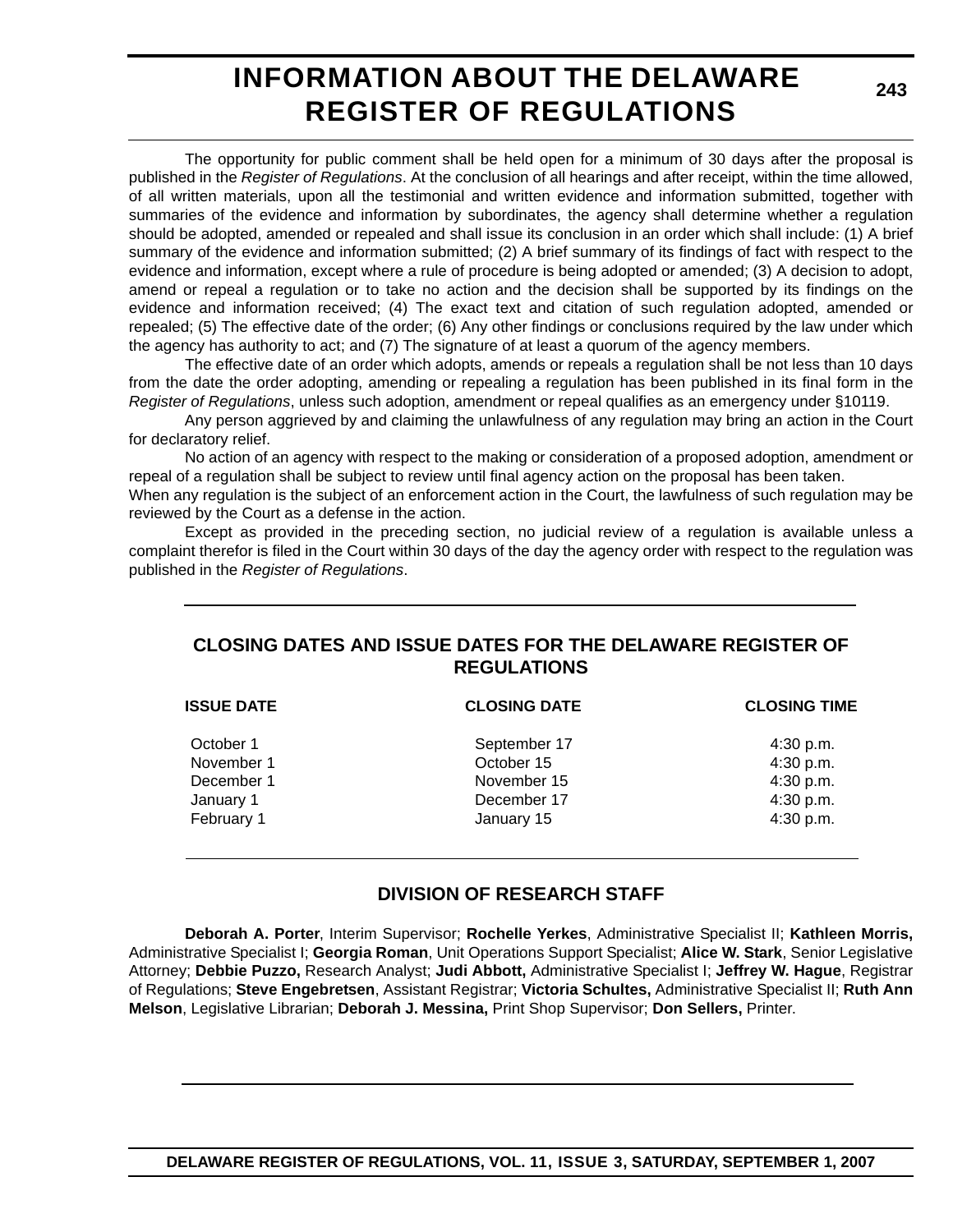# INFORMATION ABOUT THE DELAWARE REGISTER OF REGULATIONS

The opportunity for public comment shall be held open for a minimum of 30 days after the proposal is published in the *Register of Regulations*. At the conclusion of all hearings and after receipt, within the time allowed, of all written materials, upon all the testimonial and written evidence and information submitted, together with summaries of the evidence and information by subordinates, the agency shall determine whether a regulation should be adopted, amended or repealed and shall issue its conclusion in an order which shall include: (1) A brief summary of the evidence and information submitted; (2) A brief summary of its findings of fact with respect to the evidence and information, except where a rule of procedure is being adopted or amended; (3) A decision to adopt, amend or repeal a regulation or to take no action and the decision shall be supported by its findings on the evidence and information received; (4) The exact text and citation of such regulation adopted, amended or repealed; (5) The effective date of the order; (6) Any other findings or conclusions required by the law under which the agency has authority to act; and (7) The signature of at least a quorum of the agency members.

The effective date of an order which adopts, amends or repeals a regulation shall be not less than 10 days from the date the order adopting, amending or repealing a regulation has been published in its final form in the *Register of Regulations*, unless such adoption, amendment or repeal qualifies as an emergency under §10119.

Any person aggrieved by and claiming the unlawfulness of any regulation may bring an action in the Court for declaratory relief.

No action of an agency with respect to the making or consideration of a proposed adoption, amendment or repeal of a regulation shall be subject to review until final agency action on the proposal has been taken.
When any regulation is the subject of an enforcement action in the Court, the lawfulness of such regulation may be reviewed by the Court as a defense in the action.

Except as provided in the preceding section, no judicial review of a regulation is available unless a complaint therefor is filed in the Court within 30 days of the day the agency order with respect to the regulation was published in the *Register of Regulations*.

## CLOSING DATES AND ISSUE DATES FOR THE DELAWARE REGISTER OF REGULATIONS

| ISSUE DATE | CLOSING DATE | CLOSING TIME |
|---|---|---|
| October 1 | September 17 | 4:30 p.m. |
| November 1 | October 15 | 4:30 p.m. |
| December 1 | November 15 | 4:30 p.m. |
| January 1 | December 17 | 4:30 p.m. |
| February 1 | January 15 | 4:30 p.m. |

## DIVISION OF RESEARCH STAFF

**Deborah A. Porter**, Interim Supervisor; **Rochelle Yerkes**, Administrative Specialist II; **Kathleen Morris,** Administrative Specialist I; **Georgia Roman**, Unit Operations Support Specialist; **Alice W. Stark**, Senior Legislative Attorney; **Debbie Puzzo,** Research Analyst; **Judi Abbott,** Administrative Specialist I; **Jeffrey W. Hague**, Registrar of Regulations; **Steve Engebretsen**, Assistant Registrar; **Victoria Schultes,** Administrative Specialist II; **Ruth Ann Melson**, Legislative Librarian; **Deborah J. Messina,** Print Shop Supervisor; **Don Sellers,** Printer.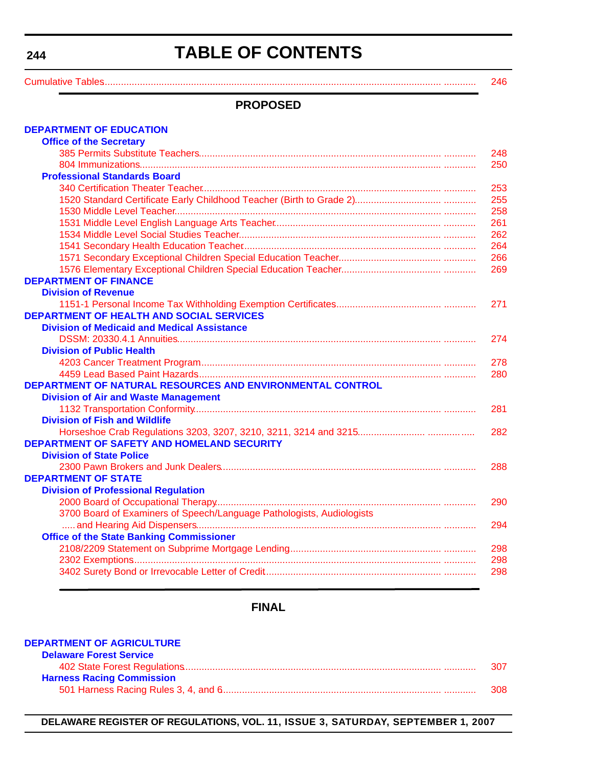# TABLE OF CONTENTS

Cumulative Tables ........ 246

## PROPOSED

**DEPARTMENT OF EDUCATION**

**Office of the Secretary**

385 Permits Substitute Teachers ........ 248

804 Immunizations ........ 250

**Professional Standards Board**

340 Certification Theater Teacher ........ 253

1520 Standard Certificate Early Childhood Teacher (Birth to Grade 2) ........ 255

1530 Middle Level Teacher ........ 258

1531 Middle Level English Language Arts Teacher ........ 261

1534 Middle Level Social Studies Teacher ........ 262

1541 Secondary Health Education Teacher ........ 264

1571 Secondary Exceptional Children Special Education Teacher ........ 266

1576 Elementary Exceptional Children Special Education Teacher ........ 269

**DEPARTMENT OF FINANCE**

**Division of Revenue**

1151-1 Personal Income Tax Withholding Exemption Certificates ........ 271

**DEPARTMENT OF HEALTH AND SOCIAL SERVICES**

**Division of Medicaid and Medical Assistance**

DSSM: 20330.4.1 Annuities ........ 274

**Division of Public Health**

4203 Cancer Treatment Program ........ 278

4459 Lead Based Paint Hazards ........ 280

**DEPARTMENT OF NATURAL RESOURCES AND ENVIRONMENTAL CONTROL**

**Division of Air and Waste Management**

1132 Transportation Conformity ........ 281

**Division of Fish and Wildlife**

Horseshoe Crab Regulations 3203, 3207, 3210, 3211, 3214 and 3215 ........ 282

**DEPARTMENT OF SAFETY AND HOMELAND SECURITY**

**Division of State Police**

2300 Pawn Brokers and Junk Dealers ........ 288

**DEPARTMENT OF STATE**

**Division of Professional Regulation**

2000 Board of Occupational Therapy ........ 290

3700 Board of Examiners of Speech/Language Pathologists, Audiologists and Hearing Aid Dispensers ........ 294

**Office of the State Banking Commissioner**

2108/2209 Statement on Subprime Mortgage Lending ........ 298

2302 Exemptions ........ 298

3402 Surety Bond or Irrevocable Letter of Credit ........ 298

## FINAL

**DEPARTMENT OF AGRICULTURE**

**Delaware Forest Service**

402 State Forest Regulations ........ 307

**Harness Racing Commission**

501 Harness Racing Rules 3, 4, and 6 ........ 308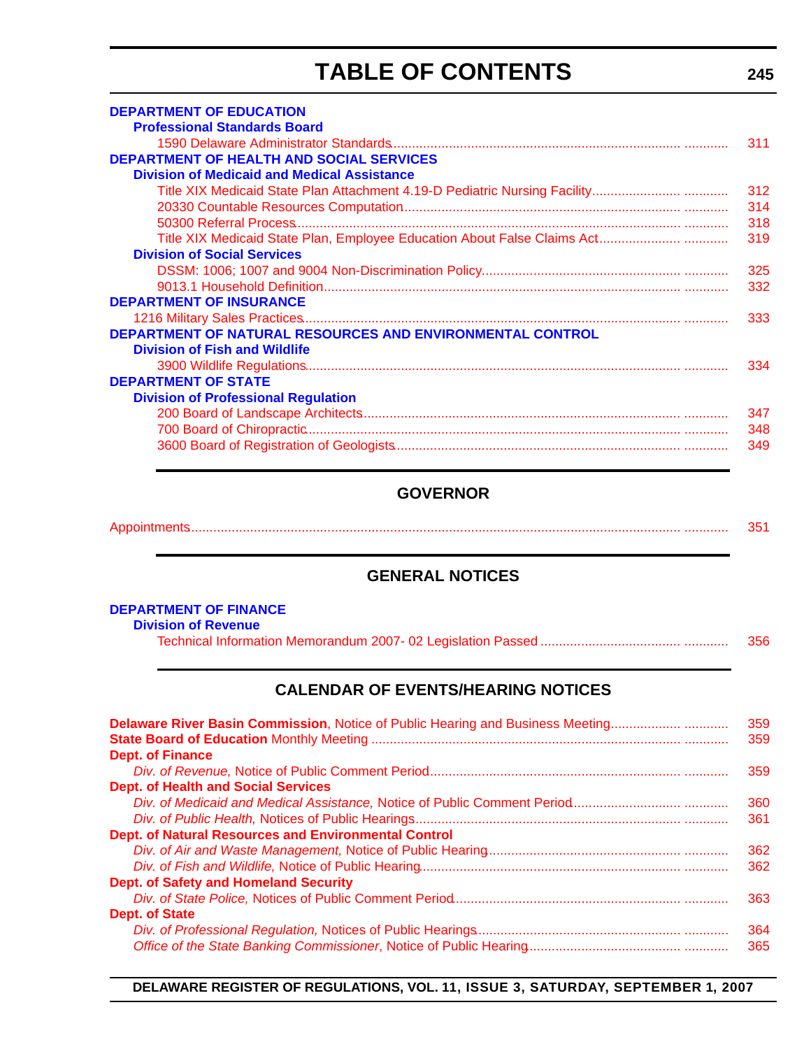# TABLE OF CONTENTS

**DEPARTMENT OF EDUCATION**

**Professional Standards Board**

1590 Delaware Administrator Standards ........................................ 311

**DEPARTMENT OF HEALTH AND SOCIAL SERVICES**

**Division of Medicaid and Medical Assistance**

Title XIX Medicaid State Plan Attachment 4.19-D Pediatric Nursing Facility ........................................ 312

20330 Countable Resources Computation ........................................ 314

50300 Referral Process ........................................ 318

Title XIX Medicaid State Plan, Employee Education About False Claims Act ........................................ 319

**Division of Social Services**

DSSM: 1006; 1007 and 9004 Non-Discrimination Policy ........................................ 325

9013.1 Household Definition ........................................ 332

**DEPARTMENT OF INSURANCE**

1216 Military Sales Practices ........................................ 333

**DEPARTMENT OF NATURAL RESOURCES AND ENVIRONMENTAL CONTROL**

**Division of Fish and Wildlife**

3900 Wildlife Regulations ........................................ 334

**DEPARTMENT OF STATE**

**Division of Professional Regulation**

200 Board of Landscape Architects ........................................ 347

700 Board of Chiropractic ........................................ 348

3600 Board of Registration of Geologists ........................................ 349

## GOVERNOR

Appointments ........................................ 351

## GENERAL NOTICES

**DEPARTMENT OF FINANCE**

**Division of Revenue**

Technical Information Memorandum 2007- 02 Legislation Passed ........................................ 356

## CALENDAR OF EVENTS/HEARING NOTICES

**Delaware River Basin Commission**, Notice of Public Hearing and Business Meeting ........................................ 359

**State Board of Education** Monthly Meeting ........................................ 359

**Dept. of Finance**

*Div. of Revenue,* Notice of Public Comment Period ........................................ 359

**Dept. of Health and Social Services**

*Div. of Medicaid and Medical Assistance,* Notice of Public Comment Period ........................................ 360

*Div. of Public Health,* Notices of Public Hearings ........................................ 361

**Dept. of Natural Resources and Environmental Control**

*Div. of Air and Waste Management,* Notice of Public Hearing ........................................ 362

*Div. of Fish and Wildlife,* Notice of Public Hearing ........................................ 362

**Dept. of Safety and Homeland Security**

*Div. of State Police,* Notices of Public Comment Period ........................................ 363

**Dept. of State**

*Div. of Professional Regulation,* Notices of Public Hearings ........................................ 364

*Office of the State Banking Commissioner*, Notice of Public Hearing ........................................ 365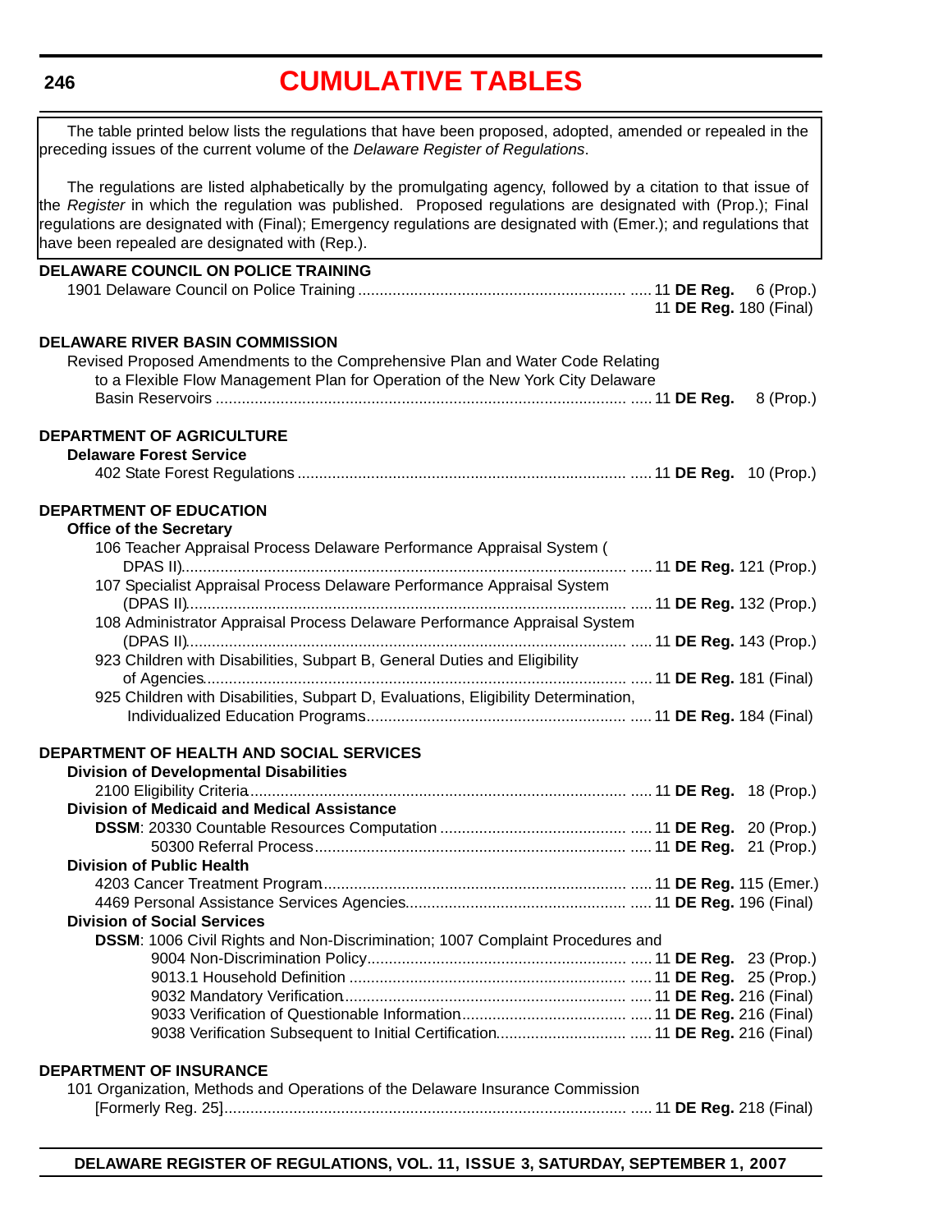# CUMULATIVE TABLES

The table printed below lists the regulations that have been proposed, adopted, amended or repealed in the preceding issues of the current volume of the *Delaware Register of Regulations*.

The regulations are listed alphabetically by the promulgating agency, followed by a citation to that issue of the *Register* in which the regulation was published. Proposed regulations are designated with (Prop.); Final regulations are designated with (Final); Emergency regulations are designated with (Emer.); and regulations that have been repealed are designated with (Rep.).

**DELAWARE COUNCIL ON POLICE TRAINING**

1901 Delaware Council on Police Training ........ 11 **DE Reg.** 6 (Prop.)
11 **DE Reg.** 180 (Final)

**DELAWARE RIVER BASIN COMMISSION**

Revised Proposed Amendments to the Comprehensive Plan and Water Code Relating to a Flexible Flow Management Plan for Operation of the New York City Delaware Basin Reservoirs ........ 11 **DE Reg.** 8 (Prop.)

**DEPARTMENT OF AGRICULTURE**

**Delaware Forest Service**

402 State Forest Regulations ........ 11 **DE Reg.** 10 (Prop.)

**DEPARTMENT OF EDUCATION**

**Office of the Secretary**

106 Teacher Appraisal Process Delaware Performance Appraisal System (DPAS II) ........ 11 **DE Reg.** 121 (Prop.)
107 Specialist Appraisal Process Delaware Performance Appraisal System (DPAS II) ........ 11 **DE Reg.** 132 (Prop.)
108 Administrator Appraisal Process Delaware Performance Appraisal System (DPAS II) ........ 11 **DE Reg.** 143 (Prop.)
923 Children with Disabilities, Subpart B, General Duties and Eligibility of Agencies ........ 11 **DE Reg.** 181 (Final)
925 Children with Disabilities, Subpart D, Evaluations, Eligibility Determination, Individualized Education Programs ........ 11 **DE Reg.** 184 (Final)

**DEPARTMENT OF HEALTH AND SOCIAL SERVICES**

**Division of Developmental Disabilities**

2100 Eligibility Criteria ........ 11 **DE Reg.** 18 (Prop.)

**Division of Medicaid and Medical Assistance**

**DSSM**: 20330 Countable Resources Computation ........ 11 **DE Reg.** 20 (Prop.)
50300 Referral Process ........ 11 **DE Reg.** 21 (Prop.)

**Division of Public Health**

4203 Cancer Treatment Program ........ 11 **DE Reg.** 115 (Emer.)
4469 Personal Assistance Services Agencies ........ 11 **DE Reg.** 196 (Final)

**Division of Social Services**

**DSSM**: 1006 Civil Rights and Non-Discrimination; 1007 Complaint Procedures and
9004 Non-Discrimination Policy ........ 11 **DE Reg.** 23 (Prop.)
9013.1 Household Definition ........ 11 **DE Reg.** 25 (Prop.)
9032 Mandatory Verification ........ 11 **DE Reg.** 216 (Final)
9033 Verification of Questionable Information ........ 11 **DE Reg.** 216 (Final)
9038 Verification Subsequent to Initial Certification ........ 11 **DE Reg.** 216 (Final)

**DEPARTMENT OF INSURANCE**

101 Organization, Methods and Operations of the Delaware Insurance Commission [Formerly Reg. 25] ........ 11 **DE Reg.** 218 (Final)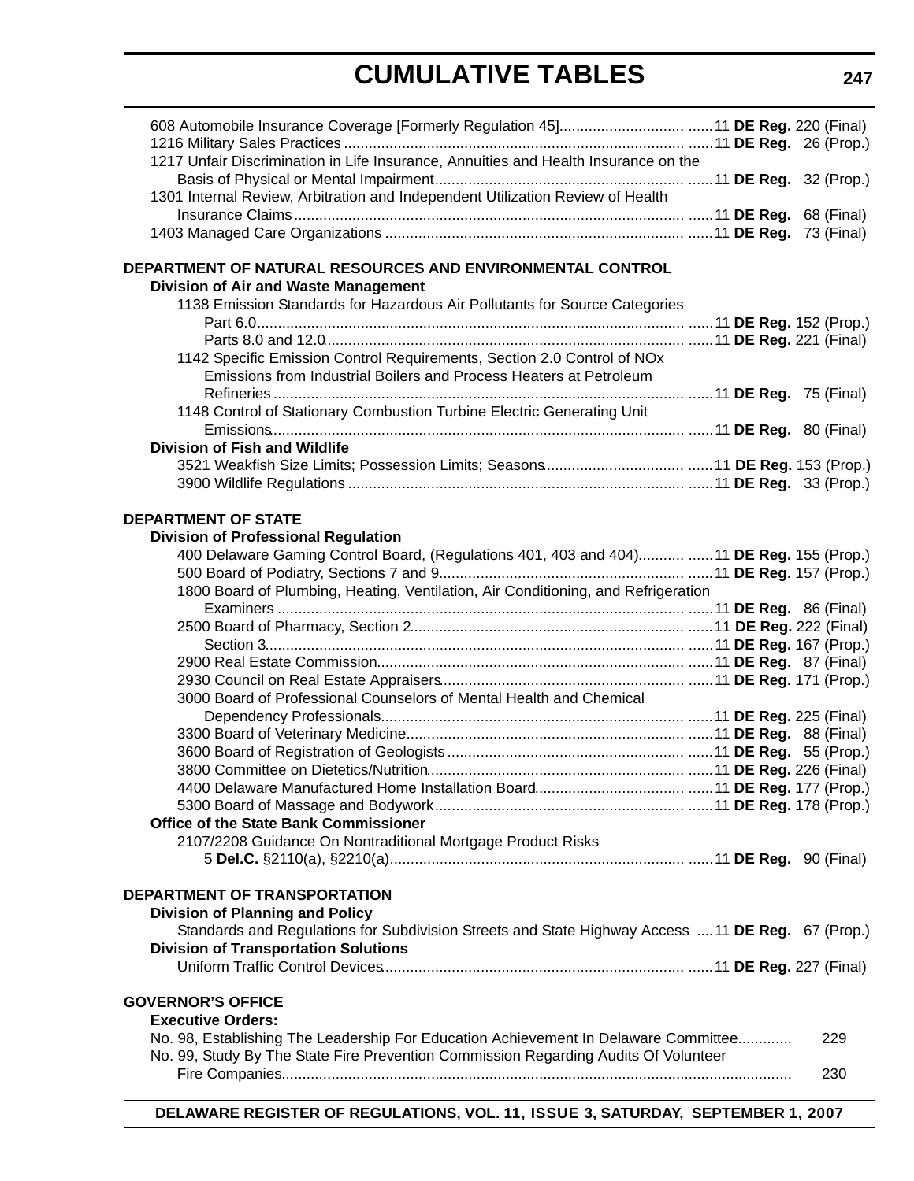608 Automobile Insurance Coverage [Formerly Regulation 45]............................ ...... 11 **DE Reg.** 220 (Final)
1216 Military Sales Practices ................................................................................ ...... 11 **DE Reg.** 26 (Prop.)
1217 Unfair Discrimination in Life Insurance, Annuities and Health Insurance on the Basis of Physical or Mental Impairment............................................................ ...... 11 **DE Reg.** 32 (Prop.)
1301 Internal Review, Arbitration and Independent Utilization Review of Health Insurance Claims ............................................................................................. ...... 11 **DE Reg.** 68 (Final)
1403 Managed Care Organizations ........................................................................ ...... 11 **DE Reg.** 73 (Final)

**DEPARTMENT OF NATURAL RESOURCES AND ENVIRONMENTAL CONTROL**

**Division of Air and Waste Management**

1138 Emission Standards for Hazardous Air Pollutants for Source Categories
Part 6.0..................................................................................................... ...... 11 **DE Reg.** 152 (Prop.)
Parts 8.0 and 12.0...................................................................................... ...... 11 **DE Reg.** 221 (Final)
1142 Specific Emission Control Requirements, Section 2.0 Control of NOx Emissions from Industrial Boilers and Process Heaters at Petroleum Refineries ................................................................................................. ...... 11 **DE Reg.** 75 (Final)
1148 Control of Stationary Combustion Turbine Electric Generating Unit Emissions................................................................................................... ...... 11 **DE Reg.** 80 (Final)

**Division of Fish and Wildlife**

3521 Weakfish Size Limits; Possession Limits; Seasons................................ ...... 11 **DE Reg.** 153 (Prop.)
3900 Wildlife Regulations ................................................................................ ...... 11 **DE Reg.** 33 (Prop.)

**DEPARTMENT OF STATE**

**Division of Professional Regulation**

400 Delaware Gaming Control Board, (Regulations 401, 403 and 404).......... ...... 11 **DE Reg.** 155 (Prop.)
500 Board of Podiatry, Sections 7 and 9........................................................... ...... 11 **DE Reg.** 157 (Prop.)
1800 Board of Plumbing, Heating, Ventilation, Air Conditioning, and Refrigeration Examiners ................................................................................................. ...... 11 **DE Reg.** 86 (Final)
2500 Board of Pharmacy, Section 2................................................................. ...... 11 **DE Reg.** 222 (Final)
Section 3.................................................................................................... ...... 11 **DE Reg.** 167 (Prop.)
2900 Real Estate Commission.......................................................................... ...... 11 **DE Reg.** 87 (Final)
2930 Council on Real Estate Appraisers........................................................... ...... 11 **DE Reg.** 171 (Prop.)
3000 Board of Professional Counselors of Mental Health and Chemical Dependency Professionals........................................................................ ...... 11 **DE Reg.** 225 (Final)
3300 Board of Veterinary Medicine.................................................................. ...... 11 **DE Reg.** 88 (Final)
3600 Board of Registration of Geologists ......................................................... ...... 11 **DE Reg.** 55 (Prop.)
3800 Committee on Dietetics/Nutrition............................................................. ...... 11 **DE Reg.** 226 (Final)
4400 Delaware Manufactured Home Installation Board................................... ...... 11 **DE Reg.** 177 (Prop.)
5300 Board of Massage and Bodywork............................................................ ...... 11 **DE Reg.** 178 (Prop.)

**Office of the State Bank Commissioner**

2107/2208 Guidance On Nontraditional Mortgage Product Risks
5 **Del.C.** §2110(a), §2210(a)...................................................................... ...... 11 **DE Reg.** 90 (Final)

**DEPARTMENT OF TRANSPORTATION**

**Division of Planning and Policy**

Standards and Regulations for Subdivision Streets and State Highway Access .... 11 **DE Reg.** 67 (Prop.)

**Division of Transportation Solutions**

Uniform Traffic Control Devices........................................................................ ...... 11 **DE Reg.** 227 (Final)

**GOVERNOR'S OFFICE**

**Executive Orders:**

No. 98, Establishing The Leadership For Education Achievement In Delaware Committee............ 229
No. 99, Study By The State Fire Prevention Commission Regarding Audits Of Volunteer Fire Companies......................................................................................................................... 230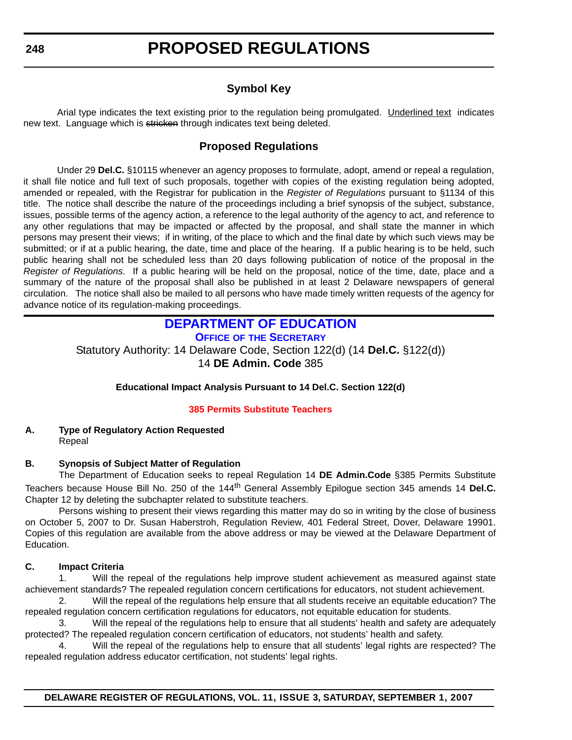# PROPOSED REGULATIONS

## Symbol Key

Arial type indicates the text existing prior to the regulation being promulgated. Underlined text indicates new text. Language which is ~~stricken~~ through indicates text being deleted.

## Proposed Regulations

Under 29 **Del.C.** §10115 whenever an agency proposes to formulate, adopt, amend or repeal a regulation, it shall file notice and full text of such proposals, together with copies of the existing regulation being adopted, amended or repealed, with the Registrar for publication in the *Register of Regulations* pursuant to §1134 of this title. The notice shall describe the nature of the proceedings including a brief synopsis of the subject, substance, issues, possible terms of the agency action, a reference to the legal authority of the agency to act, and reference to any other regulations that may be impacted or affected by the proposal, and shall state the manner in which persons may present their views; if in writing, of the place to which and the final date by which such views may be submitted; or if at a public hearing, the date, time and place of the hearing. If a public hearing is to be held, such public hearing shall not be scheduled less than 20 days following publication of notice of the proposal in the *Register of Regulations*. If a public hearing will be held on the proposal, notice of the time, date, place and a summary of the nature of the proposal shall also be published in at least 2 Delaware newspapers of general circulation. The notice shall also be mailed to all persons who have made timely written requests of the agency for advance notice of its regulation-making proceedings.

## DEPARTMENT OF EDUCATION

### Office of the Secretary

Statutory Authority: 14 Delaware Code, Section 122(d) (14 **Del.C.** §122(d))

14 **DE Admin. Code** 385

**Educational Impact Analysis Pursuant to 14 Del.C. Section 122(d)**

**385 Permits Substitute Teachers**

**A. Type of Regulatory Action Requested**

Repeal

**B. Synopsis of Subject Matter of Regulation**

The Department of Education seeks to repeal Regulation 14 **DE Admin.Code** §385 Permits Substitute Teachers because House Bill No. 250 of the 144th General Assembly Epilogue section 345 amends 14 **Del.C.** Chapter 12 by deleting the subchapter related to substitute teachers.

Persons wishing to present their views regarding this matter may do so in writing by the close of business on October 5, 2007 to Dr. Susan Haberstroh, Regulation Review, 401 Federal Street, Dover, Delaware 19901. Copies of this regulation are available from the above address or may be viewed at the Delaware Department of Education.

**C. Impact Criteria**

1. Will the repeal of the regulations help improve student achievement as measured against state achievement standards? The repealed regulation concern certifications for educators, not student achievement.

2. Will the repeal of the regulations help ensure that all students receive an equitable education? The repealed regulation concern certification regulations for educators, not equitable education for students.

3. Will the repeal of the regulations help to ensure that all students' health and safety are adequately protected? The repealed regulation concern certification of educators, not students' health and safety.

4. Will the repeal of the regulations help to ensure that all students' legal rights are respected? The repealed regulation address educator certification, not students' legal rights.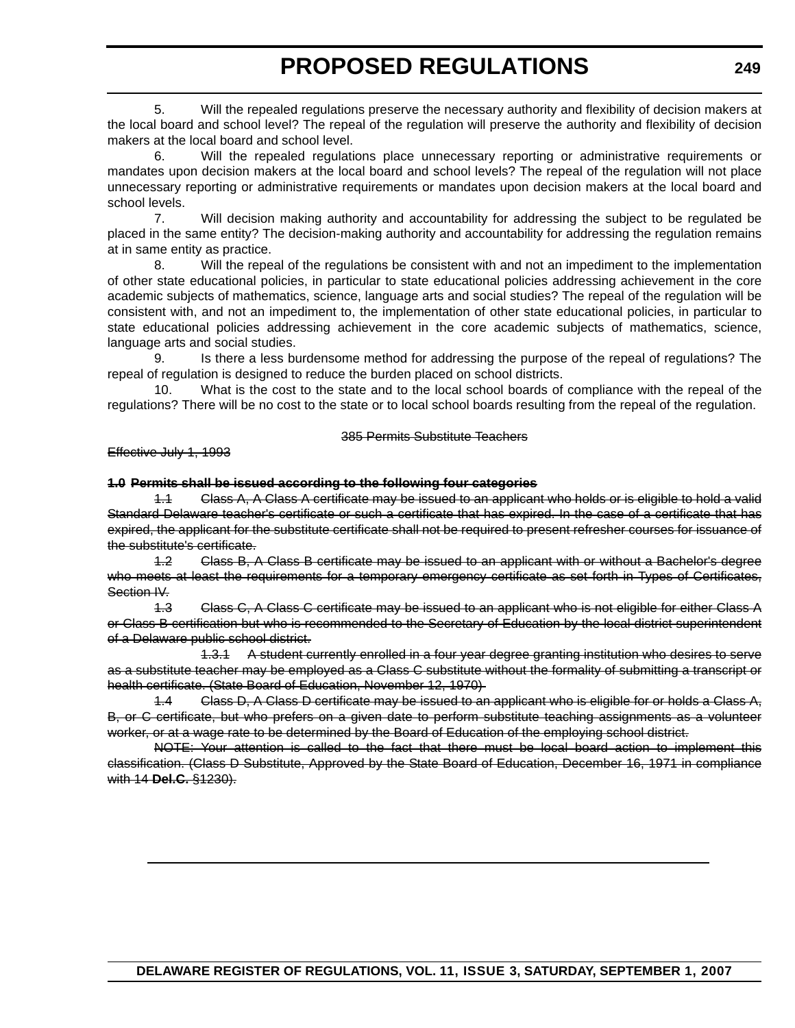5. Will the repealed regulations preserve the necessary authority and flexibility of decision makers at the local board and school level? The repeal of the regulation will preserve the authority and flexibility of decision makers at the local board and school level.

6. Will the repealed regulations place unnecessary reporting or administrative requirements or mandates upon decision makers at the local board and school levels? The repeal of the regulation will not place unnecessary reporting or administrative requirements or mandates upon decision makers at the local board and school levels.

7. Will decision making authority and accountability for addressing the subject to be regulated be placed in the same entity? The decision-making authority and accountability for addressing the regulation remains at in same entity as practice.

8. Will the repeal of the regulations be consistent with and not an impediment to the implementation of other state educational policies, in particular to state educational policies addressing achievement in the core academic subjects of mathematics, science, language arts and social studies? The repeal of the regulation will be consistent with, and not an impediment to, the implementation of other state educational policies, in particular to state educational policies addressing achievement in the core academic subjects of mathematics, science, language arts and social studies.

9. Is there a less burdensome method for addressing the purpose of the repeal of regulations? The repeal of regulation is designed to reduce the burden placed on school districts.

10. What is the cost to the state and to the local school boards of compliance with the repeal of the regulations? There will be no cost to the state or to local school boards resulting from the repeal of the regulation.

~~385 Permits Substitute Teachers~~

~~Effective July 1, 1993~~

~~**1.0 Permits shall be issued according to the following four categories**~~

~~1.1 Class A, A Class A certificate may be issued to an applicant who holds or is eligible to hold a valid Standard Delaware teacher's certificate or such a certificate that has expired. In the case of a certificate that has expired, the applicant for the substitute certificate shall not be required to present refresher courses for issuance of the substitute's certificate.~~

~~1.2 Class B, A Class B certificate may be issued to an applicant with or without a Bachelor's degree who meets at least the requirements for a temporary emergency certificate as set forth in Types of Certificates, Section IV.~~

~~1.3 Class C, A Class C certificate may be issued to an applicant who is not eligible for either Class A or Class B certification but who is recommended to the Secretary of Education by the local district superintendent of a Delaware public school district.~~

~~1.3.1 A student currently enrolled in a four year degree granting institution who desires to serve as a substitute teacher may be employed as a Class C substitute without the formality of submitting a transcript or health certificate. (State Board of Education, November 12, 1970)~~

~~1.4 Class D, A Class D certificate may be issued to an applicant who is eligible for or holds a Class A, B, or C certificate, but who prefers on a given date to perform substitute teaching assignments as a volunteer worker, or at a wage rate to be determined by the Board of Education of the employing school district.~~

~~NOTE: Your attention is called to the fact that there must be local board action to implement this classification. (Class D Substitute, Approved by the State Board of Education, December 16, 1971 in compliance with 14 **Del.C.** §1230).~~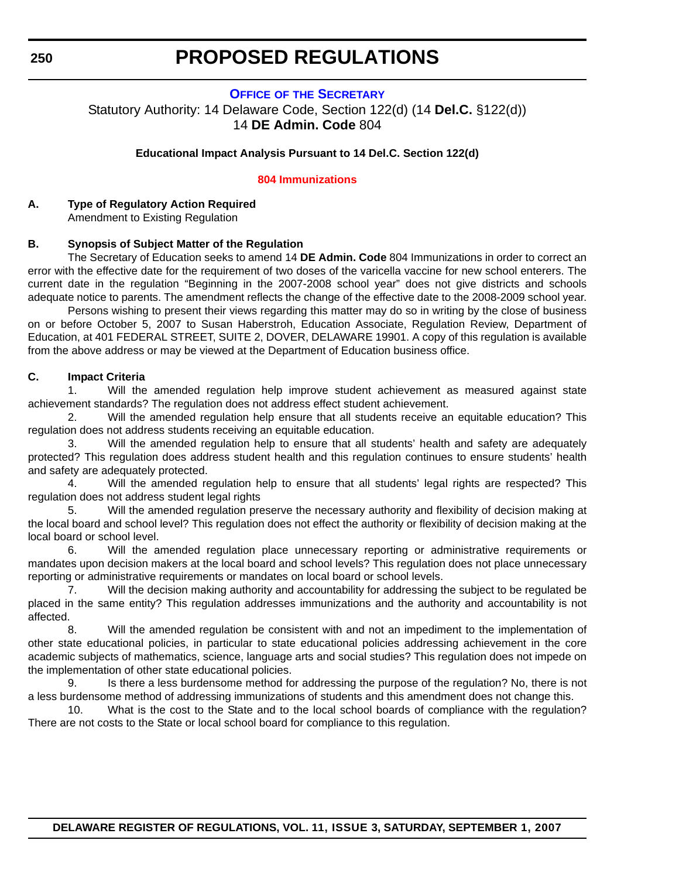# PROPOSED REGULATIONS

**OFFICE OF THE SECRETARY**

Statutory Authority: 14 Delaware Code, Section 122(d) (14 **Del.C.** §122(d))
14 **DE Admin. Code** 804

**Educational Impact Analysis Pursuant to 14 Del.C. Section 122(d)**

**804 Immunizations**

**A. Type of Regulatory Action Required**

Amendment to Existing Regulation

**B. Synopsis of Subject Matter of the Regulation**

The Secretary of Education seeks to amend 14 **DE Admin. Code** 804 Immunizations in order to correct an error with the effective date for the requirement of two doses of the varicella vaccine for new school enterers. The current date in the regulation "Beginning in the 2007-2008 school year" does not give districts and schools adequate notice to parents. The amendment reflects the change of the effective date to the 2008-2009 school year.

Persons wishing to present their views regarding this matter may do so in writing by the close of business on or before October 5, 2007 to Susan Haberstroh, Education Associate, Regulation Review, Department of Education, at 401 FEDERAL STREET, SUITE 2, DOVER, DELAWARE 19901. A copy of this regulation is available from the above address or may be viewed at the Department of Education business office.

**C. Impact Criteria**

1. Will the amended regulation help improve student achievement as measured against state achievement standards? The regulation does not address effect student achievement.

2. Will the amended regulation help ensure that all students receive an equitable education? This regulation does not address students receiving an equitable education.

3. Will the amended regulation help to ensure that all students' health and safety are adequately protected? This regulation does address student health and this regulation continues to ensure students' health and safety are adequately protected.

4. Will the amended regulation help to ensure that all students' legal rights are respected? This regulation does not address student legal rights

5. Will the amended regulation preserve the necessary authority and flexibility of decision making at the local board and school level? This regulation does not effect the authority or flexibility of decision making at the local board or school level.

6. Will the amended regulation place unnecessary reporting or administrative requirements or mandates upon decision makers at the local board and school levels? This regulation does not place unnecessary reporting or administrative requirements or mandates on local board or school levels.

7. Will the decision making authority and accountability for addressing the subject to be regulated be placed in the same entity? This regulation addresses immunizations and the authority and accountability is not affected.

8. Will the amended regulation be consistent with and not an impediment to the implementation of other state educational policies, in particular to state educational policies addressing achievement in the core academic subjects of mathematics, science, language arts and social studies? This regulation does not impede on the implementation of other state educational policies.

9. Is there a less burdensome method for addressing the purpose of the regulation? No, there is not a less burdensome method of addressing immunizations of students and this amendment does not change this.

10. What is the cost to the State and to the local school boards of compliance with the regulation? There are not costs to the State or local school board for compliance to this regulation.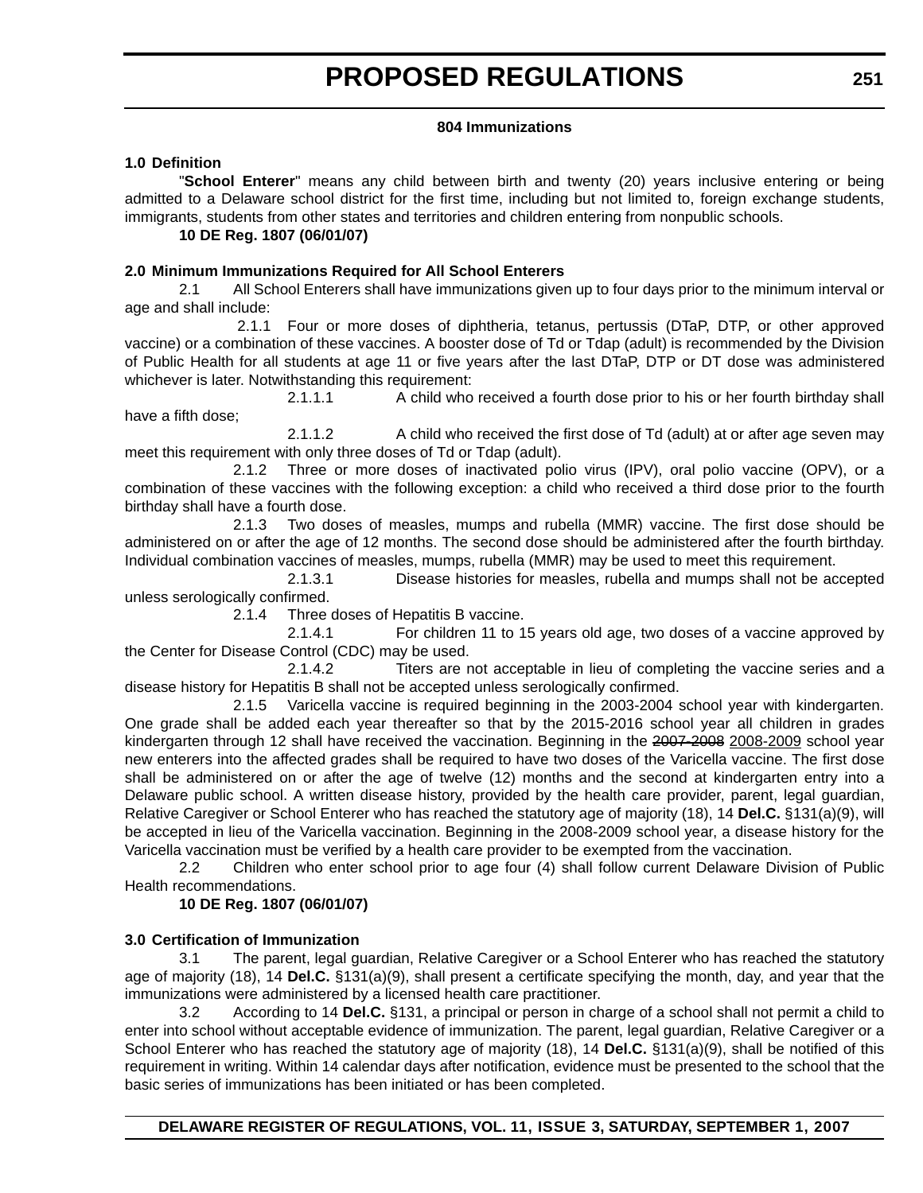**804 Immunizations**

**1.0 Definition**

"**School Enterer**" means any child between birth and twenty (20) years inclusive entering or being admitted to a Delaware school district for the first time, including but not limited to, foreign exchange students, immigrants, students from other states and territories and children entering from nonpublic schools.

**10 DE Reg. 1807 (06/01/07)**

**2.0 Minimum Immunizations Required for All School Enterers**

2.1 All School Enterers shall have immunizations given up to four days prior to the minimum interval or age and shall include:

2.1.1 Four or more doses of diphtheria, tetanus, pertussis (DTaP, DTP, or other approved vaccine) or a combination of these vaccines. A booster dose of Td or Tdap (adult) is recommended by the Division of Public Health for all students at age 11 or five years after the last DTaP, DTP or DT dose was administered whichever is later. Notwithstanding this requirement:

2.1.1.1 A child who received a fourth dose prior to his or her fourth birthday shall have a fifth dose;

2.1.1.2 A child who received the first dose of Td (adult) at or after age seven may meet this requirement with only three doses of Td or Tdap (adult).

2.1.2 Three or more doses of inactivated polio virus (IPV), oral polio vaccine (OPV), or a combination of these vaccines with the following exception: a child who received a third dose prior to the fourth birthday shall have a fourth dose.

2.1.3 Two doses of measles, mumps and rubella (MMR) vaccine. The first dose should be administered on or after the age of 12 months. The second dose should be administered after the fourth birthday. Individual combination vaccines of measles, mumps, rubella (MMR) may be used to meet this requirement.

2.1.3.1 Disease histories for measles, rubella and mumps shall not be accepted unless serologically confirmed.

2.1.4 Three doses of Hepatitis B vaccine.

2.1.4.1 For children 11 to 15 years old age, two doses of a vaccine approved by the Center for Disease Control (CDC) may be used.

2.1.4.2 Titers are not acceptable in lieu of completing the vaccine series and a disease history for Hepatitis B shall not be accepted unless serologically confirmed.

2.1.5 Varicella vaccine is required beginning in the 2003-2004 school year with kindergarten. One grade shall be added each year thereafter so that by the 2015-2016 school year all children in grades kindergarten through 12 shall have received the vaccination. Beginning in the ~~2007-2008~~ <u>2008-2009</u> school year new enterers into the affected grades shall be required to have two doses of the Varicella vaccine. The first dose shall be administered on or after the age of twelve (12) months and the second at kindergarten entry into a Delaware public school. A written disease history, provided by the health care provider, parent, legal guardian, Relative Caregiver or School Enterer who has reached the statutory age of majority (18), 14 **Del.C.** §131(a)(9), will be accepted in lieu of the Varicella vaccination. Beginning in the 2008-2009 school year, a disease history for the Varicella vaccination must be verified by a health care provider to be exempted from the vaccination.

2.2 Children who enter school prior to age four (4) shall follow current Delaware Division of Public Health recommendations.

**10 DE Reg. 1807 (06/01/07)**

**3.0 Certification of Immunization**

3.1 The parent, legal guardian, Relative Caregiver or a School Enterer who has reached the statutory age of majority (18), 14 **Del.C.** §131(a)(9), shall present a certificate specifying the month, day, and year that the immunizations were administered by a licensed health care practitioner.

3.2 According to 14 **Del.C.** §131, a principal or person in charge of a school shall not permit a child to enter into school without acceptable evidence of immunization. The parent, legal guardian, Relative Caregiver or a School Enterer who has reached the statutory age of majority (18), 14 **Del.C.** §131(a)(9), shall be notified of this requirement in writing. Within 14 calendar days after notification, evidence must be presented to the school that the basic series of immunizations has been initiated or has been completed.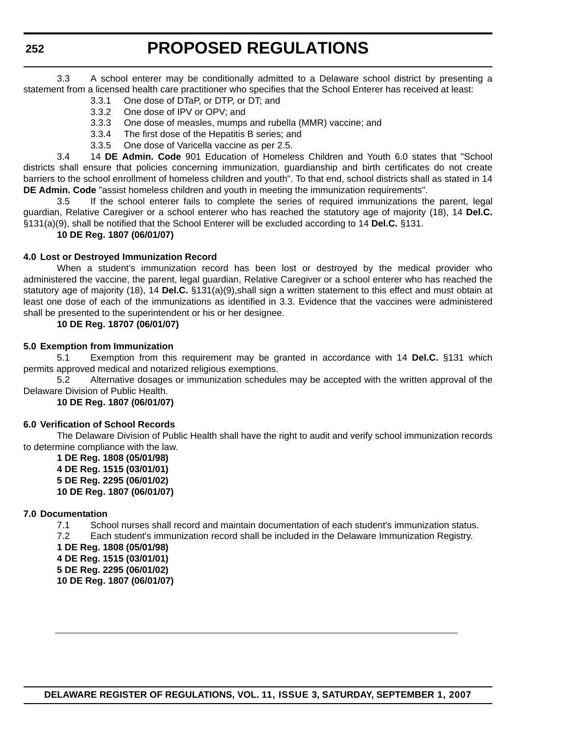3.3 A school enterer may be conditionally admitted to a Delaware school district by presenting a statement from a licensed health care practitioner who specifies that the School Enterer has received at least:

3.3.1 One dose of DTaP, or DTP, or DT; and

3.3.2 One dose of IPV or OPV; and

3.3.3 One dose of measles, mumps and rubella (MMR) vaccine; and

3.3.4 The first dose of the Hepatitis B series; and

3.3.5 One dose of Varicella vaccine as per 2.5.

3.4 14 **DE Admin. Code** 901 Education of Homeless Children and Youth 6.0 states that "School districts shall ensure that policies concerning immunization, guardianship and birth certificates do not create barriers to the school enrollment of homeless children and youth". To that end, school districts shall as stated in 14 **DE Admin. Code** "assist homeless children and youth in meeting the immunization requirements".

3.5 If the school enterer fails to complete the series of required immunizations the parent, legal guardian, Relative Caregiver or a school enterer who has reached the statutory age of majority (18), 14 **Del.C.** §131(a)(9), shall be notified that the School Enterer will be excluded according to 14 **Del.C.** §131.

**10 DE Reg. 1807 (06/01/07)**

**4.0 Lost or Destroyed Immunization Record**

When a student's immunization record has been lost or destroyed by the medical provider who administered the vaccine, the parent, legal guardian, Relative Caregiver or a school enterer who has reached the statutory age of majority (18), 14 **Del.C.** §131(a)(9),shall sign a written statement to this effect and must obtain at least one dose of each of the immunizations as identified in 3.3. Evidence that the vaccines were administered shall be presented to the superintendent or his or her designee.

**10 DE Reg. 18707 (06/01/07)**

**5.0 Exemption from Immunization**

5.1 Exemption from this requirement may be granted in accordance with 14 **Del.C.** §131 which permits approved medical and notarized religious exemptions.

5.2 Alternative dosages or immunization schedules may be accepted with the written approval of the Delaware Division of Public Health.

**10 DE Reg. 1807 (06/01/07)**

**6.0 Verification of School Records**

The Delaware Division of Public Health shall have the right to audit and verify school immunization records to determine compliance with the law.

**1 DE Reg. 1808 (05/01/98)**
**4 DE Reg. 1515 (03/01/01)**
**5 DE Reg. 2295 (06/01/02)**
**10 DE Reg. 1807 (06/01/07)**

**7.0 Documentation**

7.1 School nurses shall record and maintain documentation of each student's immunization status.

7.2 Each student's immunization record shall be included in the Delaware Immunization Registry.

**1 DE Reg. 1808 (05/01/98)**
**4 DE Reg. 1515 (03/01/01)**
**5 DE Reg. 2295 (06/01/02)**
**10 DE Reg. 1807 (06/01/07)**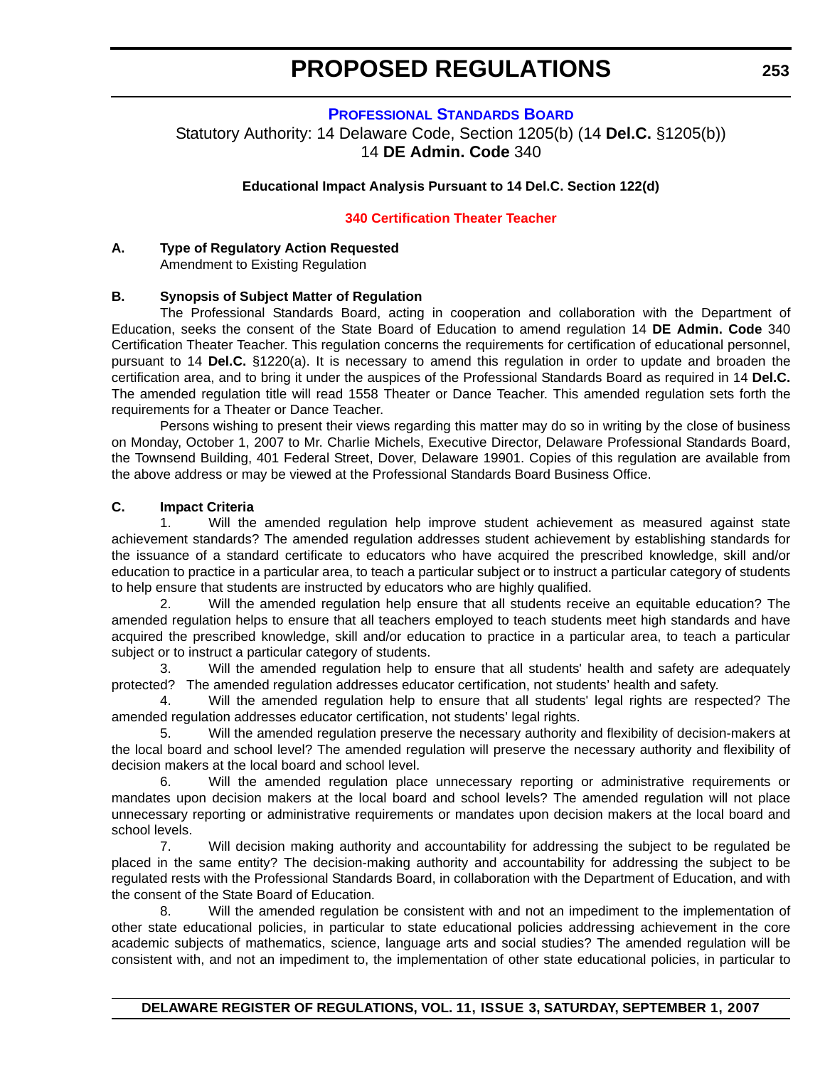# PROPOSED REGULATIONS

## PROFESSIONAL STANDARDS BOARD

Statutory Authority: 14 Delaware Code, Section 1205(b) (14 **Del.C.** §1205(b))
14 **DE Admin. Code** 340

**Educational Impact Analysis Pursuant to 14 Del.C. Section 122(d)**

### 340 Certification Theater Teacher

**A. Type of Regulatory Action Requested**

Amendment to Existing Regulation

**B. Synopsis of Subject Matter of Regulation**

The Professional Standards Board, acting in cooperation and collaboration with the Department of Education, seeks the consent of the State Board of Education to amend regulation 14 **DE Admin. Code** 340 Certification Theater Teacher. This regulation concerns the requirements for certification of educational personnel, pursuant to 14 **Del.C.** §1220(a). It is necessary to amend this regulation in order to update and broaden the certification area, and to bring it under the auspices of the Professional Standards Board as required in 14 **Del.C.** The amended regulation title will read 1558 Theater or Dance Teacher. This amended regulation sets forth the requirements for a Theater or Dance Teacher.

Persons wishing to present their views regarding this matter may do so in writing by the close of business on Monday, October 1, 2007 to Mr. Charlie Michels, Executive Director, Delaware Professional Standards Board, the Townsend Building, 401 Federal Street, Dover, Delaware 19901. Copies of this regulation are available from the above address or may be viewed at the Professional Standards Board Business Office.

**C. Impact Criteria**

1. Will the amended regulation help improve student achievement as measured against state achievement standards? The amended regulation addresses student achievement by establishing standards for the issuance of a standard certificate to educators who have acquired the prescribed knowledge, skill and/or education to practice in a particular area, to teach a particular subject or to instruct a particular category of students to help ensure that students are instructed by educators who are highly qualified.

2. Will the amended regulation help ensure that all students receive an equitable education? The amended regulation helps to ensure that all teachers employed to teach students meet high standards and have acquired the prescribed knowledge, skill and/or education to practice in a particular area, to teach a particular subject or to instruct a particular category of students.

3. Will the amended regulation help to ensure that all students' health and safety are adequately protected? The amended regulation addresses educator certification, not students' health and safety.

4. Will the amended regulation help to ensure that all students' legal rights are respected? The amended regulation addresses educator certification, not students' legal rights.

5. Will the amended regulation preserve the necessary authority and flexibility of decision-makers at the local board and school level? The amended regulation will preserve the necessary authority and flexibility of decision makers at the local board and school level.

6. Will the amended regulation place unnecessary reporting or administrative requirements or mandates upon decision makers at the local board and school levels? The amended regulation will not place unnecessary reporting or administrative requirements or mandates upon decision makers at the local board and school levels.

7. Will decision making authority and accountability for addressing the subject to be regulated be placed in the same entity? The decision-making authority and accountability for addressing the subject to be regulated rests with the Professional Standards Board, in collaboration with the Department of Education, and with the consent of the State Board of Education.

8. Will the amended regulation be consistent with and not an impediment to the implementation of other state educational policies, in particular to state educational policies addressing achievement in the core academic subjects of mathematics, science, language arts and social studies? The amended regulation will be consistent with, and not an impediment to, the implementation of other state educational policies, in particular to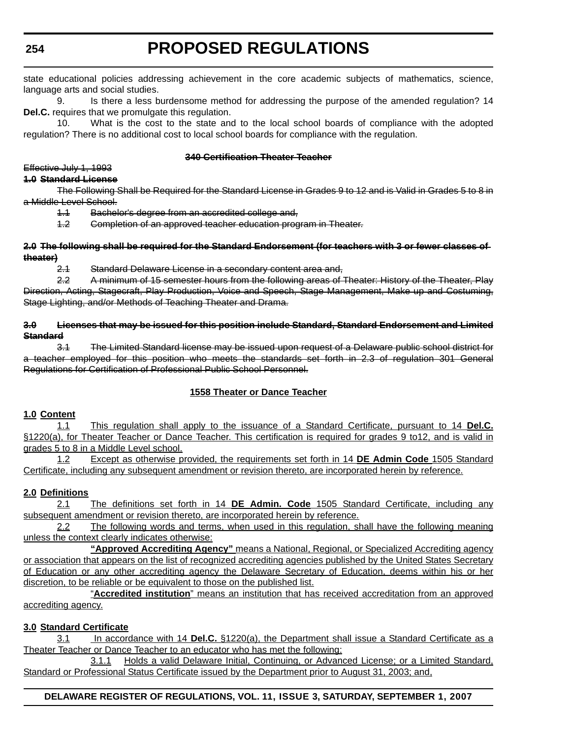state educational policies addressing achievement in the core academic subjects of mathematics, science, language arts and social studies.

9. Is there a less burdensome method for addressing the purpose of the amended regulation? 14 **Del.C.** requires that we promulgate this regulation.

10. What is the cost to the state and to the local school boards of compliance with the adopted regulation? There is no additional cost to local school boards for compliance with the regulation.

**~~340 Certification Theater Teacher~~**

~~Effective July 1, 1993~~

**~~1.0 Standard License~~**

~~The Following Shall be Required for the Standard License in Grades 9 to 12 and is Valid in Grades 5 to 8 in a Middle Level School.~~

~~1.1 Bachelor's degree from an accredited college and,~~

~~1.2 Completion of an approved teacher education program in Theater.~~

**~~2.0 The following shall be required for the Standard Endorsement (for teachers with 3 or fewer classes of theater)~~**

~~2.1 Standard Delaware License in a secondary content area and,~~

~~2.2 A minimum of 15 semester hours from the following areas of Theater: History of the Theater, Play Direction, Acting, Stagecraft, Play Production, Voice and Speech, Stage Management, Make up and Costuming, Stage Lighting, and/or Methods of Teaching Theater and Drama.~~

**~~3.0 Licenses that may be issued for this position include Standard, Standard Endorsement and Limited Standard~~**

~~3.1 The Limited Standard license may be issued upon request of a Delaware public school district for a teacher employed for this position who meets the standards set forth in 2.3 of regulation 301 General Regulations for Certification of Professional Public School Personnel.~~

**<u>1558 Theater or Dance Teacher</u>**

**<u>1.0 Content</u>**

<u>1.1 This regulation shall apply to the issuance of a Standard Certificate, pursuant to 14 **Del.C.** §1220(a), for Theater Teacher or Dance Teacher. This certification is required for grades 9 to12, and is valid in grades 5 to 8 in a Middle Level school.</u>

<u>1.2 Except as otherwise provided, the requirements set forth in 14 **DE Admin Code** 1505 Standard Certificate, including any subsequent amendment or revision thereto, are incorporated herein by reference.</u>

**<u>2.0 Definitions</u>**

<u>2.1 The definitions set forth in 14 **DE Admin. Code** 1505 Standard Certificate, including any subsequent amendment or revision thereto, are incorporated herein by reference.</u>

<u>2.2 The following words and terms, when used in this regulation, shall have the following meaning unless the context clearly indicates otherwise:</u>

<u>**"Approved Accrediting Agency"** means a National, Regional, or Specialized Accrediting agency or association that appears on the list of recognized accrediting agencies published by the United States Secretary of Education or any other accrediting agency the Delaware Secretary of Education, deems within his or her discretion, to be reliable or be equivalent to those on the published list.</u>

<u>"**Accredited institution**" means an institution that has received accreditation from an approved accrediting agency.</u>

**<u>3.0 Standard Certificate</u>**

<u>3.1 In accordance with 14 **Del.C.** §1220(a), the Department shall issue a Standard Certificate as a Theater Teacher or Dance Teacher to an educator who has met the following:</u>

<u>3.1.1 Holds a valid Delaware Initial, Continuing, or Advanced License; or a Limited Standard, Standard or Professional Status Certificate issued by the Department prior to August 31, 2003; and,</u>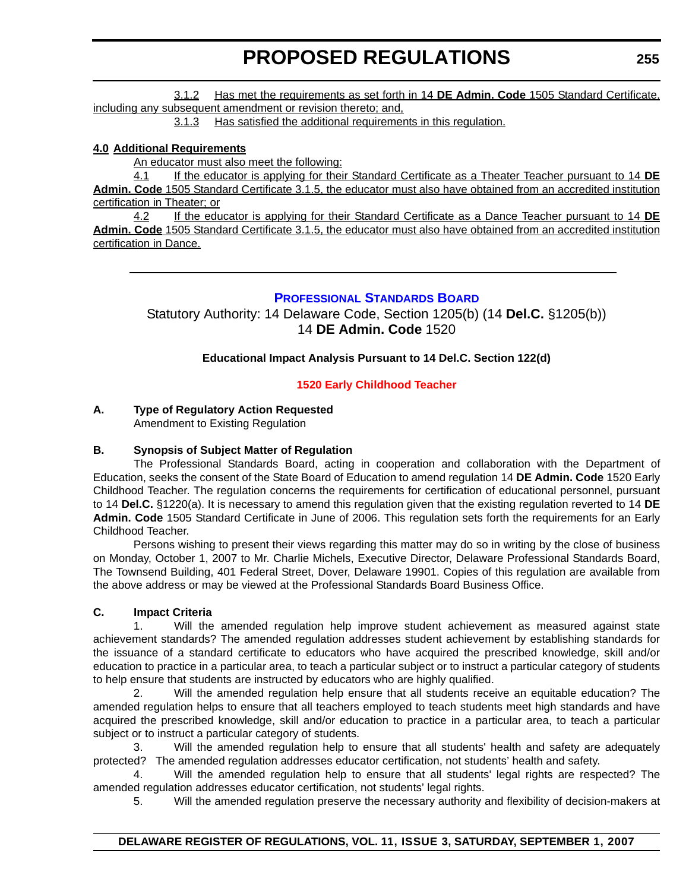3.1.2 Has met the requirements as set forth in 14 **DE Admin. Code** 1505 Standard Certificate, including any subsequent amendment or revision thereto; and,

3.1.3 Has satisfied the additional requirements in this regulation.

**4.0 Additional Requirements**

An educator must also meet the following:

4.1 If the educator is applying for their Standard Certificate as a Theater Teacher pursuant to 14 **DE Admin. Code** 1505 Standard Certificate 3.1.5, the educator must also have obtained from an accredited institution certification in Theater; or

4.2 If the educator is applying for their Standard Certificate as a Dance Teacher pursuant to 14 **DE Admin. Code** 1505 Standard Certificate 3.1.5, the educator must also have obtained from an accredited institution certification in Dance.

---

## PROFESSIONAL STANDARDS BOARD

Statutory Authority: 14 Delaware Code, Section 1205(b) (14 **Del.C.** §1205(b))
14 **DE Admin. Code** 1520

**Educational Impact Analysis Pursuant to 14 Del.C. Section 122(d)**

### 1520 Early Childhood Teacher

**A. Type of Regulatory Action Requested**

Amendment to Existing Regulation

**B. Synopsis of Subject Matter of Regulation**

The Professional Standards Board, acting in cooperation and collaboration with the Department of Education, seeks the consent of the State Board of Education to amend regulation 14 **DE Admin. Code** 1520 Early Childhood Teacher. The regulation concerns the requirements for certification of educational personnel, pursuant to 14 **Del.C.** §1220(a). It is necessary to amend this regulation given that the existing regulation reverted to 14 **DE Admin. Code** 1505 Standard Certificate in June of 2006. This regulation sets forth the requirements for an Early Childhood Teacher.

Persons wishing to present their views regarding this matter may do so in writing by the close of business on Monday, October 1, 2007 to Mr. Charlie Michels, Executive Director, Delaware Professional Standards Board, The Townsend Building, 401 Federal Street, Dover, Delaware 19901. Copies of this regulation are available from the above address or may be viewed at the Professional Standards Board Business Office.

**C. Impact Criteria**

1. Will the amended regulation help improve student achievement as measured against state achievement standards? The amended regulation addresses student achievement by establishing standards for the issuance of a standard certificate to educators who have acquired the prescribed knowledge, skill and/or education to practice in a particular area, to teach a particular subject or to instruct a particular category of students to help ensure that students are instructed by educators who are highly qualified.

2. Will the amended regulation help ensure that all students receive an equitable education? The amended regulation helps to ensure that all teachers employed to teach students meet high standards and have acquired the prescribed knowledge, skill and/or education to practice in a particular area, to teach a particular subject or to instruct a particular category of students.

3. Will the amended regulation help to ensure that all students' health and safety are adequately protected? The amended regulation addresses educator certification, not students' health and safety.

4. Will the amended regulation help to ensure that all students' legal rights are respected? The amended regulation addresses educator certification, not students' legal rights.

5. Will the amended regulation preserve the necessary authority and flexibility of decision-makers at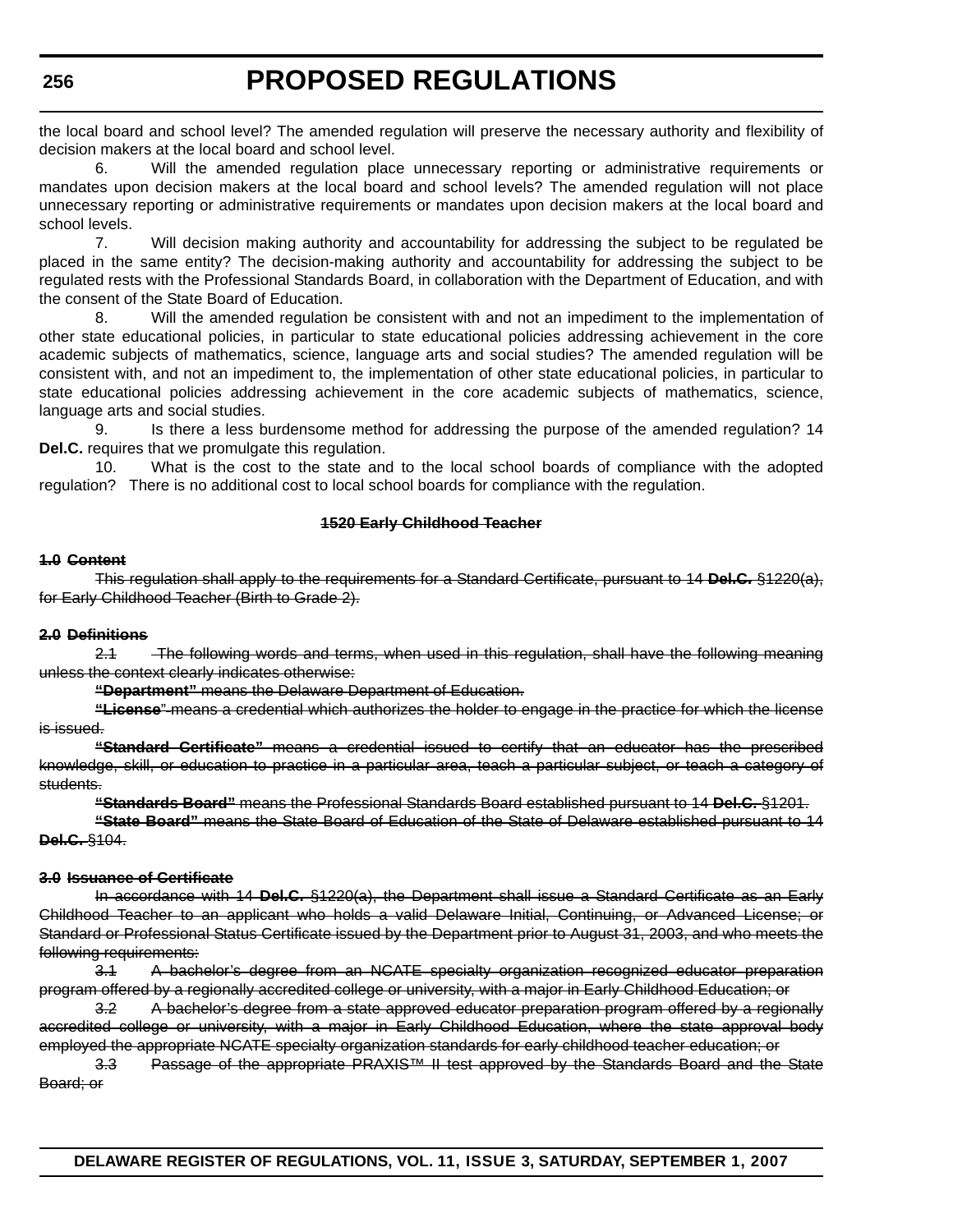the local board and school level? The amended regulation will preserve the necessary authority and flexibility of decision makers at the local board and school level.

6. Will the amended regulation place unnecessary reporting or administrative requirements or mandates upon decision makers at the local board and school levels? The amended regulation will not place unnecessary reporting or administrative requirements or mandates upon decision makers at the local board and school levels.

7. Will decision making authority and accountability for addressing the subject to be regulated be placed in the same entity? The decision-making authority and accountability for addressing the subject to be regulated rests with the Professional Standards Board, in collaboration with the Department of Education, and with the consent of the State Board of Education.

8. Will the amended regulation be consistent with and not an impediment to the implementation of other state educational policies, in particular to state educational policies addressing achievement in the core academic subjects of mathematics, science, language arts and social studies? The amended regulation will be consistent with, and not an impediment to, the implementation of other state educational policies, in particular to state educational policies addressing achievement in the core academic subjects of mathematics, science, language arts and social studies.

9. Is there a less burdensome method for addressing the purpose of the amended regulation? 14 **Del.C.** requires that we promulgate this regulation.

10. What is the cost to the state and to the local school boards of compliance with the adopted regulation? There is no additional cost to local school boards for compliance with the regulation.

~~**1520 Early Childhood Teacher**~~

~~**1.0 Content**~~

~~This regulation shall apply to the requirements for a Standard Certificate, pursuant to 14 **Del.C.** §1220(a), for Early Childhood Teacher (Birth to Grade 2).~~

~~**2.0 Definitions**~~

~~2.1 The following words and terms, when used in this regulation, shall have the following meaning unless the context clearly indicates otherwise:~~

~~**"Department"** means the Delaware Department of Education.~~

~~**"License"** means a credential which authorizes the holder to engage in the practice for which the license is issued.~~

~~**"Standard Certificate"** means a credential issued to certify that an educator has the prescribed knowledge, skill, or education to practice in a particular area, teach a particular subject, or teach a category of students.~~

~~**"Standards Board"** means the Professional Standards Board established pursuant to 14 **Del.C.** §1201.~~

~~**"State Board"** means the State Board of Education of the State of Delaware established pursuant to 14 **Del.C.** §104.~~

~~**3.0 Issuance of Certificate**~~

~~In accordance with 14 **Del.C.** §1220(a), the Department shall issue a Standard Certificate as an Early Childhood Teacher to an applicant who holds a valid Delaware Initial, Continuing, or Advanced License; or Standard or Professional Status Certificate issued by the Department prior to August 31, 2003, and who meets the following requirements:~~

~~3.1 A bachelor's degree from an NCATE specialty organization recognized educator preparation program offered by a regionally accredited college or university, with a major in Early Childhood Education; or~~

~~3.2 A bachelor's degree from a state approved educator preparation program offered by a regionally accredited college or university, with a major in Early Childhood Education, where the state approval body employed the appropriate NCATE specialty organization standards for early childhood teacher education; or~~

~~3.3 Passage of the appropriate PRAXIS™ II test approved by the Standards Board and the State Board; or~~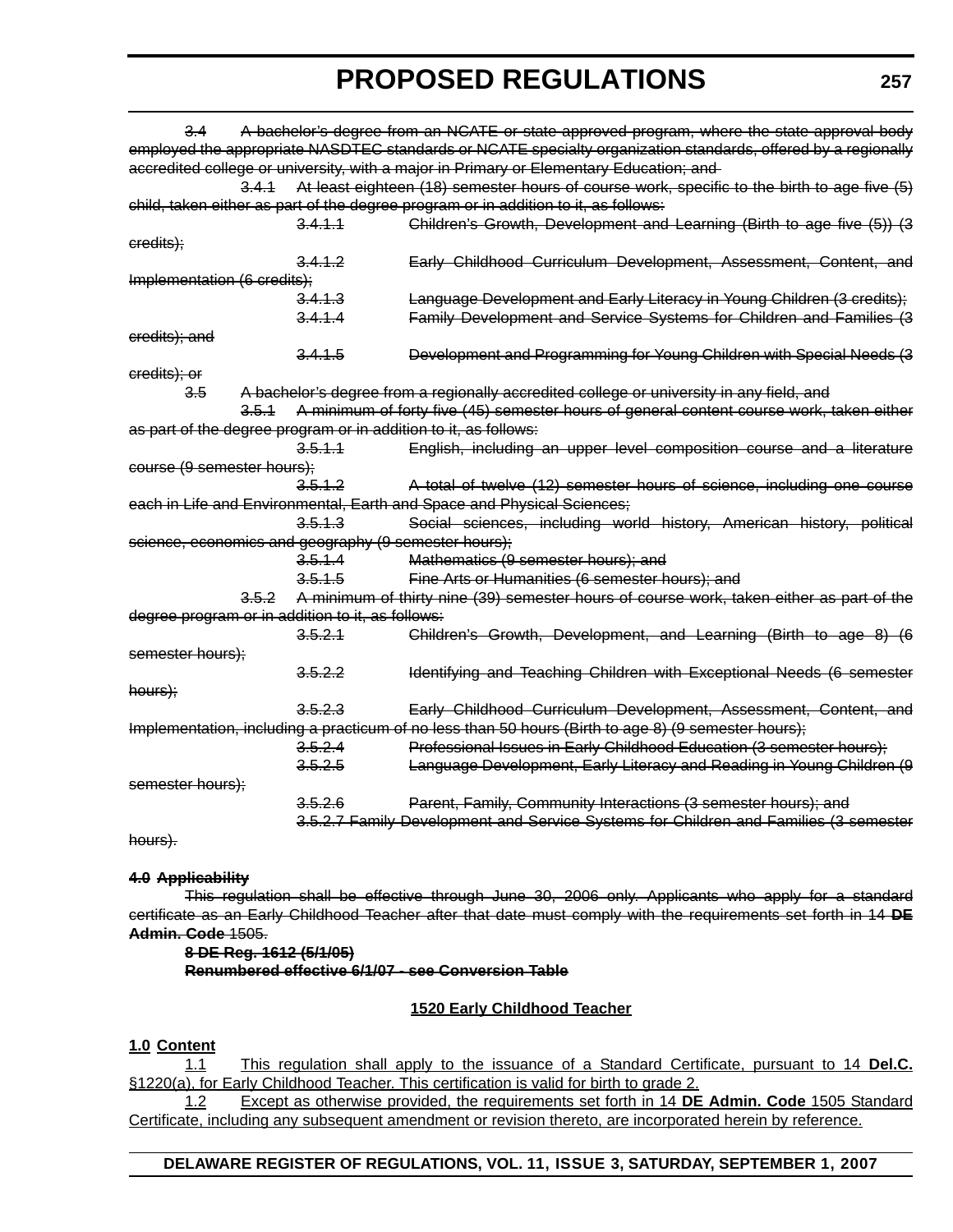~~3.4 A bachelor's degree from an NCATE or state approved program, where the state approval body employed the appropriate NASDTEC standards or NCATE specialty organization standards, offered by a regionally accredited college or university, with a major in Primary or Elementary Education; and~~

~~3.4.1 At least eighteen (18) semester hours of course work, specific to the birth to age five (5) child, taken either as part of the degree program or in addition to it, as follows:~~

~~3.4.1.1 Children's Growth, Development and Learning (Birth to age five (5)) (3 credits);~~

~~3.4.1.2 Early Childhood Curriculum Development, Assessment, Content, and Implementation (6 credits);~~

~~3.4.1.3 Language Development and Early Literacy in Young Children (3 credits);~~

~~3.4.1.4 Family Development and Service Systems for Children and Families (3 credits); and~~

~~3.4.1.5 Development and Programming for Young Children with Special Needs (3 credits); or~~

~~3.5 A bachelor's degree from a regionally accredited college or university in any field, and~~

~~3.5.1 A minimum of forty five (45) semester hours of general content course work, taken either as part of the degree program or in addition to it, as follows:~~

~~3.5.1.1 English, including an upper level composition course and a literature course (9 semester hours);~~

~~3.5.1.2 A total of twelve (12) semester hours of science, including one course each in Life and Environmental, Earth and Space and Physical Sciences;~~

~~3.5.1.3 Social sciences, including world history, American history, political science, economics and geography (9 semester hours);~~

~~3.5.1.4 Mathematics (9 semester hours); and~~

~~3.5.1.5 Fine Arts or Humanities (6 semester hours); and~~

~~3.5.2 A minimum of thirty nine (39) semester hours of course work, taken either as part of the degree program or in addition to it, as follows:~~

~~3.5.2.1 Children's Growth, Development, and Learning (Birth to age 8) (6 semester hours);~~

~~3.5.2.2 Identifying and Teaching Children with Exceptional Needs (6 semester hours);~~

~~3.5.2.3 Early Childhood Curriculum Development, Assessment, Content, and Implementation, including a practicum of no less than 50 hours (Birth to age 8) (9 semester hours);~~

~~3.5.2.4 Professional Issues in Early Childhood Education (3 semester hours);~~

~~3.5.2.5 Language Development, Early Literacy and Reading in Young Children (9 semester hours);~~

~~3.5.2.6 Parent, Family, Community Interactions (3 semester hours); and~~

~~3.5.2.7 Family Development and Service Systems for Children and Families (3 semester hours).~~

~~**4.0 Applicability**~~

~~This regulation shall be effective through June 30, 2006 only. Applicants who apply for a standard certificate as an Early Childhood Teacher after that date must comply with the requirements set forth in 14 **DE Admin. Code** 1505.~~

~~**8 DE Reg. 1612 (5/1/05)**~~

~~**Renumbered effective 6/1/07 - see Conversion Table**~~

<u>**1520 Early Childhood Teacher**</u>

<u>**1.0 Content**</u>

<u>1.1 This regulation shall apply to the issuance of a Standard Certificate, pursuant to 14 **Del.C.** §1220(a), for Early Childhood Teacher. This certification is valid for birth to grade 2.</u>

<u>1.2 Except as otherwise provided, the requirements set forth in 14 **DE Admin. Code** 1505 Standard Certificate, including any subsequent amendment or revision thereto, are incorporated herein by reference.</u>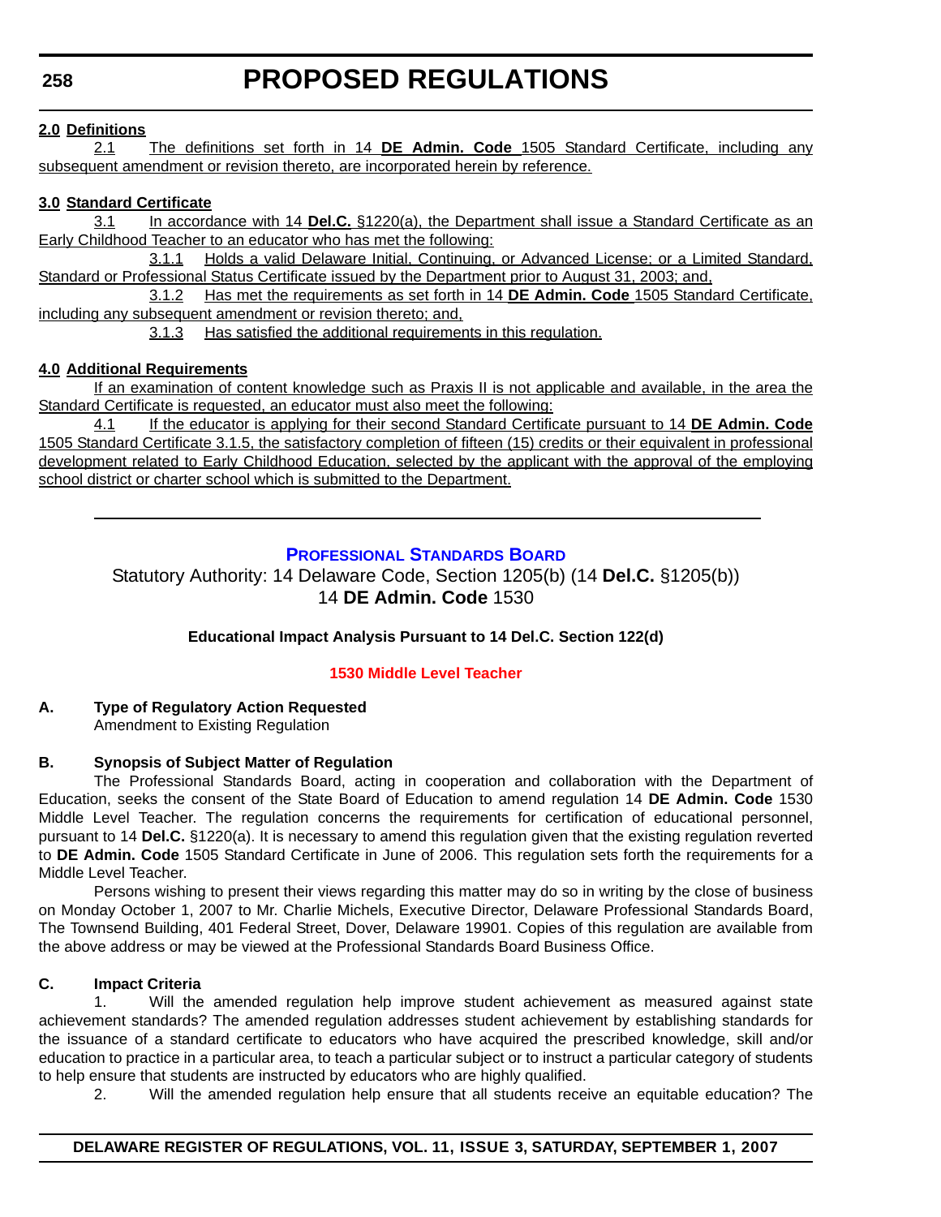**2.0 Definitions**

2.1 The definitions set forth in 14 **DE Admin. Code** 1505 Standard Certificate, including any subsequent amendment or revision thereto, are incorporated herein by reference.

**3.0 Standard Certificate**

3.1 In accordance with 14 **Del.C.** §1220(a), the Department shall issue a Standard Certificate as an Early Childhood Teacher to an educator who has met the following:

3.1.1 Holds a valid Delaware Initial, Continuing, or Advanced License; or a Limited Standard, Standard or Professional Status Certificate issued by the Department prior to August 31, 2003; and,

3.1.2 Has met the requirements as set forth in 14 **DE Admin. Code** 1505 Standard Certificate, including any subsequent amendment or revision thereto; and,

3.1.3 Has satisfied the additional requirements in this regulation.

**4.0 Additional Requirements**

If an examination of content knowledge such as Praxis II is not applicable and available, in the area the Standard Certificate is requested, an educator must also meet the following:

4.1 If the educator is applying for their second Standard Certificate pursuant to 14 **DE Admin. Code** 1505 Standard Certificate 3.1.5, the satisfactory completion of fifteen (15) credits or their equivalent in professional development related to Early Childhood Education, selected by the applicant with the approval of the employing school district or charter school which is submitted to the Department.

---

## PROFESSIONAL STANDARDS BOARD

Statutory Authority: 14 Delaware Code, Section 1205(b) (14 **Del.C.** §1205(b))
14 **DE Admin. Code** 1530

**Educational Impact Analysis Pursuant to 14 Del.C. Section 122(d)**

### 1530 Middle Level Teacher

**A. Type of Regulatory Action Requested**

Amendment to Existing Regulation

**B. Synopsis of Subject Matter of Regulation**

The Professional Standards Board, acting in cooperation and collaboration with the Department of Education, seeks the consent of the State Board of Education to amend regulation 14 **DE Admin. Code** 1530 Middle Level Teacher. The regulation concerns the requirements for certification of educational personnel, pursuant to 14 **Del.C.** §1220(a). It is necessary to amend this regulation given that the existing regulation reverted to **DE Admin. Code** 1505 Standard Certificate in June of 2006. This regulation sets forth the requirements for a Middle Level Teacher.

Persons wishing to present their views regarding this matter may do so in writing by the close of business on Monday October 1, 2007 to Mr. Charlie Michels, Executive Director, Delaware Professional Standards Board, The Townsend Building, 401 Federal Street, Dover, Delaware 19901. Copies of this regulation are available from the above address or may be viewed at the Professional Standards Board Business Office.

**C. Impact Criteria**

1. Will the amended regulation help improve student achievement as measured against state achievement standards? The amended regulation addresses student achievement by establishing standards for the issuance of a standard certificate to educators who have acquired the prescribed knowledge, skill and/or education to practice in a particular area, to teach a particular subject or to instruct a particular category of students to help ensure that students are instructed by educators who are highly qualified.

2. Will the amended regulation help ensure that all students receive an equitable education? The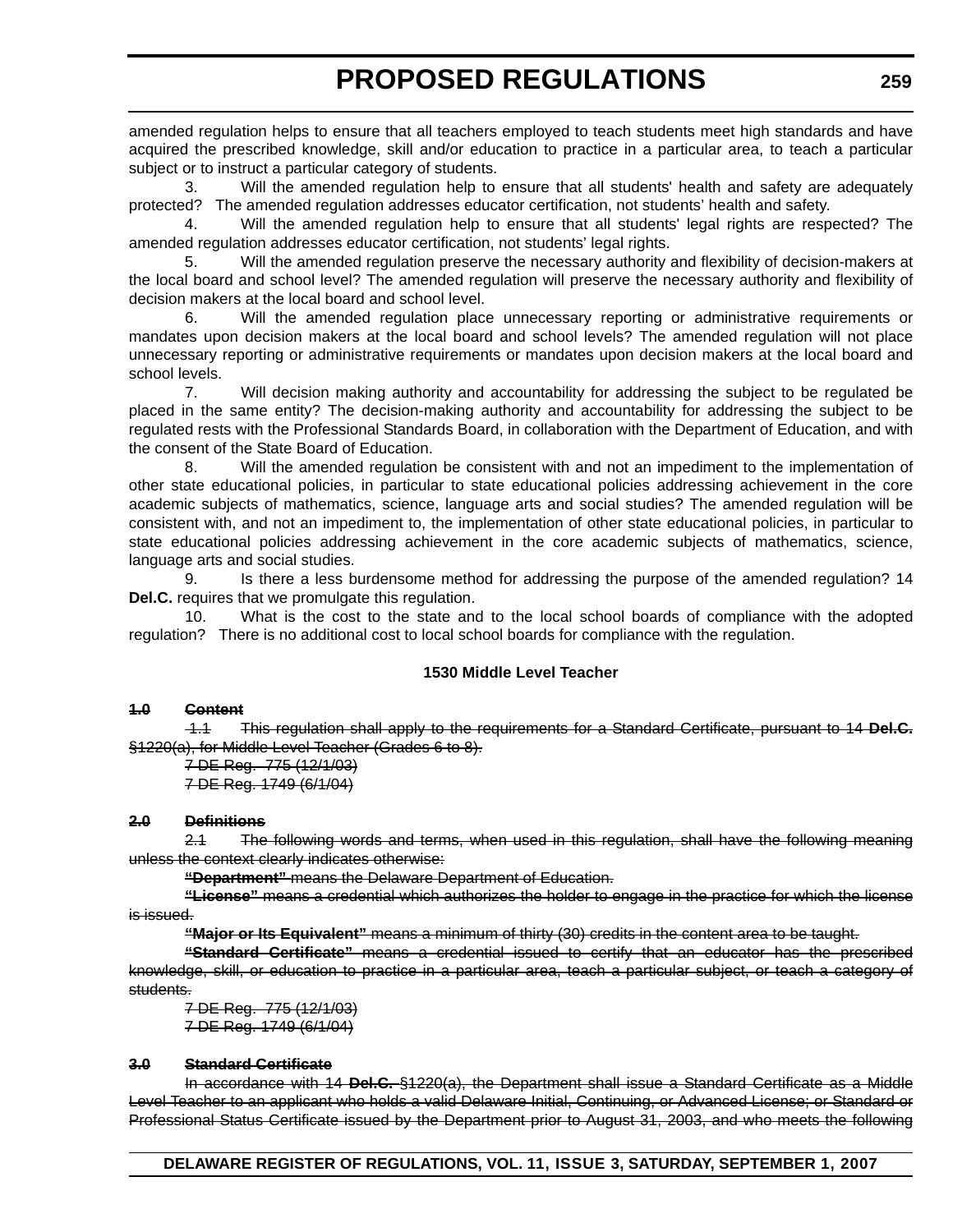amended regulation helps to ensure that all teachers employed to teach students meet high standards and have acquired the prescribed knowledge, skill and/or education to practice in a particular area, to teach a particular subject or to instruct a particular category of students.

3. Will the amended regulation help to ensure that all students' health and safety are adequately protected? The amended regulation addresses educator certification, not students' health and safety.

4. Will the amended regulation help to ensure that all students' legal rights are respected? The amended regulation addresses educator certification, not students' legal rights.

5. Will the amended regulation preserve the necessary authority and flexibility of decision-makers at the local board and school level? The amended regulation will preserve the necessary authority and flexibility of decision makers at the local board and school level.

6. Will the amended regulation place unnecessary reporting or administrative requirements or mandates upon decision makers at the local board and school levels? The amended regulation will not place unnecessary reporting or administrative requirements or mandates upon decision makers at the local board and school levels.

7. Will decision making authority and accountability for addressing the subject to be regulated be placed in the same entity? The decision-making authority and accountability for addressing the subject to be regulated rests with the Professional Standards Board, in collaboration with the Department of Education, and with the consent of the State Board of Education.

8. Will the amended regulation be consistent with and not an impediment to the implementation of other state educational policies, in particular to state educational policies addressing achievement in the core academic subjects of mathematics, science, language arts and social studies? The amended regulation will be consistent with, and not an impediment to, the implementation of other state educational policies, in particular to state educational policies addressing achievement in the core academic subjects of mathematics, science, language arts and social studies.

9. Is there a less burdensome method for addressing the purpose of the amended regulation? 14 **Del.C.** requires that we promulgate this regulation.

10. What is the cost to the state and to the local school boards of compliance with the adopted regulation? There is no additional cost to local school boards for compliance with the regulation.

**1530 Middle Level Teacher**

~~**1.0 Content**~~

~~1.1 This regulation shall apply to the requirements for a Standard Certificate, pursuant to 14 **Del.C.** §1220(a), for Middle Level Teacher (Grades 6 to 8).~~

~~7 DE Reg. 775 (12/1/03)~~
~~7 DE Reg. 1749 (6/1/04)~~

~~**2.0 Definitions**~~

~~2.1 The following words and terms, when used in this regulation, shall have the following meaning unless the context clearly indicates otherwise:~~

~~**"Department"** means the Delaware Department of Education.~~

~~**"License"** means a credential which authorizes the holder to engage in the practice for which the license is issued.~~

~~**"Major or Its Equivalent"** means a minimum of thirty (30) credits in the content area to be taught.~~

~~**"Standard Certificate"** means a credential issued to certify that an educator has the prescribed knowledge, skill, or education to practice in a particular area, teach a particular subject, or teach a category of students.~~

~~7 DE Reg. 775 (12/1/03)~~
~~7 DE Reg. 1749 (6/1/04)~~

~~**3.0 Standard Certificate**~~

~~In accordance with 14 **Del.C.** §1220(a), the Department shall issue a Standard Certificate as a Middle Level Teacher to an applicant who holds a valid Delaware Initial, Continuing, or Advanced License; or Standard or Professional Status Certificate issued by the Department prior to August 31, 2003, and who meets the following~~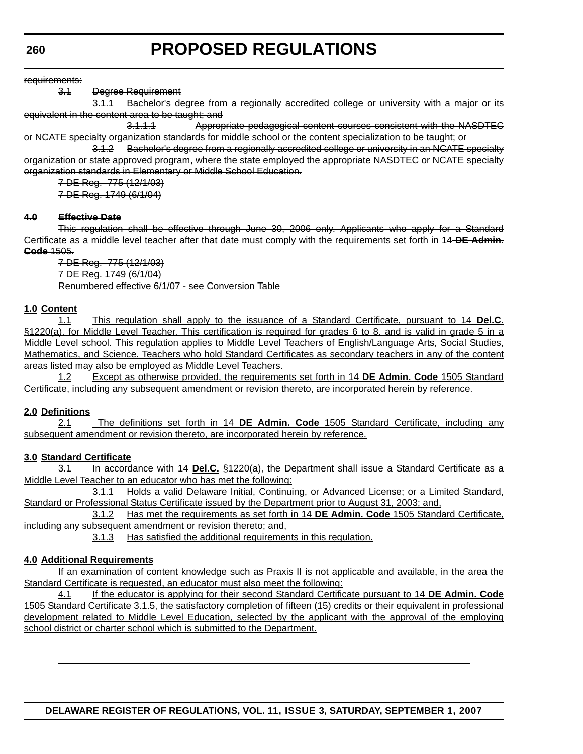~~requirements:~~

~~3.1 Degree Requirement~~

~~3.1.1 Bachelor's degree from a regionally accredited college or university with a major or its equivalent in the content area to be taught; and~~

~~3.1.1.1 Appropriate pedagogical content courses consistent with the NASDTEC or NCATE specialty organization standards for middle school or the content specialization to be taught; or~~

~~3.1.2 Bachelor's degree from a regionally accredited college or university in an NCATE specialty organization or state approved program, where the state employed the appropriate NASDTEC or NCATE specialty organization standards in Elementary or Middle School Education.~~

~~7 DE Reg. 775 (12/1/03)~~
~~7 DE Reg. 1749 (6/1/04)~~

~~**4.0 Effective Date**~~

~~This regulation shall be effective through June 30, 2006 only. Applicants who apply for a Standard Certificate as a middle level teacher after that date must comply with the requirements set forth in 14 **DE Admin. Code** 1505.~~

~~7 DE Reg. 775 (12/1/03)~~
~~7 DE Reg. 1749 (6/1/04)~~
~~Renumbered effective 6/1/07 - see Conversion Table~~

<u>**1.0 Content**</u>

<u>1.1 This regulation shall apply to the issuance of a Standard Certificate, pursuant to 14 **Del.C.** §1220(a), for Middle Level Teacher. This certification is required for grades 6 to 8, and is valid in grade 5 in a Middle Level school. This regulation applies to Middle Level Teachers of English/Language Arts, Social Studies, Mathematics, and Science. Teachers who hold Standard Certificates as secondary teachers in any of the content areas listed may also be employed as Middle Level Teachers.</u>

<u>1.2 Except as otherwise provided, the requirements set forth in 14 **DE Admin. Code** 1505 Standard Certificate, including any subsequent amendment or revision thereto, are incorporated herein by reference.</u>

<u>**2.0 Definitions**</u>

<u>2.1 The definitions set forth in 14 **DE Admin. Code** 1505 Standard Certificate, including any subsequent amendment or revision thereto, are incorporated herein by reference.</u>

<u>**3.0 Standard Certificate**</u>

<u>3.1 In accordance with 14 **Del.C.** §1220(a), the Department shall issue a Standard Certificate as a Middle Level Teacher to an educator who has met the following:</u>

<u>3.1.1 Holds a valid Delaware Initial, Continuing, or Advanced License; or a Limited Standard, Standard or Professional Status Certificate issued by the Department prior to August 31, 2003; and,</u>

<u>3.1.2 Has met the requirements as set forth in 14 **DE Admin. Code** 1505 Standard Certificate, including any subsequent amendment or revision thereto; and,</u>

<u>3.1.3 Has satisfied the additional requirements in this regulation.</u>

<u>**4.0 Additional Requirements**</u>

<u>If an examination of content knowledge such as Praxis II is not applicable and available, in the area the Standard Certificate is requested, an educator must also meet the following:</u>

<u>4.1 If the educator is applying for their second Standard Certificate pursuant to 14 **DE Admin. Code** 1505 Standard Certificate 3.1.5, the satisfactory completion of fifteen (15) credits or their equivalent in professional development related to Middle Level Education, selected by the applicant with the approval of the employing school district or charter school which is submitted to the Department.</u>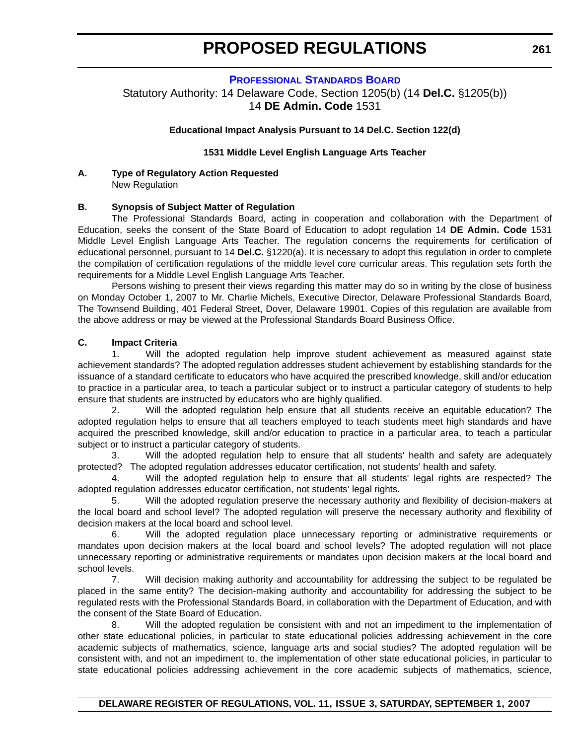# PROPOSED REGULATIONS

## PROFESSIONAL STANDARDS BOARD

Statutory Authority: 14 Delaware Code, Section 1205(b) (14 **Del.C.** §1205(b))
14 **DE Admin. Code** 1531

**Educational Impact Analysis Pursuant to 14 Del.C. Section 122(d)**

**1531 Middle Level English Language Arts Teacher**

**A. Type of Regulatory Action Requested**

New Regulation

**B. Synopsis of Subject Matter of Regulation**

The Professional Standards Board, acting in cooperation and collaboration with the Department of Education, seeks the consent of the State Board of Education to adopt regulation 14 **DE Admin. Code** 1531 Middle Level English Language Arts Teacher. The regulation concerns the requirements for certification of educational personnel, pursuant to 14 **Del.C.** §1220(a). It is necessary to adopt this regulation in order to complete the compilation of certification regulations of the middle level core curricular areas. This regulation sets forth the requirements for a Middle Level English Language Arts Teacher.

Persons wishing to present their views regarding this matter may do so in writing by the close of business on Monday October 1, 2007 to Mr. Charlie Michels, Executive Director, Delaware Professional Standards Board, The Townsend Building, 401 Federal Street, Dover, Delaware 19901. Copies of this regulation are available from the above address or may be viewed at the Professional Standards Board Business Office.

**C. Impact Criteria**

1. Will the adopted regulation help improve student achievement as measured against state achievement standards? The adopted regulation addresses student achievement by establishing standards for the issuance of a standard certificate to educators who have acquired the prescribed knowledge, skill and/or education to practice in a particular area, to teach a particular subject or to instruct a particular category of students to help ensure that students are instructed by educators who are highly qualified.

2. Will the adopted regulation help ensure that all students receive an equitable education? The adopted regulation helps to ensure that all teachers employed to teach students meet high standards and have acquired the prescribed knowledge, skill and/or education to practice in a particular area, to teach a particular subject or to instruct a particular category of students.

3. Will the adopted regulation help to ensure that all students' health and safety are adequately protected? The adopted regulation addresses educator certification, not students' health and safety.

4. Will the adopted regulation help to ensure that all students' legal rights are respected? The adopted regulation addresses educator certification, not students' legal rights.

5. Will the adopted regulation preserve the necessary authority and flexibility of decision-makers at the local board and school level? The adopted regulation will preserve the necessary authority and flexibility of decision makers at the local board and school level.

6. Will the adopted regulation place unnecessary reporting or administrative requirements or mandates upon decision makers at the local board and school levels? The adopted regulation will not place unnecessary reporting or administrative requirements or mandates upon decision makers at the local board and school levels.

7. Will decision making authority and accountability for addressing the subject to be regulated be placed in the same entity? The decision-making authority and accountability for addressing the subject to be regulated rests with the Professional Standards Board, in collaboration with the Department of Education, and with the consent of the State Board of Education.

8. Will the adopted regulation be consistent with and not an impediment to the implementation of other state educational policies, in particular to state educational policies addressing achievement in the core academic subjects of mathematics, science, language arts and social studies? The adopted regulation will be consistent with, and not an impediment to, the implementation of other state educational policies, in particular to state educational policies addressing achievement in the core academic subjects of mathematics, science,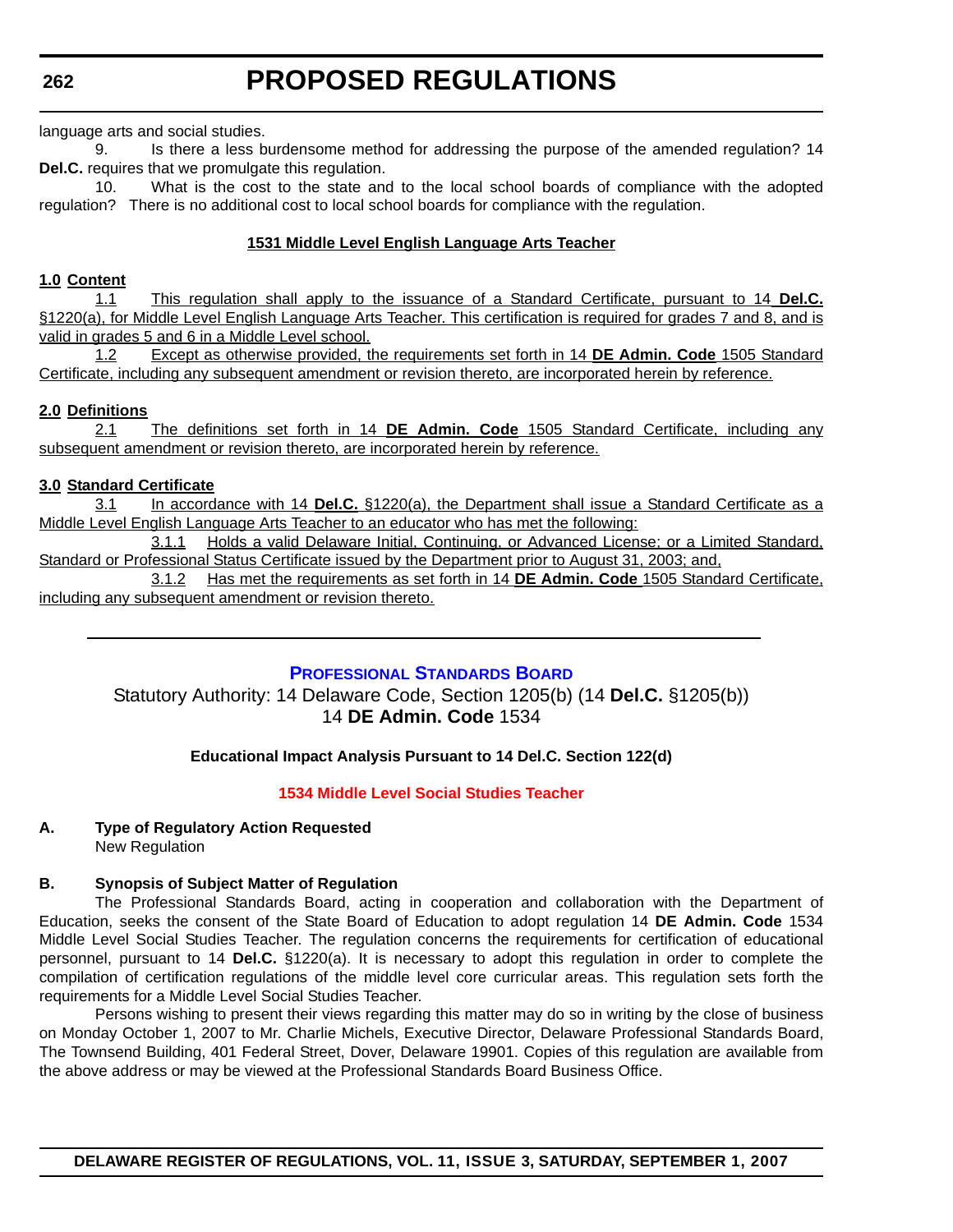language arts and social studies.

9. Is there a less burdensome method for addressing the purpose of the amended regulation? 14 **Del.C.** requires that we promulgate this regulation.

10. What is the cost to the state and to the local school boards of compliance with the adopted regulation? There is no additional cost to local school boards for compliance with the regulation.

**1531 Middle Level English Language Arts Teacher**

**1.0 Content**

1.1 This regulation shall apply to the issuance of a Standard Certificate, pursuant to 14 **Del.C.** §1220(a), for Middle Level English Language Arts Teacher. This certification is required for grades 7 and 8, and is valid in grades 5 and 6 in a Middle Level school.

1.2 Except as otherwise provided, the requirements set forth in 14 **DE Admin. Code** 1505 Standard Certificate, including any subsequent amendment or revision thereto, are incorporated herein by reference.

**2.0 Definitions**

2.1 The definitions set forth in 14 **DE Admin. Code** 1505 Standard Certificate, including any subsequent amendment or revision thereto, are incorporated herein by reference.

**3.0 Standard Certificate**

3.1 In accordance with 14 **Del.C.** §1220(a), the Department shall issue a Standard Certificate as a Middle Level English Language Arts Teacher to an educator who has met the following:

3.1.1 Holds a valid Delaware Initial, Continuing, or Advanced License; or a Limited Standard, Standard or Professional Status Certificate issued by the Department prior to August 31, 2003; and,

3.1.2 Has met the requirements as set forth in 14 **DE Admin. Code** 1505 Standard Certificate, including any subsequent amendment or revision thereto.

---

## PROFESSIONAL STANDARDS BOARD

Statutory Authority: 14 Delaware Code, Section 1205(b) (14 **Del.C.** §1205(b))
14 **DE Admin. Code** 1534

**Educational Impact Analysis Pursuant to 14 Del.C. Section 122(d)**

### 1534 Middle Level Social Studies Teacher

**A. Type of Regulatory Action Requested**

New Regulation

**B. Synopsis of Subject Matter of Regulation**

The Professional Standards Board, acting in cooperation and collaboration with the Department of Education, seeks the consent of the State Board of Education to adopt regulation 14 **DE Admin. Code** 1534 Middle Level Social Studies Teacher. The regulation concerns the requirements for certification of educational personnel, pursuant to 14 **Del.C.** §1220(a). It is necessary to adopt this regulation in order to complete the compilation of certification regulations of the middle level core curricular areas. This regulation sets forth the requirements for a Middle Level Social Studies Teacher.

Persons wishing to present their views regarding this matter may do so in writing by the close of business on Monday October 1, 2007 to Mr. Charlie Michels, Executive Director, Delaware Professional Standards Board, The Townsend Building, 401 Federal Street, Dover, Delaware 19901. Copies of this regulation are available from the above address or may be viewed at the Professional Standards Board Business Office.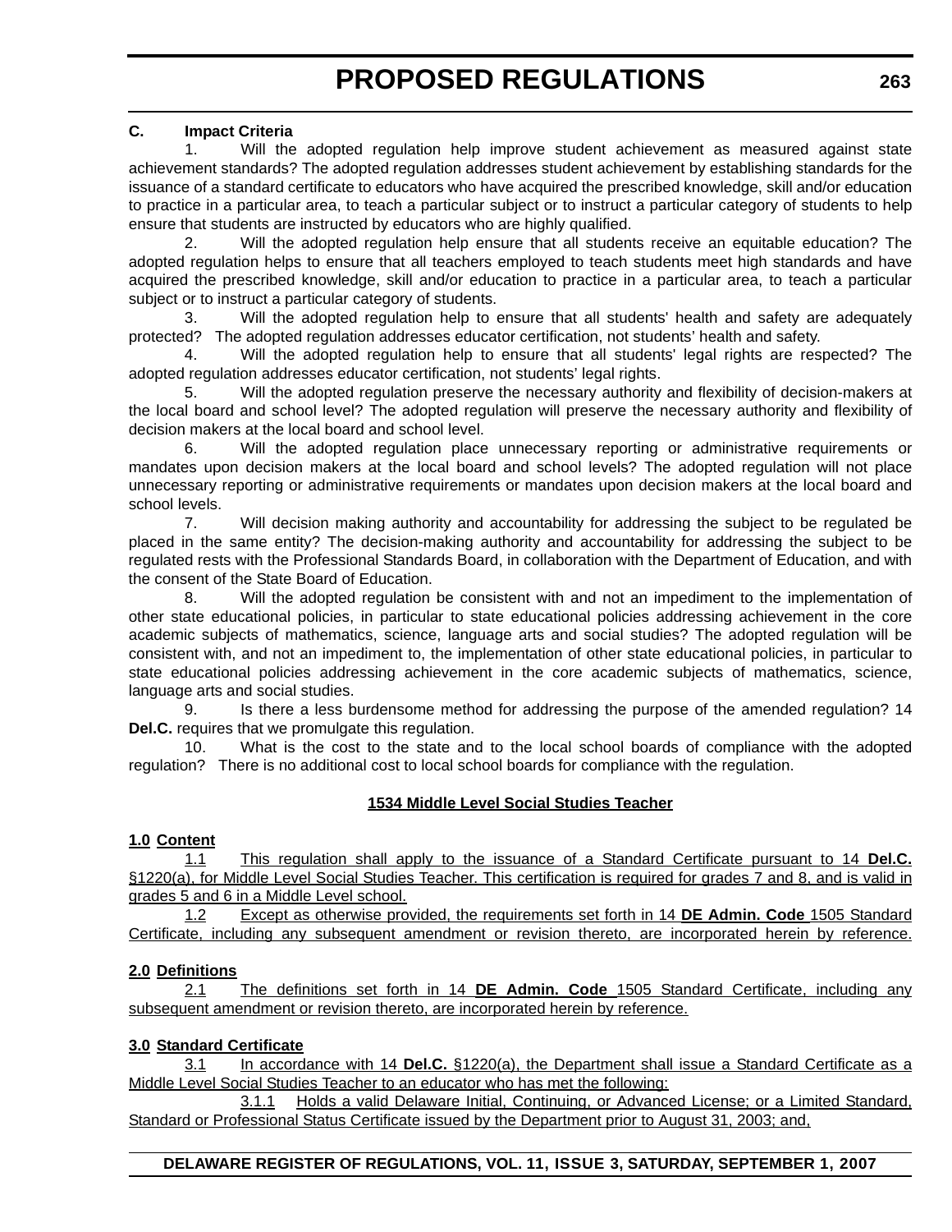**C. Impact Criteria**

1. Will the adopted regulation help improve student achievement as measured against state achievement standards? The adopted regulation addresses student achievement by establishing standards for the issuance of a standard certificate to educators who have acquired the prescribed knowledge, skill and/or education to practice in a particular area, to teach a particular subject or to instruct a particular category of students to help ensure that students are instructed by educators who are highly qualified.

2. Will the adopted regulation help ensure that all students receive an equitable education? The adopted regulation helps to ensure that all teachers employed to teach students meet high standards and have acquired the prescribed knowledge, skill and/or education to practice in a particular area, to teach a particular subject or to instruct a particular category of students.

3. Will the adopted regulation help to ensure that all students' health and safety are adequately protected? The adopted regulation addresses educator certification, not students' health and safety.

4. Will the adopted regulation help to ensure that all students' legal rights are respected? The adopted regulation addresses educator certification, not students' legal rights.

5. Will the adopted regulation preserve the necessary authority and flexibility of decision-makers at the local board and school level? The adopted regulation will preserve the necessary authority and flexibility of decision makers at the local board and school level.

6. Will the adopted regulation place unnecessary reporting or administrative requirements or mandates upon decision makers at the local board and school levels? The adopted regulation will not place unnecessary reporting or administrative requirements or mandates upon decision makers at the local board and school levels.

7. Will decision making authority and accountability for addressing the subject to be regulated be placed in the same entity? The decision-making authority and accountability for addressing the subject to be regulated rests with the Professional Standards Board, in collaboration with the Department of Education, and with the consent of the State Board of Education.

8. Will the adopted regulation be consistent with and not an impediment to the implementation of other state educational policies, in particular to state educational policies addressing achievement in the core academic subjects of mathematics, science, language arts and social studies? The adopted regulation will be consistent with, and not an impediment to, the implementation of other state educational policies, in particular to state educational policies addressing achievement in the core academic subjects of mathematics, science, language arts and social studies.

9. Is there a less burdensome method for addressing the purpose of the amended regulation? 14 **Del.C.** requires that we promulgate this regulation.

10. What is the cost to the state and to the local school boards of compliance with the adopted regulation? There is no additional cost to local school boards for compliance with the regulation.

**1534 Middle Level Social Studies Teacher**

**1.0 Content**

1.1 This regulation shall apply to the issuance of a Standard Certificate pursuant to 14 **Del.C.** §1220(a), for Middle Level Social Studies Teacher. This certification is required for grades 7 and 8, and is valid in grades 5 and 6 in a Middle Level school.

1.2 Except as otherwise provided, the requirements set forth in 14 **DE Admin. Code** 1505 Standard Certificate, including any subsequent amendment or revision thereto, are incorporated herein by reference.

**2.0 Definitions**

2.1 The definitions set forth in 14 **DE Admin. Code** 1505 Standard Certificate, including any subsequent amendment or revision thereto, are incorporated herein by reference.

**3.0 Standard Certificate**

3.1 In accordance with 14 **Del.C.** §1220(a), the Department shall issue a Standard Certificate as a Middle Level Social Studies Teacher to an educator who has met the following:

3.1.1 Holds a valid Delaware Initial, Continuing, or Advanced License; or a Limited Standard, Standard or Professional Status Certificate issued by the Department prior to August 31, 2003; and,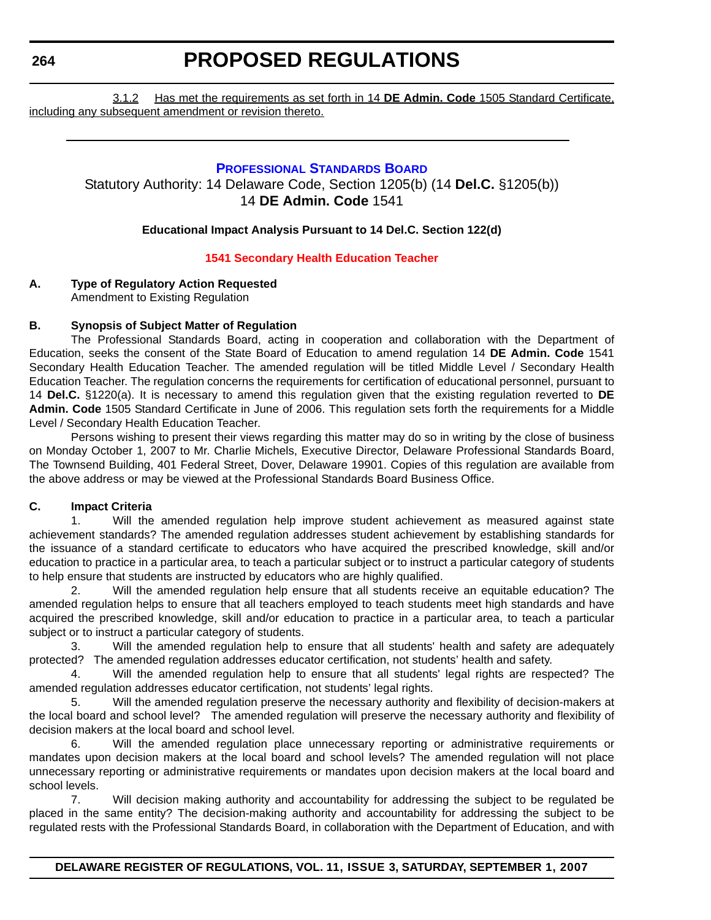3.1.2 Has met the requirements as set forth in 14 **DE Admin. Code** 1505 Standard Certificate, including any subsequent amendment or revision thereto.

---

## PROFESSIONAL STANDARDS BOARD

Statutory Authority: 14 Delaware Code, Section 1205(b) (14 **Del.C.** §1205(b))
14 **DE Admin. Code** 1541

**Educational Impact Analysis Pursuant to 14 Del.C. Section 122(d)**

**1541 Secondary Health Education Teacher**

**A. Type of Regulatory Action Requested**
Amendment to Existing Regulation

**B. Synopsis of Subject Matter of Regulation**

The Professional Standards Board, acting in cooperation and collaboration with the Department of Education, seeks the consent of the State Board of Education to amend regulation 14 **DE Admin. Code** 1541 Secondary Health Education Teacher. The amended regulation will be titled Middle Level / Secondary Health Education Teacher. The regulation concerns the requirements for certification of educational personnel, pursuant to 14 **Del.C.** §1220(a). It is necessary to amend this regulation given that the existing regulation reverted to **DE Admin. Code** 1505 Standard Certificate in June of 2006. This regulation sets forth the requirements for a Middle Level / Secondary Health Education Teacher.

Persons wishing to present their views regarding this matter may do so in writing by the close of business on Monday October 1, 2007 to Mr. Charlie Michels, Executive Director, Delaware Professional Standards Board, The Townsend Building, 401 Federal Street, Dover, Delaware 19901. Copies of this regulation are available from the above address or may be viewed at the Professional Standards Board Business Office.

**C. Impact Criteria**

1. Will the amended regulation help improve student achievement as measured against state achievement standards? The amended regulation addresses student achievement by establishing standards for the issuance of a standard certificate to educators who have acquired the prescribed knowledge, skill and/or education to practice in a particular area, to teach a particular subject or to instruct a particular category of students to help ensure that students are instructed by educators who are highly qualified.

2. Will the amended regulation help ensure that all students receive an equitable education? The amended regulation helps to ensure that all teachers employed to teach students meet high standards and have acquired the prescribed knowledge, skill and/or education to practice in a particular area, to teach a particular subject or to instruct a particular category of students.

3. Will the amended regulation help to ensure that all students' health and safety are adequately protected? The amended regulation addresses educator certification, not students' health and safety.

4. Will the amended regulation help to ensure that all students' legal rights are respected? The amended regulation addresses educator certification, not students' legal rights.

5. Will the amended regulation preserve the necessary authority and flexibility of decision-makers at the local board and school level? The amended regulation will preserve the necessary authority and flexibility of decision makers at the local board and school level.

6. Will the amended regulation place unnecessary reporting or administrative requirements or mandates upon decision makers at the local board and school levels? The amended regulation will not place unnecessary reporting or administrative requirements or mandates upon decision makers at the local board and school levels.

7. Will decision making authority and accountability for addressing the subject to be regulated be placed in the same entity? The decision-making authority and accountability for addressing the subject to be regulated rests with the Professional Standards Board, in collaboration with the Department of Education, and with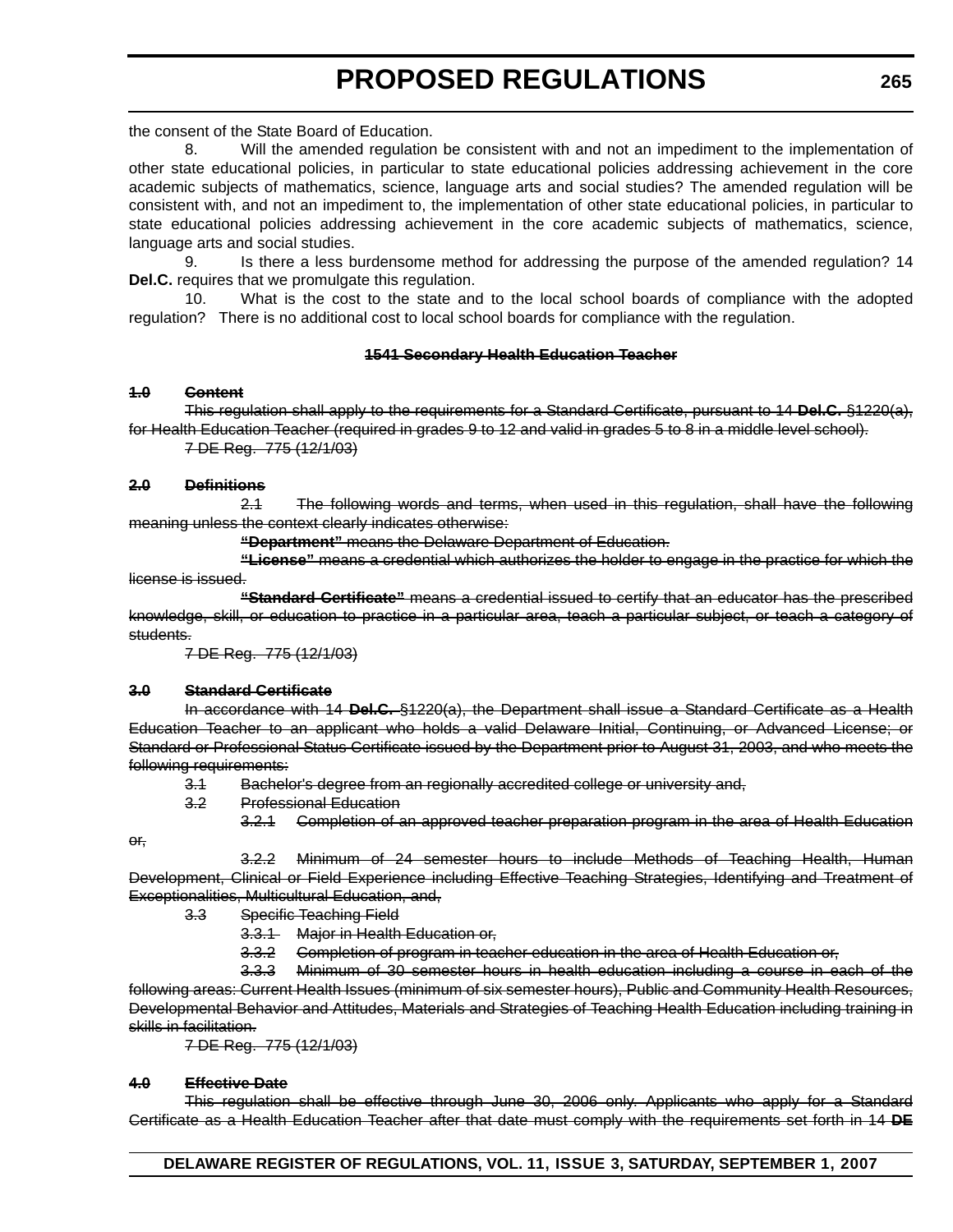the consent of the State Board of Education.

8. Will the amended regulation be consistent with and not an impediment to the implementation of other state educational policies, in particular to state educational policies addressing achievement in the core academic subjects of mathematics, science, language arts and social studies? The amended regulation will be consistent with, and not an impediment to, the implementation of other state educational policies, in particular to state educational policies addressing achievement in the core academic subjects of mathematics, science, language arts and social studies.

9. Is there a less burdensome method for addressing the purpose of the amended regulation? 14 **Del.C.** requires that we promulgate this regulation.

10. What is the cost to the state and to the local school boards of compliance with the adopted regulation? There is no additional cost to local school boards for compliance with the regulation.

**~~1541 Secondary Health Education Teacher~~**

**~~1.0 Content~~**

~~This regulation shall apply to the requirements for a Standard Certificate, pursuant to 14 **Del.C.** §1220(a), for Health Education Teacher (required in grades 9 to 12 and valid in grades 5 to 8 in a middle level school).~~

~~7 DE Reg. 775 (12/1/03)~~

**~~2.0 Definitions~~**

~~2.1 The following words and terms, when used in this regulation, shall have the following meaning unless the context clearly indicates otherwise:~~

~~**"Department"** means the Delaware Department of Education.~~

~~**"License"** means a credential which authorizes the holder to engage in the practice for which the license is issued.~~

~~**"Standard Certificate"** means a credential issued to certify that an educator has the prescribed knowledge, skill, or education to practice in a particular area, teach a particular subject, or teach a category of students.~~

~~7 DE Reg. 775 (12/1/03)~~

**~~3.0 Standard Certificate~~**

~~In accordance with 14 **Del.C.** §1220(a), the Department shall issue a Standard Certificate as a Health Education Teacher to an applicant who holds a valid Delaware Initial, Continuing, or Advanced License; or Standard or Professional Status Certificate issued by the Department prior to August 31, 2003, and who meets the following requirements:~~

~~3.1 Bachelor's degree from an regionally accredited college or university and,~~

~~3.2 Professional Education~~

~~3.2.1 Completion of an approved teacher preparation program in the area of Health Education or,~~

~~3.2.2 Minimum of 24 semester hours to include Methods of Teaching Health, Human Development, Clinical or Field Experience including Effective Teaching Strategies, Identifying and Treatment of Exceptionalities, Multicultural Education, and,~~

~~3.3 Specific Teaching Field~~

~~3.3.1 Major in Health Education or,~~

~~3.3.2 Completion of program in teacher education in the area of Health Education or,~~

~~3.3.3 Minimum of 30 semester hours in health education including a course in each of the following areas: Current Health Issues (minimum of six semester hours), Public and Community Health Resources, Developmental Behavior and Attitudes, Materials and Strategies of Teaching Health Education including training in skills in facilitation.~~

~~7 DE Reg. 775 (12/1/03)~~

**~~4.0 Effective Date~~**

~~This regulation shall be effective through June 30, 2006 only. Applicants who apply for a Standard Certificate as a Health Education Teacher after that date must comply with the requirements set forth in 14 **DE**~~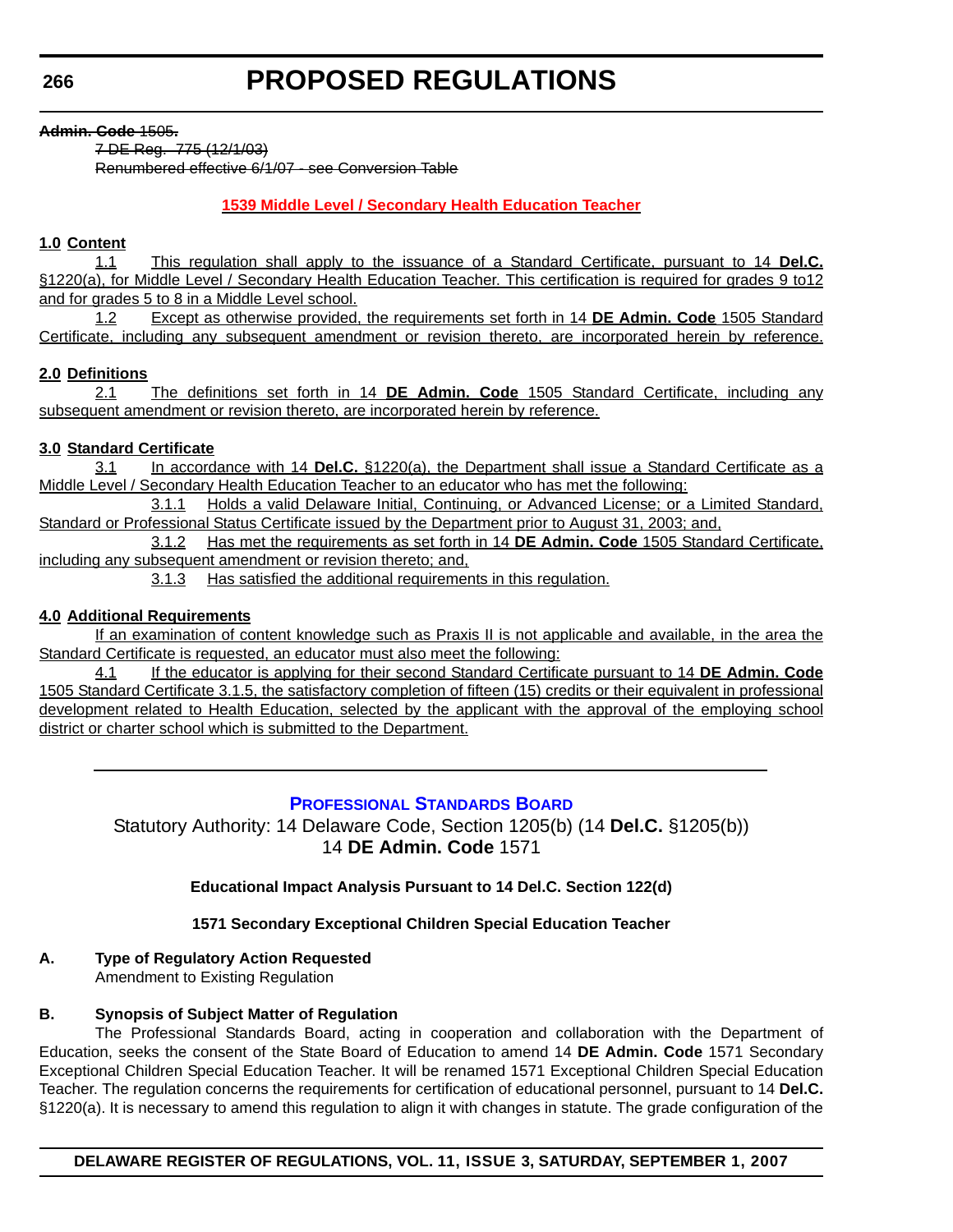~~**Admin. Code** 1505.~~

~~7 DE Reg. 775 (12/1/03)~~

~~Renumbered effective 6/1/07 - see Conversion Table~~

**1539 Middle Level / Secondary Health Education Teacher**

**1.0 Content**

1.1 This regulation shall apply to the issuance of a Standard Certificate, pursuant to 14 **Del.C.** §1220(a), for Middle Level / Secondary Health Education Teacher. This certification is required for grades 9 to12 and for grades 5 to 8 in a Middle Level school.

1.2 Except as otherwise provided, the requirements set forth in 14 **DE Admin. Code** 1505 Standard Certificate, including any subsequent amendment or revision thereto, are incorporated herein by reference.

**2.0 Definitions**

2.1 The definitions set forth in 14 **DE Admin. Code** 1505 Standard Certificate, including any subsequent amendment or revision thereto, are incorporated herein by reference.

**3.0 Standard Certificate**

3.1 In accordance with 14 **Del.C.** §1220(a), the Department shall issue a Standard Certificate as a Middle Level / Secondary Health Education Teacher to an educator who has met the following:

3.1.1 Holds a valid Delaware Initial, Continuing, or Advanced License; or a Limited Standard, Standard or Professional Status Certificate issued by the Department prior to August 31, 2003; and,

3.1.2 Has met the requirements as set forth in 14 **DE Admin. Code** 1505 Standard Certificate, including any subsequent amendment or revision thereto; and,

3.1.3 Has satisfied the additional requirements in this regulation.

**4.0 Additional Requirements**

If an examination of content knowledge such as Praxis II is not applicable and available, in the area the Standard Certificate is requested, an educator must also meet the following:

4.1 If the educator is applying for their second Standard Certificate pursuant to 14 **DE Admin. Code** 1505 Standard Certificate 3.1.5, the satisfactory completion of fifteen (15) credits or their equivalent in professional development related to Health Education, selected by the applicant with the approval of the employing school district or charter school which is submitted to the Department.

---

## Professional Standards Board

Statutory Authority: 14 Delaware Code, Section 1205(b) (14 **Del.C.** §1205(b))
14 **DE Admin. Code** 1571

**Educational Impact Analysis Pursuant to 14 Del.C. Section 122(d)**

**1571 Secondary Exceptional Children Special Education Teacher**

**A. Type of Regulatory Action Requested**

Amendment to Existing Regulation

**B. Synopsis of Subject Matter of Regulation**

The Professional Standards Board, acting in cooperation and collaboration with the Department of Education, seeks the consent of the State Board of Education to amend 14 **DE Admin. Code** 1571 Secondary Exceptional Children Special Education Teacher. It will be renamed 1571 Exceptional Children Special Education Teacher. The regulation concerns the requirements for certification of educational personnel, pursuant to 14 **Del.C.** §1220(a). It is necessary to amend this regulation to align it with changes in statute. The grade configuration of the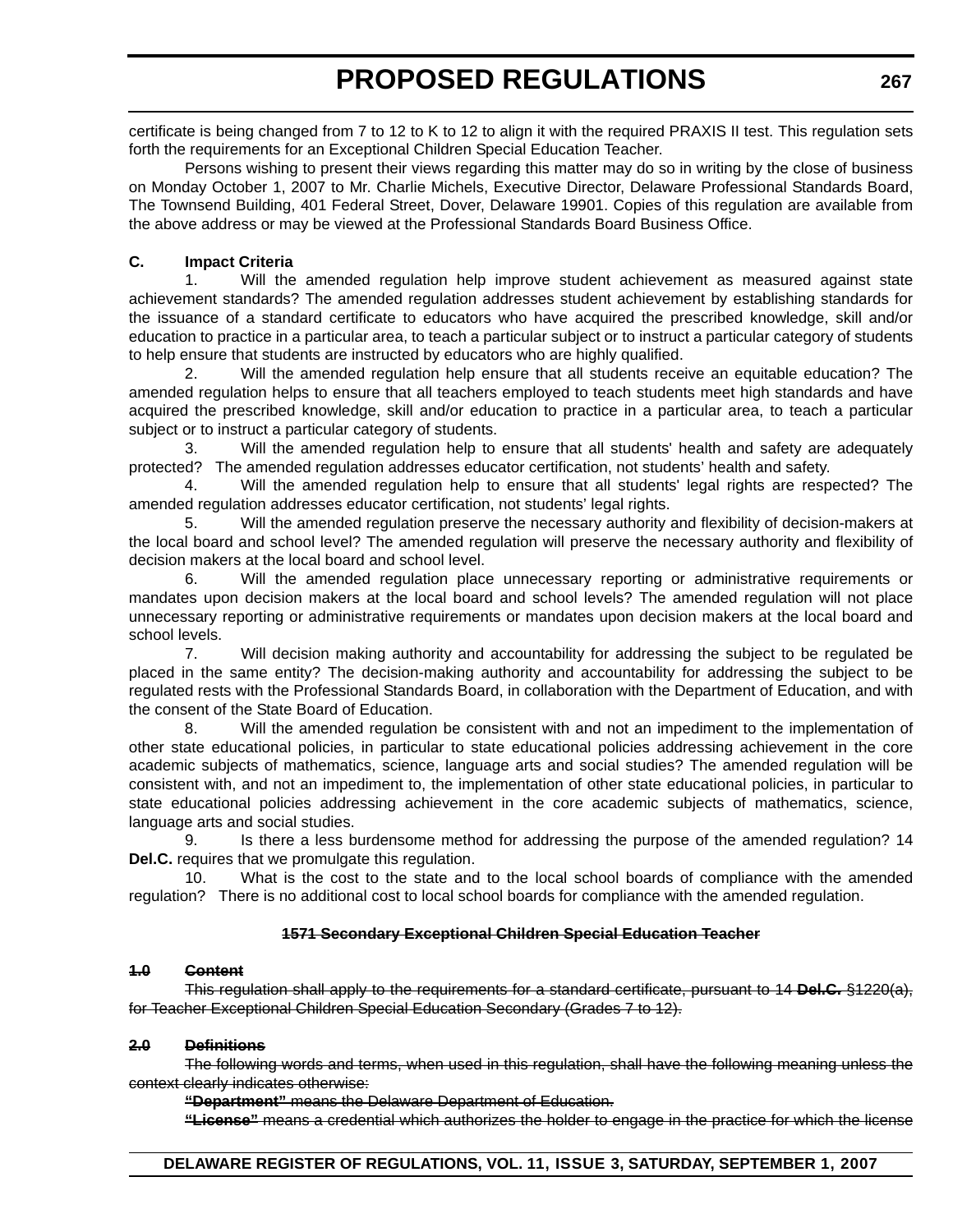certificate is being changed from 7 to 12 to K to 12 to align it with the required PRAXIS II test. This regulation sets forth the requirements for an Exceptional Children Special Education Teacher.

Persons wishing to present their views regarding this matter may do so in writing by the close of business on Monday October 1, 2007 to Mr. Charlie Michels, Executive Director, Delaware Professional Standards Board, The Townsend Building, 401 Federal Street, Dover, Delaware 19901. Copies of this regulation are available from the above address or may be viewed at the Professional Standards Board Business Office.

**C. Impact Criteria**

1. Will the amended regulation help improve student achievement as measured against state achievement standards? The amended regulation addresses student achievement by establishing standards for the issuance of a standard certificate to educators who have acquired the prescribed knowledge, skill and/or education to practice in a particular area, to teach a particular subject or to instruct a particular category of students to help ensure that students are instructed by educators who are highly qualified.

2. Will the amended regulation help ensure that all students receive an equitable education? The amended regulation helps to ensure that all teachers employed to teach students meet high standards and have acquired the prescribed knowledge, skill and/or education to practice in a particular area, to teach a particular subject or to instruct a particular category of students.

3. Will the amended regulation help to ensure that all students' health and safety are adequately protected? The amended regulation addresses educator certification, not students' health and safety.

4. Will the amended regulation help to ensure that all students' legal rights are respected? The amended regulation addresses educator certification, not students' legal rights.

5. Will the amended regulation preserve the necessary authority and flexibility of decision-makers at the local board and school level? The amended regulation will preserve the necessary authority and flexibility of decision makers at the local board and school level.

6. Will the amended regulation place unnecessary reporting or administrative requirements or mandates upon decision makers at the local board and school levels? The amended regulation will not place unnecessary reporting or administrative requirements or mandates upon decision makers at the local board and school levels.

7. Will decision making authority and accountability for addressing the subject to be regulated be placed in the same entity? The decision-making authority and accountability for addressing the subject to be regulated rests with the Professional Standards Board, in collaboration with the Department of Education, and with the consent of the State Board of Education.

8. Will the amended regulation be consistent with and not an impediment to the implementation of other state educational policies, in particular to state educational policies addressing achievement in the core academic subjects of mathematics, science, language arts and social studies? The amended regulation will be consistent with, and not an impediment to, the implementation of other state educational policies, in particular to state educational policies addressing achievement in the core academic subjects of mathematics, science, language arts and social studies.

9. Is there a less burdensome method for addressing the purpose of the amended regulation? 14 **Del.C.** requires that we promulgate this regulation.

10. What is the cost to the state and to the local school boards of compliance with the amended regulation? There is no additional cost to local school boards for compliance with the amended regulation.

**~~1571 Secondary Exceptional Children Special Education Teacher~~**

**~~1.0 Content~~**

~~This regulation shall apply to the requirements for a standard certificate, pursuant to 14 **Del.C.** §1220(a), for Teacher Exceptional Children Special Education Secondary (Grades 7 to 12).~~

**~~2.0 Definitions~~**

~~The following words and terms, when used in this regulation, shall have the following meaning unless the context clearly indicates otherwise:~~

~~**"Department"** means the Delaware Department of Education.~~

~~**"License"** means a credential which authorizes the holder to engage in the practice for which the license~~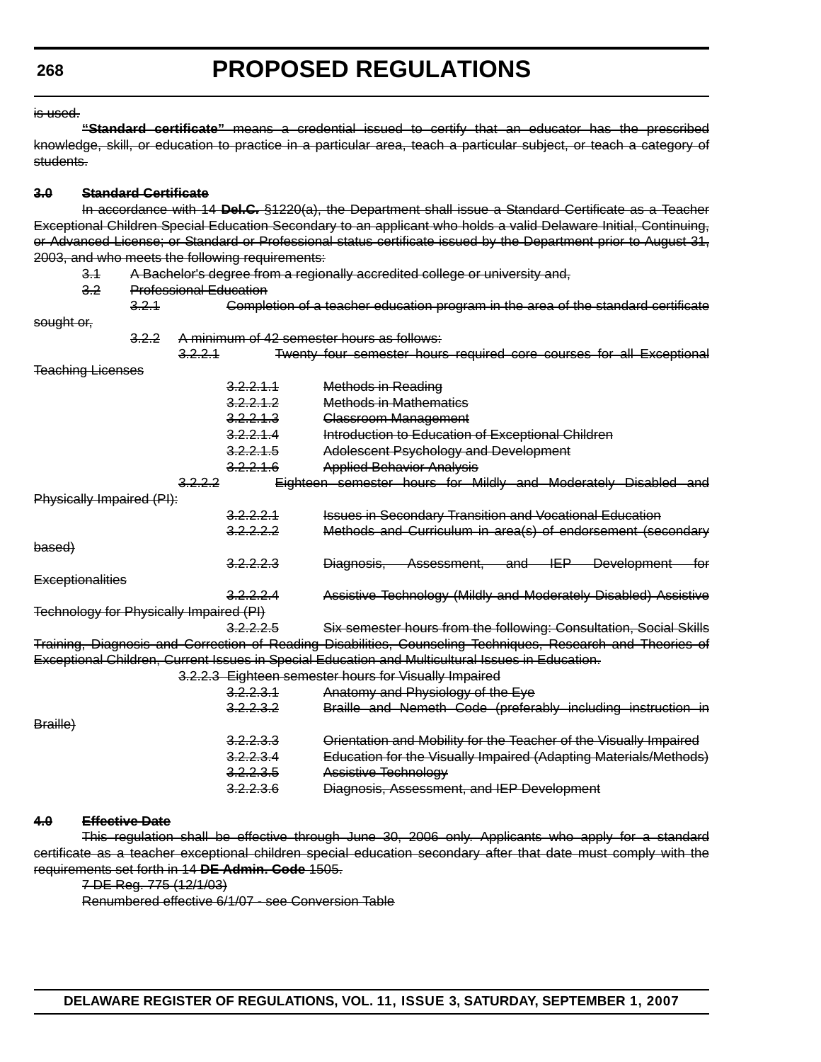~~is used.~~

~~**"Standard certificate"** means a credential issued to certify that an educator has the prescribed knowledge, skill, or education to practice in a particular area, teach a particular subject, or teach a category of students.~~

~~**3.0 Standard Certificate**~~

~~In accordance with 14 **Del.C.** §1220(a), the Department shall issue a Standard Certificate as a Teacher Exceptional Children Special Education Secondary to an applicant who holds a valid Delaware Initial, Continuing, or Advanced License; or Standard or Professional status certificate issued by the Department prior to August 31, 2003, and who meets the following requirements:~~

~~3.1 A Bachelor's degree from a regionally accredited college or university and,~~

~~3.2 Professional Education~~

~~3.2.1 Completion of a teacher education program in the area of the standard certificate sought or,~~

~~3.2.2 A minimum of 42 semester hours as follows:~~

~~3.2.2.1 Twenty four semester hours required core courses for all Exceptional Teaching Licenses~~

~~3.2.2.1.1 Methods in Reading~~

~~3.2.2.1.2 Methods in Mathematics~~

~~3.2.2.1.3 Classroom Management~~

~~3.2.2.1.4 Introduction to Education of Exceptional Children~~

~~3.2.2.1.5 Adolescent Psychology and Development~~

~~3.2.2.1.6 Applied Behavior Analysis~~

~~3.2.2.2 Eighteen semester hours for Mildly and Moderately Disabled and Physically Impaired (PI):~~

~~3.2.2.2.1 Issues in Secondary Transition and Vocational Education~~

~~3.2.2.2.2 Methods and Curriculum in area(s) of endorsement (secondary based)~~

~~3.2.2.2.3 Diagnosis, Assessment, and IEP Development for Exceptionalities~~

~~3.2.2.2.4 Assistive Technology (Mildly and Moderately Disabled) Assistive Technology for Physically Impaired (PI)~~

~~3.2.2.2.5 Six semester hours from the following: Consultation, Social Skills Training, Diagnosis and Correction of Reading Disabilities, Counseling Techniques, Research and Theories of Exceptional Children, Current Issues in Special Education and Multicultural Issues in Education.~~

~~3.2.2.3 Eighteen semester hours for Visually Impaired~~

~~3.2.2.3.1 Anatomy and Physiology of the Eye~~

~~3.2.2.3.2 Braille and Nemeth Code (preferably including instruction in Braille)~~

~~3.2.2.3.3 Orientation and Mobility for the Teacher of the Visually Impaired~~

~~3.2.2.3.4 Education for the Visually Impaired (Adapting Materials/Methods)~~

~~3.2.2.3.5 Assistive Technology~~

~~3.2.2.3.6 Diagnosis, Assessment, and IEP Development~~

~~**4.0 Effective Date**~~

~~This regulation shall be effective through June 30, 2006 only. Applicants who apply for a standard certificate as a teacher exceptional children special education secondary after that date must comply with the requirements set forth in 14 **DE Admin. Code** 1505.~~

~~7 DE Reg. 775 (12/1/03)~~

~~Renumbered effective 6/1/07 - see Conversion Table~~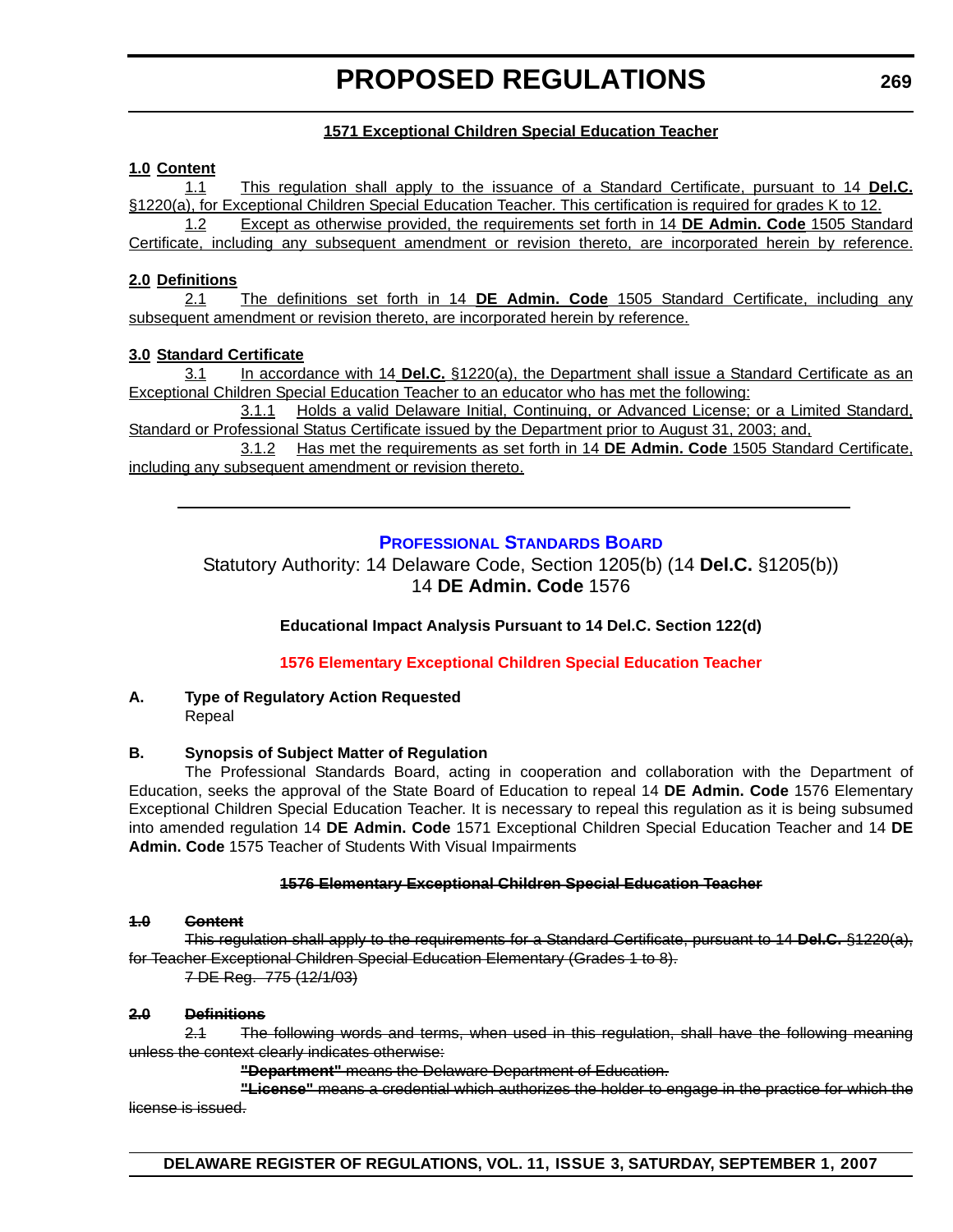### 1571 Exceptional Children Special Education Teacher

**1.0 Content**

1.1 This regulation shall apply to the issuance of a Standard Certificate, pursuant to 14 **Del.C.** §1220(a), for Exceptional Children Special Education Teacher. This certification is required for grades K to 12.

1.2 Except as otherwise provided, the requirements set forth in 14 **DE Admin. Code** 1505 Standard Certificate, including any subsequent amendment or revision thereto, are incorporated herein by reference.

**2.0 Definitions**

2.1 The definitions set forth in 14 **DE Admin. Code** 1505 Standard Certificate, including any subsequent amendment or revision thereto, are incorporated herein by reference.

**3.0 Standard Certificate**

3.1 In accordance with 14 **Del.C.** §1220(a), the Department shall issue a Standard Certificate as an Exceptional Children Special Education Teacher to an educator who has met the following:

3.1.1 Holds a valid Delaware Initial, Continuing, or Advanced License; or a Limited Standard, Standard or Professional Status Certificate issued by the Department prior to August 31, 2003; and,

3.1.2 Has met the requirements as set forth in 14 **DE Admin. Code** 1505 Standard Certificate, including any subsequent amendment or revision thereto.

---

## PROFESSIONAL STANDARDS BOARD

Statutory Authority: 14 Delaware Code, Section 1205(b) (14 **Del.C.** §1205(b))
14 **DE Admin. Code** 1576

**Educational Impact Analysis Pursuant to 14 Del.C. Section 122(d)**

### 1576 Elementary Exceptional Children Special Education Teacher

**A. Type of Regulatory Action Requested**

Repeal

**B. Synopsis of Subject Matter of Regulation**

The Professional Standards Board, acting in cooperation and collaboration with the Department of Education, seeks the approval of the State Board of Education to repeal 14 **DE Admin. Code** 1576 Elementary Exceptional Children Special Education Teacher. It is necessary to repeal this regulation as it is being subsumed into amended regulation 14 **DE Admin. Code** 1571 Exceptional Children Special Education Teacher and 14 **DE Admin. Code** 1575 Teacher of Students With Visual Impairments

~~**1576 Elementary Exceptional Children Special Education Teacher**~~

~~**1.0 Content**~~

~~This regulation shall apply to the requirements for a Standard Certificate, pursuant to 14 **Del.C.** §1220(a), for Teacher Exceptional Children Special Education Elementary (Grades 1 to 8).~~

~~7 DE Reg. 775 (12/1/03)~~

~~**2.0 Definitions**~~

~~2.1 The following words and terms, when used in this regulation, shall have the following meaning unless the context clearly indicates otherwise:~~

~~**"Department"** means the Delaware Department of Education.~~

~~**"License"** means a credential which authorizes the holder to engage in the practice for which the license is issued.~~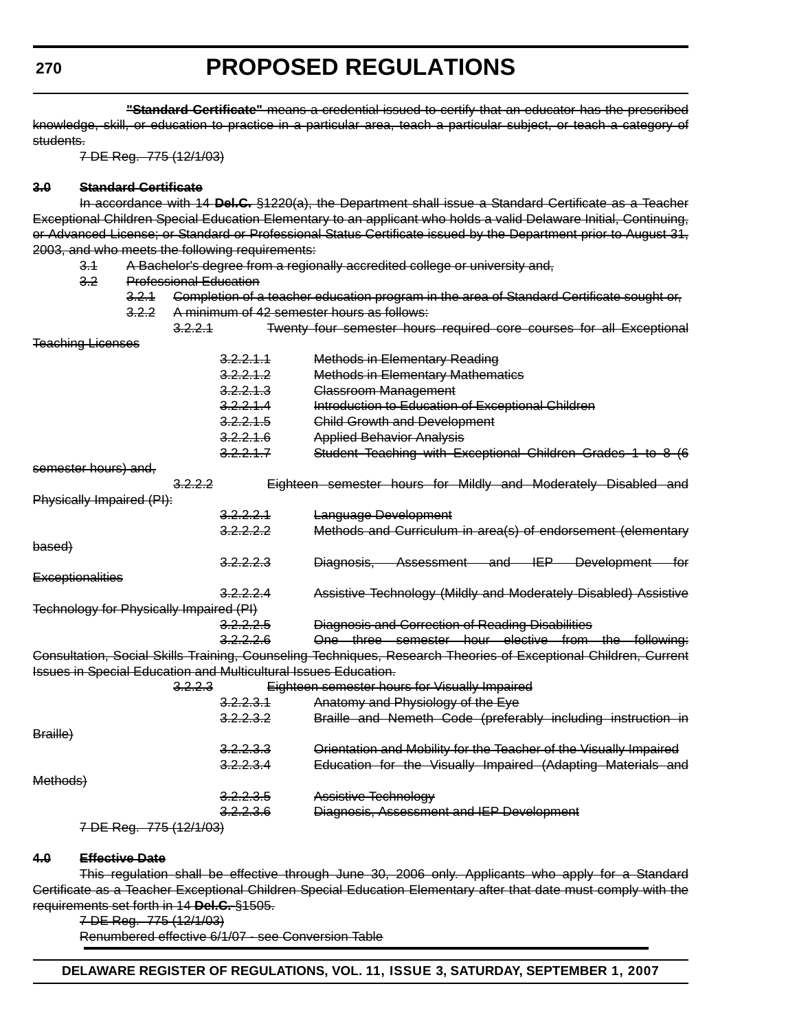~~**"Standard Certificate"** means a credential issued to certify that an educator has the prescribed knowledge, skill, or education to practice in a particular area, teach a particular subject, or teach a category of students.~~

~~7 DE Reg. 775 (12/1/03)~~

~~**3.0 Standard Certificate**~~

~~In accordance with 14 **Del.C.** §1220(a), the Department shall issue a Standard Certificate as a Teacher Exceptional Children Special Education Elementary to an applicant who holds a valid Delaware Initial, Continuing, or Advanced License; or Standard or Professional Status Certificate issued by the Department prior to August 31, 2003, and who meets the following requirements:~~

~~3.1 A Bachelor's degree from a regionally accredited college or university and,~~

~~3.2 Professional Education~~

~~3.2.1 Completion of a teacher education program in the area of Standard Certificate sought or,~~

~~3.2.2 A minimum of 42 semester hours as follows:~~

~~3.2.2.1 Twenty four semester hours required core courses for all Exceptional Teaching Licenses~~

~~3.2.2.1.1 Methods in Elementary Reading~~

~~3.2.2.1.2 Methods in Elementary Mathematics~~

~~3.2.2.1.3 Classroom Management~~

~~3.2.2.1.4 Introduction to Education of Exceptional Children~~

~~3.2.2.1.5 Child Growth and Development~~

~~3.2.2.1.6 Applied Behavior Analysis~~

~~3.2.2.1.7 Student Teaching with Exceptional Children Grades 1 to 8 (6 semester hours) and,~~

~~3.2.2.2 Eighteen semester hours for Mildly and Moderately Disabled and Physically Impaired (PI):~~

~~3.2.2.2.1 Language Development~~

~~3.2.2.2.2 Methods and Curriculum in area(s) of endorsement (elementary based)~~

~~3.2.2.2.3 Diagnosis, Assessment and IEP Development for Exceptionalities~~

~~3.2.2.2.4 Assistive Technology (Mildly and Moderately Disabled) Assistive Technology for Physically Impaired (PI)~~

~~3.2.2.2.5 Diagnosis and Correction of Reading Disabilities~~

~~3.2.2.2.6 One three semester hour elective from the following: Consultation, Social Skills Training, Counseling Techniques, Research Theories of Exceptional Children, Current Issues in Special Education and Multicultural Issues Education.~~

~~3.2.2.3 Eighteen semester hours for Visually Impaired~~

~~3.2.2.3.1 Anatomy and Physiology of the Eye~~

~~3.2.2.3.2 Braille and Nemeth Code (preferably including instruction in Braille)~~

~~3.2.2.3.3 Orientation and Mobility for the Teacher of the Visually Impaired~~

~~3.2.2.3.4 Education for the Visually Impaired (Adapting Materials and Methods)~~

~~3.2.2.3.5 Assistive Technology~~

~~3.2.2.3.6 Diagnosis, Assessment and IEP Development~~

~~7 DE Reg. 775 (12/1/03)~~

~~**4.0 Effective Date**~~

~~This regulation shall be effective through June 30, 2006 only. Applicants who apply for a Standard Certificate as a Teacher Exceptional Children Special Education Elementary after that date must comply with the requirements set forth in 14 **Del.C.** §1505.~~

~~7 DE Reg. 775 (12/1/03)~~

~~Renumbered effective 6/1/07 - see Conversion Table~~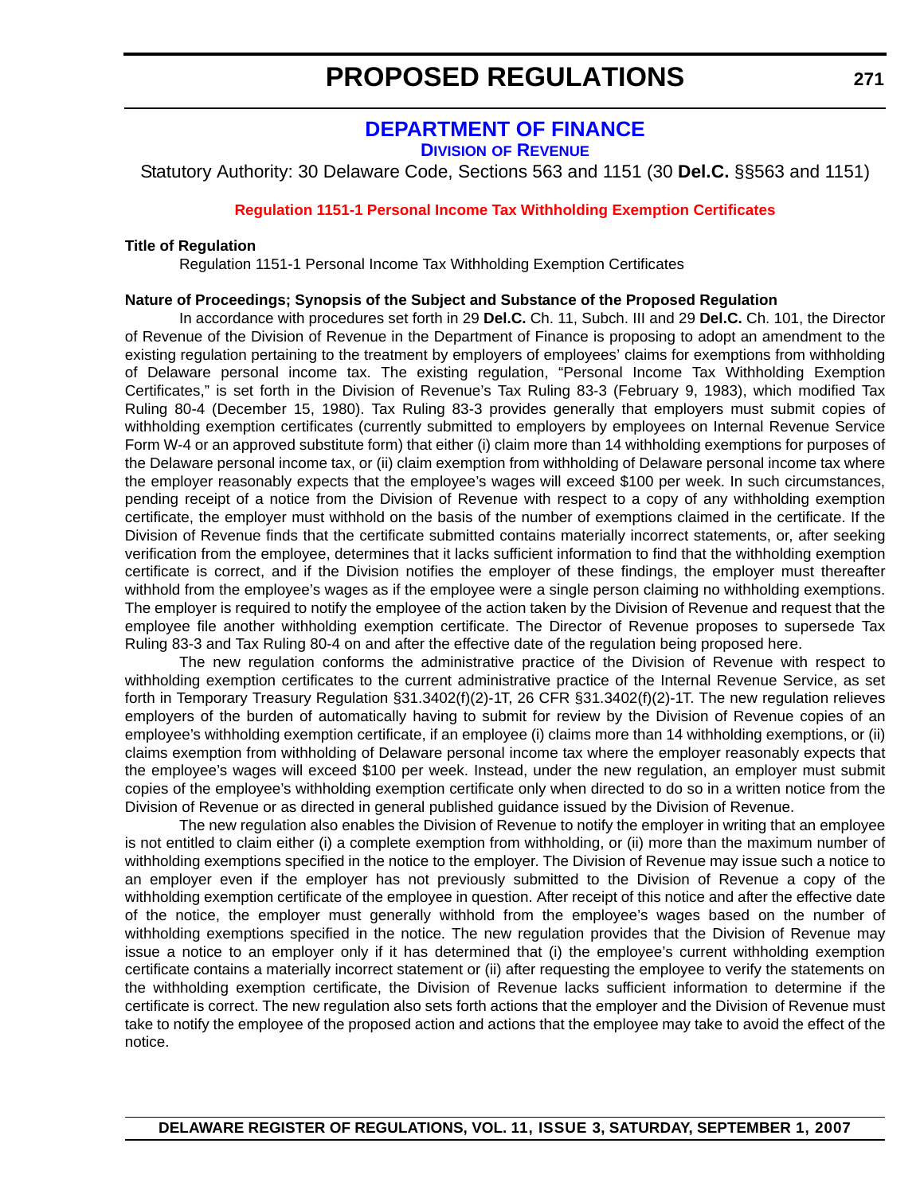# PROPOSED REGULATIONS

## DEPARTMENT OF FINANCE

### DIVISION OF REVENUE

Statutory Authority: 30 Delaware Code, Sections 563 and 1151 (30 **Del.C.** §§563 and 1151)

**Regulation 1151-1 Personal Income Tax Withholding Exemption Certificates**

**Title of Regulation**

Regulation 1151-1 Personal Income Tax Withholding Exemption Certificates

**Nature of Proceedings; Synopsis of the Subject and Substance of the Proposed Regulation**

In accordance with procedures set forth in 29 **Del.C.** Ch. 11, Subch. III and 29 **Del.C.** Ch. 101, the Director of Revenue of the Division of Revenue in the Department of Finance is proposing to adopt an amendment to the existing regulation pertaining to the treatment by employers of employees' claims for exemptions from withholding of Delaware personal income tax. The existing regulation, "Personal Income Tax Withholding Exemption Certificates," is set forth in the Division of Revenue's Tax Ruling 83-3 (February 9, 1983), which modified Tax Ruling 80-4 (December 15, 1980). Tax Ruling 83-3 provides generally that employers must submit copies of withholding exemption certificates (currently submitted to employers by employees on Internal Revenue Service Form W-4 or an approved substitute form) that either (i) claim more than 14 withholding exemptions for purposes of the Delaware personal income tax, or (ii) claim exemption from withholding of Delaware personal income tax where the employer reasonably expects that the employee's wages will exceed $100 per week. In such circumstances, pending receipt of a notice from the Division of Revenue with respect to a copy of any withholding exemption certificate, the employer must withhold on the basis of the number of exemptions claimed in the certificate. If the Division of Revenue finds that the certificate submitted contains materially incorrect statements, or, after seeking verification from the employee, determines that it lacks sufficient information to find that the withholding exemption certificate is correct, and if the Division notifies the employer of these findings, the employer must thereafter withhold from the employee's wages as if the employee were a single person claiming no withholding exemptions. The employer is required to notify the employee of the action taken by the Division of Revenue and request that the employee file another withholding exemption certificate. The Director of Revenue proposes to supersede Tax Ruling 83-3 and Tax Ruling 80-4 on and after the effective date of the regulation being proposed here.

The new regulation conforms the administrative practice of the Division of Revenue with respect to withholding exemption certificates to the current administrative practice of the Internal Revenue Service, as set forth in Temporary Treasury Regulation §31.3402(f)(2)-1T, 26 CFR §31.3402(f)(2)-1T. The new regulation relieves employers of the burden of automatically having to submit for review by the Division of Revenue copies of an employee's withholding exemption certificate, if an employee (i) claims more than 14 withholding exemptions, or (ii) claims exemption from withholding of Delaware personal income tax where the employer reasonably expects that the employee's wages will exceed $100 per week. Instead, under the new regulation, an employer must submit copies of the employee's withholding exemption certificate only when directed to do so in a written notice from the Division of Revenue or as directed in general published guidance issued by the Division of Revenue.

The new regulation also enables the Division of Revenue to notify the employer in writing that an employee is not entitled to claim either (i) a complete exemption from withholding, or (ii) more than the maximum number of withholding exemptions specified in the notice to the employer. The Division of Revenue may issue such a notice to an employer even if the employer has not previously submitted to the Division of Revenue a copy of the withholding exemption certificate of the employee in question. After receipt of this notice and after the effective date of the notice, the employer must generally withhold from the employee's wages based on the number of withholding exemptions specified in the notice. The new regulation provides that the Division of Revenue may issue a notice to an employer only if it has determined that (i) the employee's current withholding exemption certificate contains a materially incorrect statement or (ii) after requesting the employee to verify the statements on the withholding exemption certificate, the Division of Revenue lacks sufficient information to determine if the certificate is correct. The new regulation also sets forth actions that the employer and the Division of Revenue must take to notify the employee of the proposed action and actions that the employee may take to avoid the effect of the notice.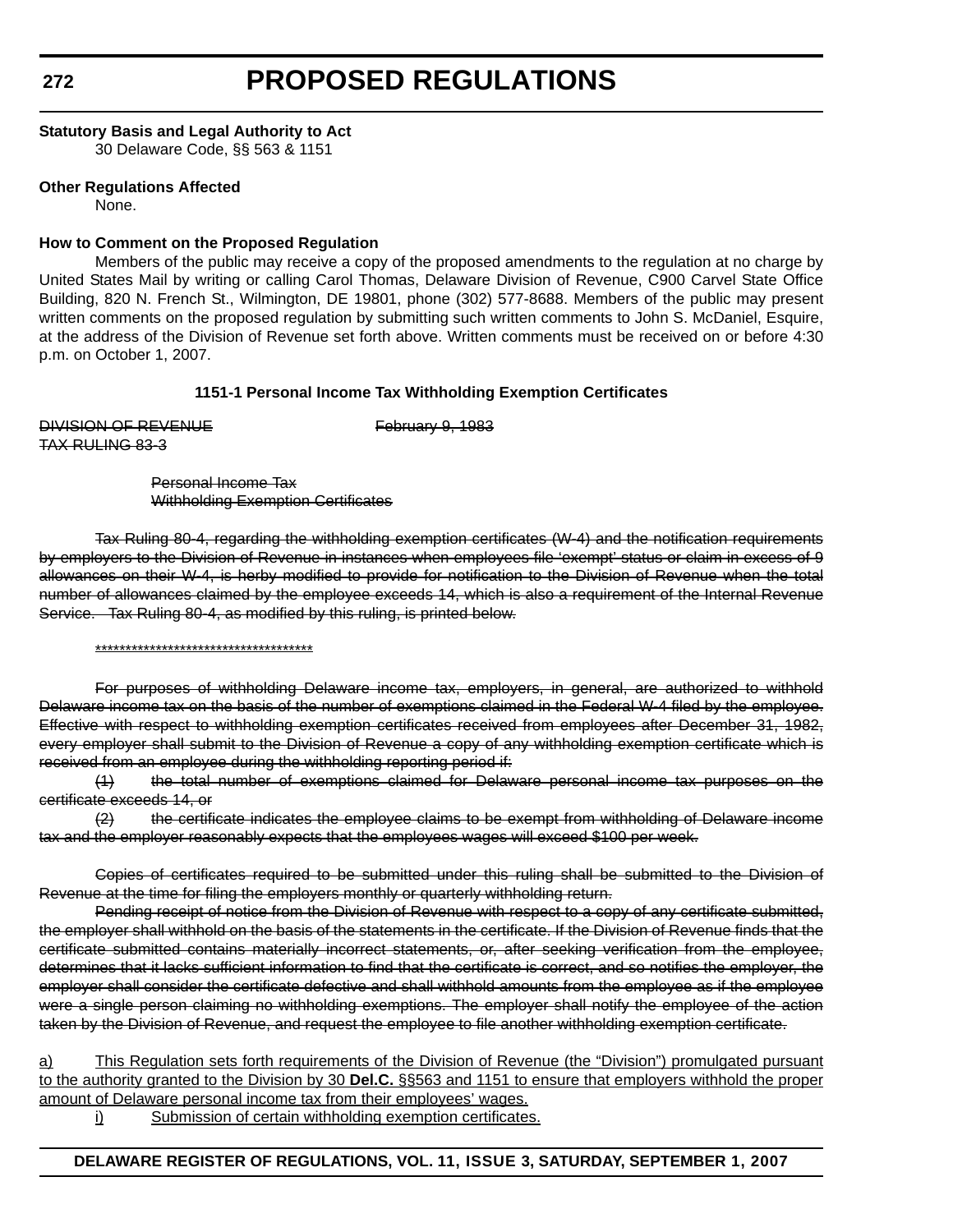**Statutory Basis and Legal Authority to Act**

30 Delaware Code, §§ 563 & 1151

**Other Regulations Affected**

None.

**How to Comment on the Proposed Regulation**

Members of the public may receive a copy of the proposed amendments to the regulation at no charge by United States Mail by writing or calling Carol Thomas, Delaware Division of Revenue, C900 Carvel State Office Building, 820 N. French St., Wilmington, DE 19801, phone (302) 577-8688. Members of the public may present written comments on the proposed regulation by submitting such written comments to John S. McDaniel, Esquire, at the address of the Division of Revenue set forth above. Written comments must be received on or before 4:30 p.m. on October 1, 2007.

**1151-1 Personal Income Tax Withholding Exemption Certificates**

~~DIVISION OF REVENUE February 9, 1983~~
~~TAX RULING 83-3~~

~~Personal Income Tax~~
~~Withholding Exemption Certificates~~

~~Tax Ruling 80-4, regarding the withholding exemption certificates (W-4) and the notification requirements by employers to the Division of Revenue in instances when employees file 'exempt' status or claim in excess of 9 allowances on their W-4, is herby modified to provide for notification to the Division of Revenue when the total number of allowances claimed by the employee exceeds 14, which is also a requirement of the Internal Revenue Service. Tax Ruling 80-4, as modified by this ruling, is printed below.~~

~~************************************~~

~~For purposes of withholding Delaware income tax, employers, in general, are authorized to withhold Delaware income tax on the basis of the number of exemptions claimed in the Federal W-4 filed by the employee. Effective with respect to withholding exemption certificates received from employees after December 31, 1982, every employer shall submit to the Division of Revenue a copy of any withholding exemption certificate which is received from an employee during the withholding reporting period if:~~

~~(1) the total number of exemptions claimed for Delaware personal income tax purposes on the certificate exceeds 14, or~~

~~(2) the certificate indicates the employee claims to be exempt from withholding of Delaware income tax and the employer reasonably expects that the employees wages will exceed $100 per week.~~

~~Copies of certificates required to be submitted under this ruling shall be submitted to the Division of Revenue at the time for filing the employers monthly or quarterly withholding return.~~

~~Pending receipt of notice from the Division of Revenue with respect to a copy of any certificate submitted, the employer shall withhold on the basis of the statements in the certificate. If the Division of Revenue finds that the certificate submitted contains materially incorrect statements, or, after seeking verification from the employee, determines that it lacks sufficient information to find that the certificate is correct, and so notifies the employer, the employer shall consider the certificate defective and shall withhold amounts from the employee as if the employee were a single person claiming no withholding exemptions. The employer shall notify the employee of the action taken by the Division of Revenue, and request the employee to file another withholding exemption certificate.~~

a) This Regulation sets forth requirements of the Division of Revenue (the "Division") promulgated pursuant to the authority granted to the Division by 30 **Del.C.** §§563 and 1151 to ensure that employers withhold the proper amount of Delaware personal income tax from their employees' wages.

i) Submission of certain withholding exemption certificates.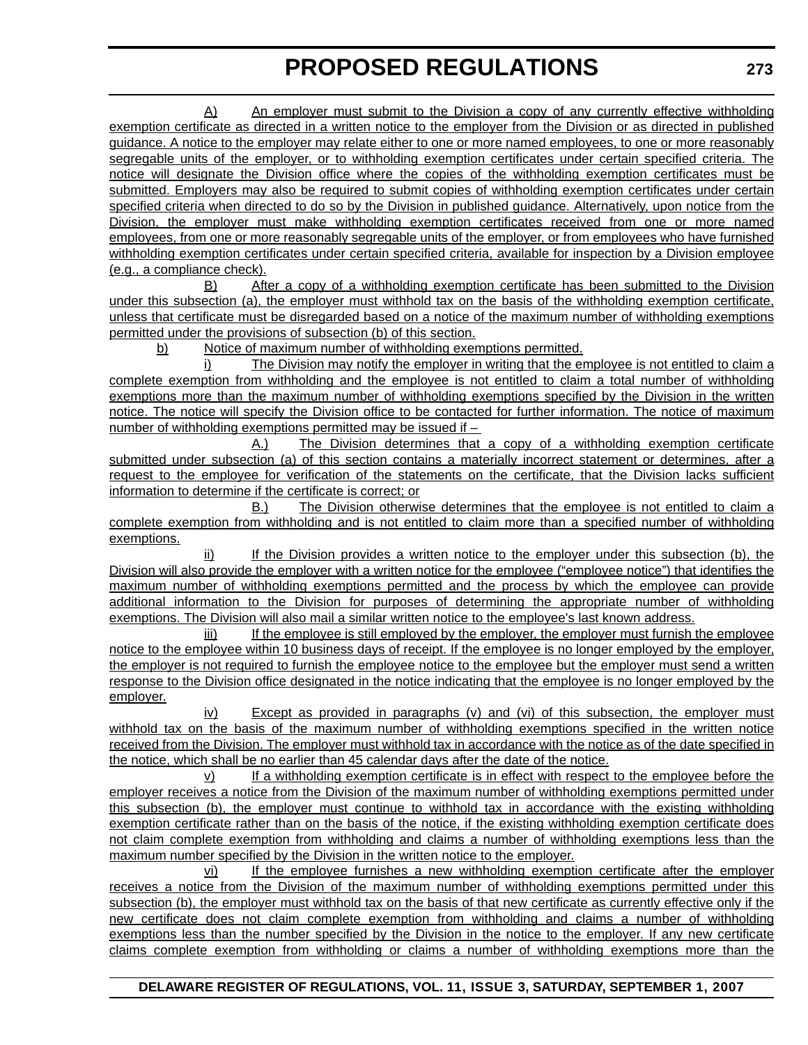A) An employer must submit to the Division a copy of any currently effective withholding exemption certificate as directed in a written notice to the employer from the Division or as directed in published guidance. A notice to the employer may relate either to one or more named employees, to one or more reasonably segregable units of the employer, or to withholding exemption certificates under certain specified criteria. The notice will designate the Division office where the copies of the withholding exemption certificates must be submitted. Employers may also be required to submit copies of withholding exemption certificates under certain specified criteria when directed to do so by the Division in published guidance. Alternatively, upon notice from the Division, the employer must make withholding exemption certificates received from one or more named employees, from one or more reasonably segregable units of the employer, or from employees who have furnished withholding exemption certificates under certain specified criteria, available for inspection by a Division employee (e.g., a compliance check).

B) After a copy of a withholding exemption certificate has been submitted to the Division under this subsection (a), the employer must withhold tax on the basis of the withholding exemption certificate, unless that certificate must be disregarded based on a notice of the maximum number of withholding exemptions permitted under the provisions of subsection (b) of this section.

b) Notice of maximum number of withholding exemptions permitted.

i) The Division may notify the employer in writing that the employee is not entitled to claim a complete exemption from withholding and the employee is not entitled to claim a total number of withholding exemptions more than the maximum number of withholding exemptions specified by the Division in the written notice. The notice will specify the Division office to be contacted for further information. The notice of maximum number of withholding exemptions permitted may be issued if –

A.) The Division determines that a copy of a withholding exemption certificate submitted under subsection (a) of this section contains a materially incorrect statement or determines, after a request to the employee for verification of the statements on the certificate, that the Division lacks sufficient information to determine if the certificate is correct; or

B.) The Division otherwise determines that the employee is not entitled to claim a complete exemption from withholding and is not entitled to claim more than a specified number of withholding exemptions.

ii) If the Division provides a written notice to the employer under this subsection (b), the Division will also provide the employer with a written notice for the employee ("employee notice") that identifies the maximum number of withholding exemptions permitted and the process by which the employee can provide additional information to the Division for purposes of determining the appropriate number of withholding exemptions. The Division will also mail a similar written notice to the employee's last known address.

iii) If the employee is still employed by the employer, the employer must furnish the employee notice to the employee within 10 business days of receipt. If the employee is no longer employed by the employer, the employer is not required to furnish the employee notice to the employee but the employer must send a written response to the Division office designated in the notice indicating that the employee is no longer employed by the employer.

iv) Except as provided in paragraphs (v) and (vi) of this subsection, the employer must withhold tax on the basis of the maximum number of withholding exemptions specified in the written notice received from the Division. The employer must withhold tax in accordance with the notice as of the date specified in the notice, which shall be no earlier than 45 calendar days after the date of the notice.

v) If a withholding exemption certificate is in effect with respect to the employee before the employer receives a notice from the Division of the maximum number of withholding exemptions permitted under this subsection (b), the employer must continue to withhold tax in accordance with the existing withholding exemption certificate rather than on the basis of the notice, if the existing withholding exemption certificate does not claim complete exemption from withholding and claims a number of withholding exemptions less than the maximum number specified by the Division in the written notice to the employer.

vi) If the employee furnishes a new withholding exemption certificate after the employer receives a notice from the Division of the maximum number of withholding exemptions permitted under this subsection (b), the employer must withhold tax on the basis of that new certificate as currently effective only if the new certificate does not claim complete exemption from withholding and claims a number of withholding exemptions less than the number specified by the Division in the notice to the employer. If any new certificate claims complete exemption from withholding or claims a number of withholding exemptions more than the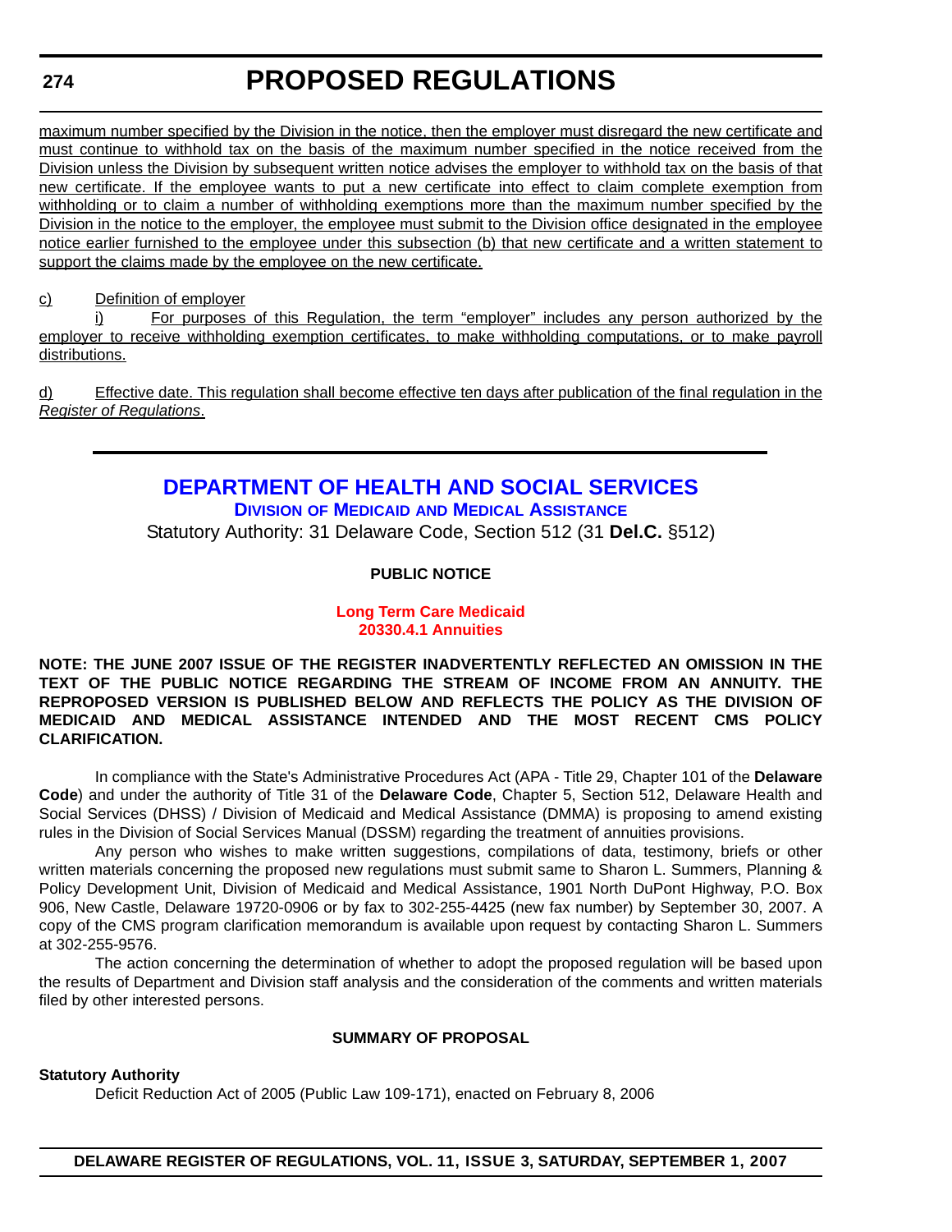maximum number specified by the Division in the notice, then the employer must disregard the new certificate and must continue to withhold tax on the basis of the maximum number specified in the notice received from the Division unless the Division by subsequent written notice advises the employer to withhold tax on the basis of that new certificate. If the employee wants to put a new certificate into effect to claim complete exemption from withholding or to claim a number of withholding exemptions more than the maximum number specified by the Division in the notice to the employer, the employee must submit to the Division office designated in the employee notice earlier furnished to the employee under this subsection (b) that new certificate and a written statement to support the claims made by the employee on the new certificate.

c) Definition of employer

i) For purposes of this Regulation, the term "employer" includes any person authorized by the employer to receive withholding exemption certificates, to make withholding computations, or to make payroll distributions.

d) Effective date. This regulation shall become effective ten days after publication of the final regulation in the *Register of Regulations*.

---

# DEPARTMENT OF HEALTH AND SOCIAL SERVICES

## Division of Medicaid and Medical Assistance

Statutory Authority: 31 Delaware Code, Section 512 (31 **Del.C.** §512)

**PUBLIC NOTICE**

**Long Term Care Medicaid**
**20330.4.1 Annuities**

**NOTE: THE JUNE 2007 ISSUE OF THE REGISTER INADVERTENTLY REFLECTED AN OMISSION IN THE TEXT OF THE PUBLIC NOTICE REGARDING THE STREAM OF INCOME FROM AN ANNUITY. THE REPROPOSED VERSION IS PUBLISHED BELOW AND REFLECTS THE POLICY AS THE DIVISION OF MEDICAID AND MEDICAL ASSISTANCE INTENDED AND THE MOST RECENT CMS POLICY CLARIFICATION.**

In compliance with the State's Administrative Procedures Act (APA - Title 29, Chapter 101 of the **Delaware Code**) and under the authority of Title 31 of the **Delaware Code**, Chapter 5, Section 512, Delaware Health and Social Services (DHSS) / Division of Medicaid and Medical Assistance (DMMA) is proposing to amend existing rules in the Division of Social Services Manual (DSSM) regarding the treatment of annuities provisions.

Any person who wishes to make written suggestions, compilations of data, testimony, briefs or other written materials concerning the proposed new regulations must submit same to Sharon L. Summers, Planning & Policy Development Unit, Division of Medicaid and Medical Assistance, 1901 North DuPont Highway, P.O. Box 906, New Castle, Delaware 19720-0906 or by fax to 302-255-4425 (new fax number) by September 30, 2007. A copy of the CMS program clarification memorandum is available upon request by contacting Sharon L. Summers at 302-255-9576.

The action concerning the determination of whether to adopt the proposed regulation will be based upon the results of Department and Division staff analysis and the consideration of the comments and written materials filed by other interested persons.

**SUMMARY OF PROPOSAL**

**Statutory Authority**

Deficit Reduction Act of 2005 (Public Law 109-171), enacted on February 8, 2006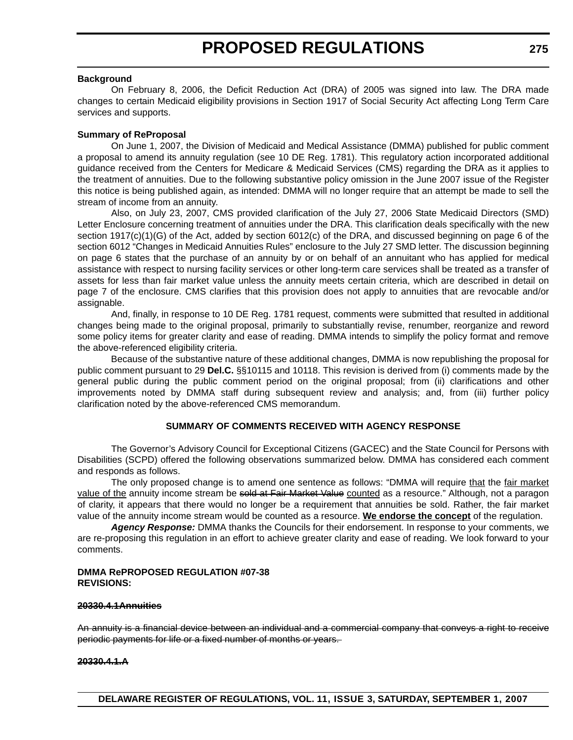**Background**

On February 8, 2006, the Deficit Reduction Act (DRA) of 2005 was signed into law. The DRA made changes to certain Medicaid eligibility provisions in Section 1917 of Social Security Act affecting Long Term Care services and supports.

**Summary of ReProposal**

On June 1, 2007, the Division of Medicaid and Medical Assistance (DMMA) published for public comment a proposal to amend its annuity regulation (see 10 DE Reg. 1781). This regulatory action incorporated additional guidance received from the Centers for Medicare & Medicaid Services (CMS) regarding the DRA as it applies to the treatment of annuities. Due to the following substantive policy omission in the June 2007 issue of the Register this notice is being published again, as intended: DMMA will no longer require that an attempt be made to sell the stream of income from an annuity.

Also, on July 23, 2007, CMS provided clarification of the July 27, 2006 State Medicaid Directors (SMD) Letter Enclosure concerning treatment of annuities under the DRA. This clarification deals specifically with the new section 1917(c)(1)(G) of the Act, added by section 6012(c) of the DRA, and discussed beginning on page 6 of the section 6012 "Changes in Medicaid Annuities Rules" enclosure to the July 27 SMD letter. The discussion beginning on page 6 states that the purchase of an annuity by or on behalf of an annuitant who has applied for medical assistance with respect to nursing facility services or other long-term care services shall be treated as a transfer of assets for less than fair market value unless the annuity meets certain criteria, which are described in detail on page 7 of the enclosure. CMS clarifies that this provision does not apply to annuities that are revocable and/or assignable.

And, finally, in response to 10 DE Reg. 1781 request, comments were submitted that resulted in additional changes being made to the original proposal, primarily to substantially revise, renumber, reorganize and reword some policy items for greater clarity and ease of reading. DMMA intends to simplify the policy format and remove the above-referenced eligibility criteria.

Because of the substantive nature of these additional changes, DMMA is now republishing the proposal for public comment pursuant to 29 **Del.C.** §§10115 and 10118. This revision is derived from (i) comments made by the general public during the public comment period on the original proposal; from (ii) clarifications and other improvements noted by DMMA staff during subsequent review and analysis; and, from (iii) further policy clarification noted by the above-referenced CMS memorandum.

**SUMMARY OF COMMENTS RECEIVED WITH AGENCY RESPONSE**

The Governor's Advisory Council for Exceptional Citizens (GACEC) and the State Council for Persons with Disabilities (SCPD) offered the following observations summarized below. DMMA has considered each comment and responds as follows.

The only proposed change is to amend one sentence as follows: "DMMA will require <u>that</u> the <u>fair market value of the</u> annuity income stream be ~~sold at Fair Market Value~~ <u>counted</u> as a resource." Although, not a paragon of clarity, it appears that there would no longer be a requirement that annuities be sold. Rather, the fair market value of the annuity income stream would be counted as a resource. **<u>We endorse the concept</u>** of the regulation.

***Agency Response:*** DMMA thanks the Councils for their endorsement. In response to your comments, we are re-proposing this regulation in an effort to achieve greater clarity and ease of reading. We look forward to your comments.

**DMMA RePROPOSED REGULATION #07-38**
**REVISIONS:**

**~~20330.4.1Annuities~~**

~~An annuity is a financial device between an individual and a commercial company that conveys a right to receive periodic payments for life or a fixed number of months or years.~~

**~~20330.4.1.A~~**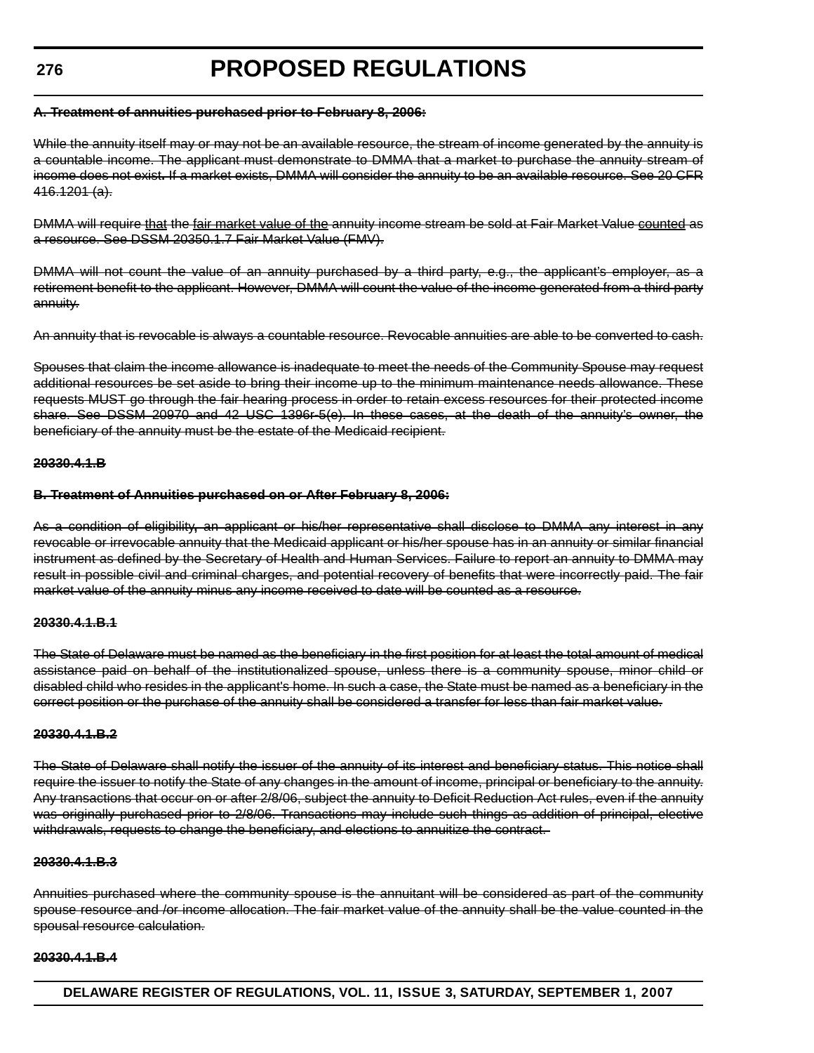**~~A. Treatment of annuities purchased prior to February 8, 2006:~~**

~~While the annuity itself may or may not be an available resource, the stream of income generated by the annuity is a countable income. The applicant must demonstrate to DMMA that a market to purchase the annuity stream of income does not exist. If a market exists, DMMA will consider the annuity to be an available resource. See 20 CFR 416.1201 (a).~~

~~DMMA will require that the fair market value of the annuity income stream be sold at Fair Market Value counted as a resource. See DSSM 20350.1.7 Fair Market Value (FMV).~~

~~DMMA will not count the value of an annuity purchased by a third party, e.g., the applicant's employer, as a retirement benefit to the applicant. However, DMMA will count the value of the income generated from a third party annuity.~~

~~An annuity that is revocable is always a countable resource. Revocable annuities are able to be converted to cash.~~

~~Spouses that claim the income allowance is inadequate to meet the needs of the Community Spouse may request additional resources be set aside to bring their income up to the minimum maintenance needs allowance. These requests MUST go through the fair hearing process in order to retain excess resources for their protected income share. See DSSM 20970 and 42 USC 1396r-5(e). In these cases, at the death of the annuity's owner, the beneficiary of the annuity must be the estate of the Medicaid recipient.~~

**~~20330.4.1.B~~**

**~~B. Treatment of Annuities purchased on or After February 8, 2006:~~**

~~As a condition of eligibility, an applicant or his/her representative shall disclose to DMMA any interest in any revocable or irrevocable annuity that the Medicaid applicant or his/her spouse has in an annuity or similar financial instrument as defined by the Secretary of Health and Human Services. Failure to report an annuity to DMMA may result in possible civil and criminal charges, and potential recovery of benefits that were incorrectly paid. The fair market value of the annuity minus any income received to date will be counted as a resource.~~

**~~20330.4.1.B.1~~**

~~The State of Delaware must be named as the beneficiary in the first position for at least the total amount of medical assistance paid on behalf of the institutionalized spouse, unless there is a community spouse, minor child or disabled child who resides in the applicant's home. In such a case, the State must be named as a beneficiary in the correct position or the purchase of the annuity shall be considered a transfer for less than fair market value.~~

**~~20330.4.1.B.2~~**

~~The State of Delaware shall notify the issuer of the annuity of its interest and beneficiary status. This notice shall require the issuer to notify the State of any changes in the amount of income, principal or beneficiary to the annuity. Any transactions that occur on or after 2/8/06, subject the annuity to Deficit Reduction Act rules, even if the annuity was originally purchased prior to 2/8/06. Transactions may include such things as addition of principal, elective withdrawals, requests to change the beneficiary, and elections to annuitize the contract.~~

**~~20330.4.1.B.3~~**

~~Annuities purchased where the community spouse is the annuitant will be considered as part of the community spouse resource and /or income allocation. The fair market value of the annuity shall be the value counted in the spousal resource calculation.~~

**~~20330.4.1.B.4~~**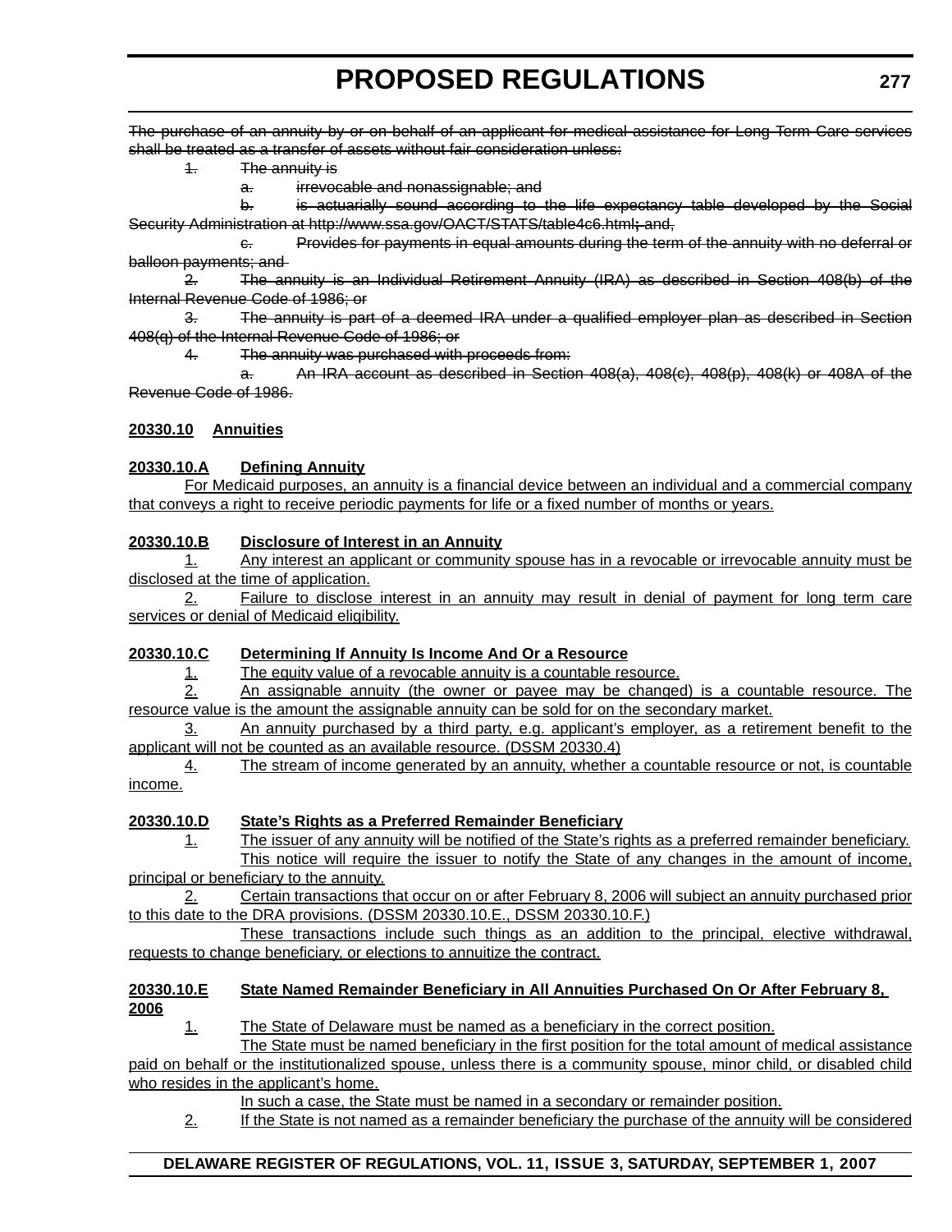~~The purchase of an annuity by or on behalf of an applicant for medical assistance for Long Term Care services shall be treated as a transfer of assets without fair consideration unless:~~

~~1. The annuity is~~

~~a. irrevocable and nonassignable; and~~

~~b. is actuarially sound according to the life expectancy table developed by the Social Security Administration at http://www.ssa.gov/OACT/STATS/table4c6.html; and,~~

~~c. Provides for payments in equal amounts during the term of the annuity with no deferral or balloon payments; and~~

~~2. The annuity is an Individual Retirement Annuity (IRA) as described in Section 408(b) of the Internal Revenue Code of 1986; or~~

~~3. The annuity is part of a deemed IRA under a qualified employer plan as described in Section 408(q) of the Internal Revenue Code of 1986; or~~

~~4. The annuity was purchased with proceeds from:~~

~~a. An IRA account as described in Section 408(a), 408(c), 408(p), 408(k) or 408A of the Revenue Code of 1986.~~

**20330.10 Annuities**

**20330.10.A Defining Annuity**

For Medicaid purposes, an annuity is a financial device between an individual and a commercial company that conveys a right to receive periodic payments for life or a fixed number of months or years.

**20330.10.B Disclosure of Interest in an Annuity**

1. Any interest an applicant or community spouse has in a revocable or irrevocable annuity must be disclosed at the time of application.

2. Failure to disclose interest in an annuity may result in denial of payment for long term care services or denial of Medicaid eligibility.

**20330.10.C Determining If Annuity Is Income And Or a Resource**

1. The equity value of a revocable annuity is a countable resource.

2. An assignable annuity (the owner or payee may be changed) is a countable resource. The resource value is the amount the assignable annuity can be sold for on the secondary market.

3. An annuity purchased by a third party, e.g. applicant's employer, as a retirement benefit to the applicant will not be counted as an available resource. (DSSM 20330.4)

4. The stream of income generated by an annuity, whether a countable resource or not, is countable income.

**20330.10.D State's Rights as a Preferred Remainder Beneficiary**

1. The issuer of any annuity will be notified of the State's rights as a preferred remainder beneficiary.

This notice will require the issuer to notify the State of any changes in the amount of income, principal or beneficiary to the annuity.

2. Certain transactions that occur on or after February 8, 2006 will subject an annuity purchased prior to this date to the DRA provisions. (DSSM 20330.10.E., DSSM 20330.10.F.)

These transactions include such things as an addition to the principal, elective withdrawal, requests to change beneficiary, or elections to annuitize the contract.

**20330.10.E State Named Remainder Beneficiary in All Annuities Purchased On Or After February 8, 2006**

1. The State of Delaware must be named as a beneficiary in the correct position.

The State must be named beneficiary in the first position for the total amount of medical assistance paid on behalf or the institutionalized spouse, unless there is a community spouse, minor child, or disabled child who resides in the applicant's home.

In such a case, the State must be named in a secondary or remainder position.

2. If the State is not named as a remainder beneficiary the purchase of the annuity will be considered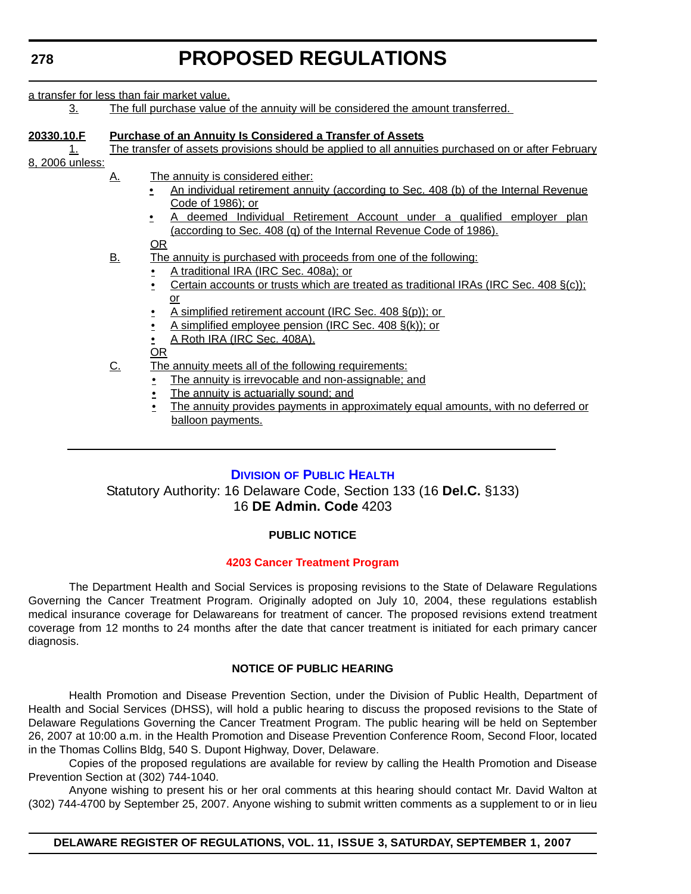a transfer for less than fair market value.

3. The full purchase value of the annuity will be considered the amount transferred.

**20330.10.F Purchase of an Annuity Is Considered a Transfer of Assets**

1. The transfer of assets provisions should be applied to all annuities purchased on or after February 8, 2006 unless:

A. The annuity is considered either:

- An individual retirement annuity (according to Sec. 408 (b) of the Internal Revenue Code of 1986); or
- A deemed Individual Retirement Account under a qualified employer plan (according to Sec. 408 (q) of the Internal Revenue Code of 1986).

OR

B. The annuity is purchased with proceeds from one of the following:

- A traditional IRA (IRC Sec. 408a); or
- Certain accounts or trusts which are treated as traditional IRAs (IRC Sec. 408 §(c)); or
- A simplified retirement account (IRC Sec. 408 §(p)); or
- A simplified employee pension (IRC Sec. 408 §(k)); or
- A Roth IRA (IRC Sec. 408A).

OR

C. The annuity meets all of the following requirements:

- The annuity is irrevocable and non-assignable; and
- The annuity is actuarially sound; and
- The annuity provides payments in approximately equal amounts, with no deferred or balloon payments.

---

## Division of Public Health

Statutory Authority: 16 Delaware Code, Section 133 (16 **Del.C.** §133)
16 **DE Admin. Code** 4203

### PUBLIC NOTICE

### 4203 Cancer Treatment Program

The Department Health and Social Services is proposing revisions to the State of Delaware Regulations Governing the Cancer Treatment Program. Originally adopted on July 10, 2004, these regulations establish medical insurance coverage for Delawareans for treatment of cancer. The proposed revisions extend treatment coverage from 12 months to 24 months after the date that cancer treatment is initiated for each primary cancer diagnosis.

### NOTICE OF PUBLIC HEARING

Health Promotion and Disease Prevention Section, under the Division of Public Health, Department of Health and Social Services (DHSS), will hold a public hearing to discuss the proposed revisions to the State of Delaware Regulations Governing the Cancer Treatment Program. The public hearing will be held on September 26, 2007 at 10:00 a.m. in the Health Promotion and Disease Prevention Conference Room, Second Floor, located in the Thomas Collins Bldg, 540 S. Dupont Highway, Dover, Delaware.

Copies of the proposed regulations are available for review by calling the Health Promotion and Disease Prevention Section at (302) 744-1040.

Anyone wishing to present his or her oral comments at this hearing should contact Mr. David Walton at (302) 744-4700 by September 25, 2007. Anyone wishing to submit written comments as a supplement to or in lieu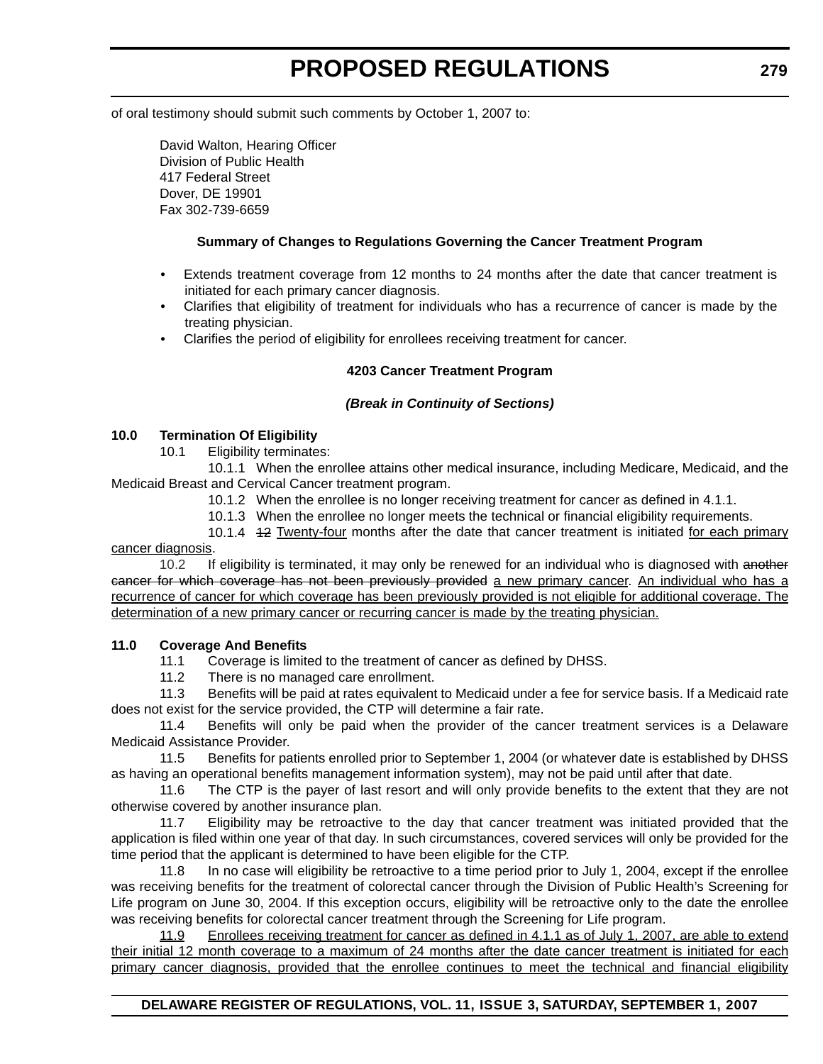of oral testimony should submit such comments by October 1, 2007 to:

David Walton, Hearing Officer
Division of Public Health
417 Federal Street
Dover, DE 19901
Fax 302-739-6659

**Summary of Changes to Regulations Governing the Cancer Treatment Program**

- Extends treatment coverage from 12 months to 24 months after the date that cancer treatment is initiated for each primary cancer diagnosis.
- Clarifies that eligibility of treatment for individuals who has a recurrence of cancer is made by the treating physician.
- Clarifies the period of eligibility for enrollees receiving treatment for cancer.

**4203 Cancer Treatment Program**

***(Break in Continuity of Sections)***

**10.0 Termination Of Eligibility**

10.1 Eligibility terminates:

10.1.1 When the enrollee attains other medical insurance, including Medicare, Medicaid, and the Medicaid Breast and Cervical Cancer treatment program.

10.1.2 When the enrollee is no longer receiving treatment for cancer as defined in 4.1.1.

10.1.3 When the enrollee no longer meets the technical or financial eligibility requirements.

10.1.4 ~~12~~ <u>Twenty-four</u> months after the date that cancer treatment is initiated <u>for each primary cancer diagnosis</u>.

10.2 If eligibility is terminated, it may only be renewed for an individual who is diagnosed with ~~another cancer for which coverage has not been previously provided~~ <u>a new primary cancer</u>. <u>An individual who has a recurrence of cancer for which coverage has been previously provided is not eligible for additional coverage. The determination of a new primary cancer or recurring cancer is made by the treating physician.</u>

**11.0 Coverage And Benefits**

11.1 Coverage is limited to the treatment of cancer as defined by DHSS.

11.2 There is no managed care enrollment.

11.3 Benefits will be paid at rates equivalent to Medicaid under a fee for service basis. If a Medicaid rate does not exist for the service provided, the CTP will determine a fair rate.

11.4 Benefits will only be paid when the provider of the cancer treatment services is a Delaware Medicaid Assistance Provider.

11.5 Benefits for patients enrolled prior to September 1, 2004 (or whatever date is established by DHSS as having an operational benefits management information system), may not be paid until after that date.

11.6 The CTP is the payer of last resort and will only provide benefits to the extent that they are not otherwise covered by another insurance plan.

11.7 Eligibility may be retroactive to the day that cancer treatment was initiated provided that the application is filed within one year of that day. In such circumstances, covered services will only be provided for the time period that the applicant is determined to have been eligible for the CTP.

11.8 In no case will eligibility be retroactive to a time period prior to July 1, 2004, except if the enrollee was receiving benefits for the treatment of colorectal cancer through the Division of Public Health's Screening for Life program on June 30, 2004. If this exception occurs, eligibility will be retroactive only to the date the enrollee was receiving benefits for colorectal cancer treatment through the Screening for Life program.

<u>11.9 Enrollees receiving treatment for cancer as defined in 4.1.1 as of July 1, 2007, are able to extend their initial 12 month coverage to a maximum of 24 months after the date cancer treatment is initiated for each primary cancer diagnosis, provided that the enrollee continues to meet the technical and financial eligibility</u>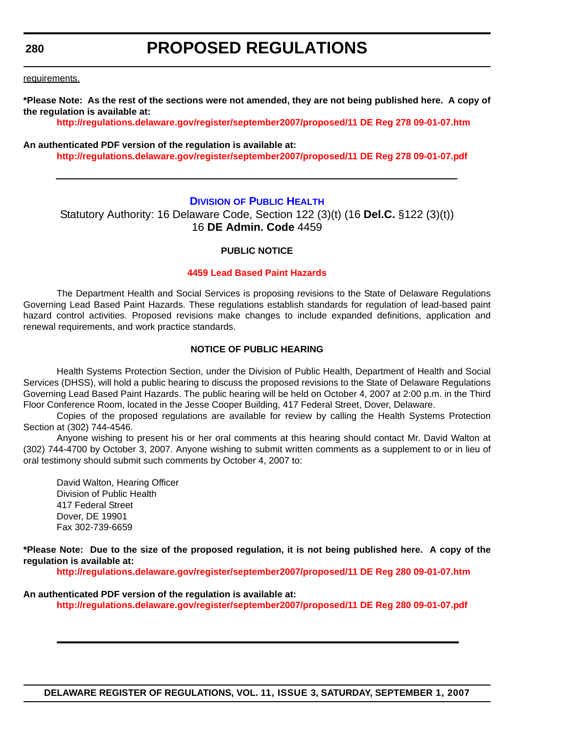requirements.

**\*Please Note: As the rest of the sections were not amended, they are not being published here. A copy of the regulation is available at:**

**http://regulations.delaware.gov/register/september2007/proposed/11 DE Reg 278 09-01-07.htm**

**An authenticated PDF version of the regulation is available at:**

**http://regulations.delaware.gov/register/september2007/proposed/11 DE Reg 278 09-01-07.pdf**

---

## DIVISION OF PUBLIC HEALTH

Statutory Authority: 16 Delaware Code, Section 122 (3)(t) (16 **Del.C.** §122 (3)(t))
16 **DE Admin. Code** 4459

### PUBLIC NOTICE

### 4459 Lead Based Paint Hazards

The Department Health and Social Services is proposing revisions to the State of Delaware Regulations Governing Lead Based Paint Hazards. These regulations establish standards for regulation of lead-based paint hazard control activities. Proposed revisions make changes to include expanded definitions, application and renewal requirements, and work practice standards.

### NOTICE OF PUBLIC HEARING

Health Systems Protection Section, under the Division of Public Health, Department of Health and Social Services (DHSS), will hold a public hearing to discuss the proposed revisions to the State of Delaware Regulations Governing Lead Based Paint Hazards. The public hearing will be held on October 4, 2007 at 2:00 p.m. in the Third Floor Conference Room, located in the Jesse Cooper Building, 417 Federal Street, Dover, Delaware.

Copies of the proposed regulations are available for review by calling the Health Systems Protection Section at (302) 744-4546.

Anyone wishing to present his or her oral comments at this hearing should contact Mr. David Walton at (302) 744-4700 by October 3, 2007. Anyone wishing to submit written comments as a supplement to or in lieu of oral testimony should submit such comments by October 4, 2007 to:

David Walton, Hearing Officer
Division of Public Health
417 Federal Street
Dover, DE 19901
Fax 302-739-6659

**\*Please Note: Due to the size of the proposed regulation, it is not being published here. A copy of the regulation is available at:**

**http://regulations.delaware.gov/register/september2007/proposed/11 DE Reg 280 09-01-07.htm**

**An authenticated PDF version of the regulation is available at:**

**http://regulations.delaware.gov/register/september2007/proposed/11 DE Reg 280 09-01-07.pdf**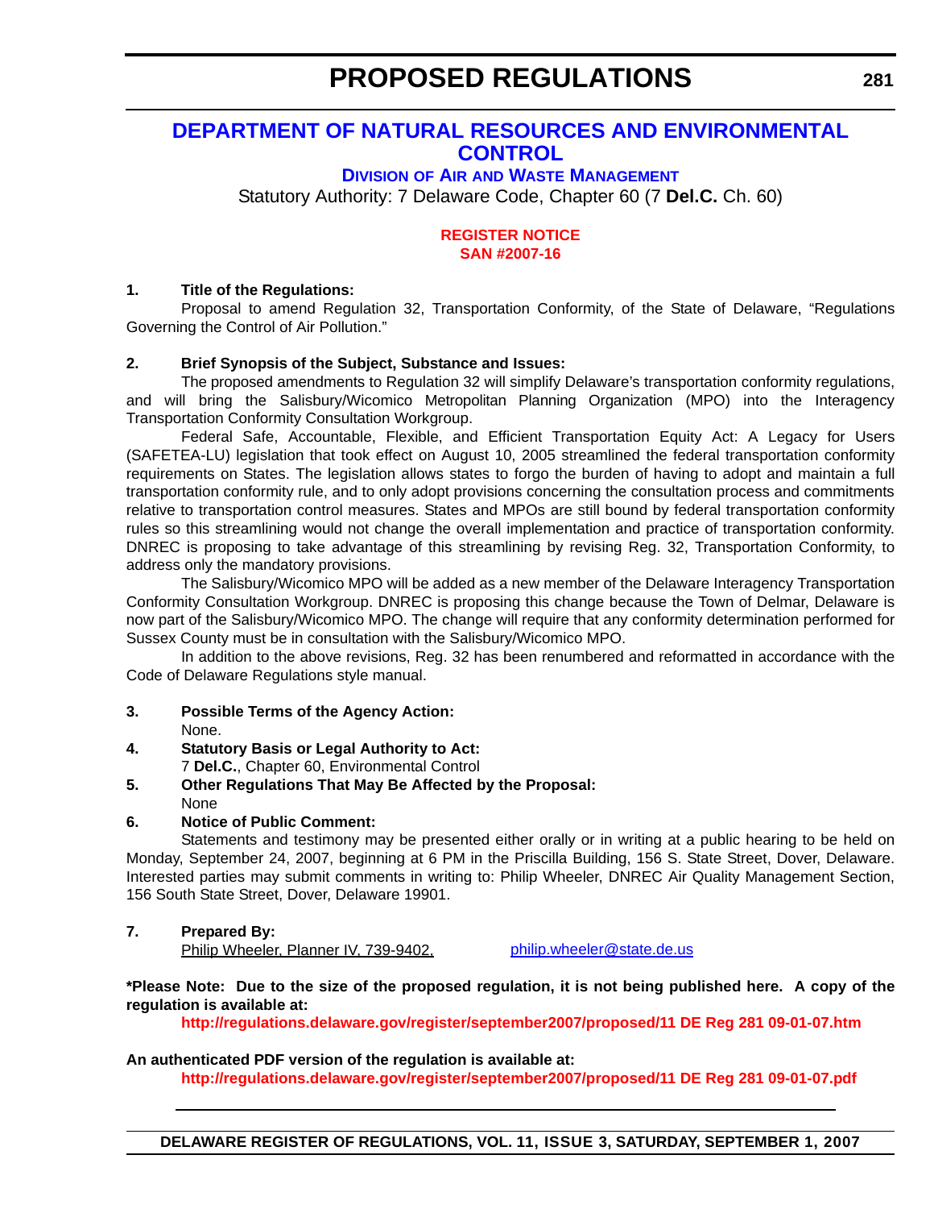# PROPOSED REGULATIONS

## DEPARTMENT OF NATURAL RESOURCES AND ENVIRONMENTAL CONTROL

### DIVISION OF AIR AND WASTE MANAGEMENT

Statutory Authority: 7 Delaware Code, Chapter 60 (7 **Del.C.** Ch. 60)

**REGISTER NOTICE**
**SAN #2007-16**

**1. Title of the Regulations:**

Proposal to amend Regulation 32, Transportation Conformity, of the State of Delaware, "Regulations Governing the Control of Air Pollution."

**2. Brief Synopsis of the Subject, Substance and Issues:**

The proposed amendments to Regulation 32 will simplify Delaware's transportation conformity regulations, and will bring the Salisbury/Wicomico Metropolitan Planning Organization (MPO) into the Interagency Transportation Conformity Consultation Workgroup.

Federal Safe, Accountable, Flexible, and Efficient Transportation Equity Act: A Legacy for Users (SAFETEA-LU) legislation that took effect on August 10, 2005 streamlined the federal transportation conformity requirements on States. The legislation allows states to forgo the burden of having to adopt and maintain a full transportation conformity rule, and to only adopt provisions concerning the consultation process and commitments relative to transportation control measures. States and MPOs are still bound by federal transportation conformity rules so this streamlining would not change the overall implementation and practice of transportation conformity. DNREC is proposing to take advantage of this streamlining by revising Reg. 32, Transportation Conformity, to address only the mandatory provisions.

The Salisbury/Wicomico MPO will be added as a new member of the Delaware Interagency Transportation Conformity Consultation Workgroup. DNREC is proposing this change because the Town of Delmar, Delaware is now part of the Salisbury/Wicomico MPO. The change will require that any conformity determination performed for Sussex County must be in consultation with the Salisbury/Wicomico MPO.

In addition to the above revisions, Reg. 32 has been renumbered and reformatted in accordance with the Code of Delaware Regulations style manual.

**3. Possible Terms of the Agency Action:**

None.

**4. Statutory Basis or Legal Authority to Act:**

7 **Del.C.**, Chapter 60, Environmental Control

**5. Other Regulations That May Be Affected by the Proposal:**

None

**6. Notice of Public Comment:**

Statements and testimony may be presented either orally or in writing at a public hearing to be held on Monday, September 24, 2007, beginning at 6 PM in the Priscilla Building, 156 S. State Street, Dover, Delaware. Interested parties may submit comments in writing to: Philip Wheeler, DNREC Air Quality Management Section, 156 South State Street, Dover, Delaware 19901.

**7. Prepared By:**

Philip Wheeler, Planner IV, 739-9402, philip.wheeler@state.de.us

***Please Note: Due to the size of the proposed regulation, it is not being published here. A copy of the regulation is available at:**

**http://regulations.delaware.gov/register/september2007/proposed/11 DE Reg 281 09-01-07.htm**

**An authenticated PDF version of the regulation is available at:**

**http://regulations.delaware.gov/register/september2007/proposed/11 DE Reg 281 09-01-07.pdf**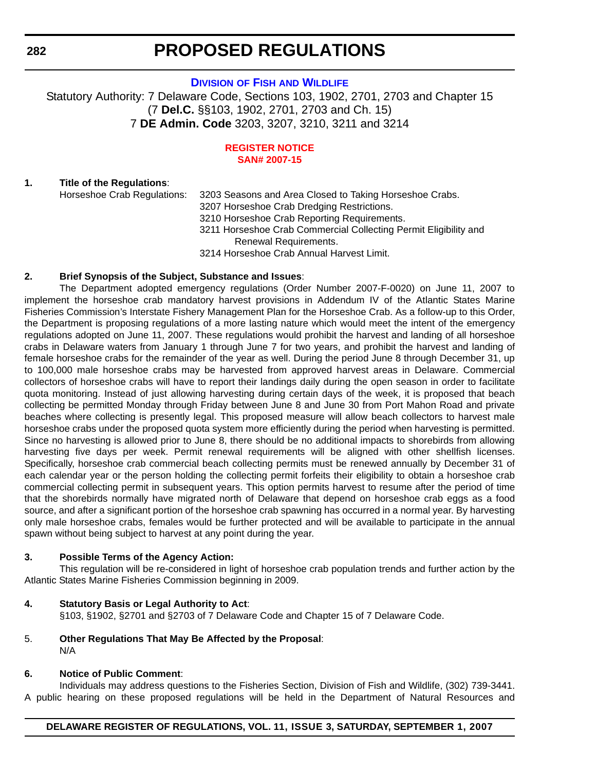# PROPOSED REGULATIONS

## DIVISION OF FISH AND WILDLIFE

Statutory Authority: 7 Delaware Code, Sections 103, 1902, 2701, 2703 and Chapter 15 (7 **Del.C.** §§103, 1902, 2701, 2703 and Ch. 15)
7 **DE Admin. Code** 3203, 3207, 3210, 3211 and 3214

**REGISTER NOTICE**
**SAN# 2007-15**

**1. Title of the Regulations**:

Horseshoe Crab Regulations:
- 3203 Seasons and Area Closed to Taking Horseshoe Crabs.
- 3207 Horseshoe Crab Dredging Restrictions.
- 3210 Horseshoe Crab Reporting Requirements.
- 3211 Horseshoe Crab Commercial Collecting Permit Eligibility and Renewal Requirements.
- 3214 Horseshoe Crab Annual Harvest Limit.

**2. Brief Synopsis of the Subject, Substance and Issues**:

The Department adopted emergency regulations (Order Number 2007-F-0020) on June 11, 2007 to implement the horseshoe crab mandatory harvest provisions in Addendum IV of the Atlantic States Marine Fisheries Commission's Interstate Fishery Management Plan for the Horseshoe Crab. As a follow-up to this Order, the Department is proposing regulations of a more lasting nature which would meet the intent of the emergency regulations adopted on June 11, 2007. These regulations would prohibit the harvest and landing of all horseshoe crabs in Delaware waters from January 1 through June 7 for two years, and prohibit the harvest and landing of female horseshoe crabs for the remainder of the year as well. During the period June 8 through December 31, up to 100,000 male horseshoe crabs may be harvested from approved harvest areas in Delaware. Commercial collectors of horseshoe crabs will have to report their landings daily during the open season in order to facilitate quota monitoring. Instead of just allowing harvesting during certain days of the week, it is proposed that beach collecting be permitted Monday through Friday between June 8 and June 30 from Port Mahon Road and private beaches where collecting is presently legal. This proposed measure will allow beach collectors to harvest male horseshoe crabs under the proposed quota system more efficiently during the period when harvesting is permitted. Since no harvesting is allowed prior to June 8, there should be no additional impacts to shorebirds from allowing harvesting five days per week. Permit renewal requirements will be aligned with other shellfish licenses. Specifically, horseshoe crab commercial beach collecting permits must be renewed annually by December 31 of each calendar year or the person holding the collecting permit forfeits their eligibility to obtain a horseshoe crab commercial collecting permit in subsequent years. This option permits harvest to resume after the period of time that the shorebirds normally have migrated north of Delaware that depend on horseshoe crab eggs as a food source, and after a significant portion of the horseshoe crab spawning has occurred in a normal year. By harvesting only male horseshoe crabs, females would be further protected and will be available to participate in the annual spawn without being subject to harvest at any point during the year.

**3. Possible Terms of the Agency Action:**

This regulation will be re-considered in light of horseshoe crab population trends and further action by the Atlantic States Marine Fisheries Commission beginning in 2009.

**4. Statutory Basis or Legal Authority to Act**:

§103, §1902, §2701 and §2703 of 7 Delaware Code and Chapter 15 of 7 Delaware Code.

**5. Other Regulations That May Be Affected by the Proposal**:

N/A

**6. Notice of Public Comment**:

Individuals may address questions to the Fisheries Section, Division of Fish and Wildlife, (302) 739-3441. A public hearing on these proposed regulations will be held in the Department of Natural Resources and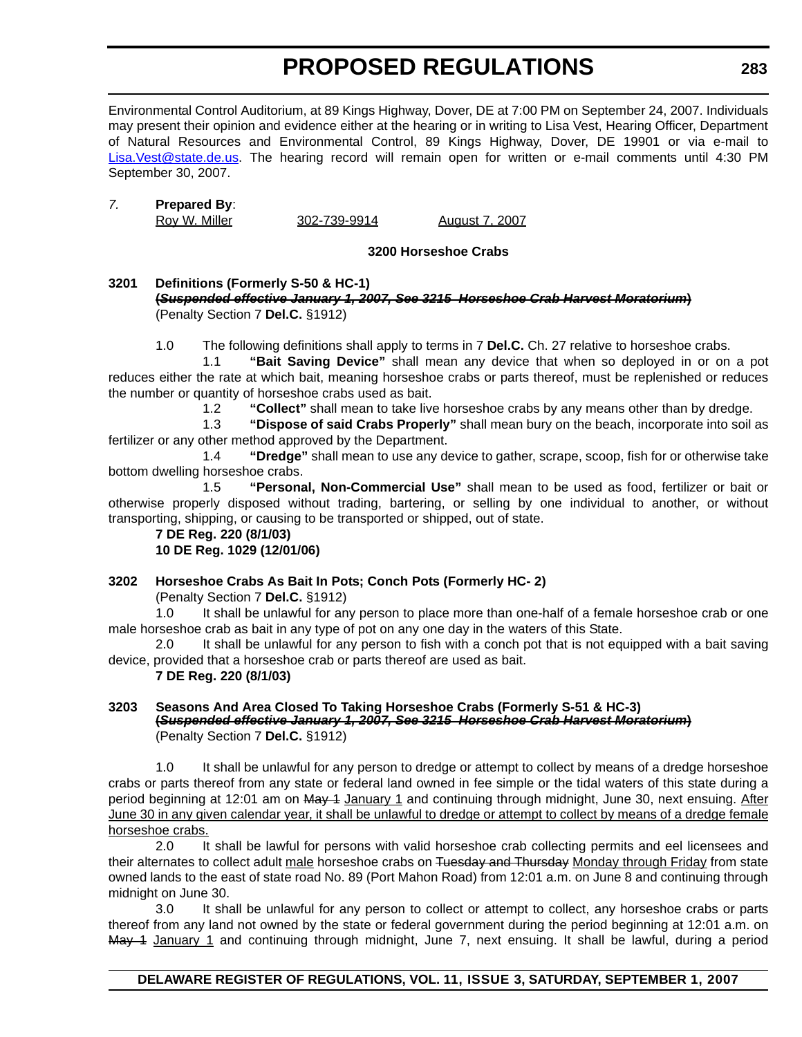Environmental Control Auditorium, at 89 Kings Highway, Dover, DE at 7:00 PM on September 24, 2007. Individuals may present their opinion and evidence either at the hearing or in writing to Lisa Vest, Hearing Officer, Department of Natural Resources and Environmental Control, 89 Kings Highway, Dover, DE 19901 or via e-mail to Lisa.Vest@state.de.us. The hearing record will remain open for written or e-mail comments until 4:30 PM September 30, 2007.

*7.* **Prepared By**:

Roy W. Miller 302-739-9914 August 7, 2007

**3200 Horseshoe Crabs**

**3201 Definitions (Formerly S-50 & HC-1)**
**(~~*Suspended effective January 1, 2007, See 3215 Horseshoe Crab Harvest Moratorium*~~)**
(Penalty Section 7 **Del.C.** §1912)

1.0 The following definitions shall apply to terms in 7 **Del.C.** Ch. 27 relative to horseshoe crabs.

1.1 **"Bait Saving Device"** shall mean any device that when so deployed in or on a pot reduces either the rate at which bait, meaning horseshoe crabs or parts thereof, must be replenished or reduces the number or quantity of horseshoe crabs used as bait.

1.2 **"Collect"** shall mean to take live horseshoe crabs by any means other than by dredge.

1.3 **"Dispose of said Crabs Properly"** shall mean bury on the beach, incorporate into soil as fertilizer or any other method approved by the Department.

1.4 **"Dredge"** shall mean to use any device to gather, scrape, scoop, fish for or otherwise take bottom dwelling horseshoe crabs.

1.5 **"Personal, Non-Commercial Use"** shall mean to be used as food, fertilizer or bait or otherwise properly disposed without trading, bartering, or selling by one individual to another, or without transporting, shipping, or causing to be transported or shipped, out of state.

**7 DE Reg. 220 (8/1/03)**
**10 DE Reg. 1029 (12/01/06)**

**3202 Horseshoe Crabs As Bait In Pots; Conch Pots (Formerly HC- 2)**
(Penalty Section 7 **Del.C.** §1912)

1.0 It shall be unlawful for any person to place more than one-half of a female horseshoe crab or one male horseshoe crab as bait in any type of pot on any one day in the waters of this State.

2.0 It shall be unlawful for any person to fish with a conch pot that is not equipped with a bait saving device, provided that a horseshoe crab or parts thereof are used as bait.

**7 DE Reg. 220 (8/1/03)**

**3203 Seasons And Area Closed To Taking Horseshoe Crabs (Formerly S-51 & HC-3)**
**(~~*Suspended effective January 1, 2007, See 3215 Horseshoe Crab Harvest Moratorium*~~)**
(Penalty Section 7 **Del.C.** §1912)

1.0 It shall be unlawful for any person to dredge or attempt to collect by means of a dredge horseshoe crabs or parts thereof from any state or federal land owned in fee simple or the tidal waters of this state during a period beginning at 12:01 am on ~~May 1~~ <u>January 1</u> and continuing through midnight, June 30, next ensuing. <u>After June 30 in any given calendar year, it shall be unlawful to dredge or attempt to collect by means of a dredge female horseshoe crabs.</u>

2.0 It shall be lawful for persons with valid horseshoe crab collecting permits and eel licensees and their alternates to collect adult <u>male</u> horseshoe crabs on ~~Tuesday and Thursday~~ <u>Monday through Friday</u> from state owned lands to the east of state road No. 89 (Port Mahon Road) from 12:01 a.m. on June 8 and continuing through midnight on June 30.

3.0 It shall be unlawful for any person to collect or attempt to collect, any horseshoe crabs or parts thereof from any land not owned by the state or federal government during the period beginning at 12:01 a.m. on ~~May 1~~ <u>January 1</u> and continuing through midnight, June 7, next ensuing. It shall be lawful, during a period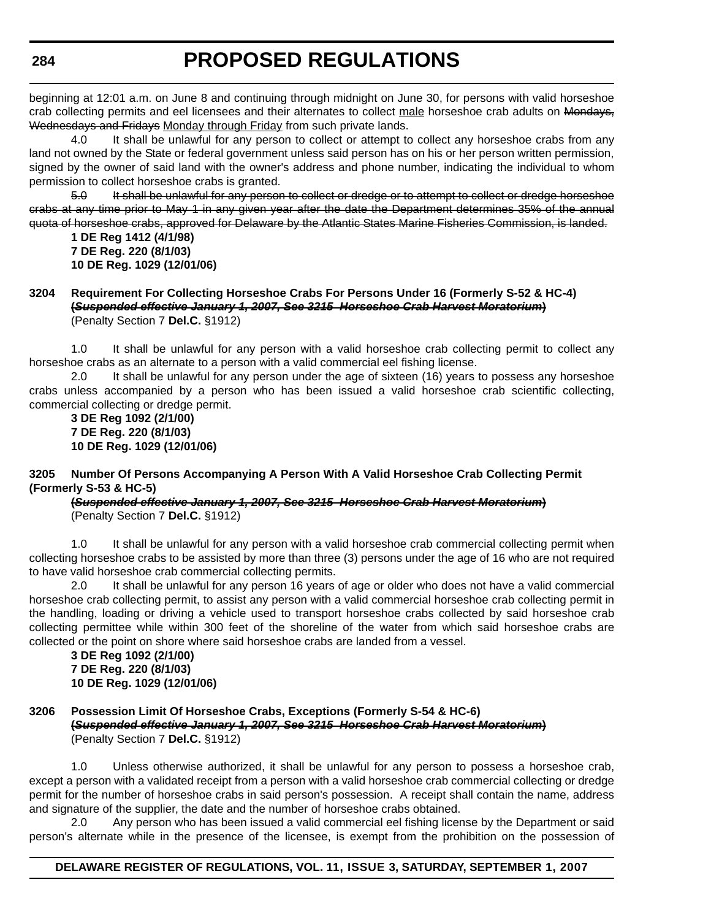beginning at 12:01 a.m. on June 8 and continuing through midnight on June 30, for persons with valid horseshoe crab collecting permits and eel licensees and their alternates to collect <u>male</u> horseshoe crab adults on ~~Mondays, Wednesdays and Fridays~~ <u>Monday through Friday</u> from such private lands.

4.0 It shall be unlawful for any person to collect or attempt to collect any horseshoe crabs from any land not owned by the State or federal government unless said person has on his or her person written permission, signed by the owner of said land with the owner's address and phone number, indicating the individual to whom permission to collect horseshoe crabs is granted.

~~5.0 It shall be unlawful for any person to collect or dredge or to attempt to collect or dredge horseshoe crabs at any time prior to May 1 in any given year after the date the Department determines 35% of the annual quota of horseshoe crabs, approved for Delaware by the Atlantic States Marine Fisheries Commission, is landed.~~

**1 DE Reg 1412 (4/1/98)**
**7 DE Reg. 220 (8/1/03)**
**10 DE Reg. 1029 (12/01/06)**

**3204 Requirement For Collecting Horseshoe Crabs For Persons Under 16 (Formerly S-52 & HC-4)**
**(~~*Suspended effective January 1, 2007, See 3215 Horseshoe Crab Harvest Moratorium*~~)**
(Penalty Section 7 **Del.C.** §1912)

1.0 It shall be unlawful for any person with a valid horseshoe crab collecting permit to collect any horseshoe crabs as an alternate to a person with a valid commercial eel fishing license.

2.0 It shall be unlawful for any person under the age of sixteen (16) years to possess any horseshoe crabs unless accompanied by a person who has been issued a valid horseshoe crab scientific collecting, commercial collecting or dredge permit.

**3 DE Reg 1092 (2/1/00)**
**7 DE Reg. 220 (8/1/03)**
**10 DE Reg. 1029 (12/01/06)**

**3205 Number Of Persons Accompanying A Person With A Valid Horseshoe Crab Collecting Permit (Formerly S-53 & HC-5)**
**(~~*Suspended effective January 1, 2007, See 3215 Horseshoe Crab Harvest Moratorium*~~)**
(Penalty Section 7 **Del.C.** §1912)

1.0 It shall be unlawful for any person with a valid horseshoe crab commercial collecting permit when collecting horseshoe crabs to be assisted by more than three (3) persons under the age of 16 who are not required to have valid horseshoe crab commercial collecting permits.

2.0 It shall be unlawful for any person 16 years of age or older who does not have a valid commercial horseshoe crab collecting permit, to assist any person with a valid commercial horseshoe crab collecting permit in the handling, loading or driving a vehicle used to transport horseshoe crabs collected by said horseshoe crab collecting permittee while within 300 feet of the shoreline of the water from which said horseshoe crabs are collected or the point on shore where said horseshoe crabs are landed from a vessel.

**3 DE Reg 1092 (2/1/00)**
**7 DE Reg. 220 (8/1/03)**
**10 DE Reg. 1029 (12/01/06)**

**3206 Possession Limit Of Horseshoe Crabs, Exceptions (Formerly S-54 & HC-6)**
**(~~*Suspended effective January 1, 2007, See 3215 Horseshoe Crab Harvest Moratorium*~~)**
(Penalty Section 7 **Del.C.** §1912)

1.0 Unless otherwise authorized, it shall be unlawful for any person to possess a horseshoe crab, except a person with a validated receipt from a person with a valid horseshoe crab commercial collecting or dredge permit for the number of horseshoe crabs in said person's possession. A receipt shall contain the name, address and signature of the supplier, the date and the number of horseshoe crabs obtained.

2.0 Any person who has been issued a valid commercial eel fishing license by the Department or said person's alternate while in the presence of the licensee, is exempt from the prohibition on the possession of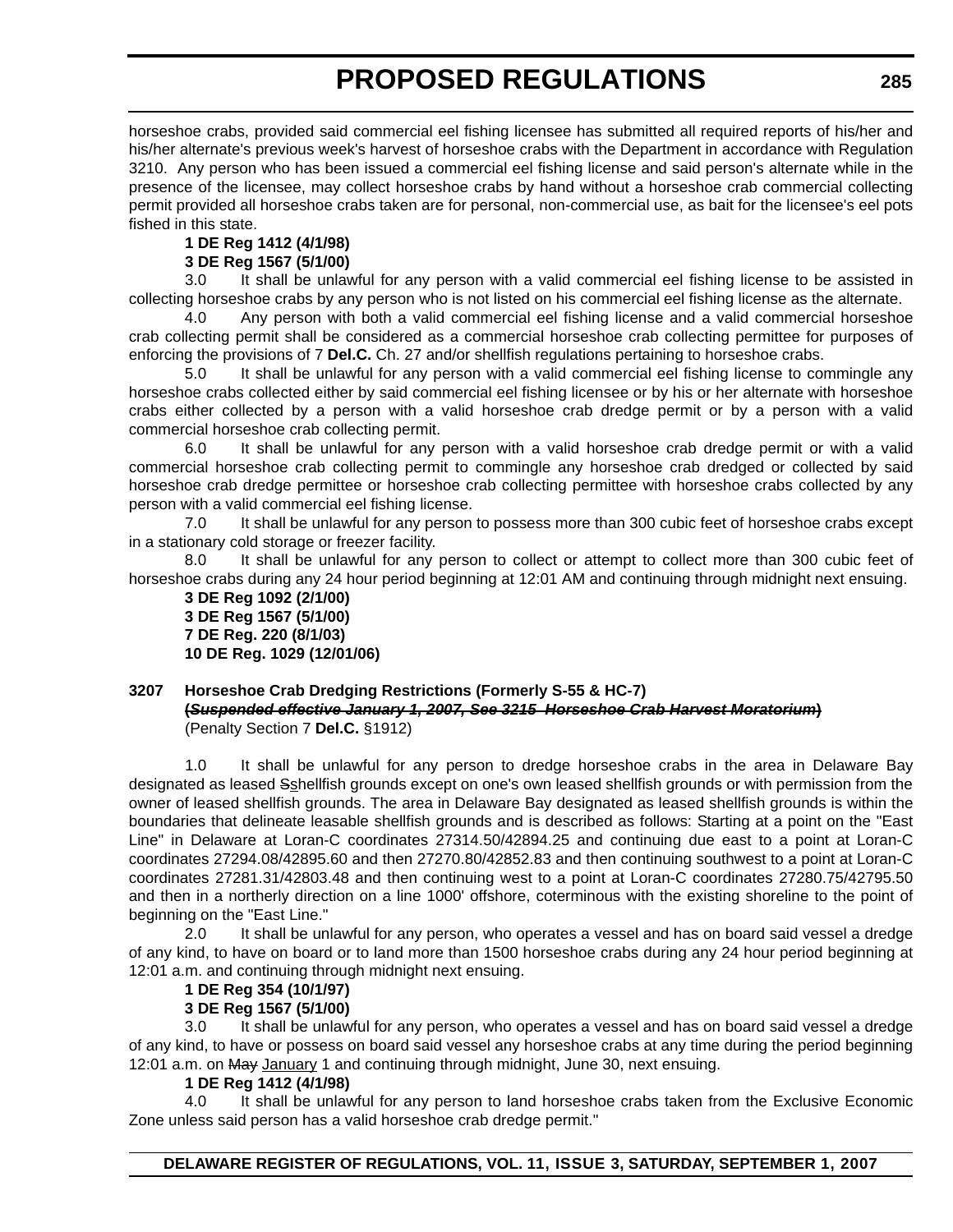horseshoe crabs, provided said commercial eel fishing licensee has submitted all required reports of his/her and his/her alternate's previous week's harvest of horseshoe crabs with the Department in accordance with Regulation 3210. Any person who has been issued a commercial eel fishing license and said person's alternate while in the presence of the licensee, may collect horseshoe crabs by hand without a horseshoe crab commercial collecting permit provided all horseshoe crabs taken are for personal, non-commercial use, as bait for the licensee's eel pots fished in this state.

**1 DE Reg 1412 (4/1/98)**
**3 DE Reg 1567 (5/1/00)**

3.0 It shall be unlawful for any person with a valid commercial eel fishing license to be assisted in collecting horseshoe crabs by any person who is not listed on his commercial eel fishing license as the alternate.

4.0 Any person with both a valid commercial eel fishing license and a valid commercial horseshoe crab collecting permit shall be considered as a commercial horseshoe crab collecting permittee for purposes of enforcing the provisions of 7 **Del.C.** Ch. 27 and/or shellfish regulations pertaining to horseshoe crabs.

5.0 It shall be unlawful for any person with a valid commercial eel fishing license to commingle any horseshoe crabs collected either by said commercial eel fishing licensee or by his or her alternate with horseshoe crabs either collected by a person with a valid horseshoe crab dredge permit or by a person with a valid commercial horseshoe crab collecting permit.

6.0 It shall be unlawful for any person with a valid horseshoe crab dredge permit or with a valid commercial horseshoe crab collecting permit to commingle any horseshoe crab dredged or collected by said horseshoe crab dredge permittee or horseshoe crab collecting permittee with horseshoe crabs collected by any person with a valid commercial eel fishing license.

7.0 It shall be unlawful for any person to possess more than 300 cubic feet of horseshoe crabs except in a stationary cold storage or freezer facility.

8.0 It shall be unlawful for any person to collect or attempt to collect more than 300 cubic feet of horseshoe crabs during any 24 hour period beginning at 12:01 AM and continuing through midnight next ensuing.

**3 DE Reg 1092 (2/1/00)**
**3 DE Reg 1567 (5/1/00)**
**7 DE Reg. 220 (8/1/03)**
**10 DE Reg. 1029 (12/01/06)**

**3207 Horseshoe Crab Dredging Restrictions (Formerly S-55 & HC-7)**
**(~~*Suspended effective January 1, 2007, See 3215 Horseshoe Crab Harvest Moratorium*~~)**
(Penalty Section 7 **Del.C.** §1912)

1.0 It shall be unlawful for any person to dredge horseshoe crabs in the area in Delaware Bay designated as leased ~~S~~shellfish grounds except on one's own leased shellfish grounds or with permission from the owner of leased shellfish grounds. The area in Delaware Bay designated as leased shellfish grounds is within the boundaries that delineate leasable shellfish grounds and is described as follows: Starting at a point on the "East Line" in Delaware at Loran-C coordinates 27314.50/42894.25 and continuing due east to a point at Loran-C coordinates 27294.08/42895.60 and then 27270.80/42852.83 and then continuing southwest to a point at Loran-C coordinates 27281.31/42803.48 and then continuing west to a point at Loran-C coordinates 27280.75/42795.50 and then in a northerly direction on a line 1000' offshore, coterminous with the existing shoreline to the point of beginning on the "East Line."

2.0 It shall be unlawful for any person, who operates a vessel and has on board said vessel a dredge of any kind, to have on board or to land more than 1500 horseshoe crabs during any 24 hour period beginning at 12:01 a.m. and continuing through midnight next ensuing.

**1 DE Reg 354 (10/1/97)**
**3 DE Reg 1567 (5/1/00)**

3.0 It shall be unlawful for any person, who operates a vessel and has on board said vessel a dredge of any kind, to have or possess on board said vessel any horseshoe crabs at any time during the period beginning 12:01 a.m. on ~~May~~ January 1 and continuing through midnight, June 30, next ensuing.

**1 DE Reg 1412 (4/1/98)**

4.0 It shall be unlawful for any person to land horseshoe crabs taken from the Exclusive Economic Zone unless said person has a valid horseshoe crab dredge permit."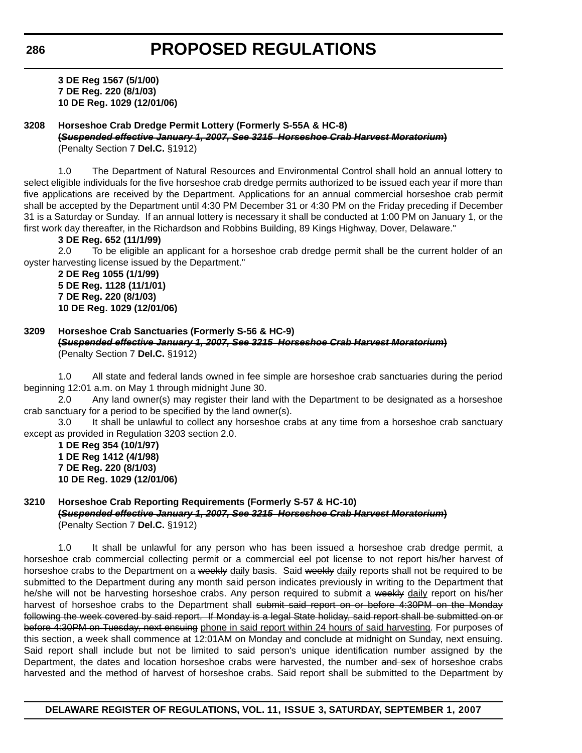**3 DE Reg 1567 (5/1/00)**
**7 DE Reg. 220 (8/1/03)**
**10 DE Reg. 1029 (12/01/06)**

**3208 Horseshoe Crab Dredge Permit Lottery (Formerly S-55A & HC-8)**
**(~~*Suspended effective January 1, 2007, See 3215 Horseshoe Crab Harvest Moratorium*~~)**
(Penalty Section 7 **Del.C.** §1912)

1.0 The Department of Natural Resources and Environmental Control shall hold an annual lottery to select eligible individuals for the five horseshoe crab dredge permits authorized to be issued each year if more than five applications are received by the Department. Applications for an annual commercial horseshoe crab permit shall be accepted by the Department until 4:30 PM December 31 or 4:30 PM on the Friday preceding if December 31 is a Saturday or Sunday. If an annual lottery is necessary it shall be conducted at 1:00 PM on January 1, or the first work day thereafter, in the Richardson and Robbins Building, 89 Kings Highway, Dover, Delaware."

**3 DE Reg. 652 (11/1/99)**

2.0 To be eligible an applicant for a horseshoe crab dredge permit shall be the current holder of an oyster harvesting license issued by the Department."

**2 DE Reg 1055 (1/1/99)**
**5 DE Reg. 1128 (11/1/01)**
**7 DE Reg. 220 (8/1/03)**
**10 DE Reg. 1029 (12/01/06)**

**3209 Horseshoe Crab Sanctuaries (Formerly S-56 & HC-9)**
**(~~*Suspended effective January 1, 2007, See 3215 Horseshoe Crab Harvest Moratorium*~~)**
(Penalty Section 7 **Del.C.** §1912)

1.0 All state and federal lands owned in fee simple are horseshoe crab sanctuaries during the period beginning 12:01 a.m. on May 1 through midnight June 30.

2.0 Any land owner(s) may register their land with the Department to be designated as a horseshoe crab sanctuary for a period to be specified by the land owner(s).

3.0 It shall be unlawful to collect any horseshoe crabs at any time from a horseshoe crab sanctuary except as provided in Regulation 3203 section 2.0.

**1 DE Reg 354 (10/1/97)**
**1 DE Reg 1412 (4/1/98)**
**7 DE Reg. 220 (8/1/03)**
**10 DE Reg. 1029 (12/01/06)**

**3210 Horseshoe Crab Reporting Requirements (Formerly S-57 & HC-10)**
**(~~*Suspended effective January 1, 2007, See 3215 Horseshoe Crab Harvest Moratorium*~~)**
(Penalty Section 7 **Del.C.** §1912)

1.0 It shall be unlawful for any person who has been issued a horseshoe crab dredge permit, a horseshoe crab commercial collecting permit or a commercial eel pot license to not report his/her harvest of horseshoe crabs to the Department on a ~~weekly~~ <u>daily</u> basis. Said ~~weekly~~ <u>daily</u> reports shall not be required to be submitted to the Department during any month said person indicates previously in writing to the Department that he/she will not be harvesting horseshoe crabs. Any person required to submit a ~~weekly~~ <u>daily</u> report on his/her harvest of horseshoe crabs to the Department shall ~~submit said report on or before 4:30PM on the Monday following the week covered by said report. If Monday is a legal State holiday, said report shall be submitted on or before 4:30PM on Tuesday, next ensuing~~ <u>phone in said report within 24 hours of said harvesting</u>. For purposes of this section, a week shall commence at 12:01AM on Monday and conclude at midnight on Sunday, next ensuing. Said report shall include but not be limited to said person's unique identification number assigned by the Department, the dates and location horseshoe crabs were harvested, the number ~~and sex~~ of horseshoe crabs harvested and the method of harvest of horseshoe crabs. Said report shall be submitted to the Department by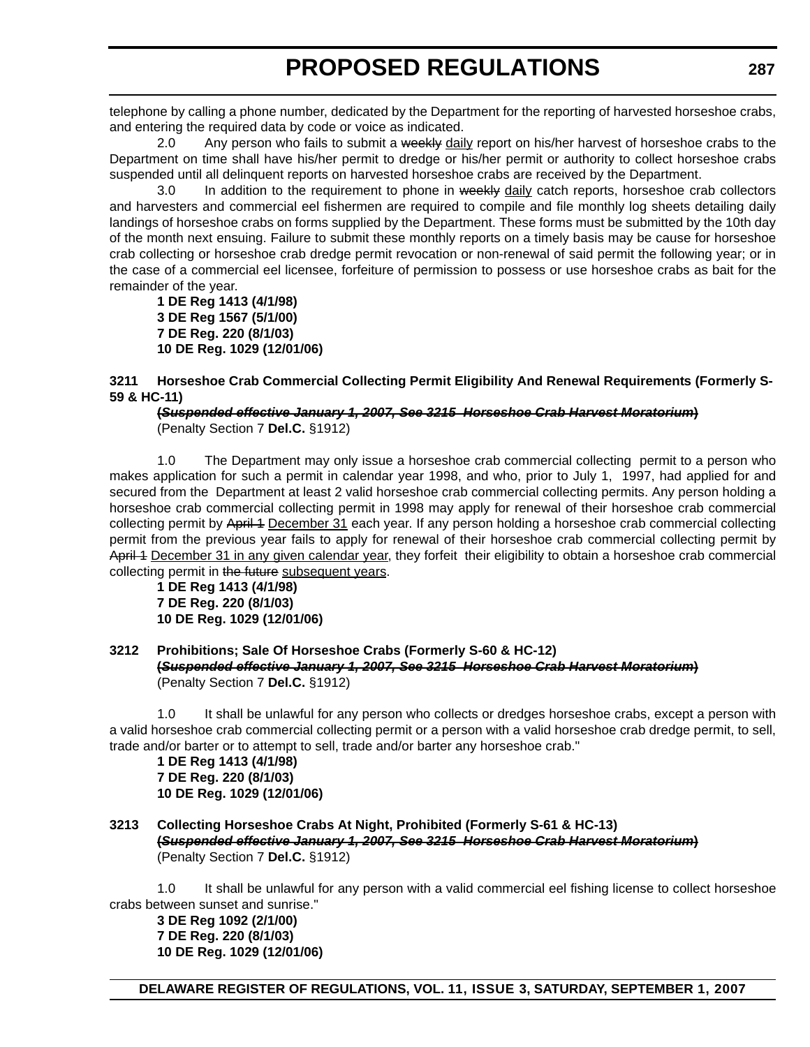telephone by calling a phone number, dedicated by the Department for the reporting of harvested horseshoe crabs, and entering the required data by code or voice as indicated.

2.0 Any person who fails to submit a ~~weekly~~ <u>daily</u> report on his/her harvest of horseshoe crabs to the Department on time shall have his/her permit to dredge or his/her permit or authority to collect horseshoe crabs suspended until all delinquent reports on harvested horseshoe crabs are received by the Department.

3.0 In addition to the requirement to phone in ~~weekly~~ <u>daily</u> catch reports, horseshoe crab collectors and harvesters and commercial eel fishermen are required to compile and file monthly log sheets detailing daily landings of horseshoe crabs on forms supplied by the Department. These forms must be submitted by the 10th day of the month next ensuing. Failure to submit these monthly reports on a timely basis may be cause for horseshoe crab collecting or horseshoe crab dredge permit revocation or non-renewal of said permit the following year; or in the case of a commercial eel licensee, forfeiture of permission to possess or use horseshoe crabs as bait for the remainder of the year.

**1 DE Reg 1413 (4/1/98)**
**3 DE Reg 1567 (5/1/00)**
**7 DE Reg. 220 (8/1/03)**
**10 DE Reg. 1029 (12/01/06)**

**3211 Horseshoe Crab Commercial Collecting Permit Eligibility And Renewal Requirements (Formerly S-59 & HC-11)**

~~**(*Suspended effective January 1, 2007, See 3215 Horseshoe Crab Harvest Moratorium*)**~~

(Penalty Section 7 **Del.C.** §1912)

1.0 The Department may only issue a horseshoe crab commercial collecting permit to a person who makes application for such a permit in calendar year 1998, and who, prior to July 1, 1997, had applied for and secured from the Department at least 2 valid horseshoe crab commercial collecting permits. Any person holding a horseshoe crab commercial collecting permit in 1998 may apply for renewal of their horseshoe crab commercial collecting permit by ~~April 1~~ <u>December 31</u> each year. If any person holding a horseshoe crab commercial collecting permit from the previous year fails to apply for renewal of their horseshoe crab commercial collecting permit by ~~April 1~~ <u>December 31 in any given calendar year</u>, they forfeit their eligibility to obtain a horseshoe crab commercial collecting permit in ~~the future~~ <u>subsequent years</u>.

**1 DE Reg 1413 (4/1/98)**
**7 DE Reg. 220 (8/1/03)**
**10 DE Reg. 1029 (12/01/06)**

**3212 Prohibitions; Sale Of Horseshoe Crabs (Formerly S-60 & HC-12)**

~~**(*Suspended effective January 1, 2007, See 3215 Horseshoe Crab Harvest Moratorium*)**~~

(Penalty Section 7 **Del.C.** §1912)

1.0 It shall be unlawful for any person who collects or dredges horseshoe crabs, except a person with a valid horseshoe crab commercial collecting permit or a person with a valid horseshoe crab dredge permit, to sell, trade and/or barter or to attempt to sell, trade and/or barter any horseshoe crab."

**1 DE Reg 1413 (4/1/98)**
**7 DE Reg. 220 (8/1/03)**
**10 DE Reg. 1029 (12/01/06)**

**3213 Collecting Horseshoe Crabs At Night, Prohibited (Formerly S-61 & HC-13)**

~~**(*Suspended effective January 1, 2007, See 3215 Horseshoe Crab Harvest Moratorium*)**~~

(Penalty Section 7 **Del.C.** §1912)

1.0 It shall be unlawful for any person with a valid commercial eel fishing license to collect horseshoe crabs between sunset and sunrise."

**3 DE Reg 1092 (2/1/00)**
**7 DE Reg. 220 (8/1/03)**
**10 DE Reg. 1029 (12/01/06)**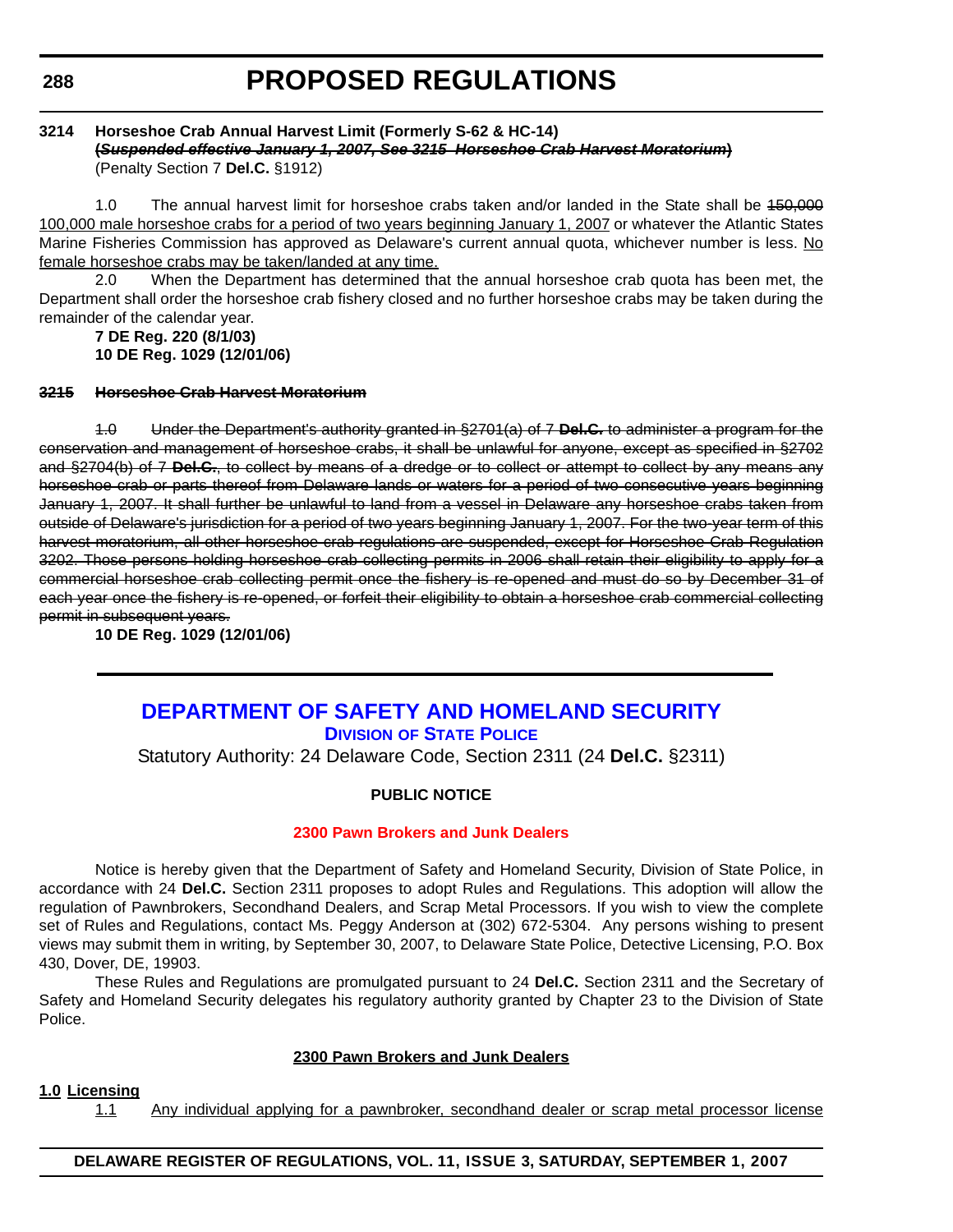**3214 Horseshoe Crab Annual Harvest Limit (Formerly S-62 & HC-14)**
**(~~*Suspended effective January 1, 2007, See 3215 Horseshoe Crab Harvest Moratorium*~~)**
(Penalty Section 7 **Del.C.** §1912)

1.0 The annual harvest limit for horseshoe crabs taken and/or landed in the State shall be ~~150,000~~ <u>100,000 male horseshoe crabs for a period of two years beginning January 1, 2007</u> or whatever the Atlantic States Marine Fisheries Commission has approved as Delaware's current annual quota, whichever number is less. <u>No female horseshoe crabs may be taken/landed at any time.</u>

2.0 When the Department has determined that the annual horseshoe crab quota has been met, the Department shall order the horseshoe crab fishery closed and no further horseshoe crabs may be taken during the remainder of the calendar year.

**7 DE Reg. 220 (8/1/03)**
**10 DE Reg. 1029 (12/01/06)**

~~**3215 Horseshoe Crab Harvest Moratorium**~~

~~1.0 Under the Department's authority granted in §2701(a) of 7 **Del.C.** to administer a program for the conservation and management of horseshoe crabs, it shall be unlawful for anyone, except as specified in §2702 and §2704(b) of 7 **Del.C.**, to collect by means of a dredge or to collect or attempt to collect by any means any horseshoe crab or parts thereof from Delaware lands or waters for a period of two consecutive years beginning January 1, 2007. It shall further be unlawful to land from a vessel in Delaware any horseshoe crabs taken from outside of Delaware's jurisdiction for a period of two years beginning January 1, 2007. For the two-year term of this harvest moratorium, all other horseshoe crab regulations are suspended, except for Horseshoe Crab Regulation 3202. Those persons holding horseshoe crab collecting permits in 2006 shall retain their eligibility to apply for a commercial horseshoe crab collecting permit once the fishery is re-opened and must do so by December 31 of each year once the fishery is re-opened, or forfeit their eligibility to obtain a horseshoe crab commercial collecting permit in subsequent years.~~

**10 DE Reg. 1029 (12/01/06)**

---

# DEPARTMENT OF SAFETY AND HOMELAND SECURITY

## DIVISION OF STATE POLICE

Statutory Authority: 24 Delaware Code, Section 2311 (24 **Del.C.** §2311)

**PUBLIC NOTICE**

**2300 Pawn Brokers and Junk Dealers**

Notice is hereby given that the Department of Safety and Homeland Security, Division of State Police, in accordance with 24 **Del.C.** Section 2311 proposes to adopt Rules and Regulations. This adoption will allow the regulation of Pawnbrokers, Secondhand Dealers, and Scrap Metal Processors. If you wish to view the complete set of Rules and Regulations, contact Ms. Peggy Anderson at (302) 672-5304. Any persons wishing to present views may submit them in writing, by September 30, 2007, to Delaware State Police, Detective Licensing, P.O. Box 430, Dover, DE, 19903.

These Rules and Regulations are promulgated pursuant to 24 **Del.C.** Section 2311 and the Secretary of Safety and Homeland Security delegates his regulatory authority granted by Chapter 23 to the Division of State Police.

**<u>2300 Pawn Brokers and Junk Dealers</u>**

**<u>1.0 Licensing</u>**

<u>1.1 Any individual applying for a pawnbroker, secondhand dealer or scrap metal processor license</u>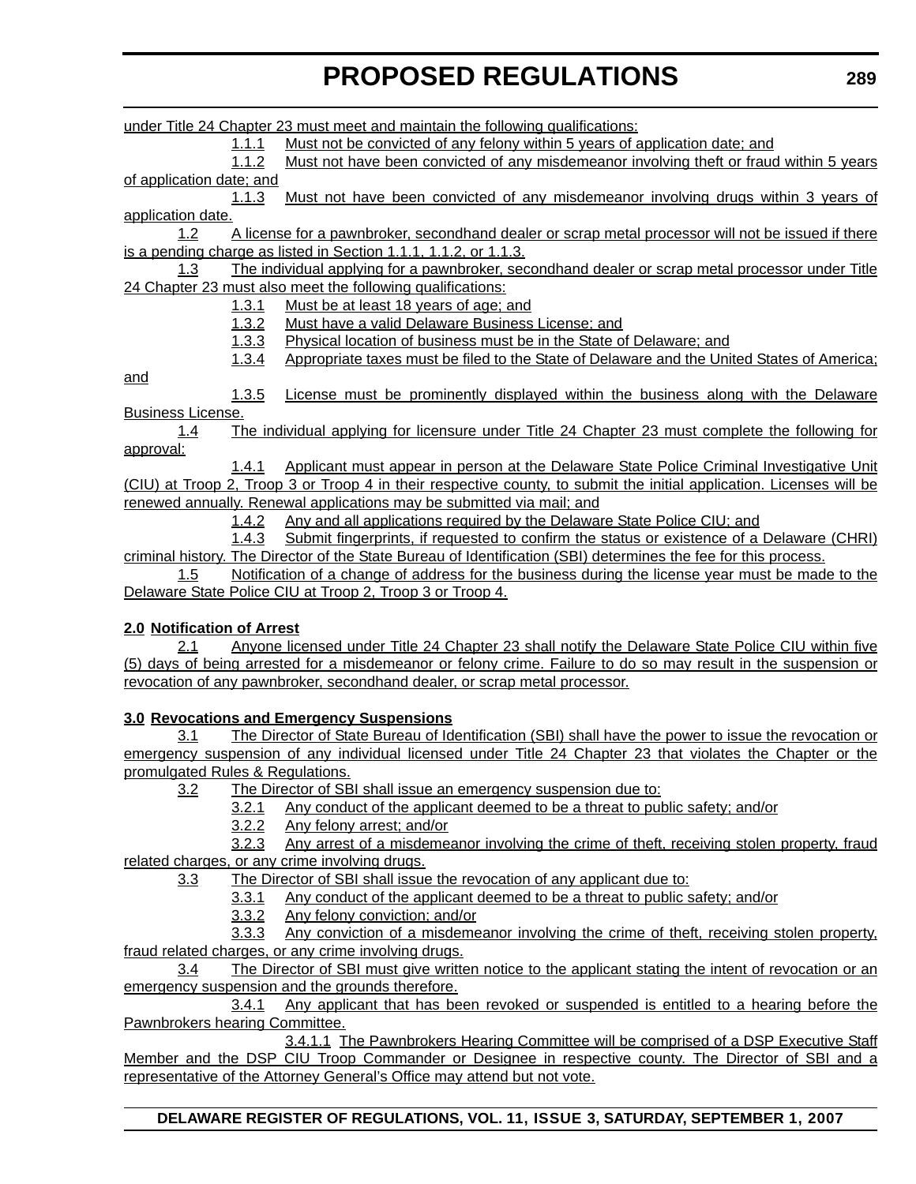under Title 24 Chapter 23 must meet and maintain the following qualifications:

1.1.1 Must not be convicted of any felony within 5 years of application date; and

1.1.2 Must not have been convicted of any misdemeanor involving theft or fraud within 5 years of application date; and

1.1.3 Must not have been convicted of any misdemeanor involving drugs within 3 years of application date.

1.2 A license for a pawnbroker, secondhand dealer or scrap metal processor will not be issued if there is a pending charge as listed in Section 1.1.1, 1.1.2, or 1.1.3.

1.3 The individual applying for a pawnbroker, secondhand dealer or scrap metal processor under Title 24 Chapter 23 must also meet the following qualifications:

1.3.1 Must be at least 18 years of age; and

1.3.2 Must have a valid Delaware Business License; and

1.3.3 Physical location of business must be in the State of Delaware; and

1.3.4 Appropriate taxes must be filed to the State of Delaware and the United States of America; and

1.3.5 License must be prominently displayed within the business along with the Delaware Business License.

1.4 The individual applying for licensure under Title 24 Chapter 23 must complete the following for approval:

1.4.1 Applicant must appear in person at the Delaware State Police Criminal Investigative Unit (CIU) at Troop 2, Troop 3 or Troop 4 in their respective county, to submit the initial application. Licenses will be renewed annually. Renewal applications may be submitted via mail; and

1.4.2 Any and all applications required by the Delaware State Police CIU; and

1.4.3 Submit fingerprints, if requested to confirm the status or existence of a Delaware (CHRI) criminal history. The Director of the State Bureau of Identification (SBI) determines the fee for this process.

1.5 Notification of a change of address for the business during the license year must be made to the Delaware State Police CIU at Troop 2, Troop 3 or Troop 4.

**2.0 Notification of Arrest**

2.1 Anyone licensed under Title 24 Chapter 23 shall notify the Delaware State Police CIU within five (5) days of being arrested for a misdemeanor or felony crime. Failure to do so may result in the suspension or revocation of any pawnbroker, secondhand dealer, or scrap metal processor.

**3.0 Revocations and Emergency Suspensions**

3.1 The Director of State Bureau of Identification (SBI) shall have the power to issue the revocation or emergency suspension of any individual licensed under Title 24 Chapter 23 that violates the Chapter or the promulgated Rules & Regulations.

3.2 The Director of SBI shall issue an emergency suspension due to:

3.2.1 Any conduct of the applicant deemed to be a threat to public safety; and/or

3.2.2 Any felony arrest; and/or

3.2.3 Any arrest of a misdemeanor involving the crime of theft, receiving stolen property, fraud related charges, or any crime involving drugs.

3.3 The Director of SBI shall issue the revocation of any applicant due to:

3.3.1 Any conduct of the applicant deemed to be a threat to public safety; and/or

3.3.2 Any felony conviction; and/or

3.3.3 Any conviction of a misdemeanor involving the crime of theft, receiving stolen property, fraud related charges, or any crime involving drugs.

3.4 The Director of SBI must give written notice to the applicant stating the intent of revocation or an emergency suspension and the grounds therefore.

3.4.1 Any applicant that has been revoked or suspended is entitled to a hearing before the Pawnbrokers hearing Committee.

3.4.1.1 The Pawnbrokers Hearing Committee will be comprised of a DSP Executive Staff Member and the DSP CIU Troop Commander or Designee in respective county. The Director of SBI and a representative of the Attorney General's Office may attend but not vote.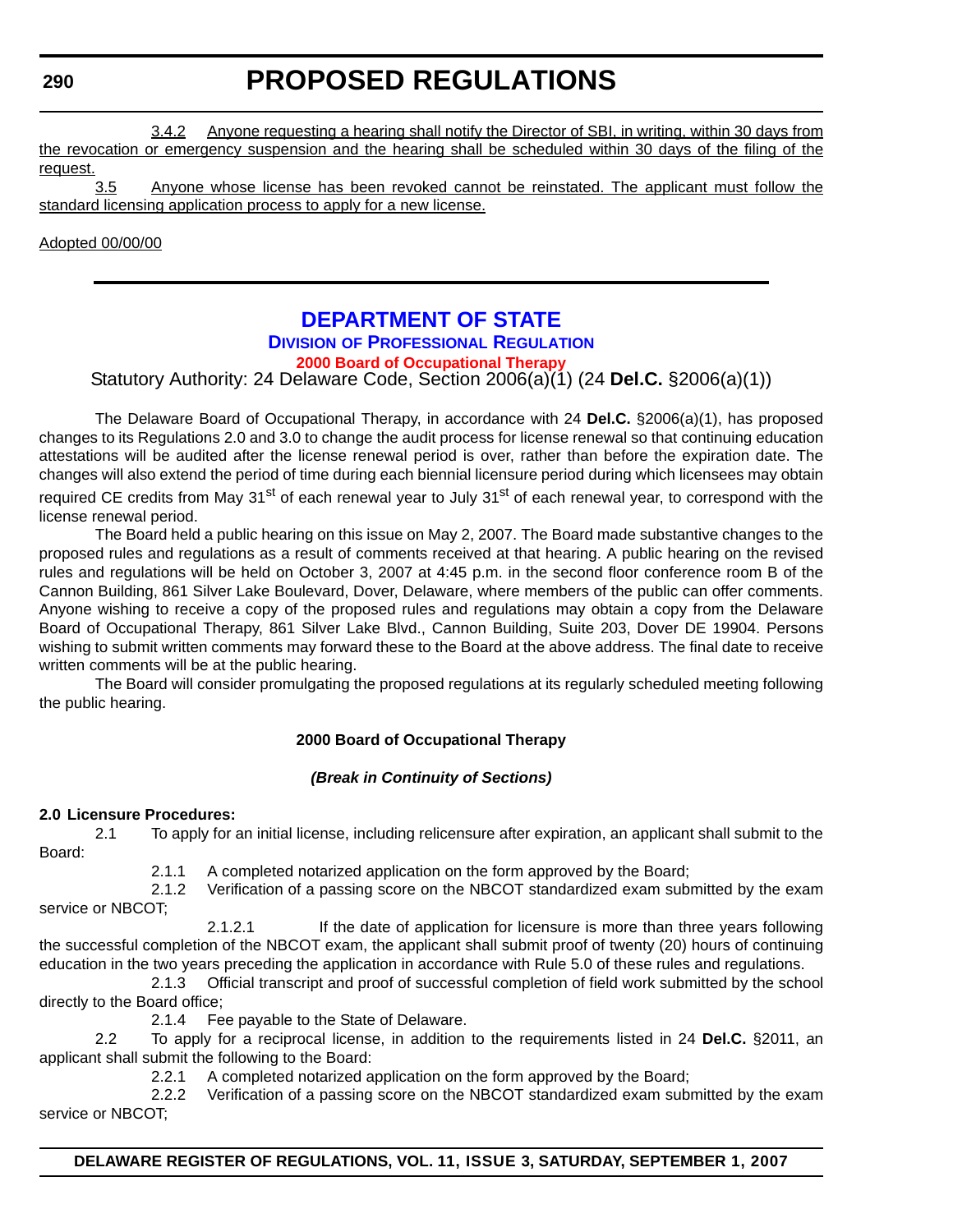3.4.2 Anyone requesting a hearing shall notify the Director of SBI, in writing, within 30 days from the revocation or emergency suspension and the hearing shall be scheduled within 30 days of the filing of the request.

3.5 Anyone whose license has been revoked cannot be reinstated. The applicant must follow the standard licensing application process to apply for a new license.

Adopted 00/00/00

# DEPARTMENT OF STATE

## Division of Professional Regulation

### 2000 Board of Occupational Therapy

Statutory Authority: 24 Delaware Code, Section 2006(a)(1) (24 **Del.C.** §2006(a)(1))

The Delaware Board of Occupational Therapy, in accordance with 24 **Del.C.** §2006(a)(1), has proposed changes to its Regulations 2.0 and 3.0 to change the audit process for license renewal so that continuing education attestations will be audited after the license renewal period is over, rather than before the expiration date. The changes will also extend the period of time during each biennial licensure period during which licensees may obtain required CE credits from May 31st of each renewal year to July 31st of each renewal year, to correspond with the license renewal period.

The Board held a public hearing on this issue on May 2, 2007. The Board made substantive changes to the proposed rules and regulations as a result of comments received at that hearing. A public hearing on the revised rules and regulations will be held on October 3, 2007 at 4:45 p.m. in the second floor conference room B of the Cannon Building, 861 Silver Lake Boulevard, Dover, Delaware, where members of the public can offer comments. Anyone wishing to receive a copy of the proposed rules and regulations may obtain a copy from the Delaware Board of Occupational Therapy, 861 Silver Lake Blvd., Cannon Building, Suite 203, Dover DE 19904. Persons wishing to submit written comments may forward these to the Board at the above address. The final date to receive written comments will be at the public hearing.

The Board will consider promulgating the proposed regulations at its regularly scheduled meeting following the public hearing.

**2000 Board of Occupational Therapy**

***(Break in Continuity of Sections)***

**2.0 Licensure Procedures:**

2.1 To apply for an initial license, including relicensure after expiration, an applicant shall submit to the Board:

2.1.1 A completed notarized application on the form approved by the Board;

2.1.2 Verification of a passing score on the NBCOT standardized exam submitted by the exam service or NBCOT;

2.1.2.1 If the date of application for licensure is more than three years following the successful completion of the NBCOT exam, the applicant shall submit proof of twenty (20) hours of continuing education in the two years preceding the application in accordance with Rule 5.0 of these rules and regulations.

2.1.3 Official transcript and proof of successful completion of field work submitted by the school directly to the Board office;

2.1.4 Fee payable to the State of Delaware.

2.2 To apply for a reciprocal license, in addition to the requirements listed in 24 **Del.C.** §2011, an applicant shall submit the following to the Board:

2.2.1 A completed notarized application on the form approved by the Board;

2.2.2 Verification of a passing score on the NBCOT standardized exam submitted by the exam service or NBCOT;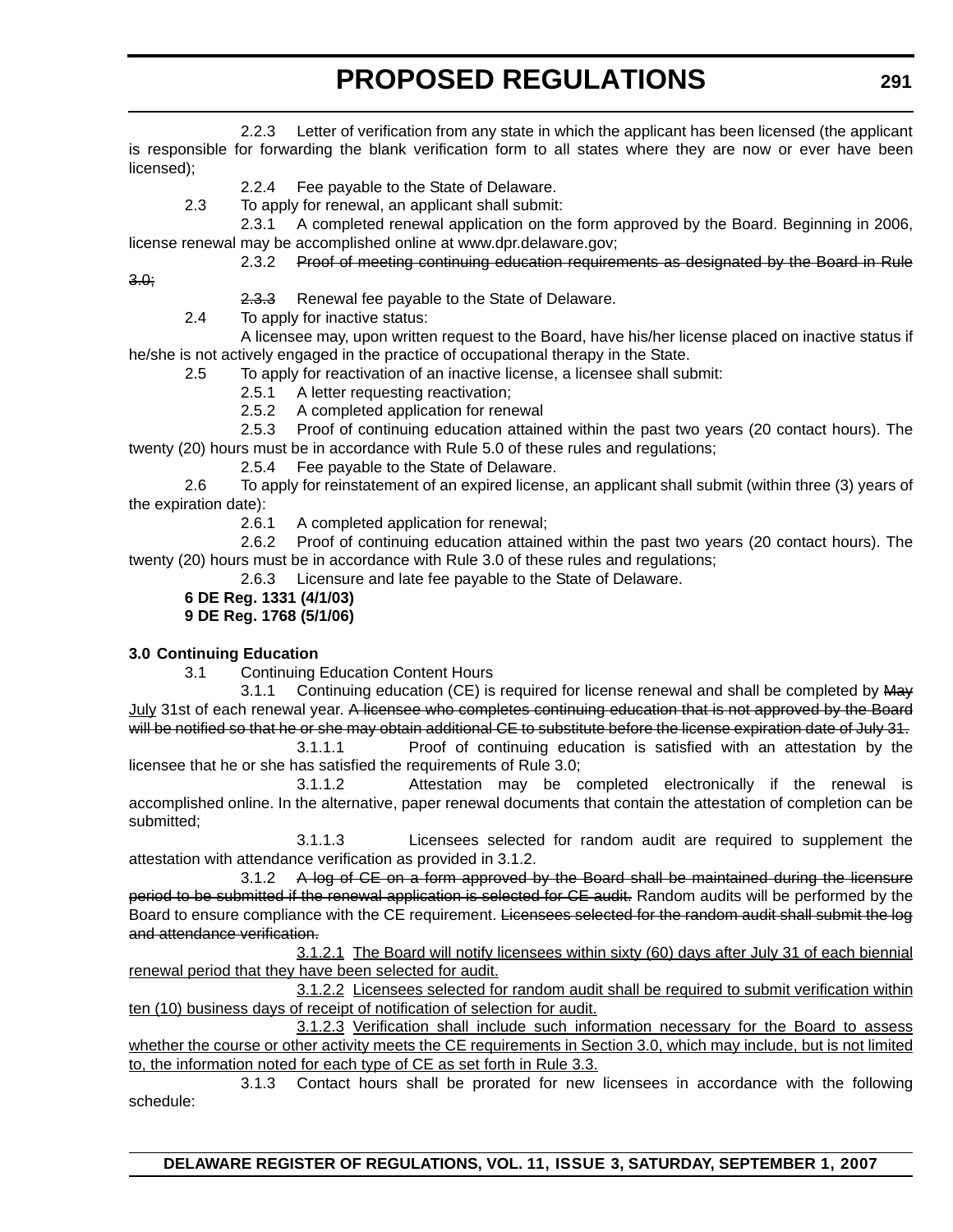2.2.3 Letter of verification from any state in which the applicant has been licensed (the applicant is responsible for forwarding the blank verification form to all states where they are now or ever have been licensed);

2.2.4 Fee payable to the State of Delaware.

2.3 To apply for renewal, an applicant shall submit:

2.3.1 A completed renewal application on the form approved by the Board. Beginning in 2006, license renewal may be accomplished online at www.dpr.delaware.gov;

~~2.3.2 Proof of meeting continuing education requirements as designated by the Board in Rule 3.0;~~

~~2.3.3~~ Renewal fee payable to the State of Delaware.

2.4 To apply for inactive status:

A licensee may, upon written request to the Board, have his/her license placed on inactive status if he/she is not actively engaged in the practice of occupational therapy in the State.

2.5 To apply for reactivation of an inactive license, a licensee shall submit:

2.5.1 A letter requesting reactivation;

2.5.2 A completed application for renewal

2.5.3 Proof of continuing education attained within the past two years (20 contact hours). The twenty (20) hours must be in accordance with Rule 5.0 of these rules and regulations;

2.5.4 Fee payable to the State of Delaware.

2.6 To apply for reinstatement of an expired license, an applicant shall submit (within three (3) years of the expiration date):

2.6.1 A completed application for renewal;

2.6.2 Proof of continuing education attained within the past two years (20 contact hours). The twenty (20) hours must be in accordance with Rule 3.0 of these rules and regulations;

2.6.3 Licensure and late fee payable to the State of Delaware.

**6 DE Reg. 1331 (4/1/03)**
**9 DE Reg. 1768 (5/1/06)**

**3.0 Continuing Education**

3.1 Continuing Education Content Hours

3.1.1 Continuing education (CE) is required for license renewal and shall be completed by ~~May~~ <u>July</u> 31st of each renewal year. ~~A licensee who completes continuing education that is not approved by the Board will be notified so that he or she may obtain additional CE to substitute before the license expiration date of July 31.~~

3.1.1.1 Proof of continuing education is satisfied with an attestation by the licensee that he or she has satisfied the requirements of Rule 3.0;

3.1.1.2 Attestation may be completed electronically if the renewal is accomplished online. In the alternative, paper renewal documents that contain the attestation of completion can be submitted;

3.1.1.3 Licensees selected for random audit are required to supplement the attestation with attendance verification as provided in 3.1.2.

3.1.2 ~~A log of CE on a form approved by the Board shall be maintained during the licensure period to be submitted if the renewal application is selected for CE audit.~~ Random audits will be performed by the Board to ensure compliance with the CE requirement. ~~Licensees selected for the random audit shall submit the log and attendance verification.~~

<u>3.1.2.1 The Board will notify licensees within sixty (60) days after July 31 of each biennial renewal period that they have been selected for audit.</u>

<u>3.1.2.2 Licensees selected for random audit shall be required to submit verification within ten (10) business days of receipt of notification of selection for audit.</u>

<u>3.1.2.3 Verification shall include such information necessary for the Board to assess whether the course or other activity meets the CE requirements in Section 3.0, which may include, but is not limited to, the information noted for each type of CE as set forth in Rule 3.3.</u>

3.1.3 Contact hours shall be prorated for new licensees in accordance with the following schedule: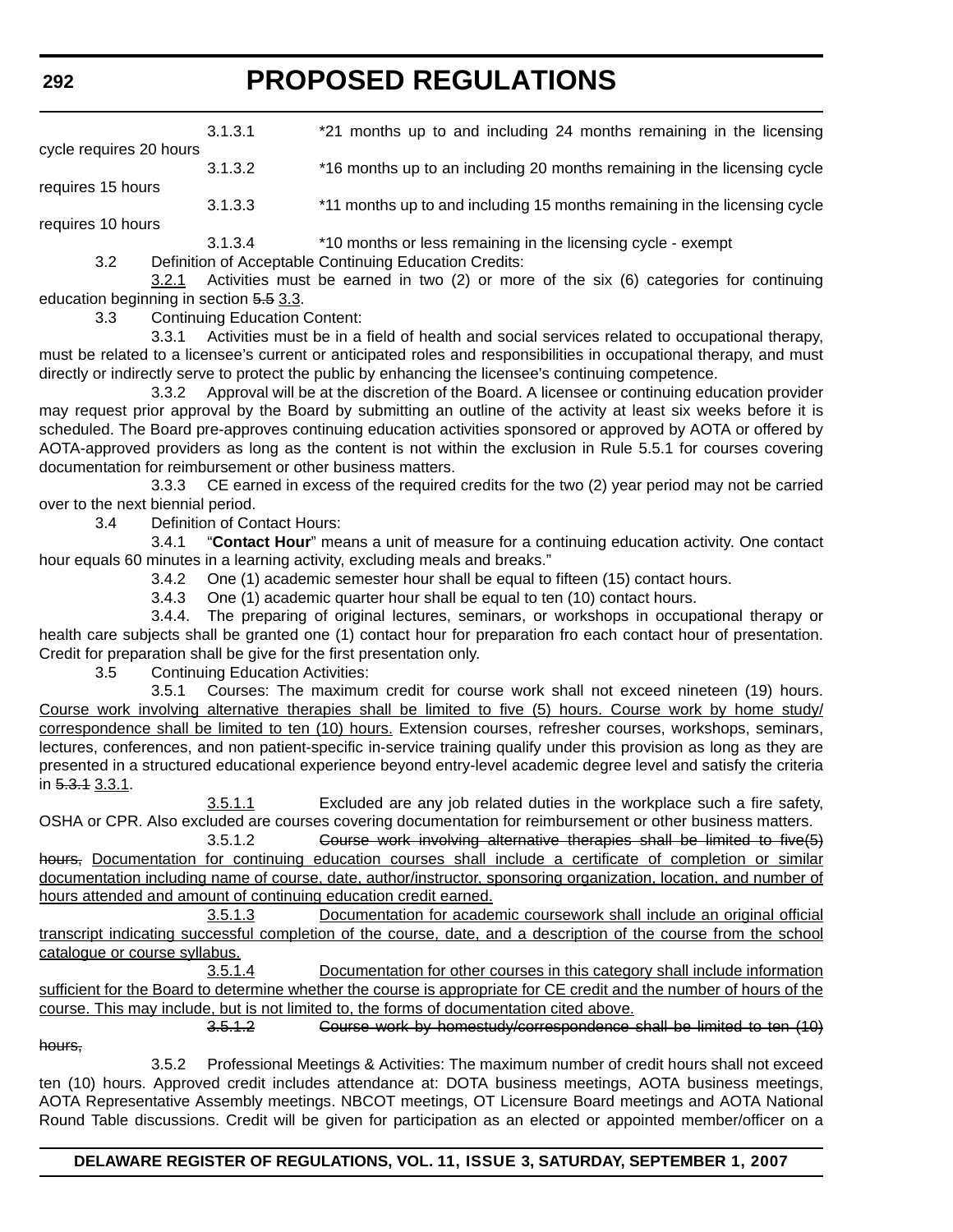3.1.3.1 *21 months up to and including 24 months remaining in the licensing cycle requires 20 hours

3.1.3.2 *16 months up to an including 20 months remaining in the licensing cycle requires 15 hours

3.1.3.3 *11 months up to and including 15 months remaining in the licensing cycle requires 10 hours

3.1.3.4 *10 months or less remaining in the licensing cycle - exempt

3.2 Definition of Acceptable Continuing Education Credits:

<u>3.2.1</u> Activities must be earned in two (2) or more of the six (6) categories for continuing education beginning in section ~~5.5~~ <u>3.3</u>.

3.3 Continuing Education Content:

3.3.1 Activities must be in a field of health and social services related to occupational therapy, must be related to a licensee's current or anticipated roles and responsibilities in occupational therapy, and must directly or indirectly serve to protect the public by enhancing the licensee's continuing competence.

3.3.2 Approval will be at the discretion of the Board. A licensee or continuing education provider may request prior approval by the Board by submitting an outline of the activity at least six weeks before it is scheduled. The Board pre-approves continuing education activities sponsored or approved by AOTA or offered by AOTA-approved providers as long as the content is not within the exclusion in Rule 5.5.1 for courses covering documentation for reimbursement or other business matters.

3.3.3 CE earned in excess of the required credits for the two (2) year period may not be carried over to the next biennial period.

3.4 Definition of Contact Hours:

3.4.1 "**Contact Hour**" means a unit of measure for a continuing education activity. One contact hour equals 60 minutes in a learning activity, excluding meals and breaks."

3.4.2 One (1) academic semester hour shall be equal to fifteen (15) contact hours.

3.4.3 One (1) academic quarter hour shall be equal to ten (10) contact hours.

3.4.4. The preparing of original lectures, seminars, or workshops in occupational therapy or health care subjects shall be granted one (1) contact hour for preparation fro each contact hour of presentation. Credit for preparation shall be give for the first presentation only.

3.5 Continuing Education Activities:

3.5.1 Courses: The maximum credit for course work shall not exceed nineteen (19) hours. <u>Course work involving alternative therapies shall be limited to five (5) hours. Course work by home study/ correspondence shall be limited to ten (10) hours.</u> Extension courses, refresher courses, workshops, seminars, lectures, conferences, and non patient-specific in-service training qualify under this provision as long as they are presented in a structured educational experience beyond entry-level academic degree level and satisfy the criteria in ~~5.3.1~~ <u>3.3.1</u>.

<u>3.5.1.1</u> Excluded are any job related duties in the workplace such a fire safety, OSHA or CPR. Also excluded are courses covering documentation for reimbursement or other business matters.

3.5.1.2 ~~Course work involving alternative therapies shall be limited to five(5) hours,~~ <u>Documentation for continuing education courses shall include a certificate of completion or similar documentation including name of course, date, author/instructor, sponsoring organization, location, and number of hours attended and amount of continuing education credit earned.</u>

<u>3.5.1.3</u> <u>Documentation for academic coursework shall include an original official transcript indicating successful completion of the course, date, and a description of the course from the school catalogue or course syllabus.</u>

<u>3.5.1.4</u> <u>Documentation for other courses in this category shall include information sufficient for the Board to determine whether the course is appropriate for CE credit and the number of hours of the course. This may include, but is not limited to, the forms of documentation cited above.</u>

~~3.5.1.2 Course work by homestudy/correspondence shall be limited to ten (10) hours,~~

3.5.2 Professional Meetings & Activities: The maximum number of credit hours shall not exceed ten (10) hours. Approved credit includes attendance at: DOTA business meetings, AOTA business meetings, AOTA Representative Assembly meetings. NBCOT meetings, OT Licensure Board meetings and AOTA National Round Table discussions. Credit will be given for participation as an elected or appointed member/officer on a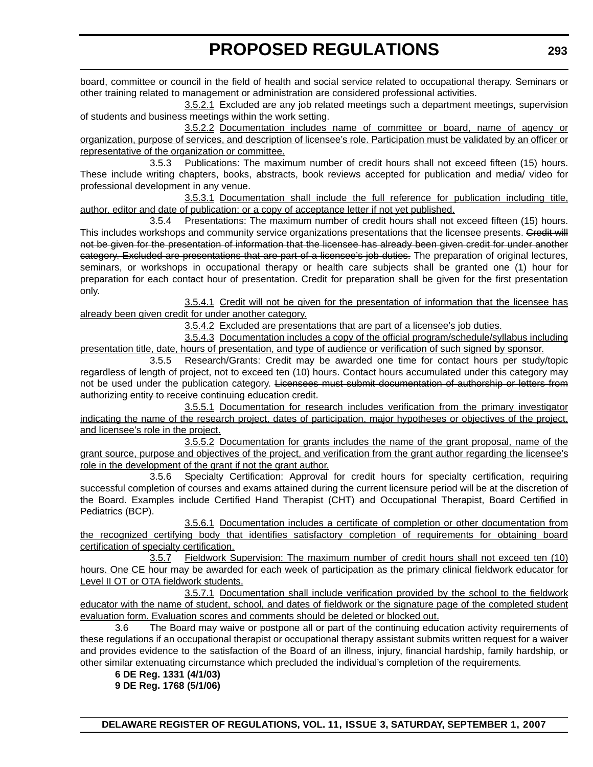board, committee or council in the field of health and social service related to occupational therapy. Seminars or other training related to management or administration are considered professional activities.

3.5.2.1 Excluded are any job related meetings such a department meetings, supervision of students and business meetings within the work setting.

<u>3.5.2.2 Documentation includes name of committee or board, name of agency or organization, purpose of services, and description of licensee's role. Participation must be validated by an officer or representative of the organization or committee.</u>

3.5.3 Publications: The maximum number of credit hours shall not exceed fifteen (15) hours. These include writing chapters, books, abstracts, book reviews accepted for publication and media/ video for professional development in any venue.

<u>3.5.3.1 Documentation shall include the full reference for publication including title, author, editor and date of publication; or a copy of acceptance letter if not yet published.</u>

3.5.4 Presentations: The maximum number of credit hours shall not exceed fifteen (15) hours. This includes workshops and community service organizations presentations that the licensee presents. ~~Credit will not be given for the presentation of information that the licensee has already been given credit for under another category. Excluded are presentations that are part of a licensee's job duties.~~ The preparation of original lectures, seminars, or workshops in occupational therapy or health care subjects shall be granted one (1) hour for preparation for each contact hour of presentation. Credit for preparation shall be given for the first presentation only.

<u>3.5.4.1 Credit will not be given for the presentation of information that the licensee has already been given credit for under another category.</u>

<u>3.5.4.2 Excluded are presentations that are part of a licensee's job duties.</u>

<u>3.5.4.3 Documentation includes a copy of the official program/schedule/syllabus including presentation title, date, hours of presentation, and type of audience or verification of such signed by sponsor.</u>

3.5.5 Research/Grants: Credit may be awarded one time for contact hours per study/topic regardless of length of project, not to exceed ten (10) hours. Contact hours accumulated under this category may not be used under the publication category. ~~Licensees must submit documentation of authorship or letters from authorizing entity to receive continuing education credit.~~

<u>3.5.5.1 Documentation for research includes verification from the primary investigator indicating the name of the research project, dates of participation, major hypotheses or objectives of the project, and licensee's role in the project.</u>

<u>3.5.5.2 Documentation for grants includes the name of the grant proposal, name of the grant source, purpose and objectives of the project, and verification from the grant author regarding the licensee's role in the development of the grant if not the grant author.</u>

3.5.6 Specialty Certification: Approval for credit hours for specialty certification, requiring successful completion of courses and exams attained during the current licensure period will be at the discretion of the Board. Examples include Certified Hand Therapist (CHT) and Occupational Therapist, Board Certified in Pediatrics (BCP).

<u>3.5.6.1 Documentation includes a certificate of completion or other documentation from the recognized certifying body that identifies satisfactory completion of requirements for obtaining board certification of specialty certification.</u>

<u>3.5.7 Fieldwork Supervision: The maximum number of credit hours shall not exceed ten (10) hours. One CE hour may be awarded for each week of participation as the primary clinical fieldwork educator for Level II OT or OTA fieldwork students.</u>

<u>3.5.7.1 Documentation shall include verification provided by the school to the fieldwork educator with the name of student, school, and dates of fieldwork or the signature page of the completed student evaluation form. Evaluation scores and comments should be deleted or blocked out.</u>

3.6 The Board may waive or postpone all or part of the continuing education activity requirements of these regulations if an occupational therapist or occupational therapy assistant submits written request for a waiver and provides evidence to the satisfaction of the Board of an illness, injury, financial hardship, family hardship, or other similar extenuating circumstance which precluded the individual's completion of the requirements.

**6 DE Reg. 1331 (4/1/03)**
**9 DE Reg. 1768 (5/1/06)**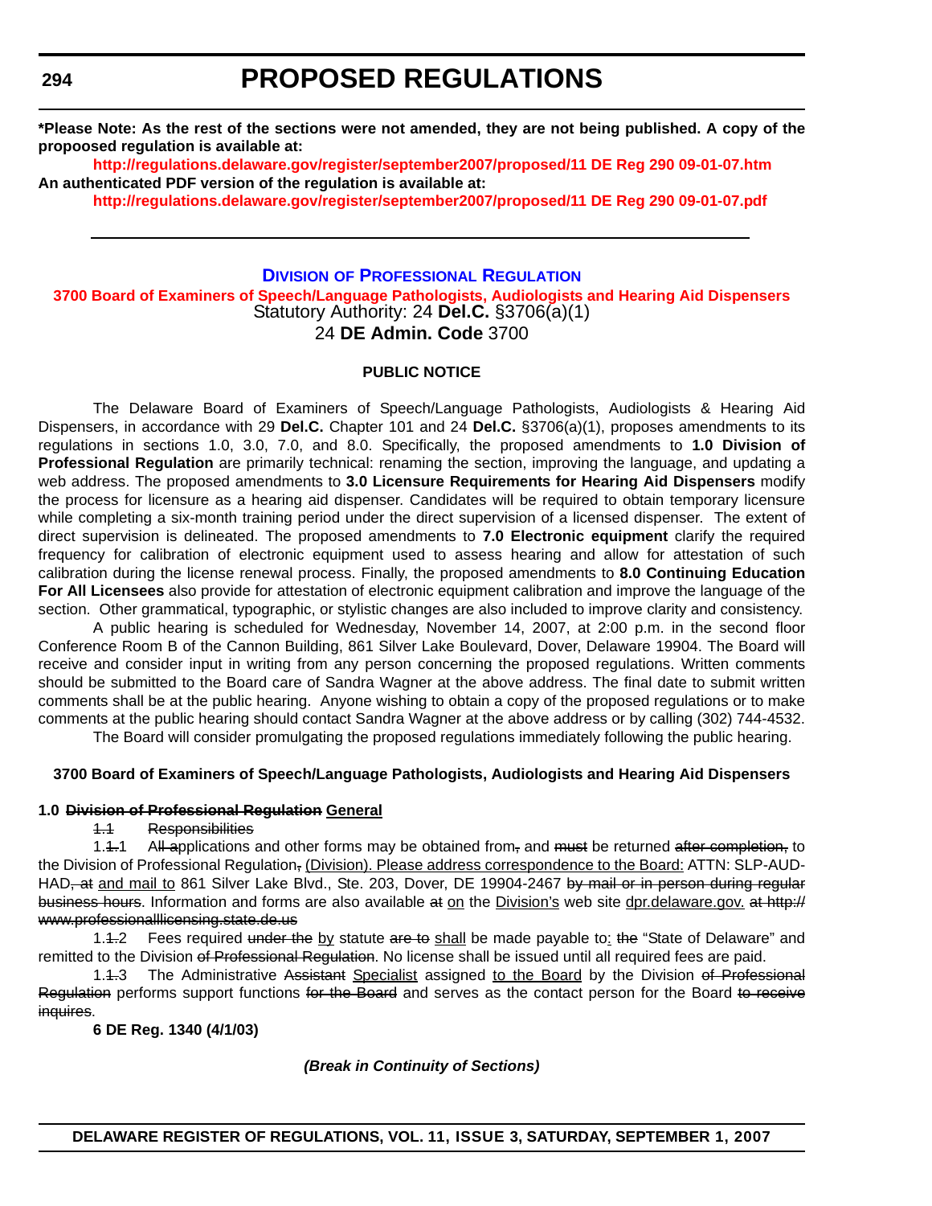# PROPOSED REGULATIONS

**\*Please Note: As the rest of the sections were not amended, they are not being published. A copy of the propoosed regulation is available at:**

**http://regulations.delaware.gov/register/september2007/proposed/11 DE Reg 290 09-01-07.htm**

**An authenticated PDF version of the regulation is available at:**

**http://regulations.delaware.gov/register/september2007/proposed/11 DE Reg 290 09-01-07.pdf**

---

## DIVISION OF PROFESSIONAL REGULATION

### 3700 Board of Examiners of Speech/Language Pathologists, Audiologists and Hearing Aid Dispensers

Statutory Authority: 24 **Del.C.** §3706(a)(1)

24 **DE Admin. Code** 3700

**PUBLIC NOTICE**

The Delaware Board of Examiners of Speech/Language Pathologists, Audiologists & Hearing Aid Dispensers, in accordance with 29 **Del.C.** Chapter 101 and 24 **Del.C.** §3706(a)(1), proposes amendments to its regulations in sections 1.0, 3.0, 7.0, and 8.0. Specifically, the proposed amendments to **1.0 Division of Professional Regulation** are primarily technical: renaming the section, improving the language, and updating a web address. The proposed amendments to **3.0 Licensure Requirements for Hearing Aid Dispensers** modify the process for licensure as a hearing aid dispenser. Candidates will be required to obtain temporary licensure while completing a six-month training period under the direct supervision of a licensed dispenser. The extent of direct supervision is delineated. The proposed amendments to **7.0 Electronic equipment** clarify the required frequency for calibration of electronic equipment used to assess hearing and allow for attestation of such calibration during the license renewal process. Finally, the proposed amendments to **8.0 Continuing Education For All Licensees** also provide for attestation of electronic equipment calibration and improve the language of the section. Other grammatical, typographic, or stylistic changes are also included to improve clarity and consistency.

A public hearing is scheduled for Wednesday, November 14, 2007, at 2:00 p.m. in the second floor Conference Room B of the Cannon Building, 861 Silver Lake Boulevard, Dover, Delaware 19904. The Board will receive and consider input in writing from any person concerning the proposed regulations. Written comments should be submitted to the Board care of Sandra Wagner at the above address. The final date to submit written comments shall be at the public hearing. Anyone wishing to obtain a copy of the proposed regulations or to make comments at the public hearing should contact Sandra Wagner at the above address or by calling (302) 744-4532.

The Board will consider promulgating the proposed regulations immediately following the public hearing.

**3700 Board of Examiners of Speech/Language Pathologists, Audiologists and Hearing Aid Dispensers**

**1.0 ~~Division of Professional Regulation~~ General**

~~1.1 Responsibilities~~

1.~~1.~~1 A~~ll a~~pplications and other forms may be obtained from~~,~~ and ~~must~~ be returned ~~after completion,~~ to the Division of Professional Regulation~~,~~ (Division). Please address correspondence to the Board: ATTN: SLP-AUD-HAD~~, at~~ and mail to 861 Silver Lake Blvd., Ste. 203, Dover, DE 19904-2467 ~~by mail or in person during regular business hours~~. Information and forms are also available ~~at~~ on the Division's web site dpr.delaware.gov. ~~at http://www.professionallicensing.state.de.us~~

1.~~1.~~2 Fees required ~~under the~~ by statute ~~are to~~ shall be made payable to: ~~the~~ "State of Delaware" and remitted to the Division ~~of Professional Regulation~~. No license shall be issued until all required fees are paid.

1.~~1.~~3 The Administrative ~~Assistant~~ Specialist assigned to the Board by the Division ~~of Professional Regulation~~ performs support functions ~~for the Board~~ and serves as the contact person for the Board ~~to receive inquires~~.

**6 DE Reg. 1340 (4/1/03)**

***(Break in Continuity of Sections)***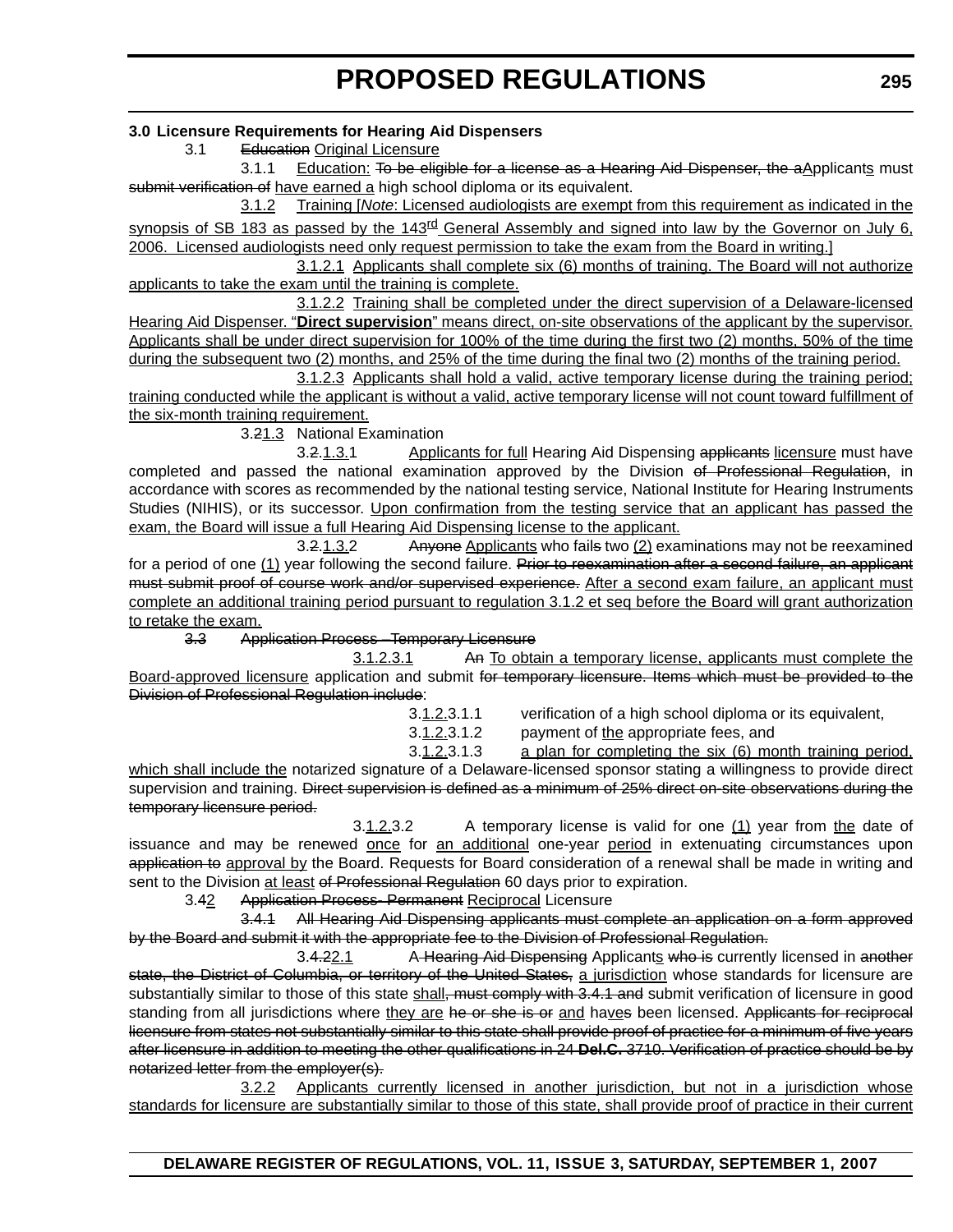**3.0 Licensure Requirements for Hearing Aid Dispensers**

3.1 ~~Education~~ Original Licensure

3.1.1 Education: ~~To be eligible for a license as a Hearing Aid Dispenser, the a~~Applicants must ~~submit verification of~~ have earned a high school diploma or its equivalent.

3.1.2 Training [*Note*: Licensed audiologists are exempt from this requirement as indicated in the synopsis of SB 183 as passed by the 143rd General Assembly and signed into law by the Governor on July 6, 2006. Licensed audiologists need only request permission to take the exam from the Board in writing.]

3.1.2.1 Applicants shall complete six (6) months of training. The Board will not authorize applicants to take the exam until the training is complete.

3.1.2.2 Training shall be completed under the direct supervision of a Delaware-licensed Hearing Aid Dispenser. "**Direct supervision**" means direct, on-site observations of the applicant by the supervisor. Applicants shall be under direct supervision for 100% of the time during the first two (2) months, 50% of the time during the subsequent two (2) months, and 25% of the time during the final two (2) months of the training period.

3.1.2.3 Applicants shall hold a valid, active temporary license during the training period; training conducted while the applicant is without a valid, active temporary license will not count toward fulfillment of the six-month training requirement.

3.~~2~~1.3 National Examination

3.~~2.~~1.3.1 Applicants for full Hearing Aid Dispensing ~~applicants~~ licensure must have completed and passed the national examination approved by the Division ~~of Professional Regulation~~, in accordance with scores as recommended by the national testing service, National Institute for Hearing Instruments Studies (NIHIS), or its successor. Upon confirmation from the testing service that an applicant has passed the exam, the Board will issue a full Hearing Aid Dispensing license to the applicant.

3.~~2.~~1.3.2 ~~Anyone~~ Applicants who fail~~s~~ two (2) examinations may not be reexamined for a period of one (1) year following the second failure. ~~Prior to reexamination after a second failure, an applicant must submit proof of course work and/or supervised experience.~~ After a second exam failure, an applicant must complete an additional training period pursuant to regulation 3.1.2 et seq before the Board will grant authorization to retake the exam.

~~3.3 Application Process - Temporary Licensure~~

3.1.2.3.1 ~~An~~ To obtain a temporary license, applicants must complete the Board-approved licensure application and submit ~~for temporary licensure. Items which must be provided to the Division of Professional Regulation include~~:

3.1.2.3.1.1 verification of a high school diploma or its equivalent,

3.1.2.3.1.2 payment of the appropriate fees, and

3.1.2.3.1.3 a plan for completing the six (6) month training period, which shall include the notarized signature of a Delaware-licensed sponsor stating a willingness to provide direct supervision and training. ~~Direct supervision is defined as a minimum of 25% direct on-site observations during the temporary licensure period.~~

3.1.2.3.2 A temporary license is valid for one (1) year from the date of issuance and may be renewed once for an additional one-year period in extenuating circumstances upon ~~application to~~ approval by the Board. Requests for Board consideration of a renewal shall be made in writing and sent to the Division at least ~~of Professional Regulation~~ 60 days prior to expiration.

3.~~4~~2 ~~Application Process- Permanent~~ Reciprocal Licensure

~~3.4.1 All Hearing Aid Dispensing applicants must complete an application on a form approved by the Board and submit it with the appropriate fee to the Division of Professional Regulation.~~

3.~~4.2~~2.1 ~~A Hearing Aid Dispensing~~ Applicants ~~who is~~ currently licensed in ~~another state, the District of Columbia, or territory of the United States,~~ a jurisdiction whose standards for licensure are substantially similar to those of this state shall~~, must comply with 3.4.1 and~~ submit verification of licensure in good standing from all jurisdictions where they are ~~he or she is or~~ and ha~~ve~~s been licensed. ~~Applicants for reciprocal licensure from states not substantially similar to this state shall provide proof of practice for a minimum of five years after licensure in addition to meeting the other qualifications in 24 **Del.C.** 3710. Verification of practice should be by notarized letter from the employer(s).~~

3.2.2 Applicants currently licensed in another jurisdiction, but not in a jurisdiction whose standards for licensure are substantially similar to those of this state, shall provide proof of practice in their current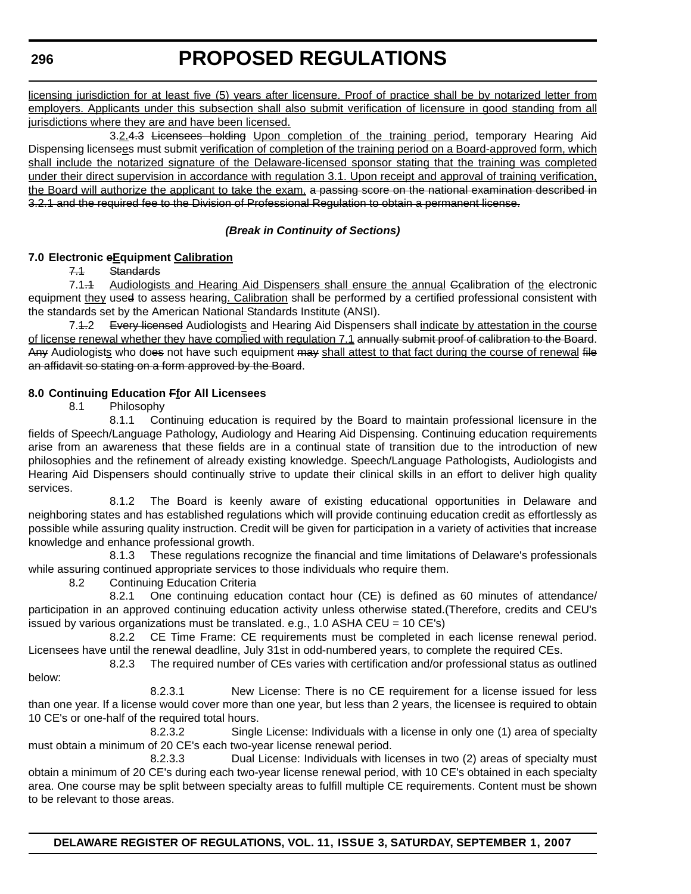licensing jurisdiction for at least five (5) years after licensure. Proof of practice shall be by notarized letter from employers. Applicants under this subsection shall also submit verification of licensure in good standing from all jurisdictions where they are and have been licensed.

3.2.4.3 Licensees holding Upon completion of the training period, temporary Hearing Aid Dispensing licensees must submit verification of completion of the training period on a Board-approved form, which shall include the notarized signature of the Delaware-licensed sponsor stating that the training was completed under their direct supervision in accordance with regulation 3.1. Upon receipt and approval of training verification, the Board will authorize the applicant to take the exam. a passing score on the national examination described in 3.2.1 and the required fee to the Division of Professional Regulation to obtain a permanent license.

***(Break in Continuity of Sections)***

**7.0 Electronic eEquipment Calibration**

7.1 Standards

7.1.1 Audiologists and Hearing Aid Dispensers shall ensure the annual Ccalibration of the electronic equipment they used to assess hearing. Calibration shall be performed by a certified professional consistent with the standards set by the American National Standards Institute (ANSI).

7.1.2 Every licensed Audiologists and Hearing Aid Dispensers shall indicate by attestation in the course of license renewal whether they have complied with regulation 7.1 annually submit proof of calibration to the Board. Any Audiologists who does not have such equipment may shall attest to that fact during the course of renewal file an affidavit so stating on a form approved by the Board.

**8.0 Continuing Education Ffor All Licensees**

8.1 Philosophy

8.1.1 Continuing education is required by the Board to maintain professional licensure in the fields of Speech/Language Pathology, Audiology and Hearing Aid Dispensing. Continuing education requirements arise from an awareness that these fields are in a continual state of transition due to the introduction of new philosophies and the refinement of already existing knowledge. Speech/Language Pathologists, Audiologists and Hearing Aid Dispensers should continually strive to update their clinical skills in an effort to deliver high quality services.

8.1.2 The Board is keenly aware of existing educational opportunities in Delaware and neighboring states and has established regulations which will provide continuing education credit as effortlessly as possible while assuring quality instruction. Credit will be given for participation in a variety of activities that increase knowledge and enhance professional growth.

8.1.3 These regulations recognize the financial and time limitations of Delaware's professionals while assuring continued appropriate services to those individuals who require them.

8.2 Continuing Education Criteria

8.2.1 One continuing education contact hour (CE) is defined as 60 minutes of attendance/ participation in an approved continuing education activity unless otherwise stated.(Therefore, credits and CEU's issued by various organizations must be translated. e.g., 1.0 ASHA CEU = 10 CE's)

8.2.2 CE Time Frame: CE requirements must be completed in each license renewal period. Licensees have until the renewal deadline, July 31st in odd-numbered years, to complete the required CEs.

8.2.3 The required number of CEs varies with certification and/or professional status as outlined below:

8.2.3.1 New License: There is no CE requirement for a license issued for less than one year. If a license would cover more than one year, but less than 2 years, the licensee is required to obtain 10 CE's or one-half of the required total hours.

8.2.3.2 Single License: Individuals with a license in only one (1) area of specialty must obtain a minimum of 20 CE's each two-year license renewal period.

8.2.3.3 Dual License: Individuals with licenses in two (2) areas of specialty must obtain a minimum of 20 CE's during each two-year license renewal period, with 10 CE's obtained in each specialty area. One course may be split between specialty areas to fulfill multiple CE requirements. Content must be shown to be relevant to those areas.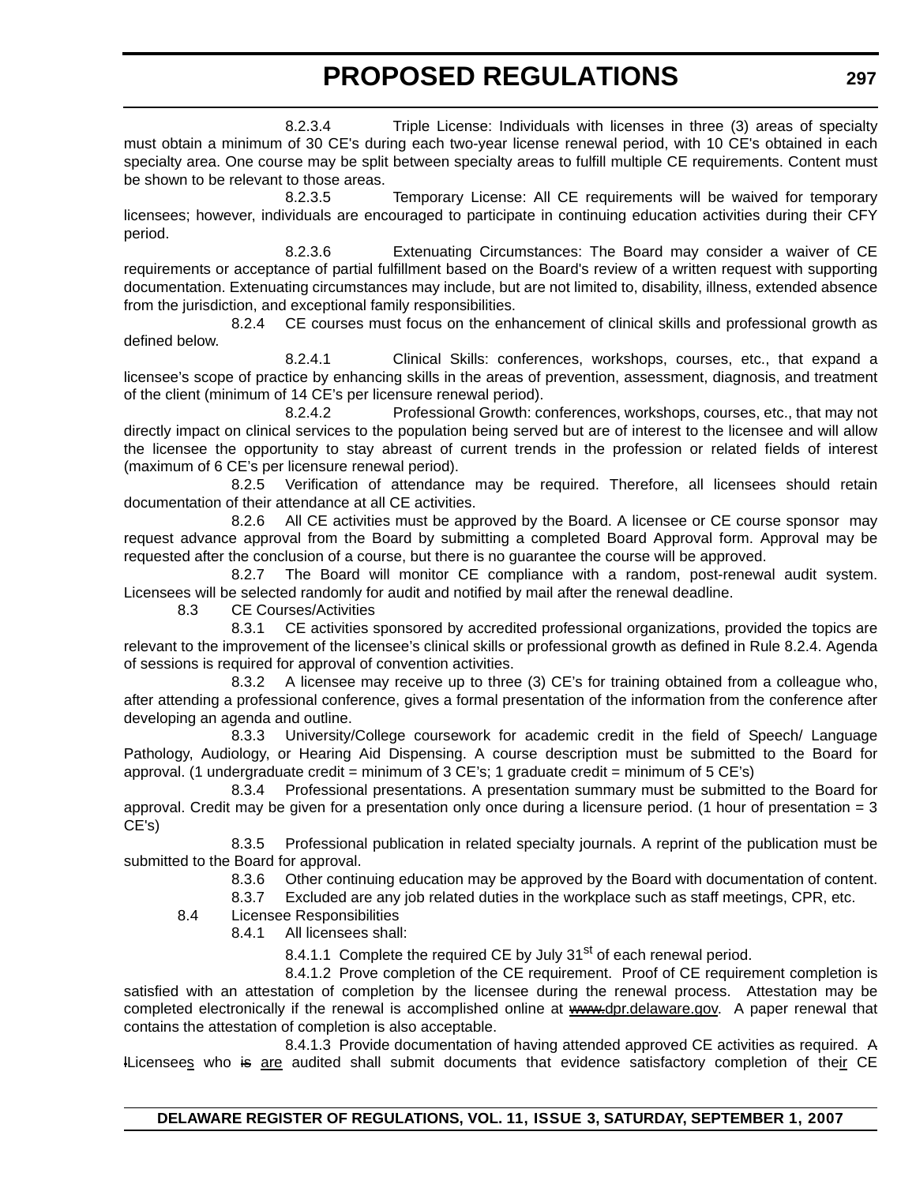8.2.3.4 Triple License: Individuals with licenses in three (3) areas of specialty must obtain a minimum of 30 CE's during each two-year license renewal period, with 10 CE's obtained in each specialty area. One course may be split between specialty areas to fulfill multiple CE requirements. Content must be shown to be relevant to those areas.

8.2.3.5 Temporary License: All CE requirements will be waived for temporary licensees; however, individuals are encouraged to participate in continuing education activities during their CFY period.

8.2.3.6 Extenuating Circumstances: The Board may consider a waiver of CE requirements or acceptance of partial fulfillment based on the Board's review of a written request with supporting documentation. Extenuating circumstances may include, but are not limited to, disability, illness, extended absence from the jurisdiction, and exceptional family responsibilities.

8.2.4 CE courses must focus on the enhancement of clinical skills and professional growth as defined below.

8.2.4.1 Clinical Skills: conferences, workshops, courses, etc., that expand a licensee's scope of practice by enhancing skills in the areas of prevention, assessment, diagnosis, and treatment of the client (minimum of 14 CE's per licensure renewal period).

8.2.4.2 Professional Growth: conferences, workshops, courses, etc., that may not directly impact on clinical services to the population being served but are of interest to the licensee and will allow the licensee the opportunity to stay abreast of current trends in the profession or related fields of interest (maximum of 6 CE's per licensure renewal period).

8.2.5 Verification of attendance may be required. Therefore, all licensees should retain documentation of their attendance at all CE activities.

8.2.6 All CE activities must be approved by the Board. A licensee or CE course sponsor may request advance approval from the Board by submitting a completed Board Approval form. Approval may be requested after the conclusion of a course, but there is no guarantee the course will be approved.

8.2.7 The Board will monitor CE compliance with a random, post-renewal audit system. Licensees will be selected randomly for audit and notified by mail after the renewal deadline.

8.3 CE Courses/Activities

8.3.1 CE activities sponsored by accredited professional organizations, provided the topics are relevant to the improvement of the licensee's clinical skills or professional growth as defined in Rule 8.2.4. Agenda of sessions is required for approval of convention activities.

8.3.2 A licensee may receive up to three (3) CE's for training obtained from a colleague who, after attending a professional conference, gives a formal presentation of the information from the conference after developing an agenda and outline.

8.3.3 University/College coursework for academic credit in the field of Speech/ Language Pathology, Audiology, or Hearing Aid Dispensing. A course description must be submitted to the Board for approval. (1 undergraduate credit = minimum of 3 CE's; 1 graduate credit = minimum of 5 CE's)

8.3.4 Professional presentations. A presentation summary must be submitted to the Board for approval. Credit may be given for a presentation only once during a licensure period. (1 hour of presentation = 3 CE's)

8.3.5 Professional publication in related specialty journals. A reprint of the publication must be submitted to the Board for approval.

8.3.6 Other continuing education may be approved by the Board with documentation of content.

8.3.7 Excluded are any job related duties in the workplace such as staff meetings, CPR, etc.

8.4 Licensee Responsibilities

8.4.1 All licensees shall:

8.4.1.1 Complete the required CE by July 31st of each renewal period.

8.4.1.2 Prove completion of the CE requirement. Proof of CE requirement completion is satisfied with an attestation of completion by the licensee during the renewal process. Attestation may be completed electronically if the renewal is accomplished online at ~~www.~~<u>dpr.delaware.gov</u>. A paper renewal that contains the attestation of completion is also acceptable.

8.4.1.3 Provide documentation of having attended approved CE activities as required. ~~A l~~Licensee<u>s</u> who ~~is~~ <u>are</u> audited shall submit documents that evidence satisfactory completion of the<u>ir</u> CE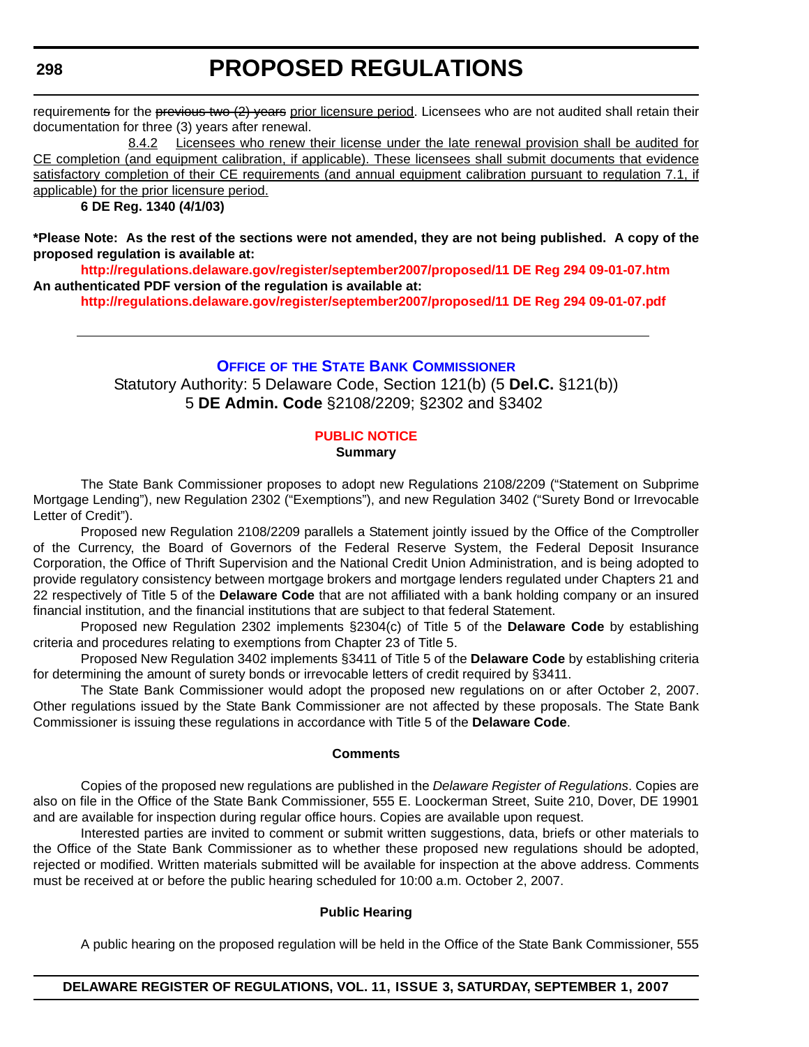requirement~~s~~ for the ~~previous two (2) years~~ <u>prior licensure period</u>. Licensees who are not audited shall retain their documentation for three (3) years after renewal.

<u>8.4.2 Licensees who renew their license under the late renewal provision shall be audited for CE completion (and equipment calibration, if applicable). These licensees shall submit documents that evidence satisfactory completion of their CE requirements (and annual equipment calibration pursuant to regulation 7.1, if applicable) for the prior licensure period.</u>

**6 DE Reg. 1340 (4/1/03)**

***Please Note: As the rest of the sections were not amended, they are not being published. A copy of the proposed regulation is available at:**

**http://regulations.delaware.gov/register/september2007/proposed/11 DE Reg 294 09-01-07.htm**

**An authenticated PDF version of the regulation is available at:**

**http://regulations.delaware.gov/register/september2007/proposed/11 DE Reg 294 09-01-07.pdf**

---

## Office of the State Bank Commissioner

Statutory Authority: 5 Delaware Code, Section 121(b) (5 **Del.C.** §121(b))
5 **DE Admin. Code** §2108/2209; §2302 and §3402

### PUBLIC NOTICE

**Summary**

The State Bank Commissioner proposes to adopt new Regulations 2108/2209 ("Statement on Subprime Mortgage Lending"), new Regulation 2302 ("Exemptions"), and new Regulation 3402 ("Surety Bond or Irrevocable Letter of Credit").

Proposed new Regulation 2108/2209 parallels a Statement jointly issued by the Office of the Comptroller of the Currency, the Board of Governors of the Federal Reserve System, the Federal Deposit Insurance Corporation, the Office of Thrift Supervision and the National Credit Union Administration, and is being adopted to provide regulatory consistency between mortgage brokers and mortgage lenders regulated under Chapters 21 and 22 respectively of Title 5 of the **Delaware Code** that are not affiliated with a bank holding company or an insured financial institution, and the financial institutions that are subject to that federal Statement.

Proposed new Regulation 2302 implements §2304(c) of Title 5 of the **Delaware Code** by establishing criteria and procedures relating to exemptions from Chapter 23 of Title 5.

Proposed New Regulation 3402 implements §3411 of Title 5 of the **Delaware Code** by establishing criteria for determining the amount of surety bonds or irrevocable letters of credit required by §3411.

The State Bank Commissioner would adopt the proposed new regulations on or after October 2, 2007. Other regulations issued by the State Bank Commissioner are not affected by these proposals. The State Bank Commissioner is issuing these regulations in accordance with Title 5 of the **Delaware Code**.

**Comments**

Copies of the proposed new regulations are published in the *Delaware Register of Regulations*. Copies are also on file in the Office of the State Bank Commissioner, 555 E. Loockerman Street, Suite 210, Dover, DE 19901 and are available for inspection during regular office hours. Copies are available upon request.

Interested parties are invited to comment or submit written suggestions, data, briefs or other materials to the Office of the State Bank Commissioner as to whether these proposed new regulations should be adopted, rejected or modified. Written materials submitted will be available for inspection at the above address. Comments must be received at or before the public hearing scheduled for 10:00 a.m. October 2, 2007.

**Public Hearing**

A public hearing on the proposed regulation will be held in the Office of the State Bank Commissioner, 555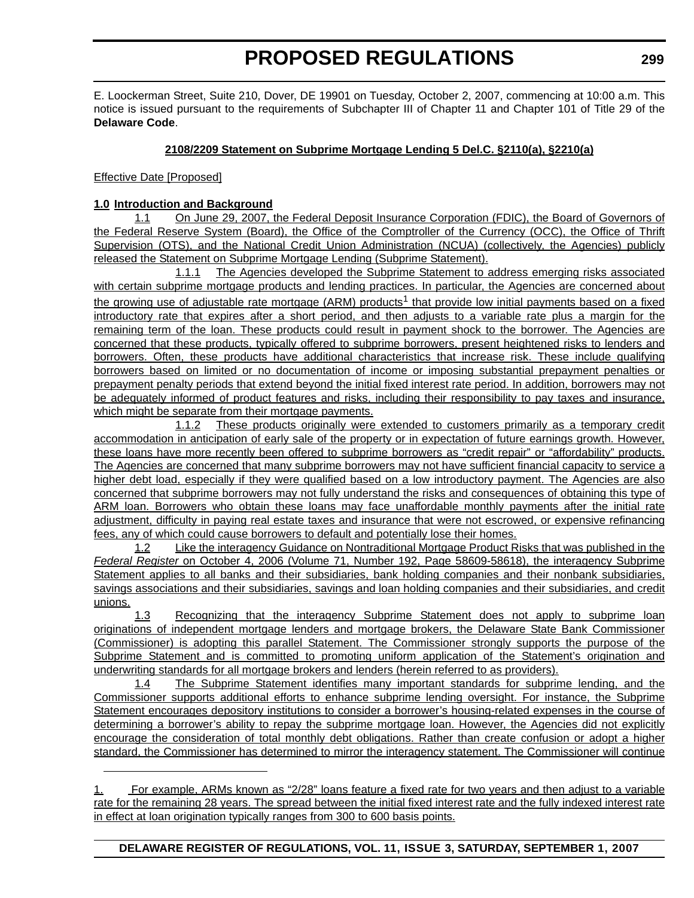E. Loockerman Street, Suite 210, Dover, DE 19901 on Tuesday, October 2, 2007, commencing at 10:00 a.m. This notice is issued pursuant to the requirements of Subchapter III of Chapter 11 and Chapter 101 of Title 29 of the **Delaware Code**.

**2108/2209 Statement on Subprime Mortgage Lending 5 Del.C. §2110(a), §2210(a)**

Effective Date [Proposed]

**1.0 Introduction and Background**

1.1 On June 29, 2007, the Federal Deposit Insurance Corporation (FDIC), the Board of Governors of the Federal Reserve System (Board), the Office of the Comptroller of the Currency (OCC), the Office of Thrift Supervision (OTS), and the National Credit Union Administration (NCUA) (collectively, the Agencies) publicly released the Statement on Subprime Mortgage Lending (Subprime Statement).

1.1.1 The Agencies developed the Subprime Statement to address emerging risks associated with certain subprime mortgage products and lending practices. In particular, the Agencies are concerned about the growing use of adjustable rate mortgage (ARM) products[1] that provide low initial payments based on a fixed introductory rate that expires after a short period, and then adjusts to a variable rate plus a margin for the remaining term of the loan. These products could result in payment shock to the borrower. The Agencies are concerned that these products, typically offered to subprime borrowers, present heightened risks to lenders and borrowers. Often, these products have additional characteristics that increase risk. These include qualifying borrowers based on limited or no documentation of income or imposing substantial prepayment penalties or prepayment penalty periods that extend beyond the initial fixed interest rate period. In addition, borrowers may not be adequately informed of product features and risks, including their responsibility to pay taxes and insurance, which might be separate from their mortgage payments.

1.1.2 These products originally were extended to customers primarily as a temporary credit accommodation in anticipation of early sale of the property or in expectation of future earnings growth. However, these loans have more recently been offered to subprime borrowers as “credit repair” or “affordability” products. The Agencies are concerned that many subprime borrowers may not have sufficient financial capacity to service a higher debt load, especially if they were qualified based on a low introductory payment. The Agencies are also concerned that subprime borrowers may not fully understand the risks and consequences of obtaining this type of ARM loan. Borrowers who obtain these loans may face unaffordable monthly payments after the initial rate adjustment, difficulty in paying real estate taxes and insurance that were not escrowed, or expensive refinancing fees, any of which could cause borrowers to default and potentially lose their homes.

1.2 Like the interagency Guidance on Nontraditional Mortgage Product Risks that was published in the *Federal Register* on October 4, 2006 (Volume 71, Number 192, Page 58609-58618), the interagency Subprime Statement applies to all banks and their subsidiaries, bank holding companies and their nonbank subsidiaries, savings associations and their subsidiaries, savings and loan holding companies and their subsidiaries, and credit unions.

1.3 Recognizing that the interagency Subprime Statement does not apply to subprime loan originations of independent mortgage lenders and mortgage brokers, the Delaware State Bank Commissioner (Commissioner) is adopting this parallel Statement. The Commissioner strongly supports the purpose of the Subprime Statement and is committed to promoting uniform application of the Statement’s origination and underwriting standards for all mortgage brokers and lenders (herein referred to as providers).

1.4 The Subprime Statement identifies many important standards for subprime lending, and the Commissioner supports additional efforts to enhance subprime lending oversight. For instance, the Subprime Statement encourages depository institutions to consider a borrower’s housing-related expenses in the course of determining a borrower’s ability to repay the subprime mortgage loan. However, the Agencies did not explicitly encourage the consideration of total monthly debt obligations. Rather than create confusion or adopt a higher standard, the Commissioner has determined to mirror the interagency statement. The Commissioner will continue

---

1. For example, ARMs known as “2/28” loans feature a fixed rate for two years and then adjust to a variable rate for the remaining 28 years. The spread between the initial fixed interest rate and the fully indexed interest rate in effect at loan origination typically ranges from 300 to 600 basis points.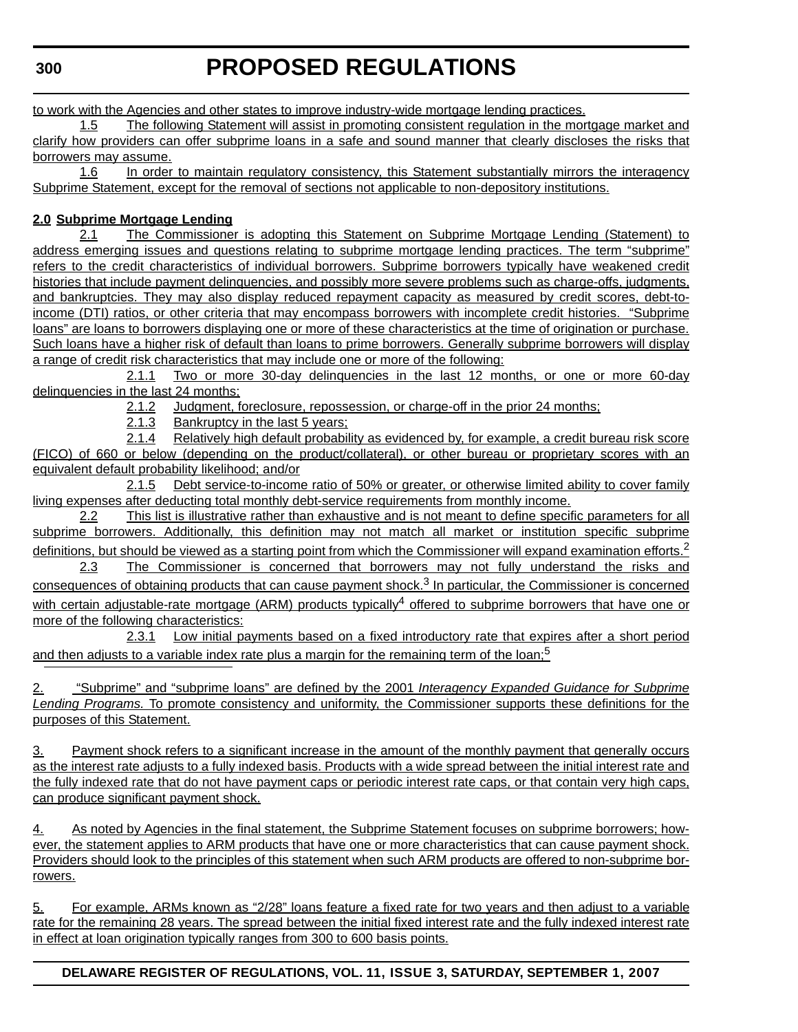to work with the Agencies and other states to improve industry-wide mortgage lending practices.

1.5 The following Statement will assist in promoting consistent regulation in the mortgage market and clarify how providers can offer subprime loans in a safe and sound manner that clearly discloses the risks that borrowers may assume.

1.6 In order to maintain regulatory consistency, this Statement substantially mirrors the interagency Subprime Statement, except for the removal of sections not applicable to non-depository institutions.

**2.0 Subprime Mortgage Lending**

2.1 The Commissioner is adopting this Statement on Subprime Mortgage Lending (Statement) to address emerging issues and questions relating to subprime mortgage lending practices. The term “subprime” refers to the credit characteristics of individual borrowers. Subprime borrowers typically have weakened credit histories that include payment delinquencies, and possibly more severe problems such as charge-offs, judgments, and bankruptcies. They may also display reduced repayment capacity as measured by credit scores, debt-to-income (DTI) ratios, or other criteria that may encompass borrowers with incomplete credit histories. “Subprime loans” are loans to borrowers displaying one or more of these characteristics at the time of origination or purchase. Such loans have a higher risk of default than loans to prime borrowers. Generally subprime borrowers will display a range of credit risk characteristics that may include one or more of the following:

2.1.1 Two or more 30-day delinquencies in the last 12 months, or one or more 60-day delinquencies in the last 24 months;

2.1.2 Judgment, foreclosure, repossession, or charge-off in the prior 24 months;

2.1.3 Bankruptcy in the last 5 years;

2.1.4 Relatively high default probability as evidenced by, for example, a credit bureau risk score (FICO) of 660 or below (depending on the product/collateral), or other bureau or proprietary scores with an equivalent default probability likelihood; and/or

2.1.5 Debt service-to-income ratio of 50% or greater, or otherwise limited ability to cover family living expenses after deducting total monthly debt-service requirements from monthly income.

2.2 This list is illustrative rather than exhaustive and is not meant to define specific parameters for all subprime borrowers. Additionally, this definition may not match all market or institution specific subprime definitions, but should be viewed as a starting point from which the Commissioner will expand examination efforts.[2]

2.3 The Commissioner is concerned that borrowers may not fully understand the risks and consequences of obtaining products that can cause payment shock.[3] In particular, the Commissioner is concerned with certain adjustable-rate mortgage (ARM) products typically[4] offered to subprime borrowers that have one or more of the following characteristics:

2.3.1 Low initial payments based on a fixed introductory rate that expires after a short period and then adjusts to a variable index rate plus a margin for the remaining term of the loan;[5]

---

2. “Subprime” and “subprime loans” are defined by the 2001 *Interagency Expanded Guidance for Subprime Lending Programs.* To promote consistency and uniformity, the Commissioner supports these definitions for the purposes of this Statement.

3. Payment shock refers to a significant increase in the amount of the monthly payment that generally occurs as the interest rate adjusts to a fully indexed basis. Products with a wide spread between the initial interest rate and the fully indexed rate that do not have payment caps or periodic interest rate caps, or that contain very high caps, can produce significant payment shock.

4. As noted by Agencies in the final statement, the Subprime Statement focuses on subprime borrowers; however, the statement applies to ARM products that have one or more characteristics that can cause payment shock. Providers should look to the principles of this statement when such ARM products are offered to non-subprime borrowers.

5. For example, ARMs known as “2/28” loans feature a fixed rate for two years and then adjust to a variable rate for the remaining 28 years. The spread between the initial fixed interest rate and the fully indexed interest rate in effect at loan origination typically ranges from 300 to 600 basis points.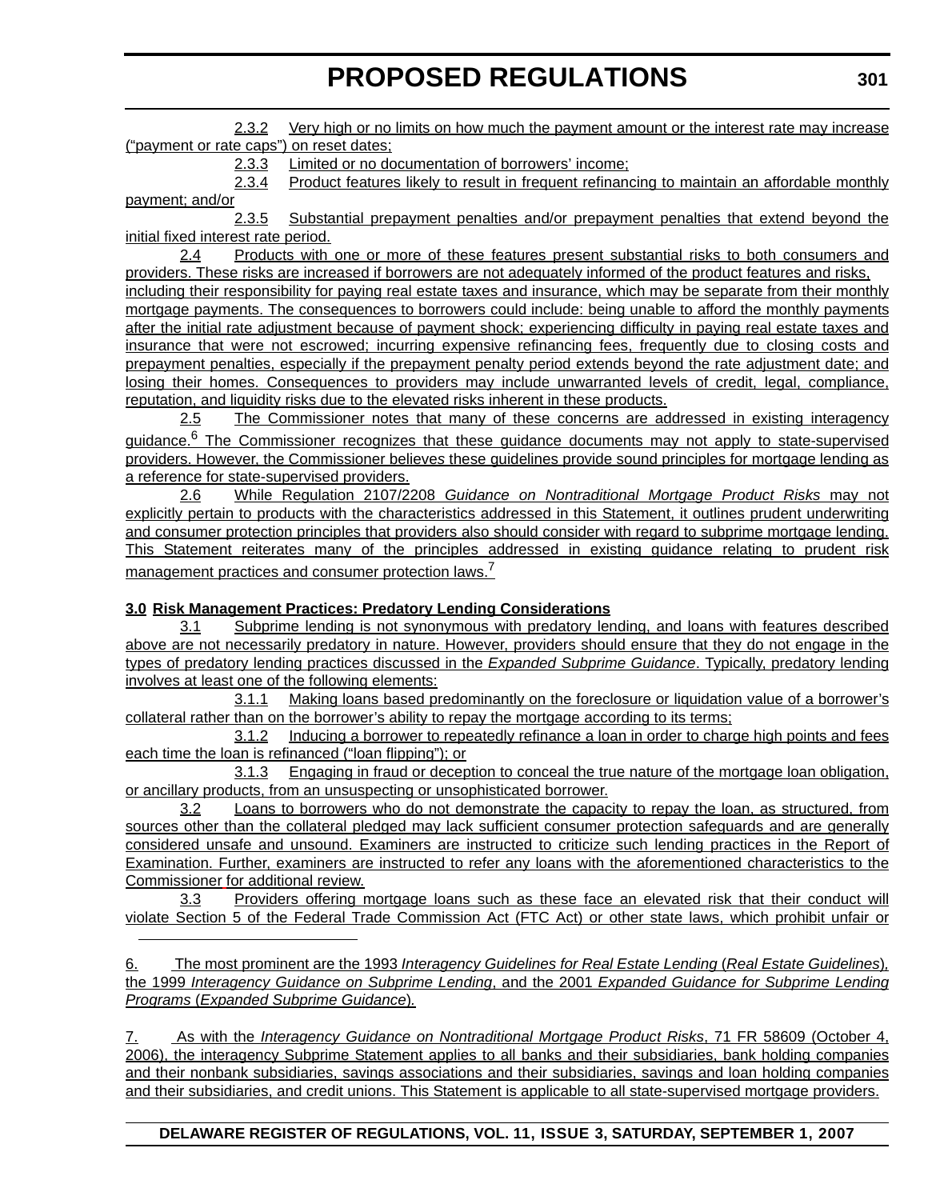2.3.2 Very high or no limits on how much the payment amount or the interest rate may increase (“payment or rate caps”) on reset dates;

2.3.3 Limited or no documentation of borrowers’ income;

2.3.4 Product features likely to result in frequent refinancing to maintain an affordable monthly payment; and/or

2.3.5 Substantial prepayment penalties and/or prepayment penalties that extend beyond the initial fixed interest rate period.

2.4 Products with one or more of these features present substantial risks to both consumers and providers. These risks are increased if borrowers are not adequately informed of the product features and risks, including their responsibility for paying real estate taxes and insurance, which may be separate from their monthly mortgage payments. The consequences to borrowers could include: being unable to afford the monthly payments after the initial rate adjustment because of payment shock; experiencing difficulty in paying real estate taxes and insurance that were not escrowed; incurring expensive refinancing fees, frequently due to closing costs and prepayment penalties, especially if the prepayment penalty period extends beyond the rate adjustment date; and losing their homes. Consequences to providers may include unwarranted levels of credit, legal, compliance, reputation, and liquidity risks due to the elevated risks inherent in these products.

2.5 The Commissioner notes that many of these concerns are addressed in existing interagency guidance.[6] The Commissioner recognizes that these guidance documents may not apply to state-supervised providers. However, the Commissioner believes these guidelines provide sound principles for mortgage lending as a reference for state-supervised providers.

2.6 While Regulation 2107/2208 *Guidance on Nontraditional Mortgage Product Risks* may not explicitly pertain to products with the characteristics addressed in this Statement, it outlines prudent underwriting and consumer protection principles that providers also should consider with regard to subprime mortgage lending. This Statement reiterates many of the principles addressed in existing guidance relating to prudent risk management practices and consumer protection laws.[7]

**3.0 Risk Management Practices: Predatory Lending Considerations**

3.1 Subprime lending is not synonymous with predatory lending, and loans with features described above are not necessarily predatory in nature. However, providers should ensure that they do not engage in the types of predatory lending practices discussed in the *Expanded Subprime Guidance*. Typically, predatory lending involves at least one of the following elements:

3.1.1 Making loans based predominantly on the foreclosure or liquidation value of a borrower’s collateral rather than on the borrower’s ability to repay the mortgage according to its terms;

3.1.2 Inducing a borrower to repeatedly refinance a loan in order to charge high points and fees each time the loan is refinanced (“loan flipping”); or

3.1.3 Engaging in fraud or deception to conceal the true nature of the mortgage loan obligation, or ancillary products, from an unsuspecting or unsophisticated borrower.

3.2 Loans to borrowers who do not demonstrate the capacity to repay the loan, as structured, from sources other than the collateral pledged may lack sufficient consumer protection safeguards and are generally considered unsafe and unsound. Examiners are instructed to criticize such lending practices in the Report of Examination. Further, examiners are instructed to refer any loans with the aforementioned characteristics to the Commissioner for additional review.

3.3 Providers offering mortgage loans such as these face an elevated risk that their conduct will violate Section 5 of the Federal Trade Commission Act (FTC Act) or other state laws, which prohibit unfair or

---

6. The most prominent are the 1993 *Interagency Guidelines for Real Estate Lending* (*Real Estate Guidelines*), the 1999 *Interagency Guidance on Subprime Lending*, and the 2001 *Expanded Guidance for Subprime Lending Programs* (*Expanded Subprime Guidance*).

7. As with the *Interagency Guidance on Nontraditional Mortgage Product Risks*, 71 FR 58609 (October 4, 2006), the interagency Subprime Statement applies to all banks and their subsidiaries, bank holding companies and their nonbank subsidiaries, savings associations and their subsidiaries, savings and loan holding companies and their subsidiaries, and credit unions. This Statement is applicable to all state-supervised mortgage providers.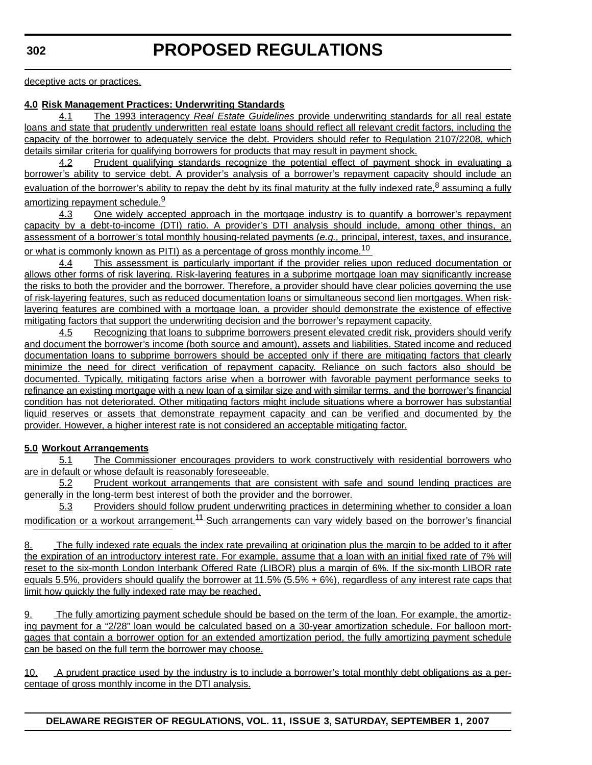deceptive acts or practices.

**4.0 Risk Management Practices: Underwriting Standards**

4.1 The 1993 interagency *Real Estate Guidelines* provide underwriting standards for all real estate loans and state that prudently underwritten real estate loans should reflect all relevant credit factors, including the capacity of the borrower to adequately service the debt. Providers should refer to Regulation 2107/2208, which details similar criteria for qualifying borrowers for products that may result in payment shock.

4.2 Prudent qualifying standards recognize the potential effect of payment shock in evaluating a borrower's ability to service debt. A provider's analysis of a borrower's repayment capacity should include an evaluation of the borrower's ability to repay the debt by its final maturity at the fully indexed rate,[8] assuming a fully amortizing repayment schedule.[9]

4.3 One widely accepted approach in the mortgage industry is to quantify a borrower's repayment capacity by a debt-to-income (DTI) ratio. A provider's DTI analysis should include, among other things, an assessment of a borrower's total monthly housing-related payments (*e.g.,* principal, interest, taxes, and insurance, or what is commonly known as PITI) as a percentage of gross monthly income.[10]

4.4 This assessment is particularly important if the provider relies upon reduced documentation or allows other forms of risk layering. Risk-layering features in a subprime mortgage loan may significantly increase the risks to both the provider and the borrower. Therefore, a provider should have clear policies governing the use of risk-layering features, such as reduced documentation loans or simultaneous second lien mortgages. When risk-layering features are combined with a mortgage loan, a provider should demonstrate the existence of effective mitigating factors that support the underwriting decision and the borrower's repayment capacity.

4.5 Recognizing that loans to subprime borrowers present elevated credit risk, providers should verify and document the borrower's income (both source and amount), assets and liabilities. Stated income and reduced documentation loans to subprime borrowers should be accepted only if there are mitigating factors that clearly minimize the need for direct verification of repayment capacity. Reliance on such factors also should be documented. Typically, mitigating factors arise when a borrower with favorable payment performance seeks to refinance an existing mortgage with a new loan of a similar size and with similar terms, and the borrower's financial condition has not deteriorated. Other mitigating factors might include situations where a borrower has substantial liquid reserves or assets that demonstrate repayment capacity and can be verified and documented by the provider. However, a higher interest rate is not considered an acceptable mitigating factor.

**5.0 Workout Arrangements**

5.1 The Commissioner encourages providers to work constructively with residential borrowers who are in default or whose default is reasonably foreseeable.

5.2 Prudent workout arrangements that are consistent with safe and sound lending practices are generally in the long-term best interest of both the provider and the borrower.

5.3 Providers should follow prudent underwriting practices in determining whether to consider a loan modification or a workout arrangement.[11] Such arrangements can vary widely based on the borrower's financial

---

8. The fully indexed rate equals the index rate prevailing at origination plus the margin to be added to it after the expiration of an introductory interest rate. For example, assume that a loan with an initial fixed rate of 7% will reset to the six-month London Interbank Offered Rate (LIBOR) plus a margin of 6%. If the six-month LIBOR rate equals 5.5%, providers should qualify the borrower at 11.5% (5.5% + 6%), regardless of any interest rate caps that limit how quickly the fully indexed rate may be reached.

9. The fully amortizing payment schedule should be based on the term of the loan. For example, the amortizing payment for a "2/28" loan would be calculated based on a 30-year amortization schedule. For balloon mortgages that contain a borrower option for an extended amortization period, the fully amortizing payment schedule can be based on the full term the borrower may choose.

10. A prudent practice used by the industry is to include a borrower's total monthly debt obligations as a percentage of gross monthly income in the DTI analysis.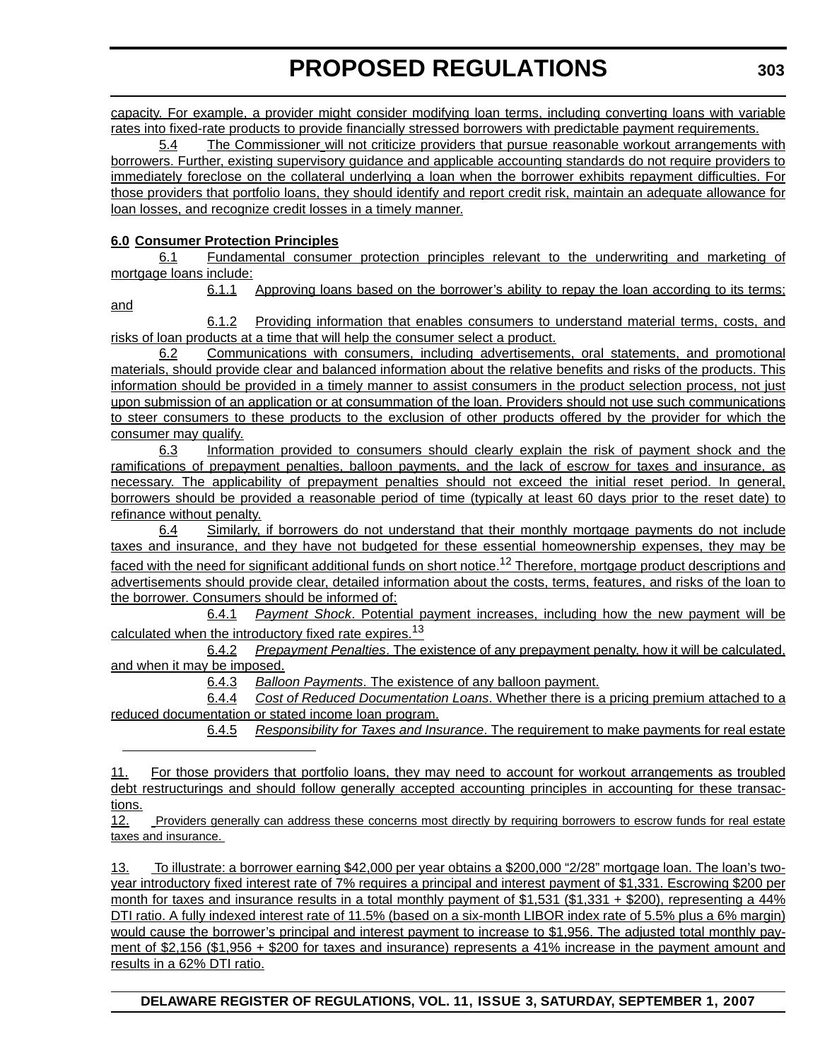capacity. For example, a provider might consider modifying loan terms, including converting loans with variable rates into fixed-rate products to provide financially stressed borrowers with predictable payment requirements.

5.4 The Commissioner will not criticize providers that pursue reasonable workout arrangements with borrowers. Further, existing supervisory guidance and applicable accounting standards do not require providers to immediately foreclose on the collateral underlying a loan when the borrower exhibits repayment difficulties. For those providers that portfolio loans, they should identify and report credit risk, maintain an adequate allowance for loan losses, and recognize credit losses in a timely manner.

**6.0 Consumer Protection Principles**

6.1 Fundamental consumer protection principles relevant to the underwriting and marketing of mortgage loans include:

6.1.1 Approving loans based on the borrower's ability to repay the loan according to its terms; and

6.1.2 Providing information that enables consumers to understand material terms, costs, and risks of loan products at a time that will help the consumer select a product.

6.2 Communications with consumers, including advertisements, oral statements, and promotional materials, should provide clear and balanced information about the relative benefits and risks of the products. This information should be provided in a timely manner to assist consumers in the product selection process, not just upon submission of an application or at consummation of the loan. Providers should not use such communications to steer consumers to these products to the exclusion of other products offered by the provider for which the consumer may qualify.

6.3 Information provided to consumers should clearly explain the risk of payment shock and the ramifications of prepayment penalties, balloon payments, and the lack of escrow for taxes and insurance, as necessary. The applicability of prepayment penalties should not exceed the initial reset period. In general, borrowers should be provided a reasonable period of time (typically at least 60 days prior to the reset date) to refinance without penalty.

6.4 Similarly, if borrowers do not understand that their monthly mortgage payments do not include taxes and insurance, and they have not budgeted for these essential homeownership expenses, they may be faced with the need for significant additional funds on short notice.[12] Therefore, mortgage product descriptions and advertisements should provide clear, detailed information about the costs, terms, features, and risks of the loan to the borrower. Consumers should be informed of:

6.4.1 *Payment Shock*. Potential payment increases, including how the new payment will be calculated when the introductory fixed rate expires.[13]

6.4.2 *Prepayment Penalties*. The existence of any prepayment penalty, how it will be calculated, and when it may be imposed.

6.4.3 *Balloon Payments*. The existence of any balloon payment.

6.4.4 *Cost of Reduced Documentation Loans*. Whether there is a pricing premium attached to a reduced documentation or stated income loan program.

6.4.5 *Responsibility for Taxes and Insurance*. The requirement to make payments for real estate

---

11. For those providers that portfolio loans, they may need to account for workout arrangements as troubled debt restructurings and should follow generally accepted accounting principles in accounting for these transactions.

12. Providers generally can address these concerns most directly by requiring borrowers to escrow funds for real estate taxes and insurance.

13. To illustrate: a borrower earning $42,000 per year obtains a $200,000 "2/28" mortgage loan. The loan's two-year introductory fixed interest rate of 7% requires a principal and interest payment of $1,331. Escrowing $200 per month for taxes and insurance results in a total monthly payment of $1,531 ($1,331 + $200), representing a 44% DTI ratio. A fully indexed interest rate of 11.5% (based on a six-month LIBOR index rate of 5.5% plus a 6% margin) would cause the borrower's principal and interest payment to increase to $1,956. The adjusted total monthly payment of $2,156 ($1,956 + $200 for taxes and insurance) represents a 41% increase in the payment amount and results in a 62% DTI ratio.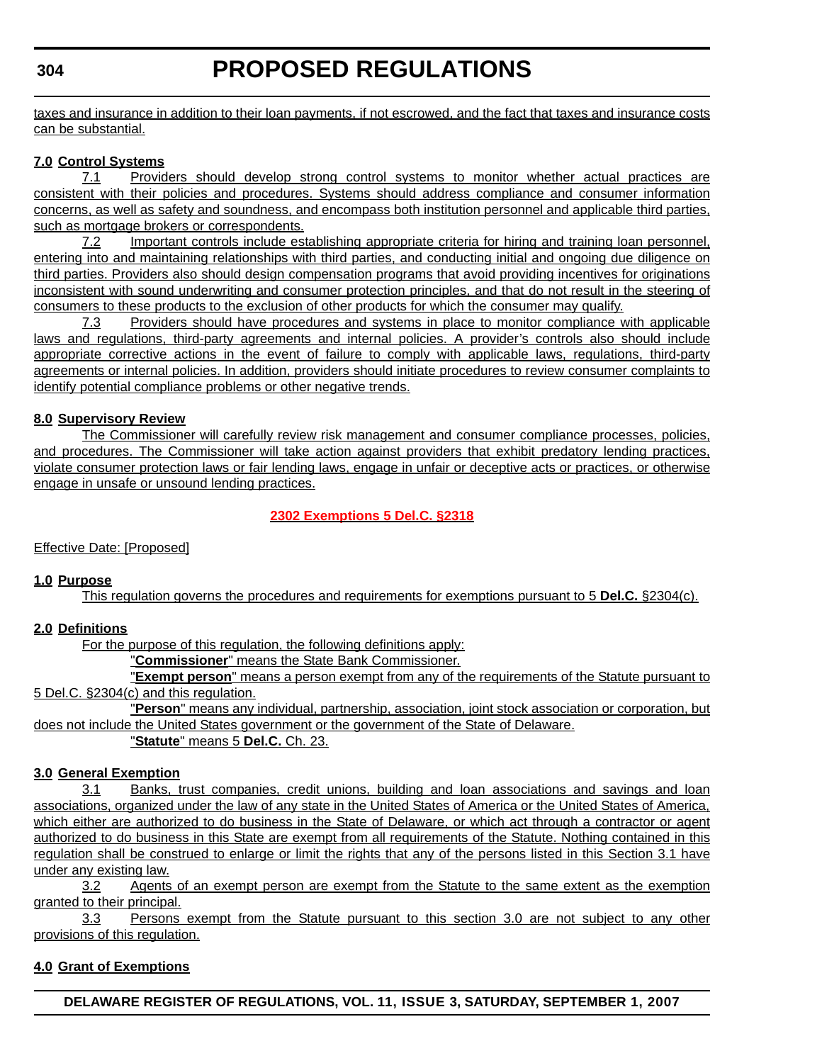taxes and insurance in addition to their loan payments, if not escrowed, and the fact that taxes and insurance costs can be substantial.

**7.0 Control Systems**

7.1 Providers should develop strong control systems to monitor whether actual practices are consistent with their policies and procedures. Systems should address compliance and consumer information concerns, as well as safety and soundness, and encompass both institution personnel and applicable third parties, such as mortgage brokers or correspondents.

7.2 Important controls include establishing appropriate criteria for hiring and training loan personnel, entering into and maintaining relationships with third parties, and conducting initial and ongoing due diligence on third parties. Providers also should design compensation programs that avoid providing incentives for originations inconsistent with sound underwriting and consumer protection principles, and that do not result in the steering of consumers to these products to the exclusion of other products for which the consumer may qualify.

7.3 Providers should have procedures and systems in place to monitor compliance with applicable laws and regulations, third-party agreements and internal policies. A provider's controls also should include appropriate corrective actions in the event of failure to comply with applicable laws, regulations, third-party agreements or internal policies. In addition, providers should initiate procedures to review consumer complaints to identify potential compliance problems or other negative trends.

**8.0 Supervisory Review**

The Commissioner will carefully review risk management and consumer compliance processes, policies, and procedures. The Commissioner will take action against providers that exhibit predatory lending practices, violate consumer protection laws or fair lending laws, engage in unfair or deceptive acts or practices, or otherwise engage in unsafe or unsound lending practices.

## 2302 Exemptions 5 Del.C. §2318

Effective Date: [Proposed]

**1.0 Purpose**

This regulation governs the procedures and requirements for exemptions pursuant to 5 **Del.C.** §2304(c).

**2.0 Definitions**

For the purpose of this regulation, the following definitions apply:

"**Commissioner**" means the State Bank Commissioner.

"**Exempt person**" means a person exempt from any of the requirements of the Statute pursuant to 5 Del.C. §2304(c) and this regulation.

"**Person**" means any individual, partnership, association, joint stock association or corporation, but does not include the United States government or the government of the State of Delaware.

"**Statute**" means 5 **Del.C.** Ch. 23.

**3.0 General Exemption**

3.1 Banks, trust companies, credit unions, building and loan associations and savings and loan associations, organized under the law of any state in the United States of America or the United States of America, which either are authorized to do business in the State of Delaware, or which act through a contractor or agent authorized to do business in this State are exempt from all requirements of the Statute. Nothing contained in this regulation shall be construed to enlarge or limit the rights that any of the persons listed in this Section 3.1 have under any existing law.

3.2 Agents of an exempt person are exempt from the Statute to the same extent as the exemption granted to their principal.

3.3 Persons exempt from the Statute pursuant to this section 3.0 are not subject to any other provisions of this regulation.

**4.0 Grant of Exemptions**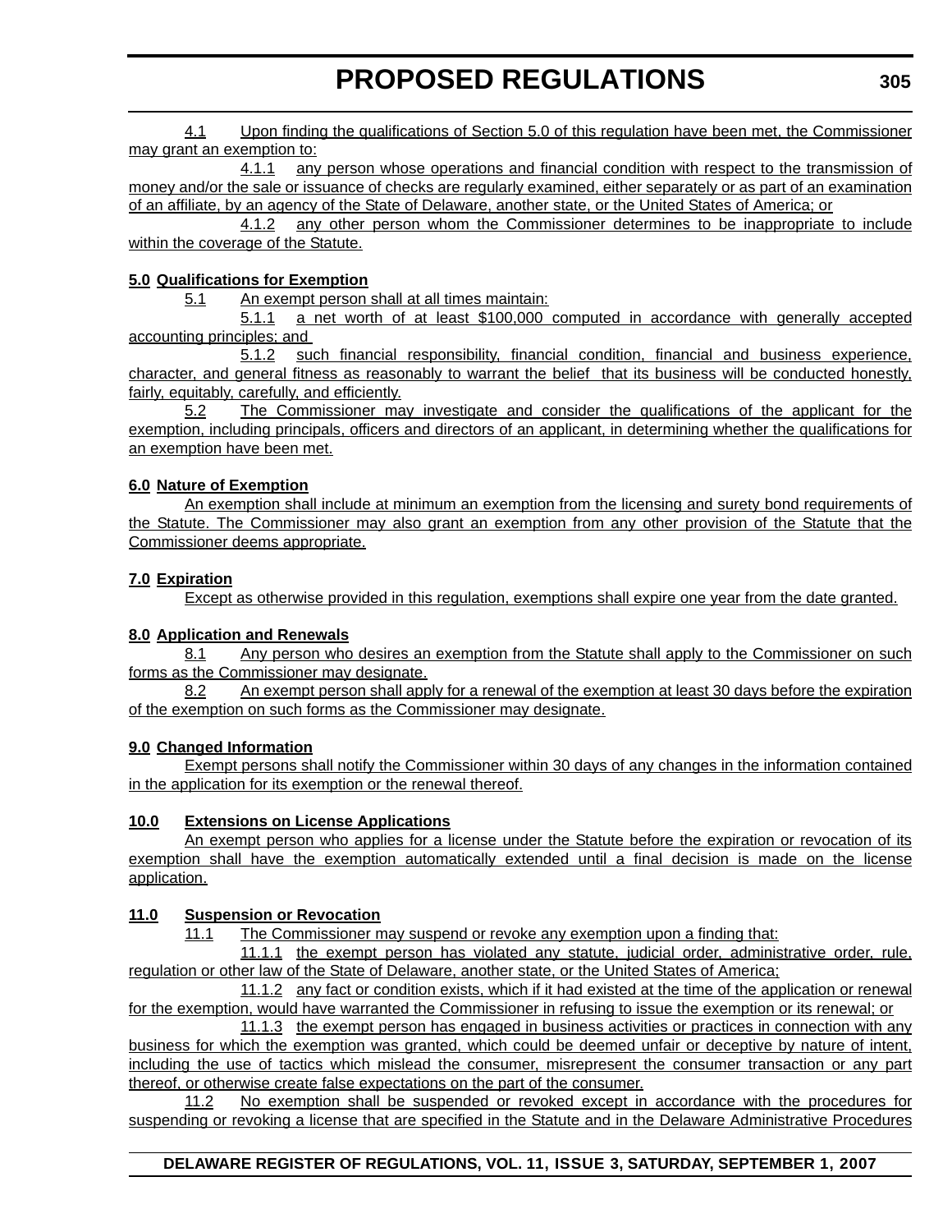4.1 Upon finding the qualifications of Section 5.0 of this regulation have been met, the Commissioner may grant an exemption to:

4.1.1 any person whose operations and financial condition with respect to the transmission of money and/or the sale or issuance of checks are regularly examined, either separately or as part of an examination of an affiliate, by an agency of the State of Delaware, another state, or the United States of America; or

4.1.2 any other person whom the Commissioner determines to be inappropriate to include within the coverage of the Statute.

**5.0 Qualifications for Exemption**

5.1 An exempt person shall at all times maintain:

5.1.1 a net worth of at least $100,000 computed in accordance with generally accepted accounting principles; and

5.1.2 such financial responsibility, financial condition, financial and business experience, character, and general fitness as reasonably to warrant the belief that its business will be conducted honestly, fairly, equitably, carefully, and efficiently.

5.2 The Commissioner may investigate and consider the qualifications of the applicant for the exemption, including principals, officers and directors of an applicant, in determining whether the qualifications for an exemption have been met.

**6.0 Nature of Exemption**

An exemption shall include at minimum an exemption from the licensing and surety bond requirements of the Statute. The Commissioner may also grant an exemption from any other provision of the Statute that the Commissioner deems appropriate.

**7.0 Expiration**

Except as otherwise provided in this regulation, exemptions shall expire one year from the date granted.

**8.0 Application and Renewals**

8.1 Any person who desires an exemption from the Statute shall apply to the Commissioner on such forms as the Commissioner may designate.

8.2 An exempt person shall apply for a renewal of the exemption at least 30 days before the expiration of the exemption on such forms as the Commissioner may designate.

**9.0 Changed Information**

Exempt persons shall notify the Commissioner within 30 days of any changes in the information contained in the application for its exemption or the renewal thereof.

**10.0 Extensions on License Applications**

An exempt person who applies for a license under the Statute before the expiration or revocation of its exemption shall have the exemption automatically extended until a final decision is made on the license application.

**11.0 Suspension or Revocation**

11.1 The Commissioner may suspend or revoke any exemption upon a finding that:

11.1.1 the exempt person has violated any statute, judicial order, administrative order, rule, regulation or other law of the State of Delaware, another state, or the United States of America;

11.1.2 any fact or condition exists, which if it had existed at the time of the application or renewal for the exemption, would have warranted the Commissioner in refusing to issue the exemption or its renewal; or

11.1.3 the exempt person has engaged in business activities or practices in connection with any business for which the exemption was granted, which could be deemed unfair or deceptive by nature of intent, including the use of tactics which mislead the consumer, misrepresent the consumer transaction or any part thereof, or otherwise create false expectations on the part of the consumer.

11.2 No exemption shall be suspended or revoked except in accordance with the procedures for suspending or revoking a license that are specified in the Statute and in the Delaware Administrative Procedures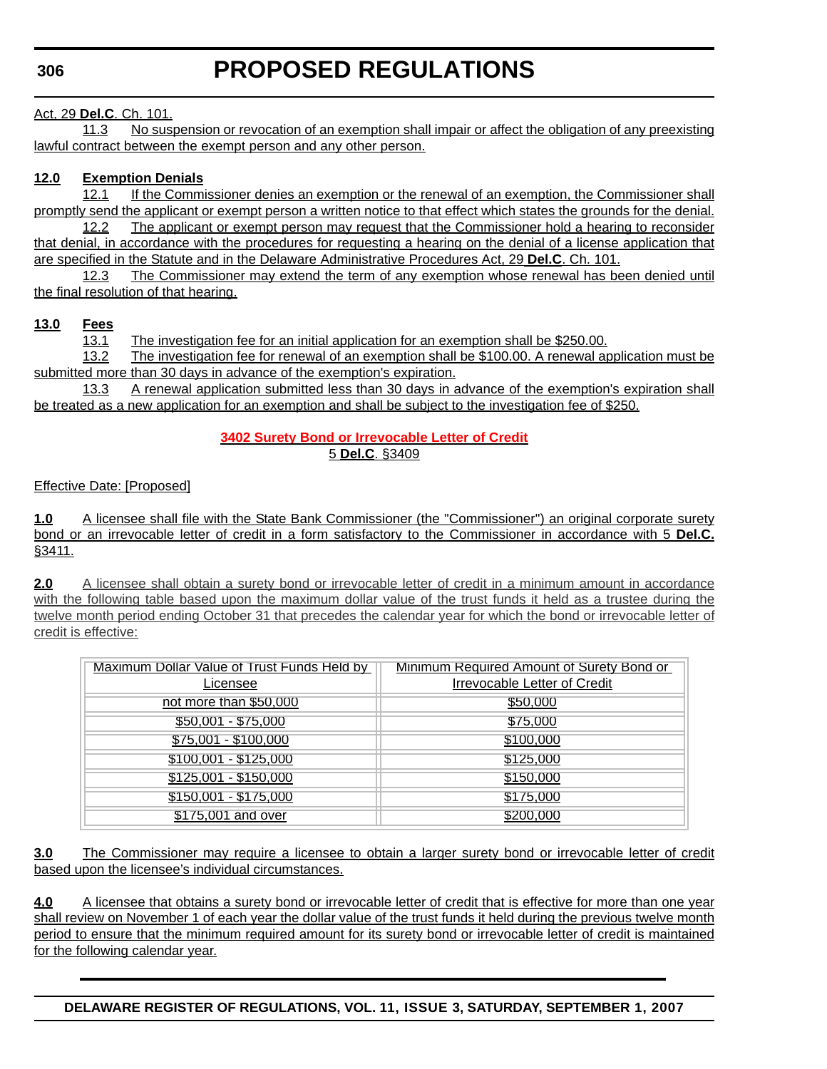Act, 29 **Del.C**. Ch. 101.

11.3 No suspension or revocation of an exemption shall impair or affect the obligation of any preexisting lawful contract between the exempt person and any other person.

**12.0 Exemption Denials**

12.1 If the Commissioner denies an exemption or the renewal of an exemption, the Commissioner shall promptly send the applicant or exempt person a written notice to that effect which states the grounds for the denial.

12.2 The applicant or exempt person may request that the Commissioner hold a hearing to reconsider that denial, in accordance with the procedures for requesting a hearing on the denial of a license application that are specified in the Statute and in the Delaware Administrative Procedures Act, 29 **Del.C**. Ch. 101.

12.3 The Commissioner may extend the term of any exemption whose renewal has been denied until the final resolution of that hearing.

**13.0 Fees**

13.1 The investigation fee for an initial application for an exemption shall be $250.00.

13.2 The investigation fee for renewal of an exemption shall be $100.00. A renewal application must be submitted more than 30 days in advance of the exemption's expiration.

13.3 A renewal application submitted less than 30 days in advance of the exemption's expiration shall be treated as a new application for an exemption and shall be subject to the investigation fee of $250.

**3402 Surety Bond or Irrevocable Letter of Credit**

5 **Del.C**. §3409

Effective Date: [Proposed]

**1.0** A licensee shall file with the State Bank Commissioner (the "Commissioner") an original corporate surety bond or an irrevocable letter of credit in a form satisfactory to the Commissioner in accordance with 5 **Del.C.** §3411.

**2.0** A licensee shall obtain a surety bond or irrevocable letter of credit in a minimum amount in accordance with the following table based upon the maximum dollar value of the trust funds it held as a trustee during the twelve month period ending October 31 that precedes the calendar year for which the bond or irrevocable letter of credit is effective:

| Maximum Dollar Value of Trust Funds Held by Licensee | Minimum Required Amount of Surety Bond or Irrevocable Letter of Credit |
|---|---|
| not more than $50,000 | $50,000 |
| $50,001 - $75,000 | $75,000 |
| $75,001 - $100,000 | $100,000 |
| $100,001 - $125,000 | $125,000 |
| $125,001 - $150,000 | $150,000 |
| $150,001 - $175,000 | $175,000 |
| $175,001 and over | $200,000 |

**3.0** The Commissioner may require a licensee to obtain a larger surety bond or irrevocable letter of credit based upon the licensee's individual circumstances.

**4.0** A licensee that obtains a surety bond or irrevocable letter of credit that is effective for more than one year shall review on November 1 of each year the dollar value of the trust funds it held during the previous twelve month period to ensure that the minimum required amount for its surety bond or irrevocable letter of credit is maintained for the following calendar year.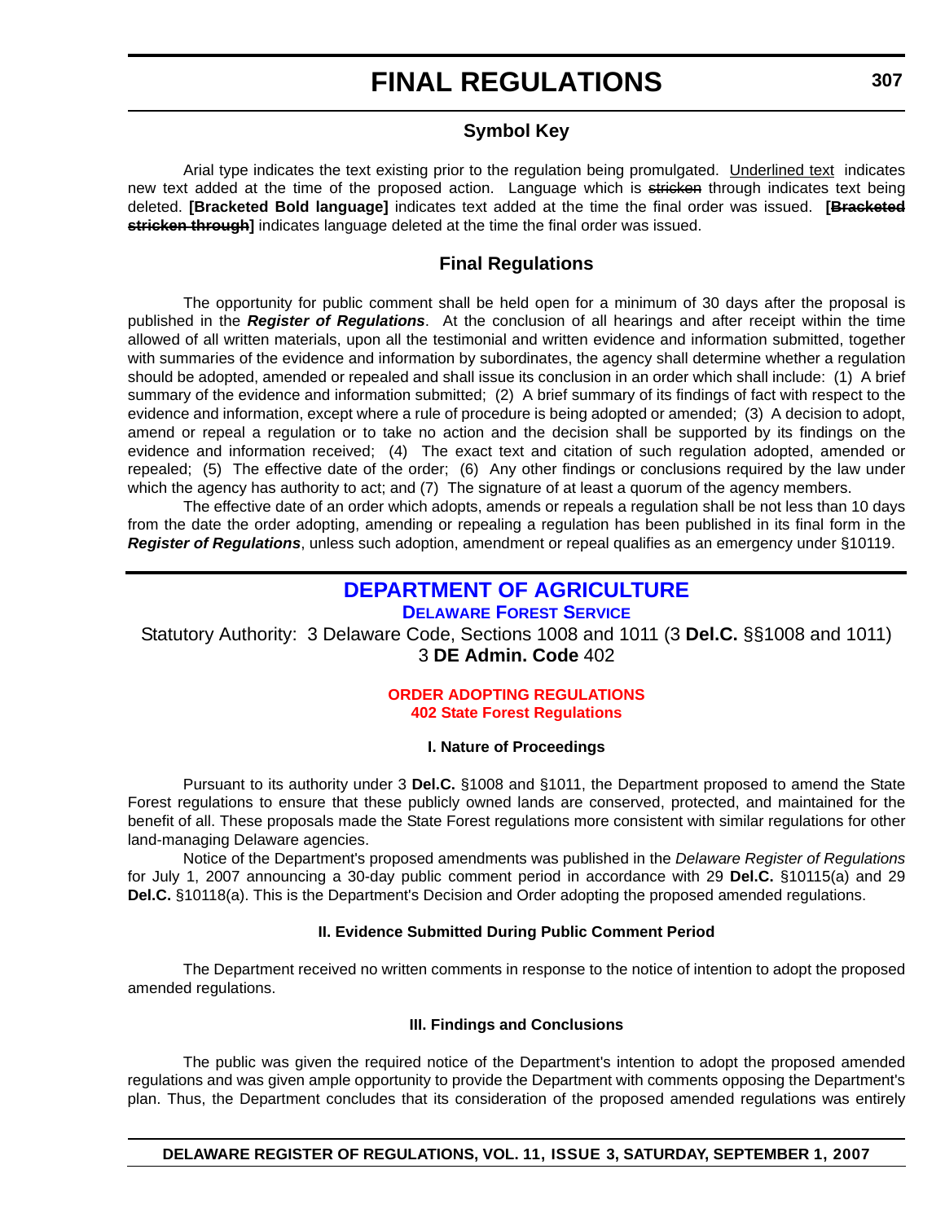# FINAL REGULATIONS

## Symbol Key

Arial type indicates the text existing prior to the regulation being promulgated. <u>Underlined text</u> indicates new text added at the time of the proposed action. Language which is ~~stricken~~ through indicates text being deleted. **[Bracketed Bold language]** indicates text added at the time the final order was issued. **[~~Bracketed stricken through~~]** indicates language deleted at the time the final order was issued.

## Final Regulations

The opportunity for public comment shall be held open for a minimum of 30 days after the proposal is published in the ***Register of Regulations***. At the conclusion of all hearings and after receipt within the time allowed of all written materials, upon all the testimonial and written evidence and information submitted, together with summaries of the evidence and information by subordinates, the agency shall determine whether a regulation should be adopted, amended or repealed and shall issue its conclusion in an order which shall include: (1) A brief summary of the evidence and information submitted; (2) A brief summary of its findings of fact with respect to the evidence and information, except where a rule of procedure is being adopted or amended; (3) A decision to adopt, amend or repeal a regulation or to take no action and the decision shall be supported by its findings on the evidence and information received; (4) The exact text and citation of such regulation adopted, amended or repealed; (5) The effective date of the order; (6) Any other findings or conclusions required by the law under which the agency has authority to act; and (7) The signature of at least a quorum of the agency members.

The effective date of an order which adopts, amends or repeals a regulation shall be not less than 10 days from the date the order adopting, amending or repealing a regulation has been published in its final form in the ***Register of Regulations***, unless such adoption, amendment or repeal qualifies as an emergency under §10119.

## DEPARTMENT OF AGRICULTURE

### DELAWARE FOREST SERVICE

Statutory Authority: 3 Delaware Code, Sections 1008 and 1011 (3 **Del.C.** §§1008 and 1011)
3 **DE Admin. Code** 402

### ORDER ADOPTING REGULATIONS
### 402 State Forest Regulations

#### I. Nature of Proceedings

Pursuant to its authority under 3 **Del.C.** §1008 and §1011, the Department proposed to amend the State Forest regulations to ensure that these publicly owned lands are conserved, protected, and maintained for the benefit of all. These proposals made the State Forest regulations more consistent with similar regulations for other land-managing Delaware agencies.

Notice of the Department's proposed amendments was published in the *Delaware Register of Regulations* for July 1, 2007 announcing a 30-day public comment period in accordance with 29 **Del.C.** §10115(a) and 29 **Del.C.** §10118(a). This is the Department's Decision and Order adopting the proposed amended regulations.

#### II. Evidence Submitted During Public Comment Period

The Department received no written comments in response to the notice of intention to adopt the proposed amended regulations.

#### III. Findings and Conclusions

The public was given the required notice of the Department's intention to adopt the proposed amended regulations and was given ample opportunity to provide the Department with comments opposing the Department's plan. Thus, the Department concludes that its consideration of the proposed amended regulations was entirely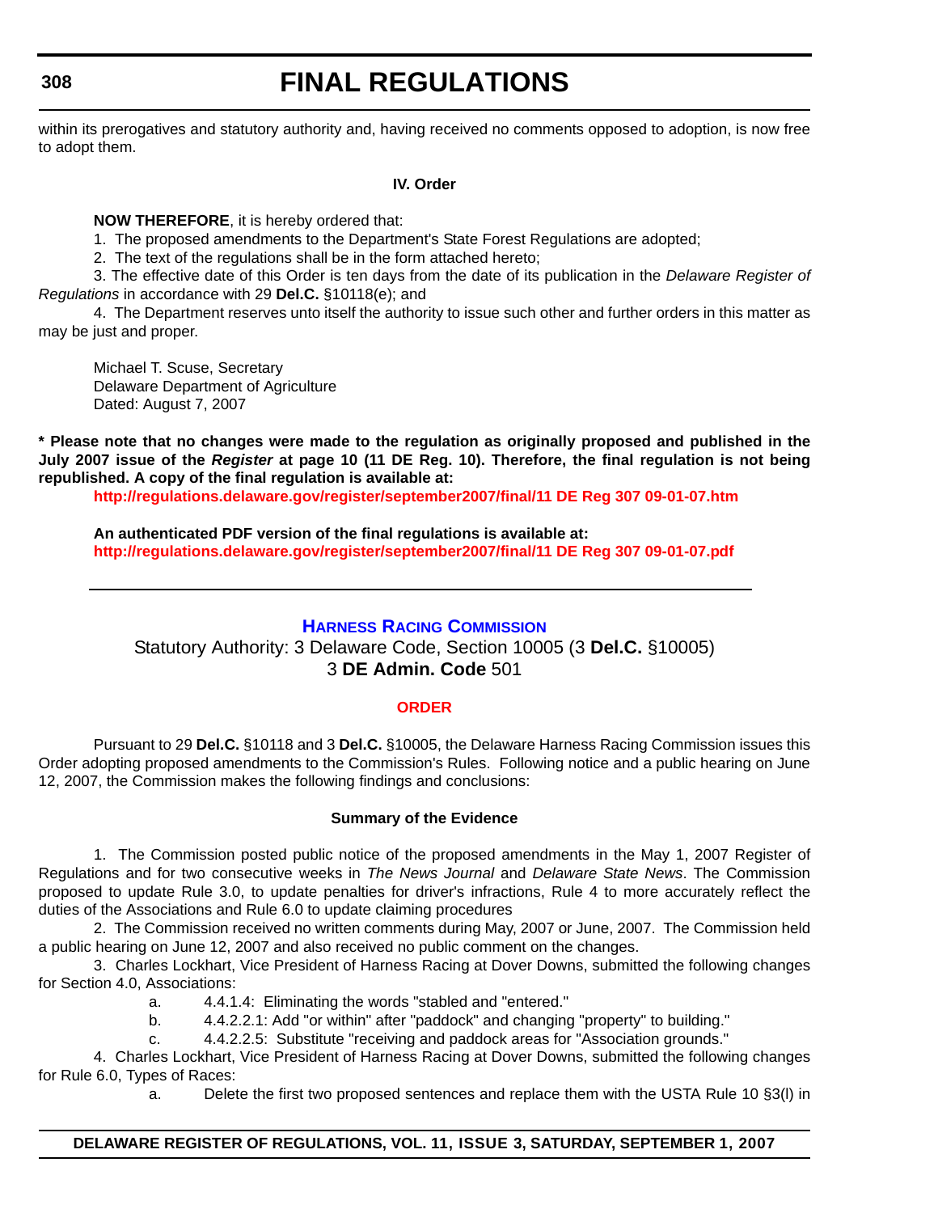within its prerogatives and statutory authority and, having received no comments opposed to adoption, is now free to adopt them.

**IV. Order**

**NOW THEREFORE**, it is hereby ordered that:

1. The proposed amendments to the Department's State Forest Regulations are adopted;
2. The text of the regulations shall be in the form attached hereto;
3. The effective date of this Order is ten days from the date of its publication in the *Delaware Register of Regulations* in accordance with 29 **Del.C.** §10118(e); and
4. The Department reserves unto itself the authority to issue such other and further orders in this matter as may be just and proper.

Michael T. Scuse, Secretary
Delaware Department of Agriculture
Dated: August 7, 2007

**\* Please note that no changes were made to the regulation as originally proposed and published in the July 2007 issue of the *Register* at page 10 (11 DE Reg. 10). Therefore, the final regulation is not being republished. A copy of the final regulation is available at:**
**http://regulations.delaware.gov/register/september2007/final/11 DE Reg 307 09-01-07.htm**

**An authenticated PDF version of the final regulations is available at:**
**http://regulations.delaware.gov/register/september2007/final/11 DE Reg 307 09-01-07.pdf**

---

## Harness Racing Commission

Statutory Authority: 3 Delaware Code, Section 10005 (3 **Del.C.** §10005)
3 **DE Admin. Code** 501

### ORDER

Pursuant to 29 **Del.C.** §10118 and 3 **Del.C.** §10005, the Delaware Harness Racing Commission issues this Order adopting proposed amendments to the Commission's Rules. Following notice and a public hearing on June 12, 2007, the Commission makes the following findings and conclusions:

**Summary of the Evidence**

1. The Commission posted public notice of the proposed amendments in the May 1, 2007 Register of Regulations and for two consecutive weeks in *The News Journal* and *Delaware State News*. The Commission proposed to update Rule 3.0, to update penalties for driver's infractions, Rule 4 to more accurately reflect the duties of the Associations and Rule 6.0 to update claiming procedures

2. The Commission received no written comments during May, 2007 or June, 2007. The Commission held a public hearing on June 12, 2007 and also received no public comment on the changes.

3. Charles Lockhart, Vice President of Harness Racing at Dover Downs, submitted the following changes for Section 4.0, Associations:

   a. 4.4.1.4: Eliminating the words "stabled and "entered."
   b. 4.4.2.2.1: Add "or within" after "paddock" and changing "property" to building."
   c. 4.4.2.2.5: Substitute "receiving and paddock areas for "Association grounds."

4. Charles Lockhart, Vice President of Harness Racing at Dover Downs, submitted the following changes for Rule 6.0, Types of Races:

   a. Delete the first two proposed sentences and replace them with the USTA Rule 10 §3(l) in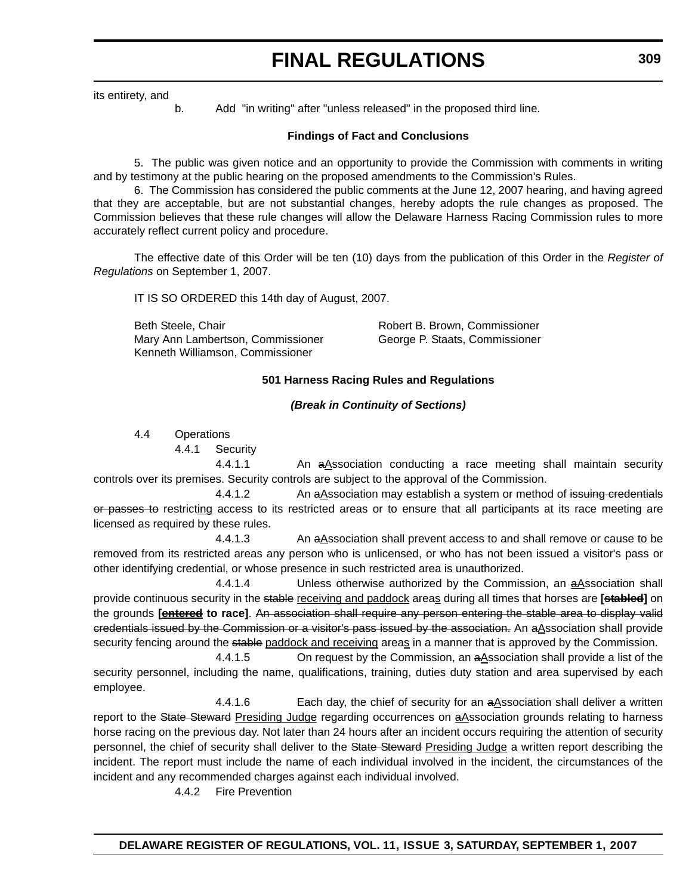its entirety, and

b. Add "in writing" after "unless released" in the proposed third line.

**Findings of Fact and Conclusions**

5. The public was given notice and an opportunity to provide the Commission with comments in writing and by testimony at the public hearing on the proposed amendments to the Commission's Rules.

6. The Commission has considered the public comments at the June 12, 2007 hearing, and having agreed that they are acceptable, but are not substantial changes, hereby adopts the rule changes as proposed. The Commission believes that these rule changes will allow the Delaware Harness Racing Commission rules to more accurately reflect current policy and procedure.

The effective date of this Order will be ten (10) days from the publication of this Order in the *Register of Regulations* on September 1, 2007.

IT IS SO ORDERED this 14th day of August, 2007.

Beth Steele, Chair
Robert B. Brown, Commissioner
Mary Ann Lambertson, Commissioner
George P. Staats, Commissioner
Kenneth Williamson, Commissioner

**501 Harness Racing Rules and Regulations**

***(Break in Continuity of Sections)***

4.4 Operations

4.4.1 Security

4.4.1.1 An ~~a~~Association conducting a race meeting shall maintain security controls over its premises. Security controls are subject to the approval of the Commission.

4.4.1.2 An ~~a~~Association may establish a system or method of ~~issuing credentials or passes to~~ restricting access to its restricted areas or to ensure that all participants at its race meeting are licensed as required by these rules.

4.4.1.3 An ~~a~~Association shall prevent access to and shall remove or cause to be removed from its restricted areas any person who is unlicensed, or who has not been issued a visitor's pass or other identifying credential, or whose presence in such restricted area is unauthorized.

4.4.1.4 Unless otherwise authorized by the Commission, an ~~a~~Association shall provide continuous security in the ~~stable~~ receiving and paddock areas during all times that horses are **[~~stabled~~]** on the grounds **[entered to race]**. ~~An association shall require any person entering the stable area to display valid credentials issued by the Commission or a visitor's pass issued by the association.~~ An ~~a~~Association shall provide security fencing around the ~~stable~~ paddock and receiving areas in a manner that is approved by the Commission.

4.4.1.5 On request by the Commission, an ~~a~~Association shall provide a list of the security personnel, including the name, qualifications, training, duties duty station and area supervised by each employee.

4.4.1.6 Each day, the chief of security for an ~~a~~Association shall deliver a written report to the ~~State Steward~~ Presiding Judge regarding occurrences on ~~a~~Association grounds relating to harness horse racing on the previous day. Not later than 24 hours after an incident occurs requiring the attention of security personnel, the chief of security shall deliver to the ~~State Steward~~ Presiding Judge a written report describing the incident. The report must include the name of each individual involved in the incident, the circumstances of the incident and any recommended charges against each individual involved.

4.4.2 Fire Prevention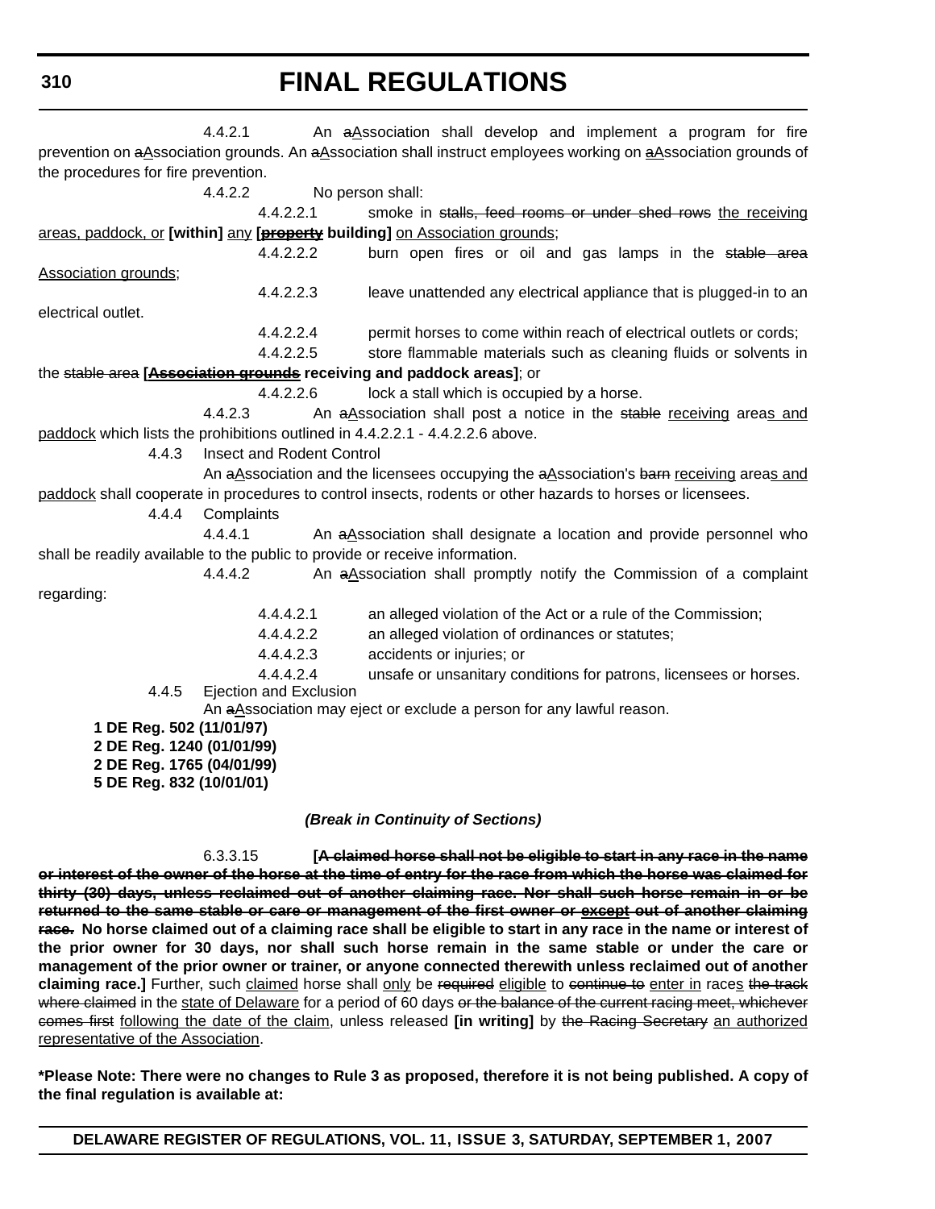4.4.2.1 An ~~a~~Association shall develop and implement a program for fire prevention on ~~a~~Association grounds. An ~~a~~Association shall instruct employees working on ~~a~~Association grounds of the procedures for fire prevention.

4.4.2.2 No person shall:

4.4.2.2.1 smoke in ~~stalls, feed rooms or under shed rows~~ the receiving areas, paddock, or **[within]** any **[~~property~~ building]** on Association grounds;

4.4.2.2.2 burn open fires or oil and gas lamps in the ~~stable area~~ Association grounds;

4.4.2.2.3 leave unattended any electrical appliance that is plugged-in to an electrical outlet.

4.4.2.2.4 permit horses to come within reach of electrical outlets or cords;

4.4.2.2.5 store flammable materials such as cleaning fluids or solvents in the ~~stable area~~ **[~~Association grounds~~ receiving and paddock areas]**; or

4.4.2.2.6 lock a stall which is occupied by a horse.

4.4.2.3 An ~~a~~Association shall post a notice in the ~~stable~~ receiving areas and paddock which lists the prohibitions outlined in 4.4.2.2.1 - 4.4.2.2.6 above.

4.4.3 Insect and Rodent Control

An ~~a~~Association and the licensees occupying the ~~a~~Association's ~~barn~~ receiving areas and paddock shall cooperate in procedures to control insects, rodents or other hazards to horses or licensees.

4.4.4 Complaints

4.4.4.1 An ~~a~~Association shall designate a location and provide personnel who shall be readily available to the public to provide or receive information.

4.4.4.2 An ~~a~~Association shall promptly notify the Commission of a complaint regarding:

4.4.4.2.1 an alleged violation of the Act or a rule of the Commission;

4.4.4.2.2 an alleged violation of ordinances or statutes;

4.4.4.2.3 accidents or injuries; or

4.4.4.2.4 unsafe or unsanitary conditions for patrons, licensees or horses.

4.4.5 Ejection and Exclusion

An ~~a~~Association may eject or exclude a person for any lawful reason.

**1 DE Reg. 502 (11/01/97)**
**2 DE Reg. 1240 (01/01/99)**
**2 DE Reg. 1765 (04/01/99)**
**5 DE Reg. 832 (10/01/01)**

***(Break in Continuity of Sections)***

6.3.3.15 **[~~A claimed horse shall not be eligible to start in any race in the name or interest of the owner of the horse at the time of entry for the race from which the horse was claimed for thirty (30) days, unless reclaimed out of another claiming race. Nor shall such horse remain in or be returned to the same stable or care or management of the first owner or~~ ~~except~~ ~~out of another claiming race.~~ No horse claimed out of a claiming race shall be eligible to start in any race in the name or interest of the prior owner for 30 days, nor shall such horse remain in the same stable or under the care or management of the prior owner or trainer, or anyone connected therewith unless reclaimed out of another claiming race.]** Further, such claimed horse shall only be ~~required~~ eligible to ~~continue to~~ enter in races ~~the track where claimed~~ in the state of Delaware for a period of 60 days ~~or the balance of the current racing meet, whichever comes first~~ following the date of the claim, unless released **[in writing]** by ~~the Racing Secretary~~ an authorized representative of the Association.

**\*Please Note: There were no changes to Rule 3 as proposed, therefore it is not being published. A copy of the final regulation is available at:**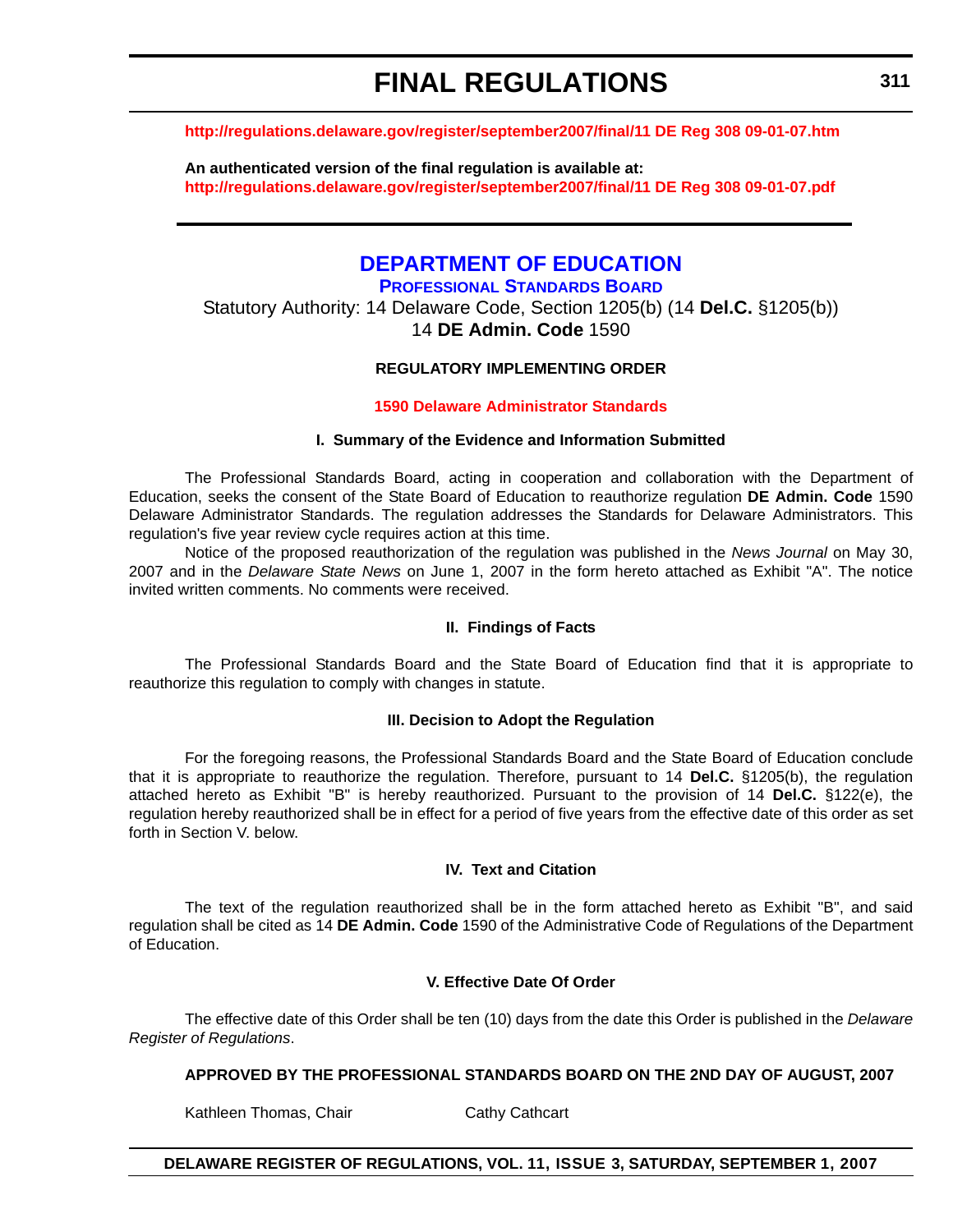http://regulations.delaware.gov/register/september2007/final/11 DE Reg 308 09-01-07.htm

**An authenticated version of the final regulation is available at:**
**http://regulations.delaware.gov/register/september2007/final/11 DE Reg 308 09-01-07.pdf**

---

# DEPARTMENT OF EDUCATION

## PROFESSIONAL STANDARDS BOARD

Statutory Authority: 14 Delaware Code, Section 1205(b) (14 **Del.C.** §1205(b))
14 **DE Admin. Code** 1590

### REGULATORY IMPLEMENTING ORDER

**1590 Delaware Administrator Standards**

#### I. Summary of the Evidence and Information Submitted

The Professional Standards Board, acting in cooperation and collaboration with the Department of Education, seeks the consent of the State Board of Education to reauthorize regulation **DE Admin. Code** 1590 Delaware Administrator Standards. The regulation addresses the Standards for Delaware Administrators. This regulation's five year review cycle requires action at this time.

Notice of the proposed reauthorization of the regulation was published in the *News Journal* on May 30, 2007 and in the *Delaware State News* on June 1, 2007 in the form hereto attached as Exhibit "A". The notice invited written comments. No comments were received.

#### II. Findings of Facts

The Professional Standards Board and the State Board of Education find that it is appropriate to reauthorize this regulation to comply with changes in statute.

#### III. Decision to Adopt the Regulation

For the foregoing reasons, the Professional Standards Board and the State Board of Education conclude that it is appropriate to reauthorize the regulation. Therefore, pursuant to 14 **Del.C.** §1205(b), the regulation attached hereto as Exhibit "B" is hereby reauthorized. Pursuant to the provision of 14 **Del.C.** §122(e), the regulation hereby reauthorized shall be in effect for a period of five years from the effective date of this order as set forth in Section V. below.

#### IV. Text and Citation

The text of the regulation reauthorized shall be in the form attached hereto as Exhibit "B", and said regulation shall be cited as 14 **DE Admin. Code** 1590 of the Administrative Code of Regulations of the Department of Education.

#### V. Effective Date Of Order

The effective date of this Order shall be ten (10) days from the date this Order is published in the *Delaware Register of Regulations*.

**APPROVED BY THE PROFESSIONAL STANDARDS BOARD ON THE 2ND DAY OF AUGUST, 2007**

Kathleen Thomas, Chair          Cathy Cathcart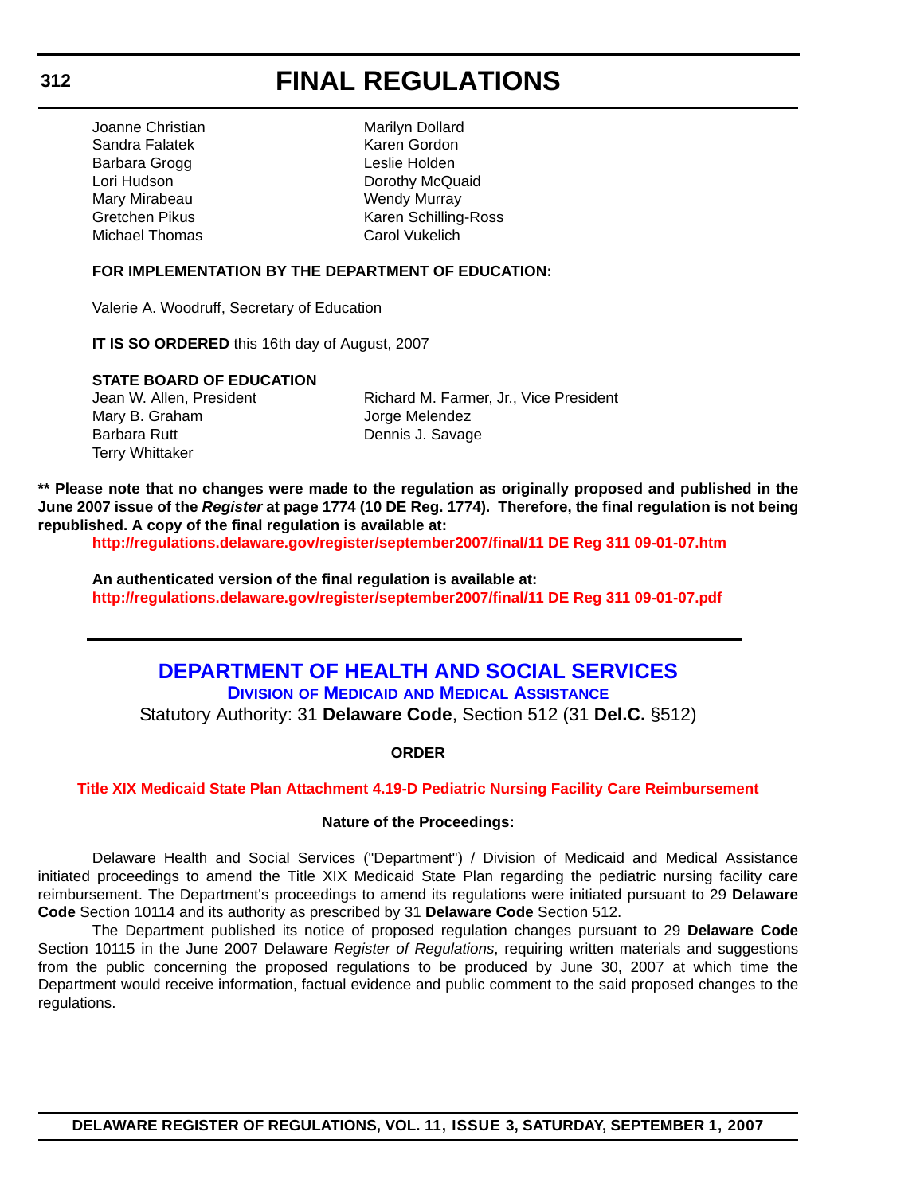Joanne Christian
Marilyn Dollard
Sandra Falatek
Karen Gordon
Barbara Grogg
Leslie Holden
Lori Hudson
Dorothy McQuaid
Mary Mirabeau
Wendy Murray
Gretchen Pikus
Karen Schilling-Ross
Michael Thomas
Carol Vukelich

**FOR IMPLEMENTATION BY THE DEPARTMENT OF EDUCATION:**

Valerie A. Woodruff, Secretary of Education

**IT IS SO ORDERED** this 16th day of August, 2007

**STATE BOARD OF EDUCATION**

Jean W. Allen, President
Richard M. Farmer, Jr., Vice President
Mary B. Graham
Jorge Melendez
Barbara Rutt
Dennis J. Savage
Terry Whittaker

**\*\* Please note that no changes were made to the regulation as originally proposed and published in the June 2007 issue of the *Register* at page 1774 (10 DE Reg. 1774). Therefore, the final regulation is not being republished. A copy of the final regulation is available at:**

**http://regulations.delaware.gov/register/september2007/final/11 DE Reg 311 09-01-07.htm**

**An authenticated version of the final regulation is available at:**

**http://regulations.delaware.gov/register/september2007/final/11 DE Reg 311 09-01-07.pdf**

---

# DEPARTMENT OF HEALTH AND SOCIAL SERVICES

## Division of Medicaid and Medical Assistance

Statutory Authority: 31 **Delaware Code**, Section 512 (31 **Del.C.** §512)

**ORDER**

### Title XIX Medicaid State Plan Attachment 4.19-D Pediatric Nursing Facility Care Reimbursement

**Nature of the Proceedings:**

Delaware Health and Social Services ("Department") / Division of Medicaid and Medical Assistance initiated proceedings to amend the Title XIX Medicaid State Plan regarding the pediatric nursing facility care reimbursement. The Department's proceedings to amend its regulations were initiated pursuant to 29 **Delaware Code** Section 10114 and its authority as prescribed by 31 **Delaware Code** Section 512.

The Department published its notice of proposed regulation changes pursuant to 29 **Delaware Code** Section 10115 in the June 2007 Delaware *Register of Regulations*, requiring written materials and suggestions from the public concerning the proposed regulations to be produced by June 30, 2007 at which time the Department would receive information, factual evidence and public comment to the said proposed changes to the regulations.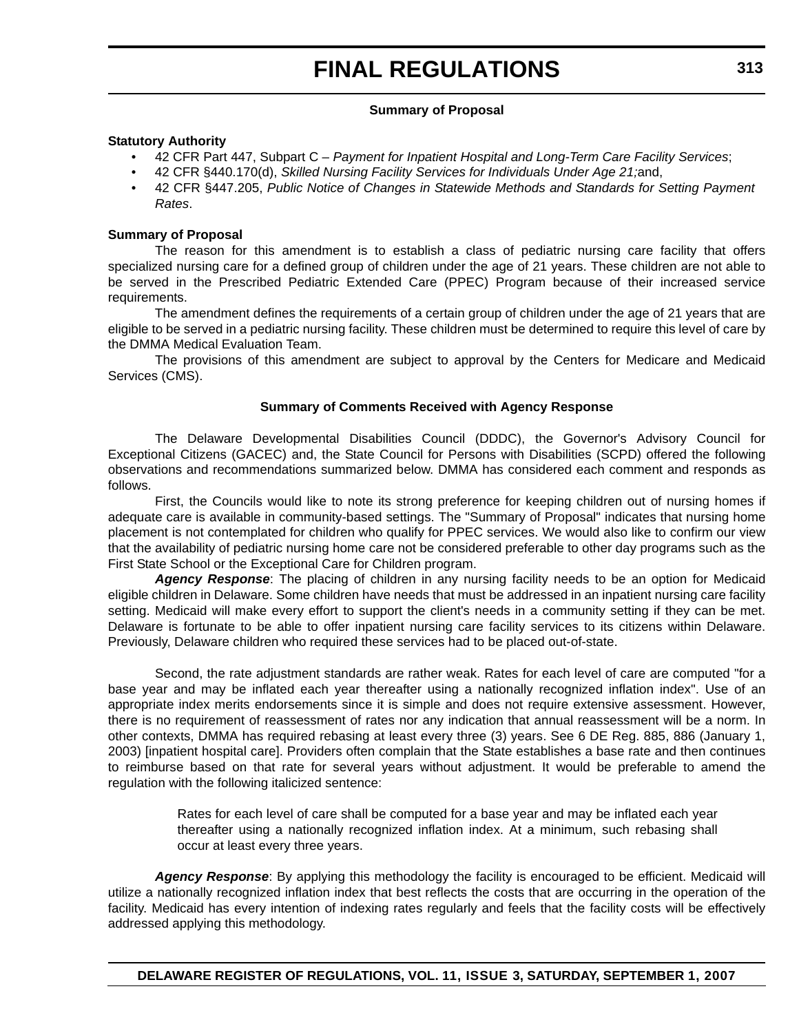### Summary of Proposal

**Statutory Authority**

- 42 CFR Part 447, Subpart C – *Payment for Inpatient Hospital and Long-Term Care Facility Services*;
- 42 CFR §440.170(d), *Skilled Nursing Facility Services for Individuals Under Age 21;*and,
- 42 CFR §447.205, *Public Notice of Changes in Statewide Methods and Standards for Setting Payment Rates*.

**Summary of Proposal**

The reason for this amendment is to establish a class of pediatric nursing care facility that offers specialized nursing care for a defined group of children under the age of 21 years. These children are not able to be served in the Prescribed Pediatric Extended Care (PPEC) Program because of their increased service requirements.

The amendment defines the requirements of a certain group of children under the age of 21 years that are eligible to be served in a pediatric nursing facility. These children must be determined to require this level of care by the DMMA Medical Evaluation Team.

The provisions of this amendment are subject to approval by the Centers for Medicare and Medicaid Services (CMS).

### Summary of Comments Received with Agency Response

The Delaware Developmental Disabilities Council (DDDC), the Governor's Advisory Council for Exceptional Citizens (GACEC) and, the State Council for Persons with Disabilities (SCPD) offered the following observations and recommendations summarized below. DMMA has considered each comment and responds as follows.

First, the Councils would like to note its strong preference for keeping children out of nursing homes if adequate care is available in community-based settings. The "Summary of Proposal" indicates that nursing home placement is not contemplated for children who qualify for PPEC services. We would also like to confirm our view that the availability of pediatric nursing home care not be considered preferable to other day programs such as the First State School or the Exceptional Care for Children program.

***Agency Response***: The placing of children in any nursing facility needs to be an option for Medicaid eligible children in Delaware. Some children have needs that must be addressed in an inpatient nursing care facility setting. Medicaid will make every effort to support the client's needs in a community setting if they can be met. Delaware is fortunate to be able to offer inpatient nursing care facility services to its citizens within Delaware. Previously, Delaware children who required these services had to be placed out-of-state.

Second, the rate adjustment standards are rather weak. Rates for each level of care are computed "for a base year and may be inflated each year thereafter using a nationally recognized inflation index". Use of an appropriate index merits endorsements since it is simple and does not require extensive assessment. However, there is no requirement of reassessment of rates nor any indication that annual reassessment will be a norm. In other contexts, DMMA has required rebasing at least every three (3) years. See 6 DE Reg. 885, 886 (January 1, 2003) [inpatient hospital care]. Providers often complain that the State establishes a base rate and then continues to reimburse based on that rate for several years without adjustment. It would be preferable to amend the regulation with the following italicized sentence:

> Rates for each level of care shall be computed for a base year and may be inflated each year thereafter using a nationally recognized inflation index. At a minimum, such rebasing shall occur at least every three years.

***Agency Response***: By applying this methodology the facility is encouraged to be efficient. Medicaid will utilize a nationally recognized inflation index that best reflects the costs that are occurring in the operation of the facility. Medicaid has every intention of indexing rates regularly and feels that the facility costs will be effectively addressed applying this methodology.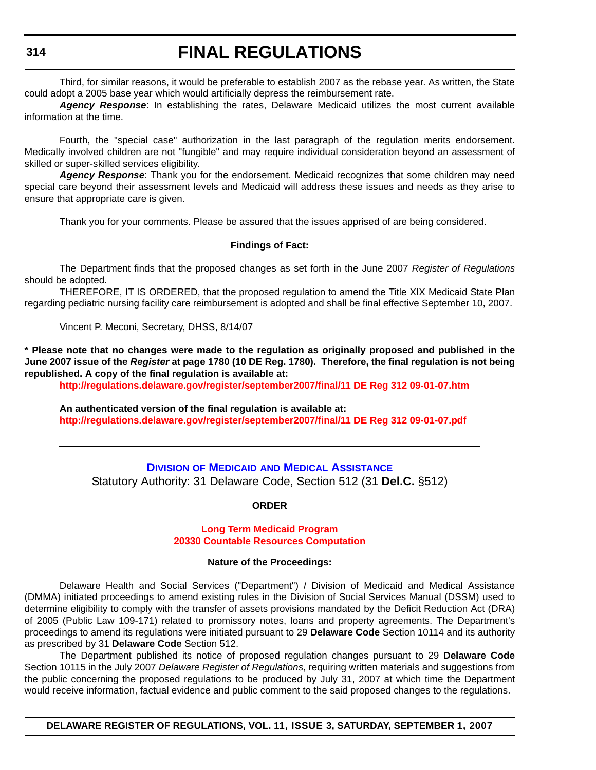Third, for similar reasons, it would be preferable to establish 2007 as the rebase year. As written, the State could adopt a 2005 base year which would artificially depress the reimbursement rate.

***Agency Response***: In establishing the rates, Delaware Medicaid utilizes the most current available information at the time.

Fourth, the "special case" authorization in the last paragraph of the regulation merits endorsement. Medically involved children are not "fungible" and may require individual consideration beyond an assessment of skilled or super-skilled services eligibility.

***Agency Response***: Thank you for the endorsement. Medicaid recognizes that some children may need special care beyond their assessment levels and Medicaid will address these issues and needs as they arise to ensure that appropriate care is given.

Thank you for your comments. Please be assured that the issues apprised of are being considered.

**Findings of Fact:**

The Department finds that the proposed changes as set forth in the June 2007 *Register of Regulations* should be adopted.

THEREFORE, IT IS ORDERED, that the proposed regulation to amend the Title XIX Medicaid State Plan regarding pediatric nursing facility care reimbursement is adopted and shall be final effective September 10, 2007.

Vincent P. Meconi, Secretary, DHSS, 8/14/07

**\* Please note that no changes were made to the regulation as originally proposed and published in the June 2007 issue of the *Register* at page 1780 (10 DE Reg. 1780). Therefore, the final regulation is not being republished. A copy of the final regulation is available at:**

**http://regulations.delaware.gov/register/september2007/final/11 DE Reg 312 09-01-07.htm**

**An authenticated version of the final regulation is available at:**

**http://regulations.delaware.gov/register/september2007/final/11 DE Reg 312 09-01-07.pdf**

---

## Division of Medicaid and Medical Assistance

Statutory Authority: 31 Delaware Code, Section 512 (31 **Del.C.** §512)

**ORDER**

**Long Term Medicaid Program**
**20330 Countable Resources Computation**

**Nature of the Proceedings:**

Delaware Health and Social Services ("Department") / Division of Medicaid and Medical Assistance (DMMA) initiated proceedings to amend existing rules in the Division of Social Services Manual (DSSM) used to determine eligibility to comply with the transfer of assets provisions mandated by the Deficit Reduction Act (DRA) of 2005 (Public Law 109-171) related to promissory notes, loans and property agreements. The Department's proceedings to amend its regulations were initiated pursuant to 29 **Delaware Code** Section 10114 and its authority as prescribed by 31 **Delaware Code** Section 512.

The Department published its notice of proposed regulation changes pursuant to 29 **Delaware Code** Section 10115 in the July 2007 *Delaware Register of Regulations*, requiring written materials and suggestions from the public concerning the proposed regulations to be produced by July 31, 2007 at which time the Department would receive information, factual evidence and public comment to the said proposed changes to the regulations.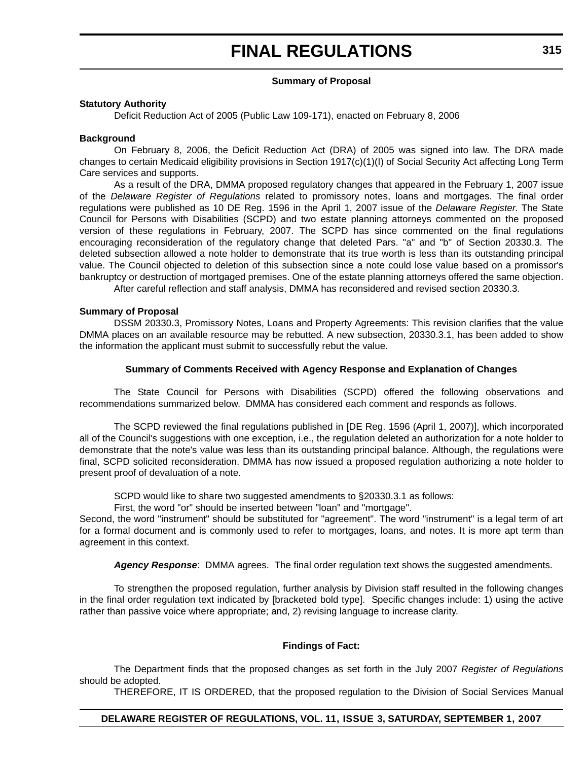### Summary of Proposal

**Statutory Authority**

Deficit Reduction Act of 2005 (Public Law 109-171), enacted on February 8, 2006

**Background**

On February 8, 2006, the Deficit Reduction Act (DRA) of 2005 was signed into law. The DRA made changes to certain Medicaid eligibility provisions in Section 1917(c)(1)(I) of Social Security Act affecting Long Term Care services and supports.

As a result of the DRA, DMMA proposed regulatory changes that appeared in the February 1, 2007 issue of the *Delaware Register of Regulations* related to promissory notes, loans and mortgages. The final order regulations were published as 10 DE Reg. 1596 in the April 1, 2007 issue of the *Delaware Register.* The State Council for Persons with Disabilities (SCPD) and two estate planning attorneys commented on the proposed version of these regulations in February, 2007. The SCPD has since commented on the final regulations encouraging reconsideration of the regulatory change that deleted Pars. "a" and "b" of Section 20330.3. The deleted subsection allowed a note holder to demonstrate that its true worth is less than its outstanding principal value. The Council objected to deletion of this subsection since a note could lose value based on a promissor's bankruptcy or destruction of mortgaged premises. One of the estate planning attorneys offered the same objection.

After careful reflection and staff analysis, DMMA has reconsidered and revised section 20330.3.

**Summary of Proposal**

DSSM 20330.3, Promissory Notes, Loans and Property Agreements: This revision clarifies that the value DMMA places on an available resource may be rebutted. A new subsection, 20330.3.1, has been added to show the information the applicant must submit to successfully rebut the value.

### Summary of Comments Received with Agency Response and Explanation of Changes

The State Council for Persons with Disabilities (SCPD) offered the following observations and recommendations summarized below. DMMA has considered each comment and responds as follows.

The SCPD reviewed the final regulations published in [DE Reg. 1596 (April 1, 2007)], which incorporated all of the Council's suggestions with one exception, i.e., the regulation deleted an authorization for a note holder to demonstrate that the note's value was less than its outstanding principal balance. Although, the regulations were final, SCPD solicited reconsideration. DMMA has now issued a proposed regulation authorizing a note holder to present proof of devaluation of a note.

SCPD would like to share two suggested amendments to §20330.3.1 as follows:

First, the word "or" should be inserted between "loan" and "mortgage".

Second, the word "instrument" should be substituted for "agreement". The word "instrument" is a legal term of art for a formal document and is commonly used to refer to mortgages, loans, and notes. It is more apt term than agreement in this context.

***Agency Response***: DMMA agrees. The final order regulation text shows the suggested amendments.

To strengthen the proposed regulation, further analysis by Division staff resulted in the following changes in the final order regulation text indicated by [bracketed bold type]. Specific changes include: 1) using the active rather than passive voice where appropriate; and, 2) revising language to increase clarity.

### Findings of Fact:

The Department finds that the proposed changes as set forth in the July 2007 *Register of Regulations* should be adopted.

THEREFORE, IT IS ORDERED, that the proposed regulation to the Division of Social Services Manual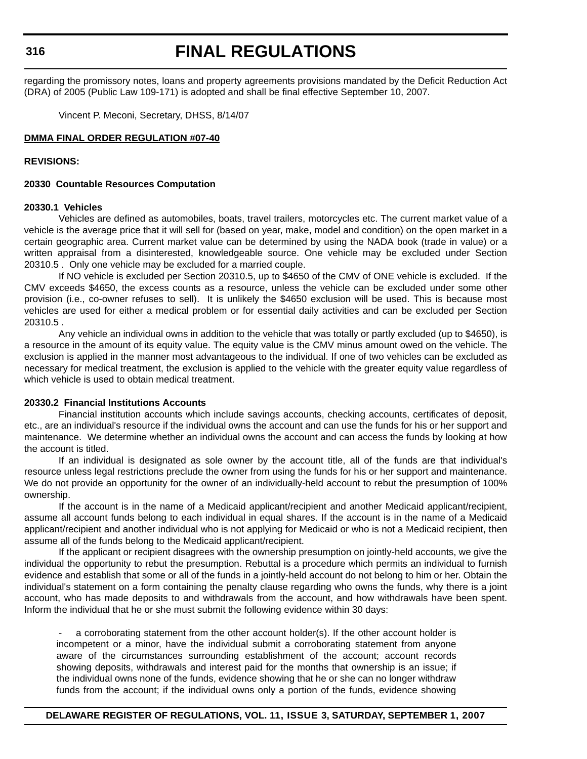regarding the promissory notes, loans and property agreements provisions mandated by the Deficit Reduction Act (DRA) of 2005 (Public Law 109-171) is adopted and shall be final effective September 10, 2007.

Vincent P. Meconi, Secretary, DHSS, 8/14/07

**DMMA FINAL ORDER REGULATION #07-40**

**REVISIONS:**

**20330 Countable Resources Computation**

**20330.1 Vehicles**

Vehicles are defined as automobiles, boats, travel trailers, motorcycles etc. The current market value of a vehicle is the average price that it will sell for (based on year, make, model and condition) on the open market in a certain geographic area. Current market value can be determined by using the NADA book (trade in value) or a written appraisal from a disinterested, knowledgeable source. One vehicle may be excluded under Section 20310.5 . Only one vehicle may be excluded for a married couple.

If NO vehicle is excluded per Section 20310.5, up to $4650 of the CMV of ONE vehicle is excluded. If the CMV exceeds $4650, the excess counts as a resource, unless the vehicle can be excluded under some other provision (i.e., co-owner refuses to sell). It is unlikely the $4650 exclusion will be used. This is because most vehicles are used for either a medical problem or for essential daily activities and can be excluded per Section 20310.5 .

Any vehicle an individual owns in addition to the vehicle that was totally or partly excluded (up to $4650), is a resource in the amount of its equity value. The equity value is the CMV minus amount owed on the vehicle. The exclusion is applied in the manner most advantageous to the individual. If one of two vehicles can be excluded as necessary for medical treatment, the exclusion is applied to the vehicle with the greater equity value regardless of which vehicle is used to obtain medical treatment.

**20330.2 Financial Institutions Accounts**

Financial institution accounts which include savings accounts, checking accounts, certificates of deposit, etc., are an individual's resource if the individual owns the account and can use the funds for his or her support and maintenance. We determine whether an individual owns the account and can access the funds by looking at how the account is titled.

If an individual is designated as sole owner by the account title, all of the funds are that individual's resource unless legal restrictions preclude the owner from using the funds for his or her support and maintenance. We do not provide an opportunity for the owner of an individually-held account to rebut the presumption of 100% ownership.

If the account is in the name of a Medicaid applicant/recipient and another Medicaid applicant/recipient, assume all account funds belong to each individual in equal shares. If the account is in the name of a Medicaid applicant/recipient and another individual who is not applying for Medicaid or who is not a Medicaid recipient, then assume all of the funds belong to the Medicaid applicant/recipient.

If the applicant or recipient disagrees with the ownership presumption on jointly-held accounts, we give the individual the opportunity to rebut the presumption. Rebuttal is a procedure which permits an individual to furnish evidence and establish that some or all of the funds in a jointly-held account do not belong to him or her. Obtain the individual's statement on a form containing the penalty clause regarding who owns the funds, why there is a joint account, who has made deposits to and withdrawals from the account, and how withdrawals have been spent. Inform the individual that he or she must submit the following evidence within 30 days:

- a corroborating statement from the other account holder(s). If the other account holder is incompetent or a minor, have the individual submit a corroborating statement from anyone aware of the circumstances surrounding establishment of the account; account records showing deposits, withdrawals and interest paid for the months that ownership is an issue; if the individual owns none of the funds, evidence showing that he or she can no longer withdraw funds from the account; if the individual owns only a portion of the funds, evidence showing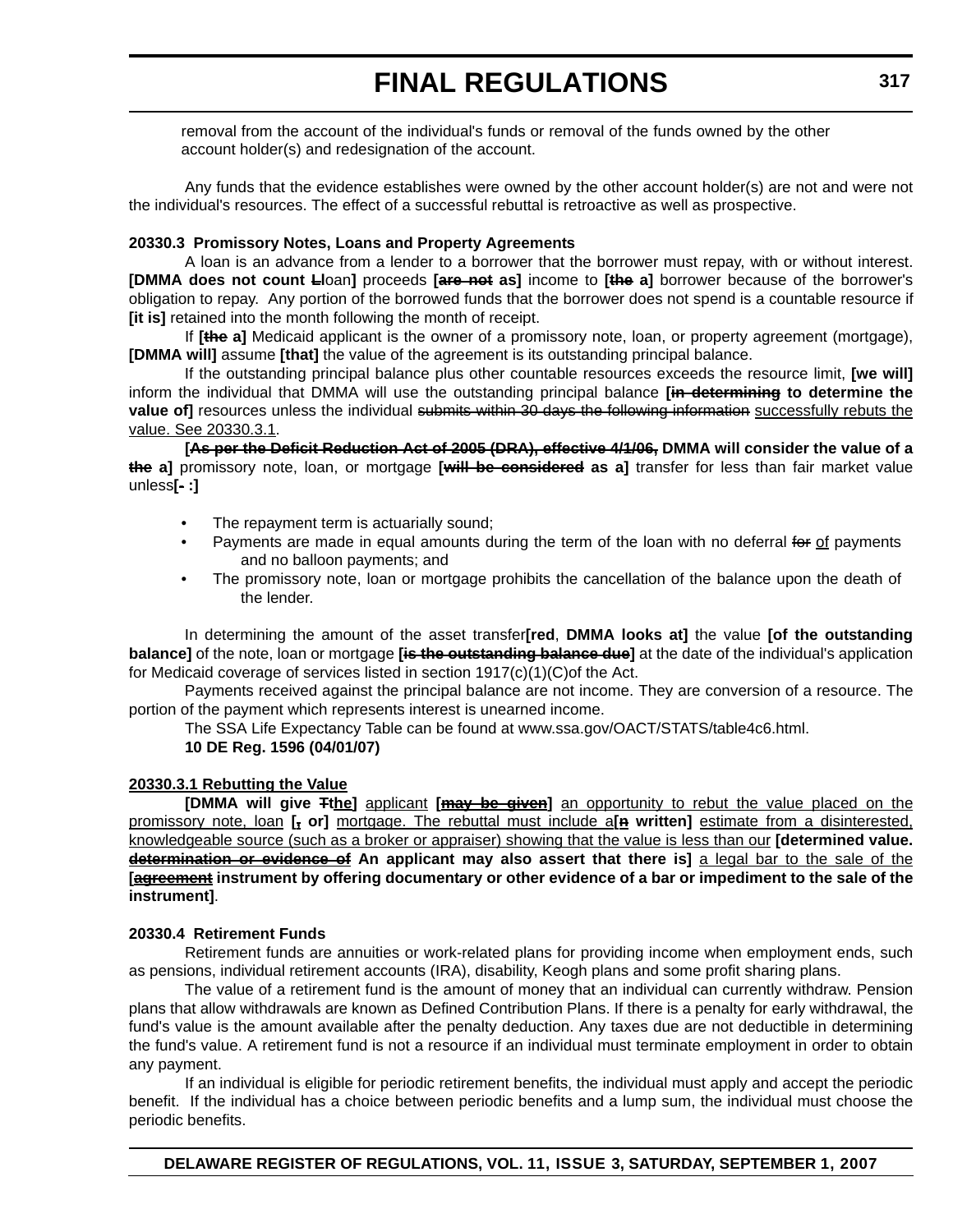removal from the account of the individual's funds or removal of the funds owned by the other account holder(s) and redesignation of the account.

Any funds that the evidence establishes were owned by the other account holder(s) are not and were not the individual's resources. The effect of a successful rebuttal is retroactive as well as prospective.

**20330.3 Promissory Notes, Loans and Property Agreements**

A loan is an advance from a lender to a borrower that the borrower must repay, with or without interest. **[DMMA does not count ~~L~~l**oan**]** proceeds **[~~are not~~ as]** income to **[~~the~~ a]** borrower because of the borrower's obligation to repay. Any portion of the borrowed funds that the borrower does not spend is a countable resource if **[it is]** retained into the month following the month of receipt.

If **[~~the~~ a]** Medicaid applicant is the owner of a promissory note, loan, or property agreement (mortgage), **[DMMA will]** assume **[that]** the value of the agreement is its outstanding principal balance.

If the outstanding principal balance plus other countable resources exceeds the resource limit, **[we will]** inform the individual that DMMA will use the outstanding principal balance **[~~in determining~~ to determine the value of]** resources unless the individual ~~submits within 30 days the following information~~ <u>successfully rebuts the value. See 20330.3.1</u>.

**[~~As per the Deficit Reduction Act of 2005 (DRA), effective 4/1/06,~~ DMMA will consider the value of a ~~the~~ a]** promissory note, loan, or mortgage **[~~will be considered~~ as a]** transfer for less than fair market value unless**[~~-~~ :]**

- The repayment term is actuarially sound;
- Payments are made in equal amounts during the term of the loan with no deferral ~~for~~ <u>of</u> payments and no balloon payments; and
- The promissory note, loan or mortgage prohibits the cancellation of the balance upon the death of the lender.

In determining the amount of the asset transfer**[red**, **DMMA looks at]** the value **[of the outstanding balance]** of the note, loan or mortgage **[~~is the outstanding balance due~~]** at the date of the individual's application for Medicaid coverage of services listed in section 1917(c)(1)(C)of the Act.

Payments received against the principal balance are not income. They are conversion of a resource. The portion of the payment which represents interest is unearned income.

The SSA Life Expectancy Table can be found at www.ssa.gov/OACT/STATS/table4c6.html.

**10 DE Reg. 1596 (04/01/07)**

<u>**20330.3.1 Rebutting the Value**</u>

**[DMMA will give ~~T~~**<u>**the**</u>**]** <u>applicant</u> **[<u>~~may be given~~</u>]** <u>an opportunity to rebut the value placed on the promissory note, loan</u> **[<u>~~,~~</u> or]** <u>mortgage. The rebuttal must include a</u>**[<u>~~n~~</u> written]** <u>estimate from a disinterested, knowledgeable source (such as a broker or appraiser) showing that the value is less than our</u> **[determined value. ~~determination or evidence of~~ An applicant may also assert that there is]** <u>a legal bar to the sale of the</u> **[<u>~~agreement~~</u> instrument by offering documentary or other evidence of a bar or impediment to the sale of the instrument]**.

**20330.4 Retirement Funds**

Retirement funds are annuities or work-related plans for providing income when employment ends, such as pensions, individual retirement accounts (IRA), disability, Keogh plans and some profit sharing plans.

The value of a retirement fund is the amount of money that an individual can currently withdraw. Pension plans that allow withdrawals are known as Defined Contribution Plans. If there is a penalty for early withdrawal, the fund's value is the amount available after the penalty deduction. Any taxes due are not deductible in determining the fund's value. A retirement fund is not a resource if an individual must terminate employment in order to obtain any payment.

If an individual is eligible for periodic retirement benefits, the individual must apply and accept the periodic benefit. If the individual has a choice between periodic benefits and a lump sum, the individual must choose the periodic benefits.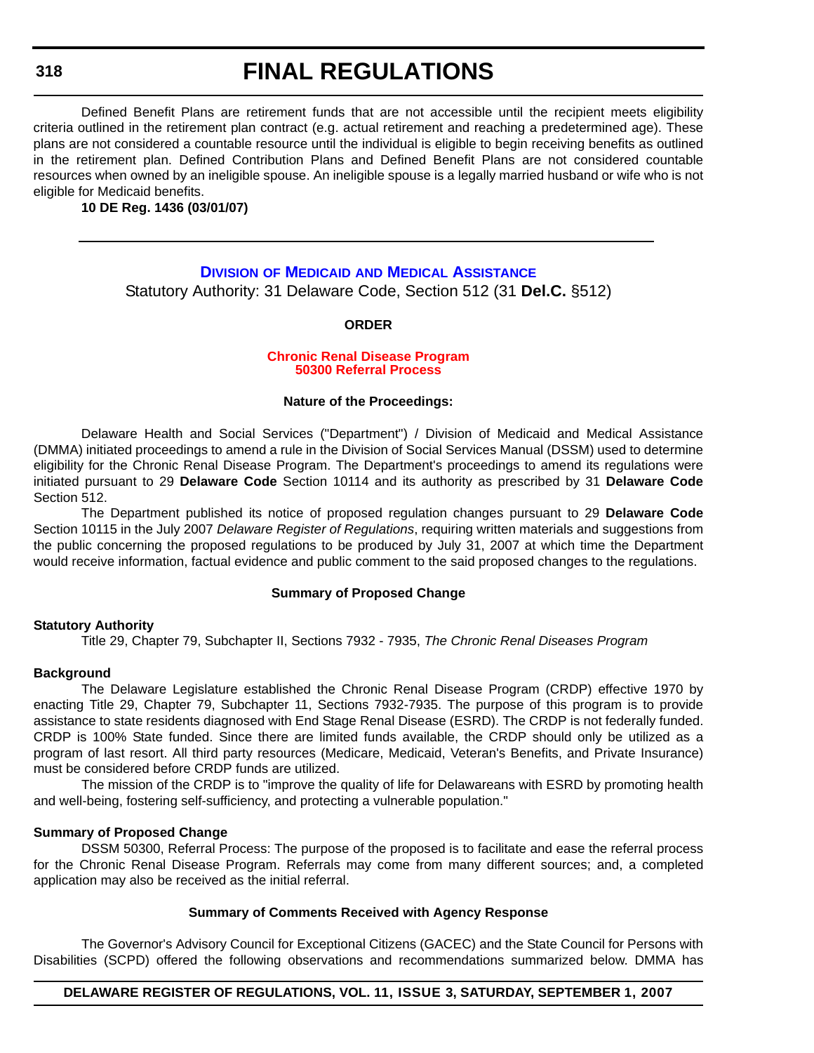Defined Benefit Plans are retirement funds that are not accessible until the recipient meets eligibility criteria outlined in the retirement plan contract (e.g. actual retirement and reaching a predetermined age). These plans are not considered a countable resource until the individual is eligible to begin receiving benefits as outlined in the retirement plan. Defined Contribution Plans and Defined Benefit Plans are not considered countable resources when owned by an ineligible spouse. An ineligible spouse is a legally married husband or wife who is not eligible for Medicaid benefits.

**10 DE Reg. 1436 (03/01/07)**

---

## Division of Medicaid and Medical Assistance

Statutory Authority: 31 Delaware Code, Section 512 (31 **Del.C.** §512)

**ORDER**

**Chronic Renal Disease Program**
**50300 Referral Process**

**Nature of the Proceedings:**

Delaware Health and Social Services ("Department") / Division of Medicaid and Medical Assistance (DMMA) initiated proceedings to amend a rule in the Division of Social Services Manual (DSSM) used to determine eligibility for the Chronic Renal Disease Program. The Department's proceedings to amend its regulations were initiated pursuant to 29 **Delaware Code** Section 10114 and its authority as prescribed by 31 **Delaware Code** Section 512.

The Department published its notice of proposed regulation changes pursuant to 29 **Delaware Code** Section 10115 in the July 2007 *Delaware Register of Regulations*, requiring written materials and suggestions from the public concerning the proposed regulations to be produced by July 31, 2007 at which time the Department would receive information, factual evidence and public comment to the said proposed changes to the regulations.

**Summary of Proposed Change**

**Statutory Authority**

Title 29, Chapter 79, Subchapter II, Sections 7932 - 7935, *The Chronic Renal Diseases Program*

**Background**

The Delaware Legislature established the Chronic Renal Disease Program (CRDP) effective 1970 by enacting Title 29, Chapter 79, Subchapter 11, Sections 7932-7935. The purpose of this program is to provide assistance to state residents diagnosed with End Stage Renal Disease (ESRD). The CRDP is not federally funded. CRDP is 100% State funded. Since there are limited funds available, the CRDP should only be utilized as a program of last resort. All third party resources (Medicare, Medicaid, Veteran's Benefits, and Private Insurance) must be considered before CRDP funds are utilized.

The mission of the CRDP is to "improve the quality of life for Delawareans with ESRD by promoting health and well-being, fostering self-sufficiency, and protecting a vulnerable population."

**Summary of Proposed Change**

DSSM 50300, Referral Process: The purpose of the proposed is to facilitate and ease the referral process for the Chronic Renal Disease Program. Referrals may come from many different sources; and, a completed application may also be received as the initial referral.

**Summary of Comments Received with Agency Response**

The Governor's Advisory Council for Exceptional Citizens (GACEC) and the State Council for Persons with Disabilities (SCPD) offered the following observations and recommendations summarized below. DMMA has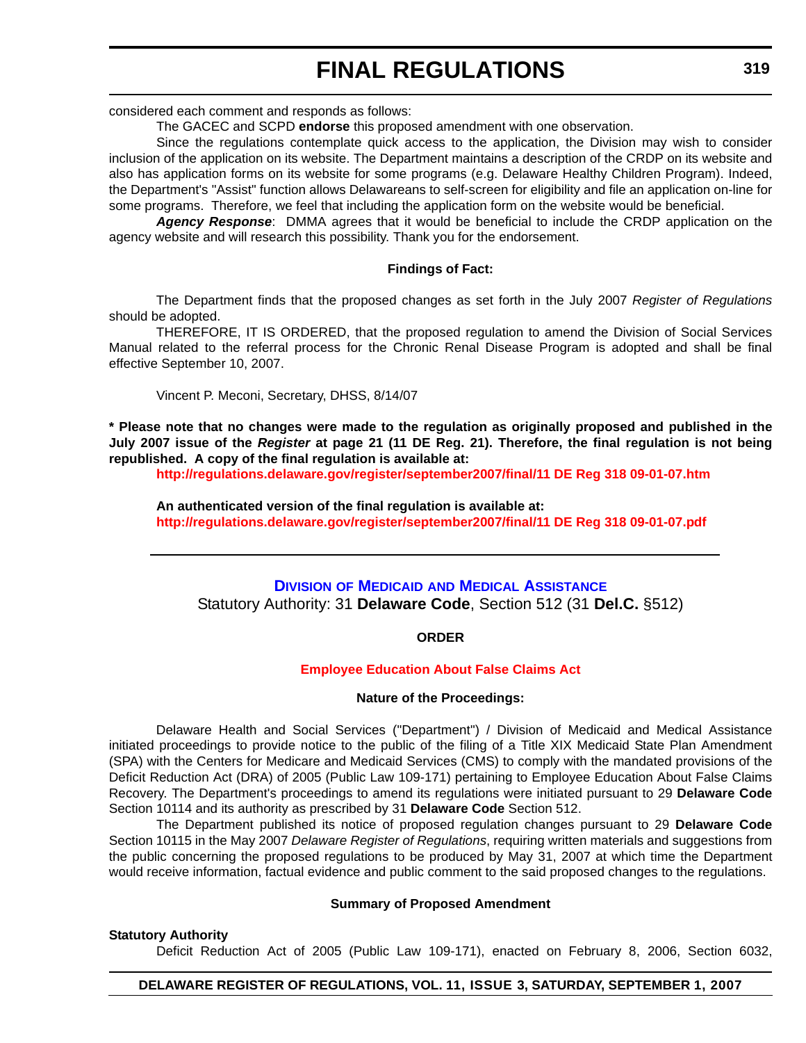considered each comment and responds as follows:

The GACEC and SCPD **endorse** this proposed amendment with one observation.

Since the regulations contemplate quick access to the application, the Division may wish to consider inclusion of the application on its website. The Department maintains a description of the CRDP on its website and also has application forms on its website for some programs (e.g. Delaware Healthy Children Program). Indeed, the Department's "Assist" function allows Delawareans to self-screen for eligibility and file an application on-line for some programs. Therefore, we feel that including the application form on the website would be beneficial.

***Agency Response***: DMMA agrees that it would be beneficial to include the CRDP application on the agency website and will research this possibility. Thank you for the endorsement.

**Findings of Fact:**

The Department finds that the proposed changes as set forth in the July 2007 *Register of Regulations* should be adopted.

THEREFORE, IT IS ORDERED, that the proposed regulation to amend the Division of Social Services Manual related to the referral process for the Chronic Renal Disease Program is adopted and shall be final effective September 10, 2007.

Vincent P. Meconi, Secretary, DHSS, 8/14/07

**\* Please note that no changes were made to the regulation as originally proposed and published in the July 2007 issue of the *Register* at page 21 (11 DE Reg. 21). Therefore, the final regulation is not being republished. A copy of the final regulation is available at:**

**http://regulations.delaware.gov/register/september2007/final/11 DE Reg 318 09-01-07.htm**

**An authenticated version of the final regulation is available at:**

**http://regulations.delaware.gov/register/september2007/final/11 DE Reg 318 09-01-07.pdf**

---

## Division of Medicaid and Medical Assistance

Statutory Authority: 31 **Delaware Code**, Section 512 (31 **Del.C.** §512)

**ORDER**

### Employee Education About False Claims Act

**Nature of the Proceedings:**

Delaware Health and Social Services ("Department") / Division of Medicaid and Medical Assistance initiated proceedings to provide notice to the public of the filing of a Title XIX Medicaid State Plan Amendment (SPA) with the Centers for Medicare and Medicaid Services (CMS) to comply with the mandated provisions of the Deficit Reduction Act (DRA) of 2005 (Public Law 109-171) pertaining to Employee Education About False Claims Recovery. The Department's proceedings to amend its regulations were initiated pursuant to 29 **Delaware Code** Section 10114 and its authority as prescribed by 31 **Delaware Code** Section 512.

The Department published its notice of proposed regulation changes pursuant to 29 **Delaware Code** Section 10115 in the May 2007 *Delaware Register of Regulations*, requiring written materials and suggestions from the public concerning the proposed regulations to be produced by May 31, 2007 at which time the Department would receive information, factual evidence and public comment to the said proposed changes to the regulations.

**Summary of Proposed Amendment**

**Statutory Authority**

Deficit Reduction Act of 2005 (Public Law 109-171), enacted on February 8, 2006, Section 6032,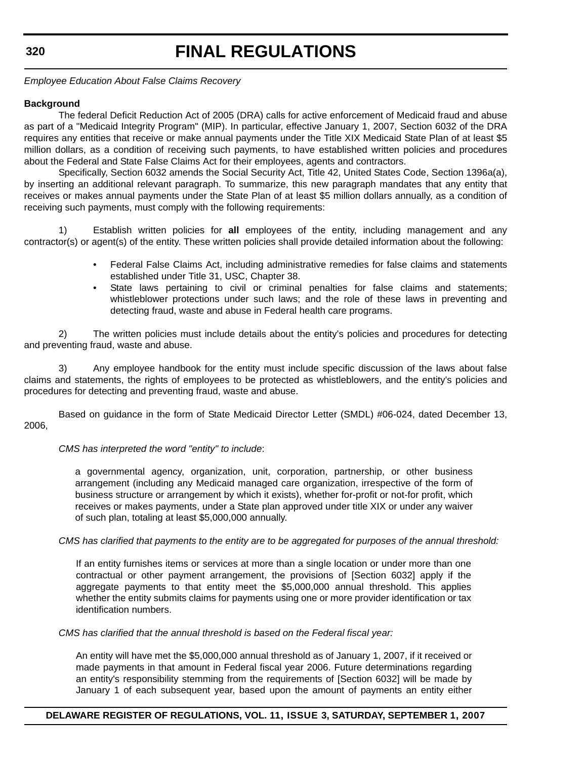*Employee Education About False Claims Recovery*

**Background**

The federal Deficit Reduction Act of 2005 (DRA) calls for active enforcement of Medicaid fraud and abuse as part of a "Medicaid Integrity Program" (MIP). In particular, effective January 1, 2007, Section 6032 of the DRA requires any entities that receive or make annual payments under the Title XIX Medicaid State Plan of at least $5 million dollars, as a condition of receiving such payments, to have established written policies and procedures about the Federal and State False Claims Act for their employees, agents and contractors.

Specifically, Section 6032 amends the Social Security Act, Title 42, United States Code, Section 1396a(a), by inserting an additional relevant paragraph. To summarize, this new paragraph mandates that any entity that receives or makes annual payments under the State Plan of at least $5 million dollars annually, as a condition of receiving such payments, must comply with the following requirements:

1) Establish written policies for **all** employees of the entity, including management and any contractor(s) or agent(s) of the entity. These written policies shall provide detailed information about the following:

- Federal False Claims Act, including administrative remedies for false claims and statements established under Title 31, USC, Chapter 38.
- State laws pertaining to civil or criminal penalties for false claims and statements; whistleblower protections under such laws; and the role of these laws in preventing and detecting fraud, waste and abuse in Federal health care programs.

2) The written policies must include details about the entity's policies and procedures for detecting and preventing fraud, waste and abuse.

3) Any employee handbook for the entity must include specific discussion of the laws about false claims and statements, the rights of employees to be protected as whistleblowers, and the entity's policies and procedures for detecting and preventing fraud, waste and abuse.

Based on guidance in the form of State Medicaid Director Letter (SMDL) #06-024, dated December 13, 2006,

*CMS has interpreted the word "entity" to include*:

> a governmental agency, organization, unit, corporation, partnership, or other business arrangement (including any Medicaid managed care organization, irrespective of the form of business structure or arrangement by which it exists), whether for-profit or not-for profit, which receives or makes payments, under a State plan approved under title XIX or under any waiver of such plan, totaling at least $5,000,000 annually.

*CMS has clarified that payments to the entity are to be aggregated for purposes of the annual threshold:*

> If an entity furnishes items or services at more than a single location or under more than one contractual or other payment arrangement, the provisions of [Section 6032] apply if the aggregate payments to that entity meet the $5,000,000 annual threshold. This applies whether the entity submits claims for payments using one or more provider identification or tax identification numbers.

*CMS has clarified that the annual threshold is based on the Federal fiscal year:*

> An entity will have met the $5,000,000 annual threshold as of January 1, 2007, if it received or made payments in that amount in Federal fiscal year 2006. Future determinations regarding an entity's responsibility stemming from the requirements of [Section 6032] will be made by January 1 of each subsequent year, based upon the amount of payments an entity either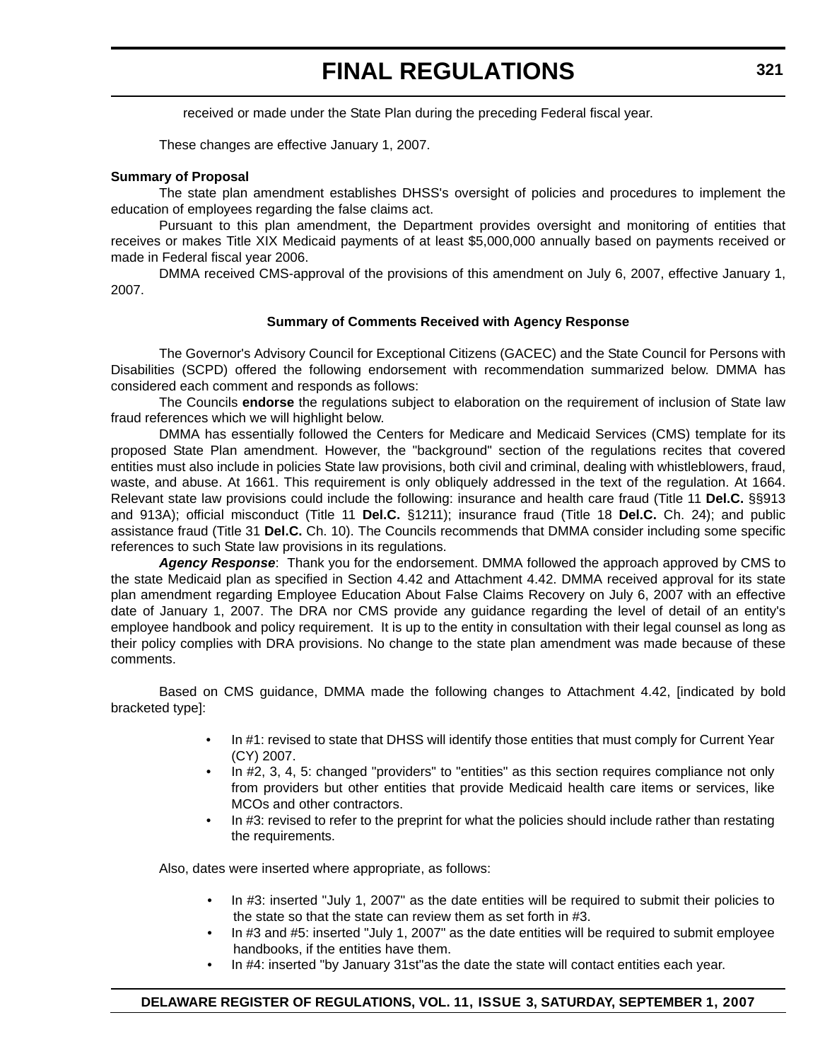received or made under the State Plan during the preceding Federal fiscal year.

These changes are effective January 1, 2007.

**Summary of Proposal**

The state plan amendment establishes DHSS's oversight of policies and procedures to implement the education of employees regarding the false claims act.

Pursuant to this plan amendment, the Department provides oversight and monitoring of entities that receives or makes Title XIX Medicaid payments of at least $5,000,000 annually based on payments received or made in Federal fiscal year 2006.

DMMA received CMS-approval of the provisions of this amendment on July 6, 2007, effective January 1, 2007.

**Summary of Comments Received with Agency Response**

The Governor's Advisory Council for Exceptional Citizens (GACEC) and the State Council for Persons with Disabilities (SCPD) offered the following endorsement with recommendation summarized below. DMMA has considered each comment and responds as follows:

The Councils **endorse** the regulations subject to elaboration on the requirement of inclusion of State law fraud references which we will highlight below.

DMMA has essentially followed the Centers for Medicare and Medicaid Services (CMS) template for its proposed State Plan amendment. However, the "background" section of the regulations recites that covered entities must also include in policies State law provisions, both civil and criminal, dealing with whistleblowers, fraud, waste, and abuse. At 1661. This requirement is only obliquely addressed in the text of the regulation. At 1664. Relevant state law provisions could include the following: insurance and health care fraud (Title 11 **Del.C.** §§913 and 913A); official misconduct (Title 11 **Del.C.** §1211); insurance fraud (Title 18 **Del.C.** Ch. 24); and public assistance fraud (Title 31 **Del.C.** Ch. 10). The Councils recommends that DMMA consider including some specific references to such State law provisions in its regulations.

***Agency Response***: Thank you for the endorsement. DMMA followed the approach approved by CMS to the state Medicaid plan as specified in Section 4.42 and Attachment 4.42. DMMA received approval for its state plan amendment regarding Employee Education About False Claims Recovery on July 6, 2007 with an effective date of January 1, 2007. The DRA nor CMS provide any guidance regarding the level of detail of an entity's employee handbook and policy requirement. It is up to the entity in consultation with their legal counsel as long as their policy complies with DRA provisions. No change to the state plan amendment was made because of these comments.

Based on CMS guidance, DMMA made the following changes to Attachment 4.42, [indicated by bold bracketed type]:

- In #1: revised to state that DHSS will identify those entities that must comply for Current Year (CY) 2007.
- In #2, 3, 4, 5: changed "providers" to "entities" as this section requires compliance not only from providers but other entities that provide Medicaid health care items or services, like MCOs and other contractors.
- In #3: revised to refer to the preprint for what the policies should include rather than restating the requirements.

Also, dates were inserted where appropriate, as follows:

- In #3: inserted "July 1, 2007" as the date entities will be required to submit their policies to the state so that the state can review them as set forth in #3.
- In #3 and #5: inserted "July 1, 2007" as the date entities will be required to submit employee handbooks, if the entities have them.
- In #4: inserted "by January 31st"as the date the state will contact entities each year.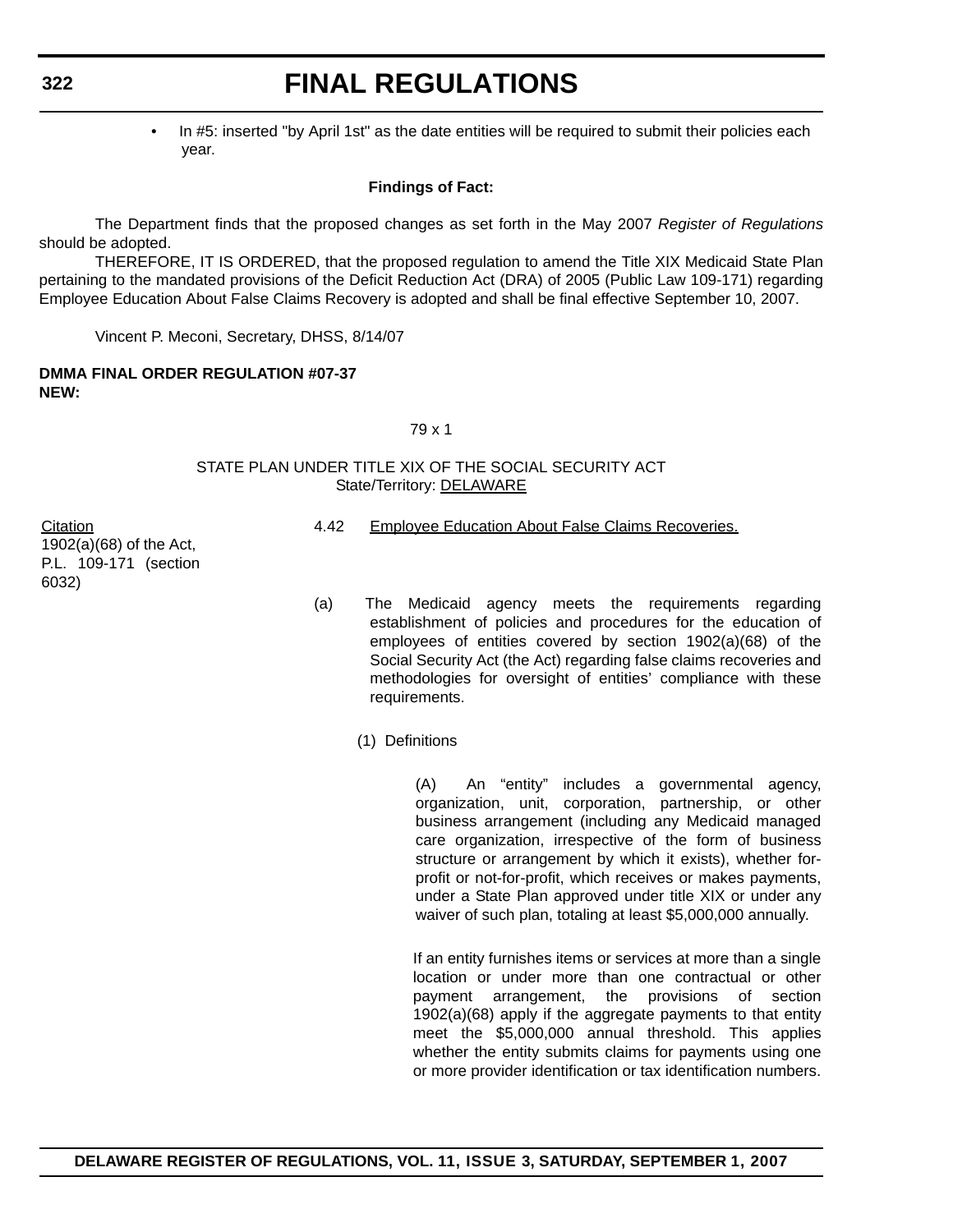- In #5: inserted "by April 1st" as the date entities will be required to submit their policies each year.

**Findings of Fact:**

The Department finds that the proposed changes as set forth in the May 2007 *Register of Regulations* should be adopted.

THEREFORE, IT IS ORDERED, that the proposed regulation to amend the Title XIX Medicaid State Plan pertaining to the mandated provisions of the Deficit Reduction Act (DRA) of 2005 (Public Law 109-171) regarding Employee Education About False Claims Recovery is adopted and shall be final effective September 10, 2007.

Vincent P. Meconi, Secretary, DHSS, 8/14/07

**DMMA FINAL ORDER REGULATION #07-37**
**NEW:**

79 x 1

STATE PLAN UNDER TITLE XIX OF THE SOCIAL SECURITY ACT
State/Territory: DELAWARE

| Citation | |
|---|---|
| 1902(a)(68) of the Act, P.L. 109-171 (section 6032) | 4.42 Employee Education About False Claims Recoveries. |

(a) The Medicaid agency meets the requirements regarding establishment of policies and procedures for the education of employees of entities covered by section 1902(a)(68) of the Social Security Act (the Act) regarding false claims recoveries and methodologies for oversight of entities' compliance with these requirements.

(1) Definitions

(A) An "entity" includes a governmental agency, organization, unit, corporation, partnership, or other business arrangement (including any Medicaid managed care organization, irrespective of the form of business structure or arrangement by which it exists), whether for-profit or not-for-profit, which receives or makes payments, under a State Plan approved under title XIX or under any waiver of such plan, totaling at least $5,000,000 annually.

If an entity furnishes items or services at more than a single location or under more than one contractual or other payment arrangement, the provisions of section 1902(a)(68) apply if the aggregate payments to that entity meet the $5,000,000 annual threshold. This applies whether the entity submits claims for payments using one or more provider identification or tax identification numbers.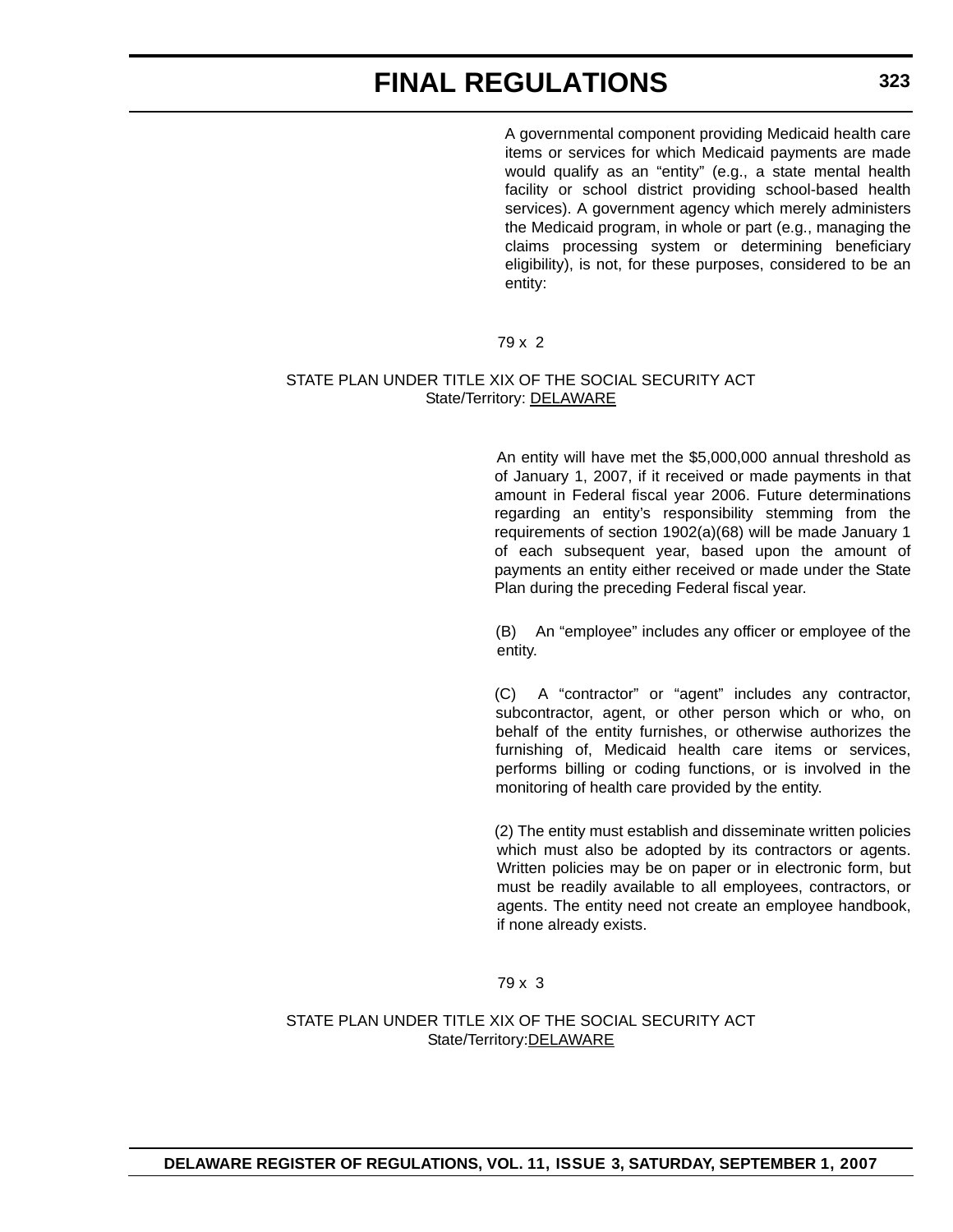A governmental component providing Medicaid health care items or services for which Medicaid payments are made would qualify as an "entity" (e.g., a state mental health facility or school district providing school-based health services). A government agency which merely administers the Medicaid program, in whole or part (e.g., managing the claims processing system or determining beneficiary eligibility), is not, for these purposes, considered to be an entity:

79 x 2

STATE PLAN UNDER TITLE XIX OF THE SOCIAL SECURITY ACT
State/Territory: DELAWARE

An entity will have met the $5,000,000 annual threshold as of January 1, 2007, if it received or made payments in that amount in Federal fiscal year 2006. Future determinations regarding an entity's responsibility stemming from the requirements of section 1902(a)(68) will be made January 1 of each subsequent year, based upon the amount of payments an entity either received or made under the State Plan during the preceding Federal fiscal year.

(B) An "employee" includes any officer or employee of the entity.

(C) A "contractor" or "agent" includes any contractor, subcontractor, agent, or other person which or who, on behalf of the entity furnishes, or otherwise authorizes the furnishing of, Medicaid health care items or services, performs billing or coding functions, or is involved in the monitoring of health care provided by the entity.

(2) The entity must establish and disseminate written policies which must also be adopted by its contractors or agents. Written policies may be on paper or in electronic form, but must be readily available to all employees, contractors, or agents. The entity need not create an employee handbook, if none already exists.

79 x 3

STATE PLAN UNDER TITLE XIX OF THE SOCIAL SECURITY ACT
State/Territory:DELAWARE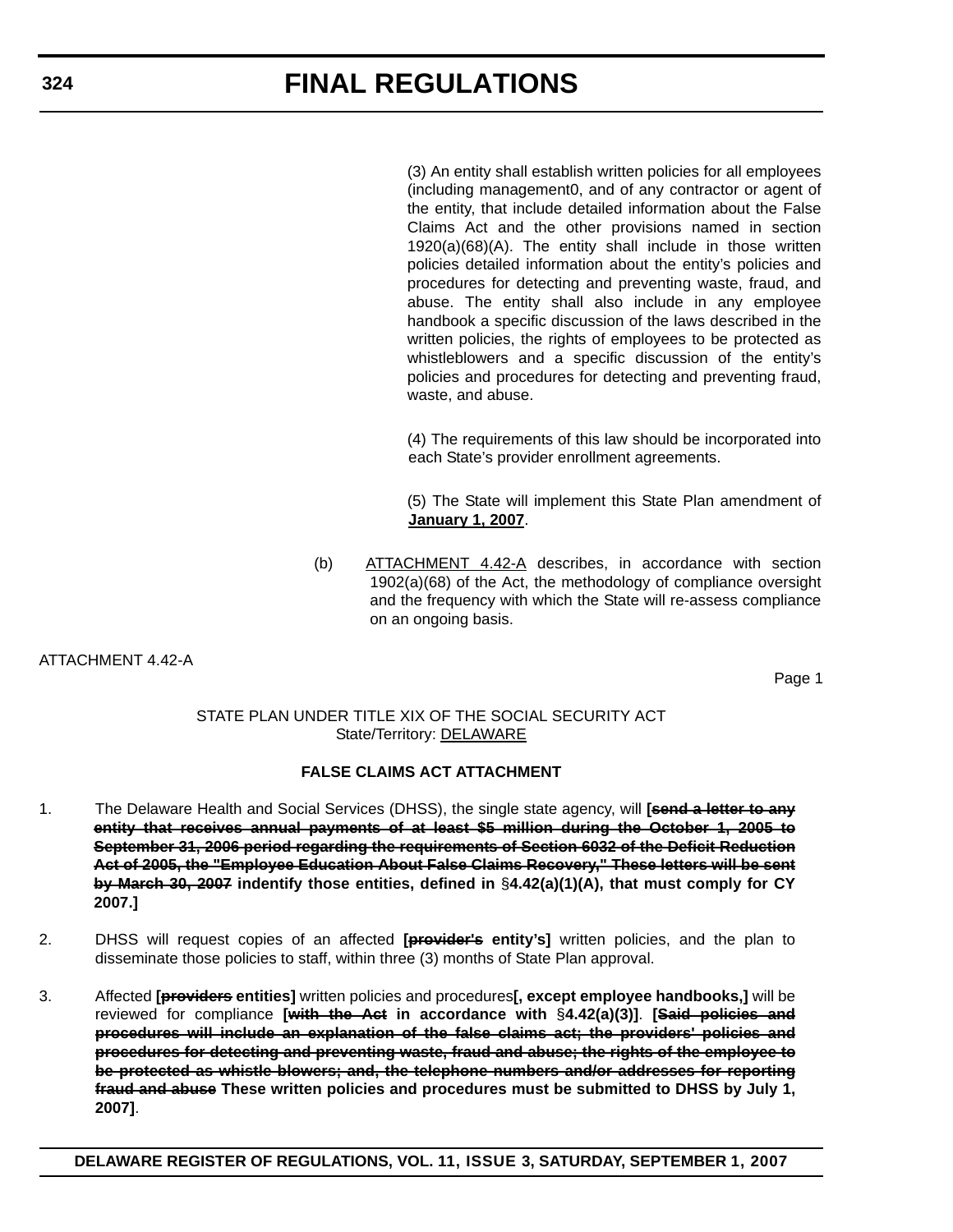(3) An entity shall establish written policies for all employees (including management0, and of any contractor or agent of the entity, that include detailed information about the False Claims Act and the other provisions named in section 1920(a)(68)(A). The entity shall include in those written policies detailed information about the entity's policies and procedures for detecting and preventing waste, fraud, and abuse. The entity shall also include in any employee handbook a specific discussion of the laws described in the written policies, the rights of employees to be protected as whistleblowers and a specific discussion of the entity's policies and procedures for detecting and preventing fraud, waste, and abuse.

(4) The requirements of this law should be incorporated into each State's provider enrollment agreements.

(5) The State will implement this State Plan amendment of January 1, 2007.

(b) ATTACHMENT 4.42-A describes, in accordance with section 1902(a)(68) of the Act, the methodology of compliance oversight and the frequency with which the State will re-assess compliance on an ongoing basis.

ATTACHMENT 4.42-A

Page 1

STATE PLAN UNDER TITLE XIX OF THE SOCIAL SECURITY ACT
State/Territory: DELAWARE

**FALSE CLAIMS ACT ATTACHMENT**

1. The Delaware Health and Social Services (DHSS), the single state agency, will **[~~send a letter to any entity that receives annual payments of at least $5 million during the October 1, 2005 to September 31, 2006 period regarding the requirements of Section 6032 of the Deficit Reduction Act of 2005, the "Employee Education About False Claims Recovery," These letters will be sent by March 30, 2007~~ indentify those entities, defined in §4.42(a)(1)(A), that must comply for CY 2007.]**

2. DHSS will request copies of an affected **[~~provider's~~ entity's]** written policies, and the plan to disseminate those policies to staff, within three (3) months of State Plan approval.

3. Affected **[~~providers~~ entities]** written policies and procedures**[, except employee handbooks,]** will be reviewed for compliance **[~~with the Act~~ in accordance with §4.42(a)(3)]**. **[~~Said policies and procedures will include an explanation of the false claims act; the providers' policies and procedures for detecting and preventing waste, fraud and abuse; the rights of the employee to be protected as whistle blowers; and, the telephone numbers and/or addresses for reporting fraud and abuse~~ These written policies and procedures must be submitted to DHSS by July 1, 2007]**.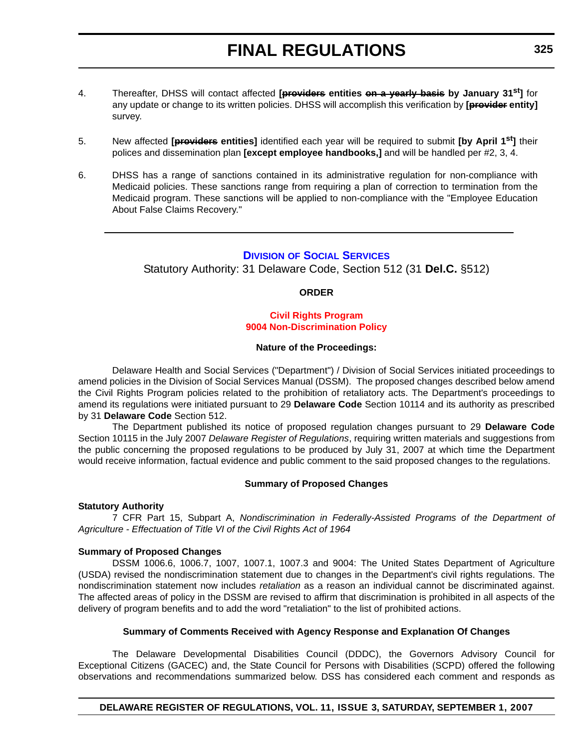4. Thereafter, DHSS will contact affected **[~~providers~~ entities ~~on a yearly basis~~ by January 31st]** for any update or change to its written policies. DHSS will accomplish this verification by **[~~provider~~ entity]** survey.

5. New affected **[~~providers~~ entities]** identified each year will be required to submit **[by April 1st]** their polices and dissemination plan **[except employee handbooks,]** and will be handled per #2, 3, 4.

6. DHSS has a range of sanctions contained in its administrative regulation for non-compliance with Medicaid policies. These sanctions range from requiring a plan of correction to termination from the Medicaid program. These sanctions will be applied to non-compliance with the "Employee Education About False Claims Recovery."

---

## DIVISION OF SOCIAL SERVICES

Statutory Authority: 31 Delaware Code, Section 512 (31 **Del.C.** §512)

**ORDER**

**Civil Rights Program**
**9004 Non-Discrimination Policy**

**Nature of the Proceedings:**

Delaware Health and Social Services ("Department") / Division of Social Services initiated proceedings to amend policies in the Division of Social Services Manual (DSSM). The proposed changes described below amend the Civil Rights Program policies related to the prohibition of retaliatory acts. The Department's proceedings to amend its regulations were initiated pursuant to 29 **Delaware Code** Section 10114 and its authority as prescribed by 31 **Delaware Code** Section 512.

The Department published its notice of proposed regulation changes pursuant to 29 **Delaware Code** Section 10115 in the July 2007 *Delaware Register of Regulations*, requiring written materials and suggestions from the public concerning the proposed regulations to be produced by July 31, 2007 at which time the Department would receive information, factual evidence and public comment to the said proposed changes to the regulations.

**Summary of Proposed Changes**

**Statutory Authority**

7 CFR Part 15, Subpart A, *Nondiscrimination in Federally-Assisted Programs of the Department of Agriculture - Effectuation of Title VI of the Civil Rights Act of 1964*

**Summary of Proposed Changes**

DSSM 1006.6, 1006.7, 1007, 1007.1, 1007.3 and 9004: The United States Department of Agriculture (USDA) revised the nondiscrimination statement due to changes in the Department's civil rights regulations. The nondiscrimination statement now includes *retaliation* as a reason an individual cannot be discriminated against. The affected areas of policy in the DSSM are revised to affirm that discrimination is prohibited in all aspects of the delivery of program benefits and to add the word "retaliation" to the list of prohibited actions.

**Summary of Comments Received with Agency Response and Explanation Of Changes**

The Delaware Developmental Disabilities Council (DDDC), the Governors Advisory Council for Exceptional Citizens (GACEC) and, the State Council for Persons with Disabilities (SCPD) offered the following observations and recommendations summarized below. DSS has considered each comment and responds as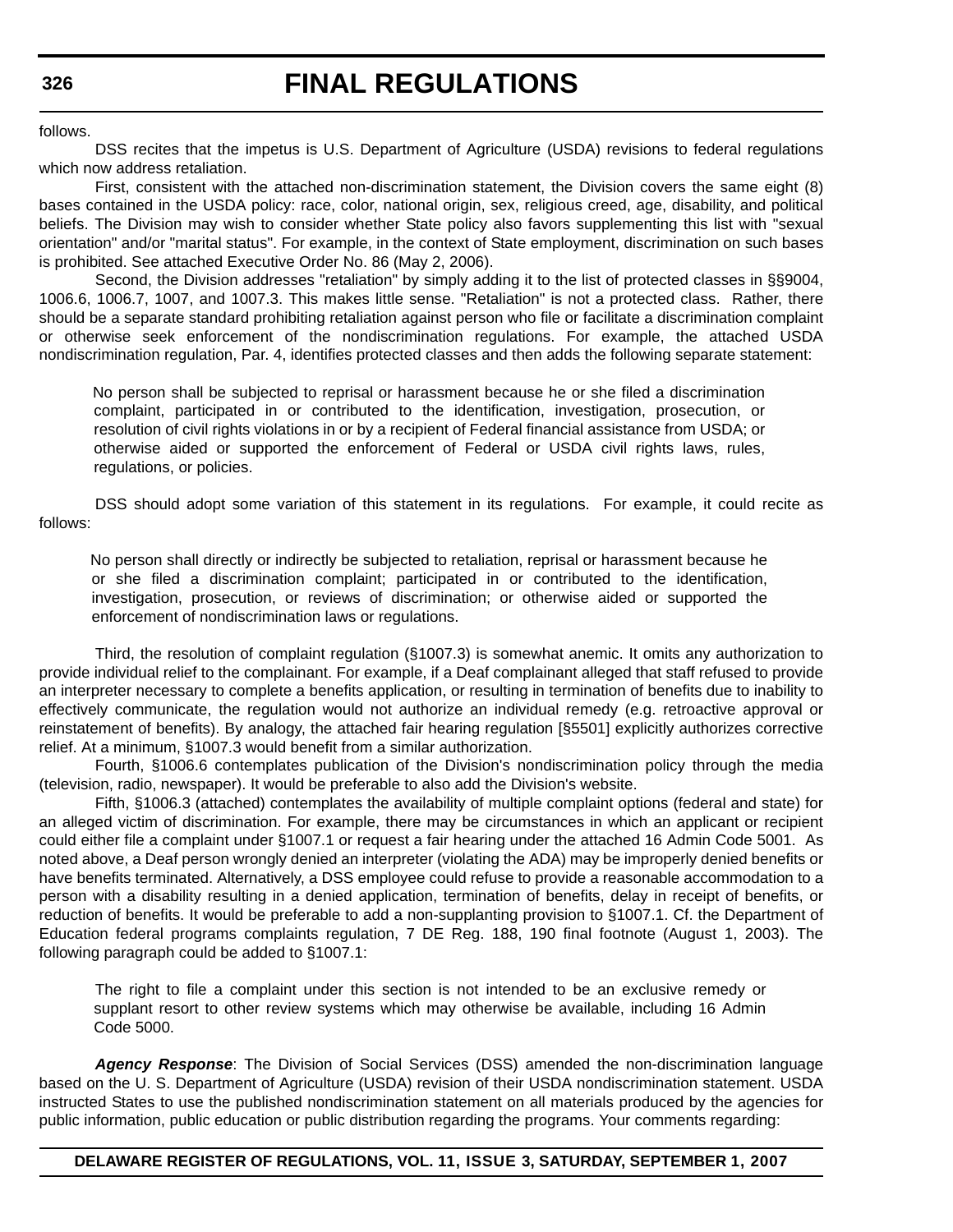follows.

DSS recites that the impetus is U.S. Department of Agriculture (USDA) revisions to federal regulations which now address retaliation.

First, consistent with the attached non-discrimination statement, the Division covers the same eight (8) bases contained in the USDA policy: race, color, national origin, sex, religious creed, age, disability, and political beliefs. The Division may wish to consider whether State policy also favors supplementing this list with "sexual orientation" and/or "marital status". For example, in the context of State employment, discrimination on such bases is prohibited. See attached Executive Order No. 86 (May 2, 2006).

Second, the Division addresses "retaliation" by simply adding it to the list of protected classes in §§9004, 1006.6, 1006.7, 1007, and 1007.3. This makes little sense. "Retaliation" is not a protected class. Rather, there should be a separate standard prohibiting retaliation against person who file or facilitate a discrimination complaint or otherwise seek enforcement of the nondiscrimination regulations. For example, the attached USDA nondiscrimination regulation, Par. 4, identifies protected classes and then adds the following separate statement:

> No person shall be subjected to reprisal or harassment because he or she filed a discrimination complaint, participated in or contributed to the identification, investigation, prosecution, or resolution of civil rights violations in or by a recipient of Federal financial assistance from USDA; or otherwise aided or supported the enforcement of Federal or USDA civil rights laws, rules, regulations, or policies.

DSS should adopt some variation of this statement in its regulations. For example, it could recite as follows:

> No person shall directly or indirectly be subjected to retaliation, reprisal or harassment because he or she filed a discrimination complaint; participated in or contributed to the identification, investigation, prosecution, or reviews of discrimination; or otherwise aided or supported the enforcement of nondiscrimination laws or regulations.

Third, the resolution of complaint regulation (§1007.3) is somewhat anemic. It omits any authorization to provide individual relief to the complainant. For example, if a Deaf complainant alleged that staff refused to provide an interpreter necessary to complete a benefits application, or resulting in termination of benefits due to inability to effectively communicate, the regulation would not authorize an individual remedy (e.g. retroactive approval or reinstatement of benefits). By analogy, the attached fair hearing regulation [§5501] explicitly authorizes corrective relief. At a minimum, §1007.3 would benefit from a similar authorization.

Fourth, §1006.6 contemplates publication of the Division's nondiscrimination policy through the media (television, radio, newspaper). It would be preferable to also add the Division's website.

Fifth, §1006.3 (attached) contemplates the availability of multiple complaint options (federal and state) for an alleged victim of discrimination. For example, there may be circumstances in which an applicant or recipient could either file a complaint under §1007.1 or request a fair hearing under the attached 16 Admin Code 5001. As noted above, a Deaf person wrongly denied an interpreter (violating the ADA) may be improperly denied benefits or have benefits terminated. Alternatively, a DSS employee could refuse to provide a reasonable accommodation to a person with a disability resulting in a denied application, termination of benefits, delay in receipt of benefits, or reduction of benefits. It would be preferable to add a non-supplanting provision to §1007.1. Cf. the Department of Education federal programs complaints regulation, 7 DE Reg. 188, 190 final footnote (August 1, 2003). The following paragraph could be added to §1007.1:

> The right to file a complaint under this section is not intended to be an exclusive remedy or supplant resort to other review systems which may otherwise be available, including 16 Admin Code 5000.

***Agency Response***: The Division of Social Services (DSS) amended the non-discrimination language based on the U. S. Department of Agriculture (USDA) revision of their USDA nondiscrimination statement. USDA instructed States to use the published nondiscrimination statement on all materials produced by the agencies for public information, public education or public distribution regarding the programs. Your comments regarding: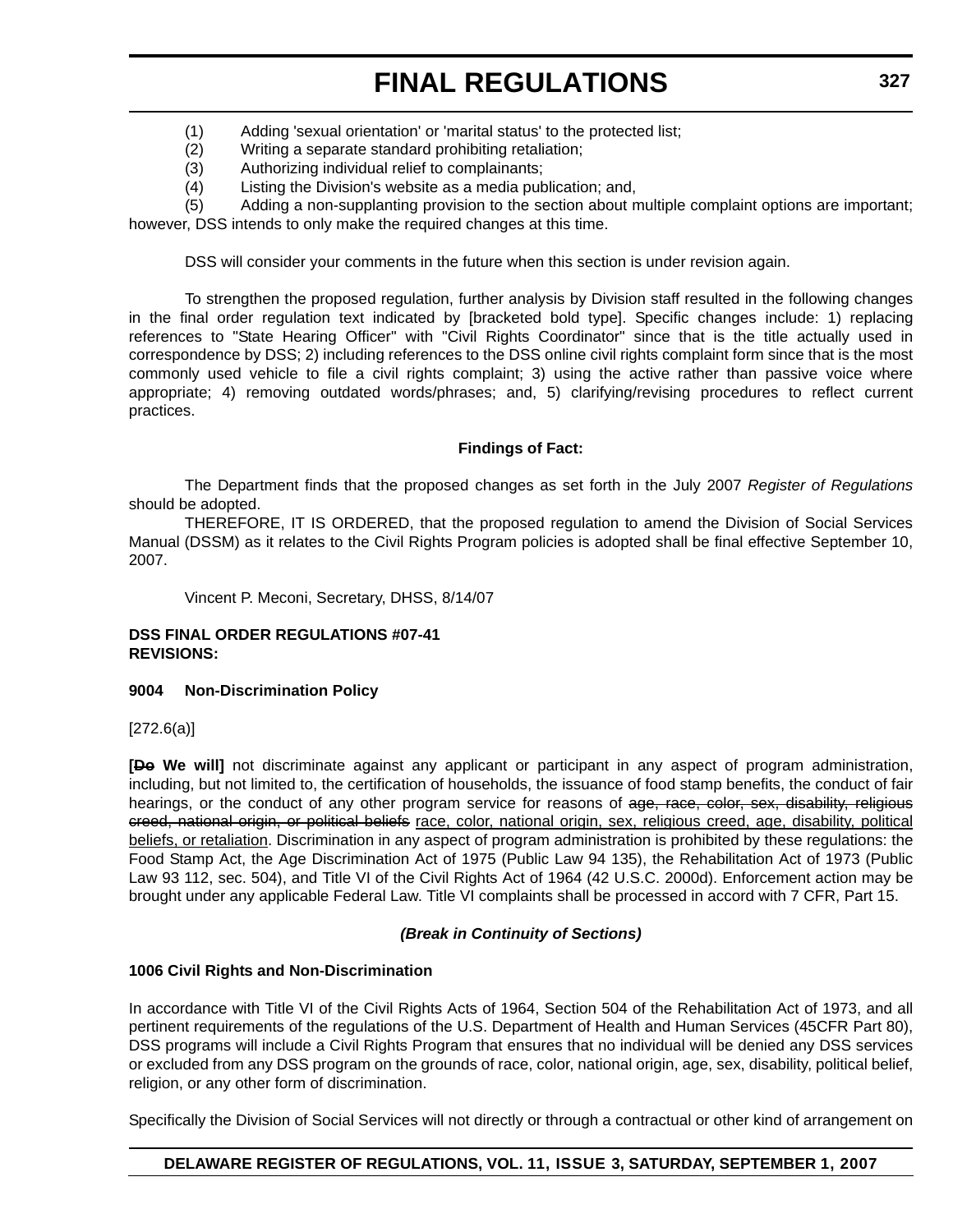(1) Adding 'sexual orientation' or 'marital status' to the protected list;

(2) Writing a separate standard prohibiting retaliation;

(3) Authorizing individual relief to complainants;

(4) Listing the Division's website as a media publication; and,

(5) Adding a non-supplanting provision to the section about multiple complaint options are important; however, DSS intends to only make the required changes at this time.

DSS will consider your comments in the future when this section is under revision again.

To strengthen the proposed regulation, further analysis by Division staff resulted in the following changes in the final order regulation text indicated by [bracketed bold type]. Specific changes include: 1) replacing references to "State Hearing Officer" with "Civil Rights Coordinator" since that is the title actually used in correspondence by DSS; 2) including references to the DSS online civil rights complaint form since that is the most commonly used vehicle to file a civil rights complaint; 3) using the active rather than passive voice where appropriate; 4) removing outdated words/phrases; and, 5) clarifying/revising procedures to reflect current practices.

**Findings of Fact:**

The Department finds that the proposed changes as set forth in the July 2007 *Register of Regulations* should be adopted.

THEREFORE, IT IS ORDERED, that the proposed regulation to amend the Division of Social Services Manual (DSSM) as it relates to the Civil Rights Program policies is adopted shall be final effective September 10, 2007.

Vincent P. Meconi, Secretary, DHSS, 8/14/07

**DSS FINAL ORDER REGULATIONS #07-41**
**REVISIONS:**

**9004 Non-Discrimination Policy**

[272.6(a)]

**[~~Do~~ We will]** not discriminate against any applicant or participant in any aspect of program administration, including, but not limited to, the certification of households, the issuance of food stamp benefits, the conduct of fair hearings, or the conduct of any other program service for reasons of ~~age, race, color, sex, disability, religious creed, national origin, or political beliefs~~ <u>race, color, national origin, sex, religious creed, age, disability, political beliefs, or retaliation</u>. Discrimination in any aspect of program administration is prohibited by these regulations: the Food Stamp Act, the Age Discrimination Act of 1975 (Public Law 94 135), the Rehabilitation Act of 1973 (Public Law 93 112, sec. 504), and Title VI of the Civil Rights Act of 1964 (42 U.S.C. 2000d). Enforcement action may be brought under any applicable Federal Law. Title VI complaints shall be processed in accord with 7 CFR, Part 15.

***(Break in Continuity of Sections)***

**1006 Civil Rights and Non-Discrimination**

In accordance with Title VI of the Civil Rights Acts of 1964, Section 504 of the Rehabilitation Act of 1973, and all pertinent requirements of the regulations of the U.S. Department of Health and Human Services (45CFR Part 80), DSS programs will include a Civil Rights Program that ensures that no individual will be denied any DSS services or excluded from any DSS program on the grounds of race, color, national origin, age, sex, disability, political belief, religion, or any other form of discrimination.

Specifically the Division of Social Services will not directly or through a contractual or other kind of arrangement on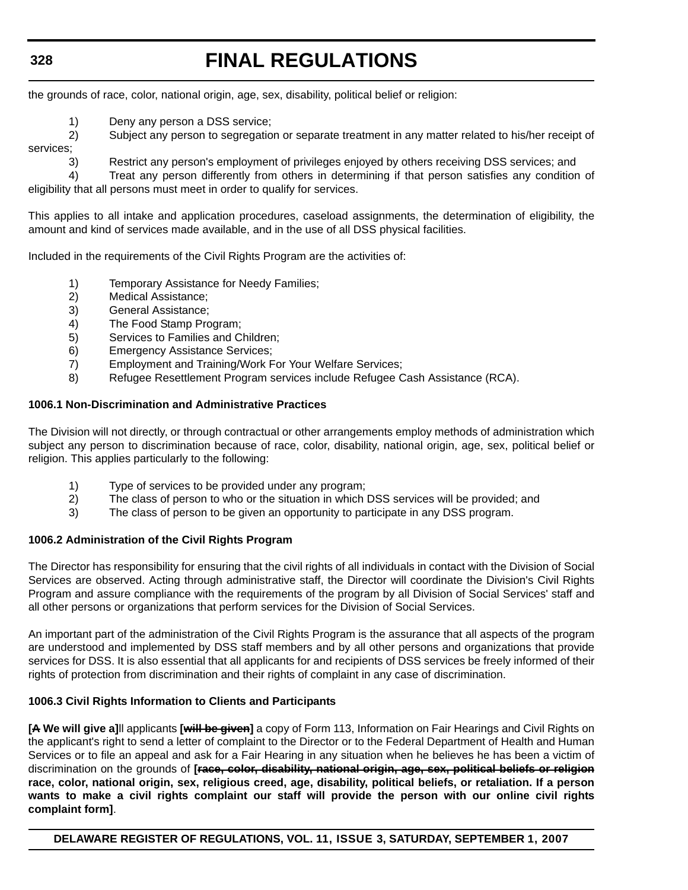the grounds of race, color, national origin, age, sex, disability, political belief or religion:

1) Deny any person a DSS service;
2) Subject any person to segregation or separate treatment in any matter related to his/her receipt of services;
3) Restrict any person's employment of privileges enjoyed by others receiving DSS services; and
4) Treat any person differently from others in determining if that person satisfies any condition of eligibility that all persons must meet in order to qualify for services.

This applies to all intake and application procedures, caseload assignments, the determination of eligibility, the amount and kind of services made available, and in the use of all DSS physical facilities.

Included in the requirements of the Civil Rights Program are the activities of:

1) Temporary Assistance for Needy Families;
2) Medical Assistance;
3) General Assistance;
4) The Food Stamp Program;
5) Services to Families and Children;
6) Emergency Assistance Services;
7) Employment and Training/Work For Your Welfare Services;
8) Refugee Resettlement Program services include Refugee Cash Assistance (RCA).

**1006.1 Non-Discrimination and Administrative Practices**

The Division will not directly, or through contractual or other arrangements employ methods of administration which subject any person to discrimination because of race, color, disability, national origin, age, sex, political belief or religion. This applies particularly to the following:

1) Type of services to be provided under any program;
2) The class of person to who or the situation in which DSS services will be provided; and
3) The class of person to be given an opportunity to participate in any DSS program.

**1006.2 Administration of the Civil Rights Program**

The Director has responsibility for ensuring that the civil rights of all individuals in contact with the Division of Social Services are observed. Acting through administrative staff, the Director will coordinate the Division's Civil Rights Program and assure compliance with the requirements of the program by all Division of Social Services' staff and all other persons or organizations that perform services for the Division of Social Services.

An important part of the administration of the Civil Rights Program is the assurance that all aspects of the program are understood and implemented by DSS staff members and by all other persons and organizations that provide services for DSS. It is also essential that all applicants for and recipients of DSS services be freely informed of their rights of protection from discrimination and their rights of complaint in any case of discrimination.

**1006.3 Civil Rights Information to Clients and Participants**

**[~~A~~ We will give a]**ll applicants **[~~will be given~~]** a copy of Form 113, Information on Fair Hearings and Civil Rights on the applicant's right to send a letter of complaint to the Director or to the Federal Department of Health and Human Services or to file an appeal and ask for a Fair Hearing in any situation when he believes he has been a victim of discrimination on the grounds of **[~~race, color, disability, national origin, age, sex, political beliefs or religion~~ race, color, national origin, sex, religious creed, age, disability, political beliefs, or retaliation. If a person wants to make a civil rights complaint our staff will provide the person with our online civil rights complaint form]**.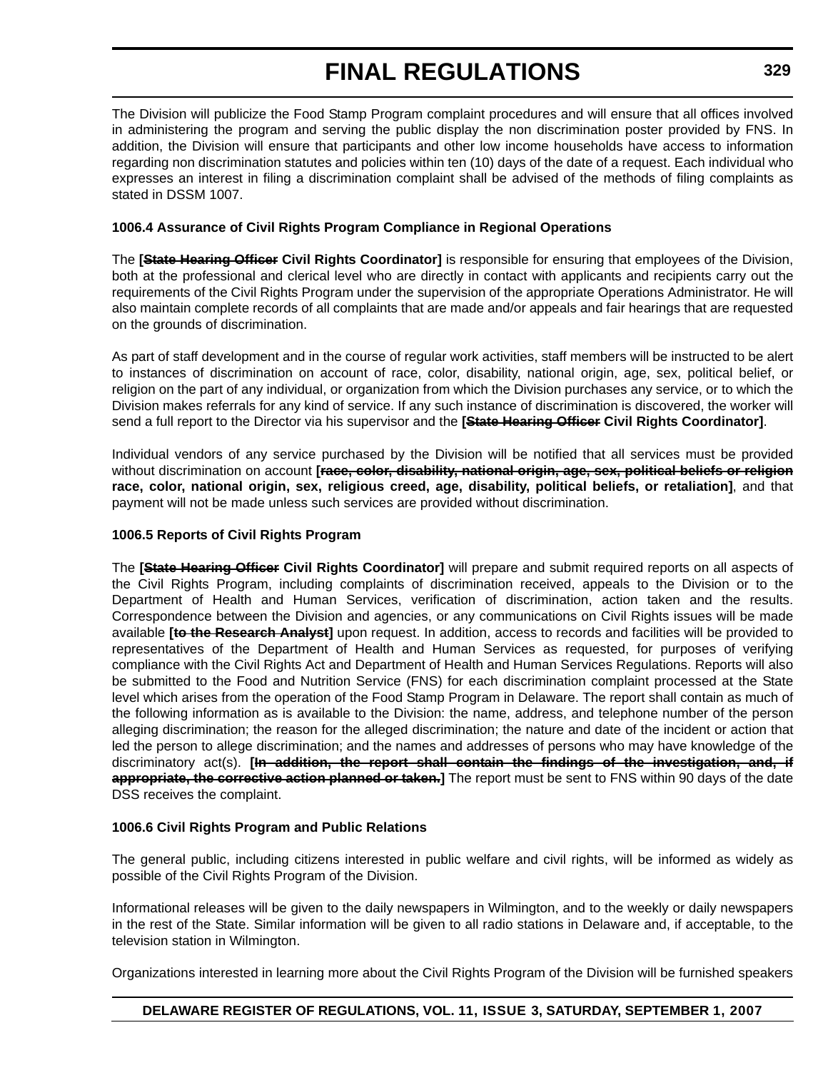The Division will publicize the Food Stamp Program complaint procedures and will ensure that all offices involved in administering the program and serving the public display the non discrimination poster provided by FNS. In addition, the Division will ensure that participants and other low income households have access to information regarding non discrimination statutes and policies within ten (10) days of the date of a request. Each individual who expresses an interest in filing a discrimination complaint shall be advised of the methods of filing complaints as stated in DSSM 1007.

**1006.4 Assurance of Civil Rights Program Compliance in Regional Operations**

The **[~~State Hearing Officer~~ Civil Rights Coordinator]** is responsible for ensuring that employees of the Division, both at the professional and clerical level who are directly in contact with applicants and recipients carry out the requirements of the Civil Rights Program under the supervision of the appropriate Operations Administrator. He will also maintain complete records of all complaints that are made and/or appeals and fair hearings that are requested on the grounds of discrimination.

As part of staff development and in the course of regular work activities, staff members will be instructed to be alert to instances of discrimination on account of race, color, disability, national origin, age, sex, political belief, or religion on the part of any individual, or organization from which the Division purchases any service, or to which the Division makes referrals for any kind of service. If any such instance of discrimination is discovered, the worker will send a full report to the Director via his supervisor and the **[~~State Hearing Officer~~ Civil Rights Coordinator]**.

Individual vendors of any service purchased by the Division will be notified that all services must be provided without discrimination on account **[~~race, color, disability, national origin, age, sex, political beliefs or religion~~ race, color, national origin, sex, religious creed, age, disability, political beliefs, or retaliation]**, and that payment will not be made unless such services are provided without discrimination.

**1006.5 Reports of Civil Rights Program**

The **[~~State Hearing Officer~~ Civil Rights Coordinator]** will prepare and submit required reports on all aspects of the Civil Rights Program, including complaints of discrimination received, appeals to the Division or to the Department of Health and Human Services, verification of discrimination, action taken and the results. Correspondence between the Division and agencies, or any communications on Civil Rights issues will be made available **[~~to the Research Analyst~~]** upon request. In addition, access to records and facilities will be provided to representatives of the Department of Health and Human Services as requested, for purposes of verifying compliance with the Civil Rights Act and Department of Health and Human Services Regulations. Reports will also be submitted to the Food and Nutrition Service (FNS) for each discrimination complaint processed at the State level which arises from the operation of the Food Stamp Program in Delaware. The report shall contain as much of the following information as is available to the Division: the name, address, and telephone number of the person alleging discrimination; the reason for the alleged discrimination; the nature and date of the incident or action that led the person to allege discrimination; and the names and addresses of persons who may have knowledge of the discriminatory act(s). **[~~In addition, the report shall contain the findings of the investigation, and, if appropriate, the corrective action planned or taken.~~]** The report must be sent to FNS within 90 days of the date DSS receives the complaint.

**1006.6 Civil Rights Program and Public Relations**

The general public, including citizens interested in public welfare and civil rights, will be informed as widely as possible of the Civil Rights Program of the Division.

Informational releases will be given to the daily newspapers in Wilmington, and to the weekly or daily newspapers in the rest of the State. Similar information will be given to all radio stations in Delaware and, if acceptable, to the television station in Wilmington.

Organizations interested in learning more about the Civil Rights Program of the Division will be furnished speakers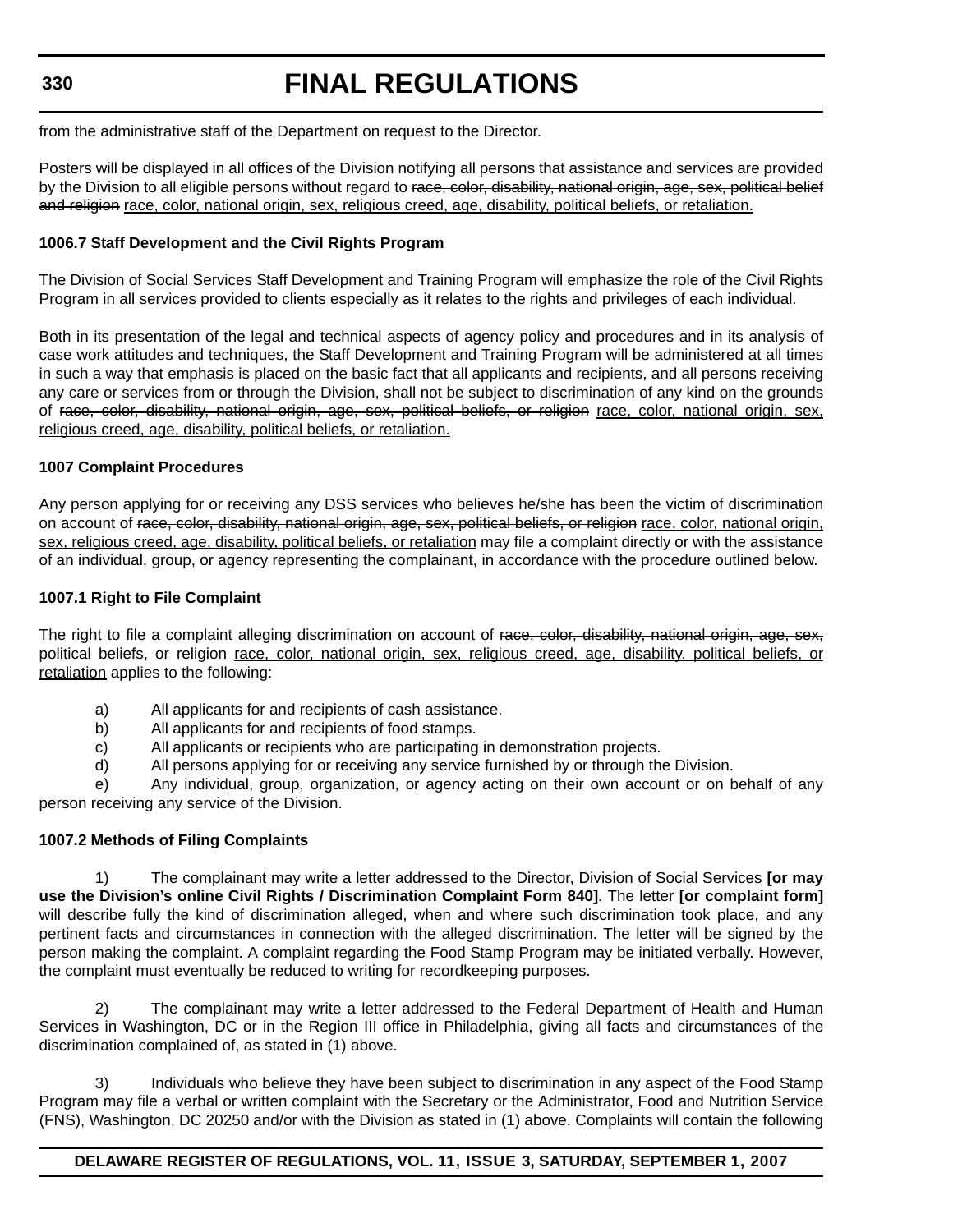from the administrative staff of the Department on request to the Director.

Posters will be displayed in all offices of the Division notifying all persons that assistance and services are provided by the Division to all eligible persons without regard to ~~race, color, disability, national origin, age, sex, political belief and religion~~ <u>race, color, national origin, sex, religious creed, age, disability, political beliefs, or retaliation.</u>

**1006.7 Staff Development and the Civil Rights Program**

The Division of Social Services Staff Development and Training Program will emphasize the role of the Civil Rights Program in all services provided to clients especially as it relates to the rights and privileges of each individual.

Both in its presentation of the legal and technical aspects of agency policy and procedures and in its analysis of case work attitudes and techniques, the Staff Development and Training Program will be administered at all times in such a way that emphasis is placed on the basic fact that all applicants and recipients, and all persons receiving any care or services from or through the Division, shall not be subject to discrimination of any kind on the grounds of ~~race, color, disability, national origin, age, sex, political beliefs, or religion~~ <u>race, color, national origin, sex, religious creed, age, disability, political beliefs, or retaliation.</u>

**1007 Complaint Procedures**

Any person applying for or receiving any DSS services who believes he/she has been the victim of discrimination on account of ~~race, color, disability, national origin, age, sex, political beliefs, or religion~~ <u>race, color, national origin, sex, religious creed, age, disability, political beliefs, or retaliation</u> may file a complaint directly or with the assistance of an individual, group, or agency representing the complainant, in accordance with the procedure outlined below.

**1007.1 Right to File Complaint**

The right to file a complaint alleging discrimination on account of ~~race, color, disability, national origin, age, sex, political beliefs, or religion~~ <u>race, color, national origin, sex, religious creed, age, disability, political beliefs, or retaliation</u> applies to the following:

a) All applicants for and recipients of cash assistance.

b) All applicants for and recipients of food stamps.

c) All applicants or recipients who are participating in demonstration projects.

d) All persons applying for or receiving any service furnished by or through the Division.

e) Any individual, group, organization, or agency acting on their own account or on behalf of any person receiving any service of the Division.

**1007.2 Methods of Filing Complaints**

1) The complainant may write a letter addressed to the Director, Division of Social Services **[or may use the Division's online Civil Rights / Discrimination Complaint Form 840]**. The letter **[or complaint form]** will describe fully the kind of discrimination alleged, when and where such discrimination took place, and any pertinent facts and circumstances in connection with the alleged discrimination. The letter will be signed by the person making the complaint. A complaint regarding the Food Stamp Program may be initiated verbally. However, the complaint must eventually be reduced to writing for recordkeeping purposes.

2) The complainant may write a letter addressed to the Federal Department of Health and Human Services in Washington, DC or in the Region III office in Philadelphia, giving all facts and circumstances of the discrimination complained of, as stated in (1) above.

3) Individuals who believe they have been subject to discrimination in any aspect of the Food Stamp Program may file a verbal or written complaint with the Secretary or the Administrator, Food and Nutrition Service (FNS), Washington, DC 20250 and/or with the Division as stated in (1) above. Complaints will contain the following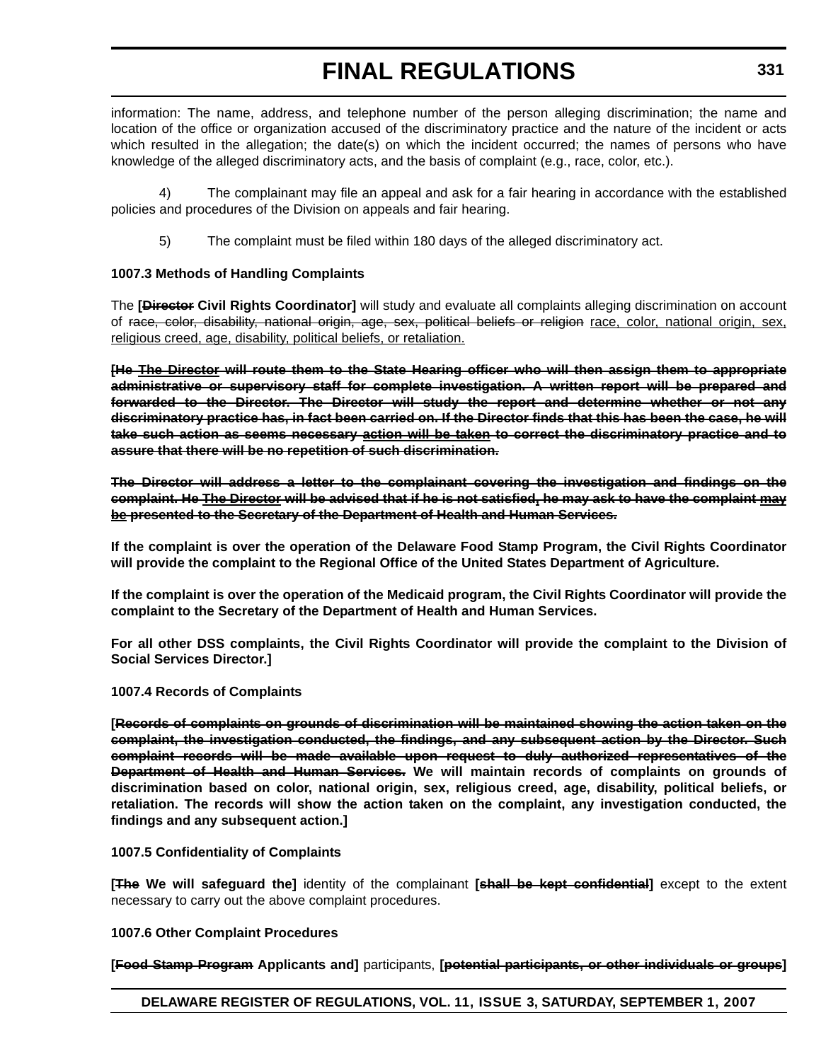information: The name, address, and telephone number of the person alleging discrimination; the name and location of the office or organization accused of the discriminatory practice and the nature of the incident or acts which resulted in the allegation; the date(s) on which the incident occurred; the names of persons who have knowledge of the alleged discriminatory acts, and the basis of complaint (e.g., race, color, etc.).

4) The complainant may file an appeal and ask for a fair hearing in accordance with the established policies and procedures of the Division on appeals and fair hearing.

5) The complaint must be filed within 180 days of the alleged discriminatory act.

**1007.3 Methods of Handling Complaints**

The **[~~Director~~ Civil Rights Coordinator]** will study and evaluate all complaints alleging discrimination on account of ~~race, color, disability, national origin, age, sex, political beliefs or religion~~ <u>race, color, national origin, sex, religious creed, age, disability, political beliefs, or retaliation.</u>

**[~~He~~ ~~<u>The Director</u>~~ ~~will route them to the State Hearing officer who will then assign them to appropriate administrative or supervisory staff for complete investigation. A written report will be prepared and forwarded to the Director. The Director will study the report and determine whether or not any discriminatory practice has, in fact been carried on. If the Director finds that this has been the case, he will take such action as seems necessary~~ ~~<u>action will be taken</u>~~ ~~to correct the discriminatory practice and to assure that there will be no repetition of such discrimination.~~**

**~~The Director will address a letter to the complainant covering the investigation and findings on the complaint. He~~ ~~<u>The Director</u>~~ ~~will be advised that if he is not satisfied, he may ask to have the complaint~~ ~~<u>may be</u>~~ ~~presented to the Secretary of the Department of Health and Human Services.~~**

**If the complaint is over the operation of the Delaware Food Stamp Program, the Civil Rights Coordinator will provide the complaint to the Regional Office of the United States Department of Agriculture.**

**If the complaint is over the operation of the Medicaid program, the Civil Rights Coordinator will provide the complaint to the Secretary of the Department of Health and Human Services.**

**For all other DSS complaints, the Civil Rights Coordinator will provide the complaint to the Division of Social Services Director.]**

**1007.4 Records of Complaints**

**[~~Records of complaints on grounds of discrimination will be maintained showing the action taken on the complaint, the investigation conducted, the findings, and any subsequent action by the Director. Such complaint records will be made available upon request to duly authorized representatives of the Department of Health and Human Services.~~ We will maintain records of complaints on grounds of discrimination based on color, national origin, sex, religious creed, age, disability, political beliefs, or retaliation. The records will show the action taken on the complaint, any investigation conducted, the findings and any subsequent action.]**

**1007.5 Confidentiality of Complaints**

**[~~The~~ We will safeguard the]** identity of the complainant **[~~shall be kept confidential~~]** except to the extent necessary to carry out the above complaint procedures.

**1007.6 Other Complaint Procedures**

**[~~Food Stamp Program~~ Applicants and]** participants, **[~~potential participants, or other individuals or groups~~]**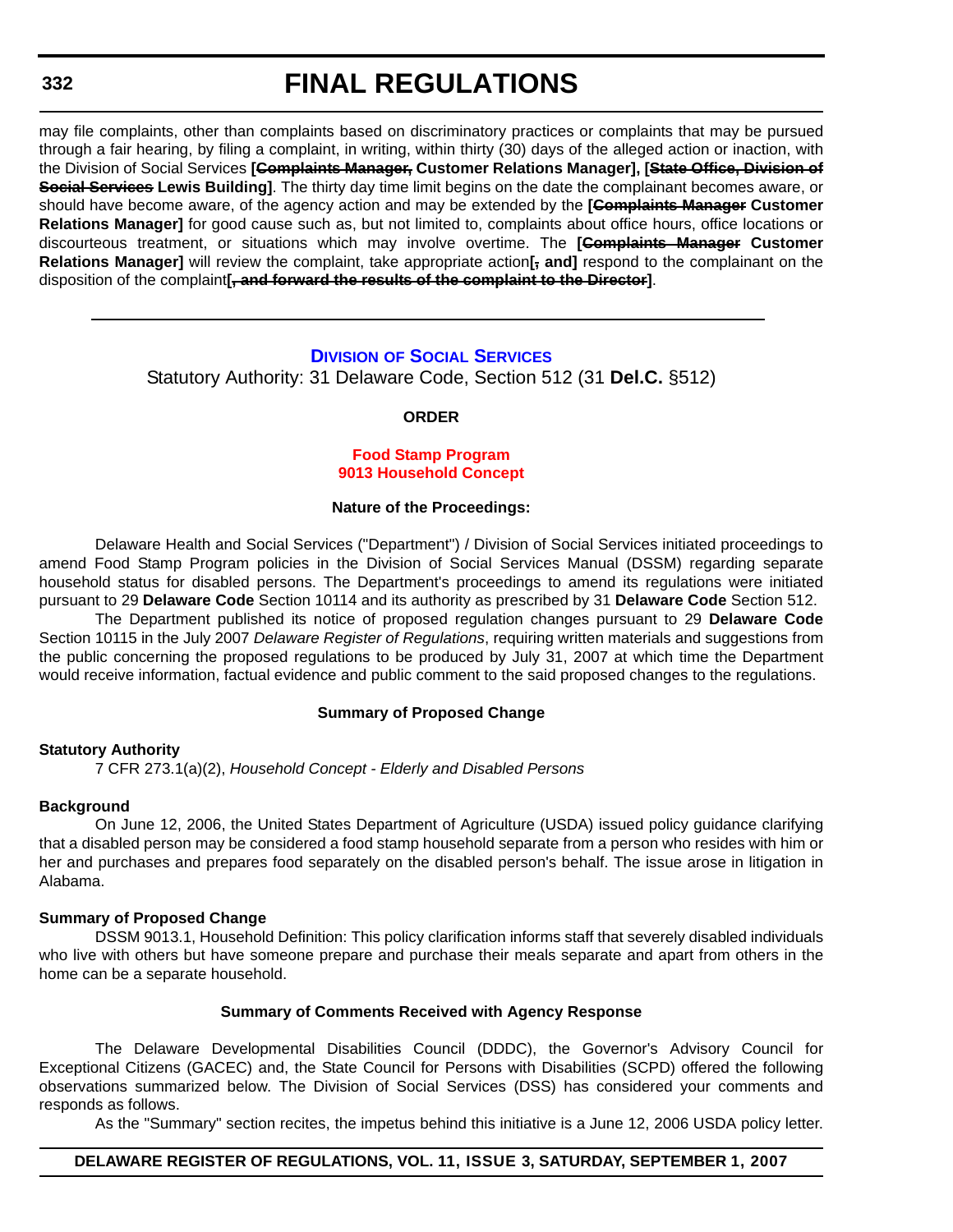may file complaints, other than complaints based on discriminatory practices or complaints that may be pursued through a fair hearing, by filing a complaint, in writing, within thirty (30) days of the alleged action or inaction, with the Division of Social Services **[~~Complaints Manager,~~ Customer Relations Manager]**, **[~~State Office, Division of Social Services~~ Lewis Building]**. The thirty day time limit begins on the date the complainant becomes aware, or should have become aware, of the agency action and may be extended by the **[~~Complaints Manager~~ Customer Relations Manager]** for good cause such as, but not limited to, complaints about office hours, office locations or discourteous treatment, or situations which may involve overtime. The **[~~Complaints Manager~~ Customer Relations Manager]** will review the complaint, take appropriate action**[~~,~~ and]** respond to the complainant on the disposition of the complaint**[~~, and forward the results of the complaint to the Director~~]**.

---

## Division of Social Services

Statutory Authority: 31 Delaware Code, Section 512 (31 **Del.C.** §512)

**ORDER**

### Food Stamp Program
### 9013 Household Concept

**Nature of the Proceedings:**

Delaware Health and Social Services ("Department") / Division of Social Services initiated proceedings to amend Food Stamp Program policies in the Division of Social Services Manual (DSSM) regarding separate household status for disabled persons. The Department's proceedings to amend its regulations were initiated pursuant to 29 **Delaware Code** Section 10114 and its authority as prescribed by 31 **Delaware Code** Section 512.

The Department published its notice of proposed regulation changes pursuant to 29 **Delaware Code** Section 10115 in the July 2007 *Delaware Register of Regulations*, requiring written materials and suggestions from the public concerning the proposed regulations to be produced by July 31, 2007 at which time the Department would receive information, factual evidence and public comment to the said proposed changes to the regulations.

**Summary of Proposed Change**

**Statutory Authority**

7 CFR 273.1(a)(2), *Household Concept - Elderly and Disabled Persons*

**Background**

On June 12, 2006, the United States Department of Agriculture (USDA) issued policy guidance clarifying that a disabled person may be considered a food stamp household separate from a person who resides with him or her and purchases and prepares food separately on the disabled person's behalf. The issue arose in litigation in Alabama.

**Summary of Proposed Change**

DSSM 9013.1, Household Definition: This policy clarification informs staff that severely disabled individuals who live with others but have someone prepare and purchase their meals separate and apart from others in the home can be a separate household.

**Summary of Comments Received with Agency Response**

The Delaware Developmental Disabilities Council (DDDC), the Governor's Advisory Council for Exceptional Citizens (GACEC) and, the State Council for Persons with Disabilities (SCPD) offered the following observations summarized below. The Division of Social Services (DSS) has considered your comments and responds as follows.

As the "Summary" section recites, the impetus behind this initiative is a June 12, 2006 USDA policy letter.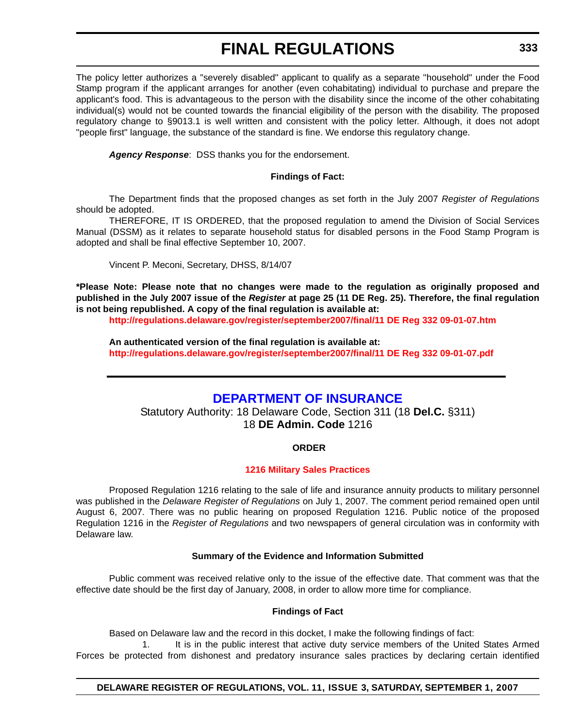The policy letter authorizes a "severely disabled" applicant to qualify as a separate "household" under the Food Stamp program if the applicant arranges for another (even cohabitating) individual to purchase and prepare the applicant's food. This is advantageous to the person with the disability since the income of the other cohabitating individual(s) would not be counted towards the financial eligibility of the person with the disability. The proposed regulatory change to §9013.1 is well written and consistent with the policy letter. Although, it does not adopt "people first" language, the substance of the standard is fine. We endorse this regulatory change.

***Agency Response***: DSS thanks you for the endorsement.

**Findings of Fact:**

The Department finds that the proposed changes as set forth in the July 2007 *Register of Regulations* should be adopted.

THEREFORE, IT IS ORDERED, that the proposed regulation to amend the Division of Social Services Manual (DSSM) as it relates to separate household status for disabled persons in the Food Stamp Program is adopted and shall be final effective September 10, 2007.

Vincent P. Meconi, Secretary, DHSS, 8/14/07

**\*Please Note: Please note that no changes were made to the regulation as originally proposed and published in the July 2007 issue of the *Register* at page 25 (11 DE Reg. 25). Therefore, the final regulation is not being republished. A copy of the final regulation is available at:**

**http://regulations.delaware.gov/register/september2007/final/11 DE Reg 332 09-01-07.htm**

**An authenticated version of the final regulation is available at:**
**http://regulations.delaware.gov/register/september2007/final/11 DE Reg 332 09-01-07.pdf**

---

## DEPARTMENT OF INSURANCE

Statutory Authority: 18 Delaware Code, Section 311 (18 **Del.C.** §311)
18 **DE Admin. Code** 1216

**ORDER**

**1216 Military Sales Practices**

Proposed Regulation 1216 relating to the sale of life and insurance annuity products to military personnel was published in the *Delaware Register of Regulations* on July 1, 2007. The comment period remained open until August 6, 2007. There was no public hearing on proposed Regulation 1216. Public notice of the proposed Regulation 1216 in the *Register of Regulations* and two newspapers of general circulation was in conformity with Delaware law.

**Summary of the Evidence and Information Submitted**

Public comment was received relative only to the issue of the effective date. That comment was that the effective date should be the first day of January, 2008, in order to allow more time for compliance.

**Findings of Fact**

Based on Delaware law and the record in this docket, I make the following findings of fact:

1. It is in the public interest that active duty service members of the United States Armed Forces be protected from dishonest and predatory insurance sales practices by declaring certain identified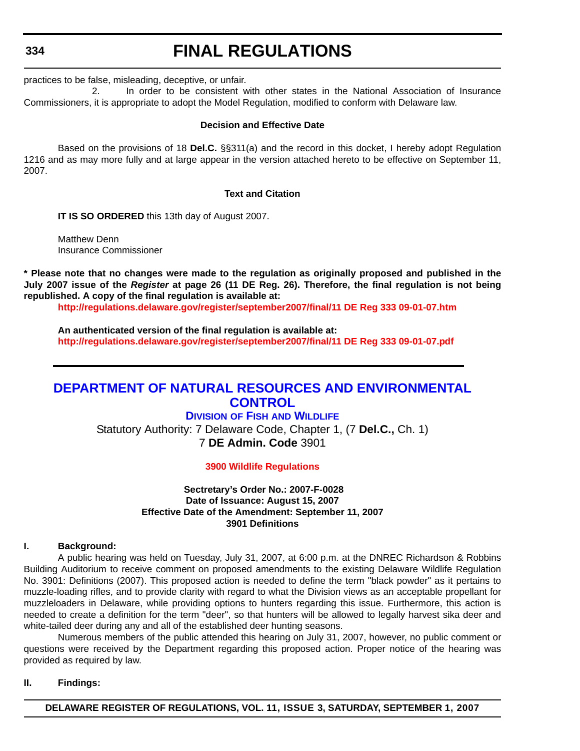practices to be false, misleading, deceptive, or unfair.

2. In order to be consistent with other states in the National Association of Insurance Commissioners, it is appropriate to adopt the Model Regulation, modified to conform with Delaware law.

**Decision and Effective Date**

Based on the provisions of 18 **Del.C.** §§311(a) and the record in this docket, I hereby adopt Regulation 1216 and as may more fully and at large appear in the version attached hereto to be effective on September 11, 2007.

**Text and Citation**

**IT IS SO ORDERED** this 13th day of August 2007.

Matthew Denn
Insurance Commissioner

**\* Please note that no changes were made to the regulation as originally proposed and published in the July 2007 issue of the *Register* at page 26 (11 DE Reg. 26). Therefore, the final regulation is not being republished. A copy of the final regulation is available at:**

**http://regulations.delaware.gov/register/september2007/final/11 DE Reg 333 09-01-07.htm**

**An authenticated version of the final regulation is available at:**
**http://regulations.delaware.gov/register/september2007/final/11 DE Reg 333 09-01-07.pdf**

---

# DEPARTMENT OF NATURAL RESOURCES AND ENVIRONMENTAL CONTROL

## Division of Fish and Wildlife

Statutory Authority: 7 Delaware Code, Chapter 1, (7 **Del.C.,** Ch. 1)
7 **DE Admin. Code** 3901

**3900 Wildlife Regulations**

**Secretary's Order No.: 2007-F-0028**
**Date of Issuance: August 15, 2007**
**Effective Date of the Amendment: September 11, 2007**
**3901 Definitions**

**I. Background:**

A public hearing was held on Tuesday, July 31, 2007, at 6:00 p.m. at the DNREC Richardson & Robbins Building Auditorium to receive comment on proposed amendments to the existing Delaware Wildlife Regulation No. 3901: Definitions (2007). This proposed action is needed to define the term "black powder" as it pertains to muzzle-loading rifles, and to provide clarity with regard to what the Division views as an acceptable propellant for muzzleloaders in Delaware, while providing options to hunters regarding this issue. Furthermore, this action is needed to create a definition for the term "deer", so that hunters will be allowed to legally harvest sika deer and white-tailed deer during any and all of the established deer hunting seasons.

Numerous members of the public attended this hearing on July 31, 2007, however, no public comment or questions were received by the Department regarding this proposed action. Proper notice of the hearing was provided as required by law.

**II. Findings:**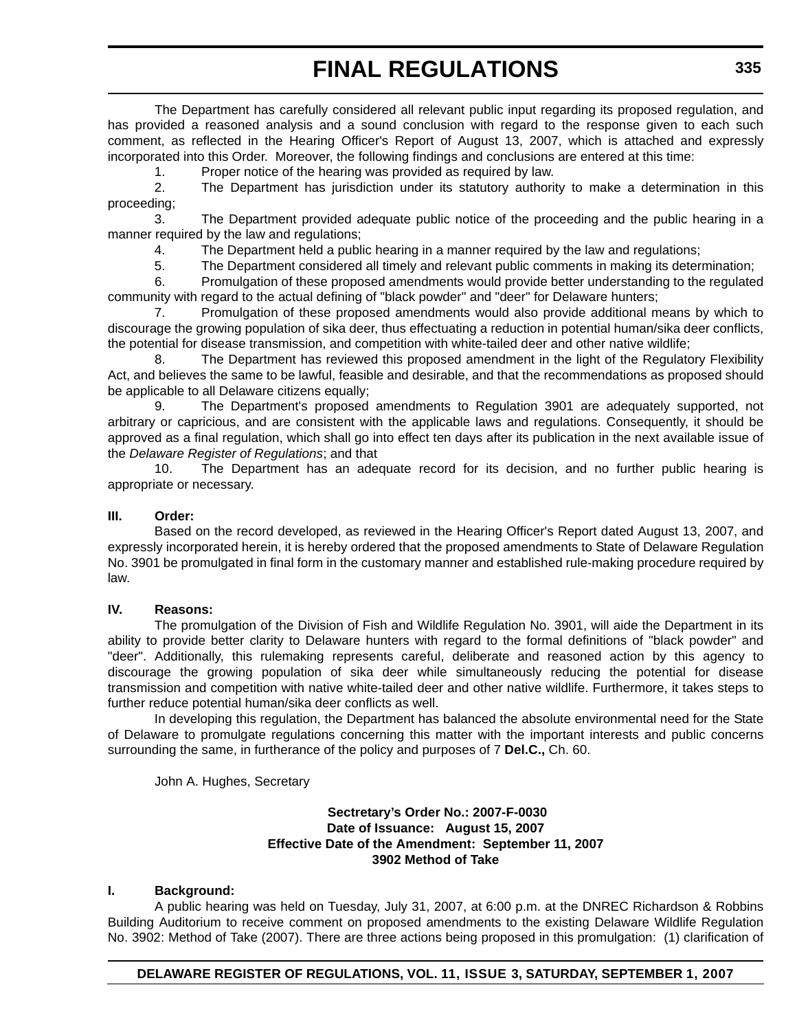The Department has carefully considered all relevant public input regarding its proposed regulation, and has provided a reasoned analysis and a sound conclusion with regard to the response given to each such comment, as reflected in the Hearing Officer's Report of August 13, 2007, which is attached and expressly incorporated into this Order. Moreover, the following findings and conclusions are entered at this time:

1. Proper notice of the hearing was provided as required by law.
2. The Department has jurisdiction under its statutory authority to make a determination in this proceeding;
3. The Department provided adequate public notice of the proceeding and the public hearing in a manner required by the law and regulations;
4. The Department held a public hearing in a manner required by the law and regulations;
5. The Department considered all timely and relevant public comments in making its determination;
6. Promulgation of these proposed amendments would provide better understanding to the regulated community with regard to the actual defining of "black powder" and "deer" for Delaware hunters;
7. Promulgation of these proposed amendments would also provide additional means by which to discourage the growing population of sika deer, thus effectuating a reduction in potential human/sika deer conflicts, the potential for disease transmission, and competition with white-tailed deer and other native wildlife;
8. The Department has reviewed this proposed amendment in the light of the Regulatory Flexibility Act, and believes the same to be lawful, feasible and desirable, and that the recommendations as proposed should be applicable to all Delaware citizens equally;
9. The Department's proposed amendments to Regulation 3901 are adequately supported, not arbitrary or capricious, and are consistent with the applicable laws and regulations. Consequently, it should be approved as a final regulation, which shall go into effect ten days after its publication in the next available issue of the *Delaware Register of Regulations*; and that
10. The Department has an adequate record for its decision, and no further public hearing is appropriate or necessary.

**III. Order:**

Based on the record developed, as reviewed in the Hearing Officer's Report dated August 13, 2007, and expressly incorporated herein, it is hereby ordered that the proposed amendments to State of Delaware Regulation No. 3901 be promulgated in final form in the customary manner and established rule-making procedure required by law.

**IV. Reasons:**

The promulgation of the Division of Fish and Wildlife Regulation No. 3901, will aide the Department in its ability to provide better clarity to Delaware hunters with regard to the formal definitions of "black powder" and "deer". Additionally, this rulemaking represents careful, deliberate and reasoned action by this agency to discourage the growing population of sika deer while simultaneously reducing the potential for disease transmission and competition with native white-tailed deer and other native wildlife. Furthermore, it takes steps to further reduce potential human/sika deer conflicts as well.

In developing this regulation, the Department has balanced the absolute environmental need for the State of Delaware to promulgate regulations concerning this matter with the important interests and public concerns surrounding the same, in furtherance of the policy and purposes of 7 **Del.C.,** Ch. 60.

John A. Hughes, Secretary

**Sectretary's Order No.: 2007-F-0030**
**Date of Issuance: August 15, 2007**
**Effective Date of the Amendment: September 11, 2007**
**3902 Method of Take**

**I. Background:**

A public hearing was held on Tuesday, July 31, 2007, at 6:00 p.m. at the DNREC Richardson & Robbins Building Auditorium to receive comment on proposed amendments to the existing Delaware Wildlife Regulation No. 3902: Method of Take (2007). There are three actions being proposed in this promulgation: (1) clarification of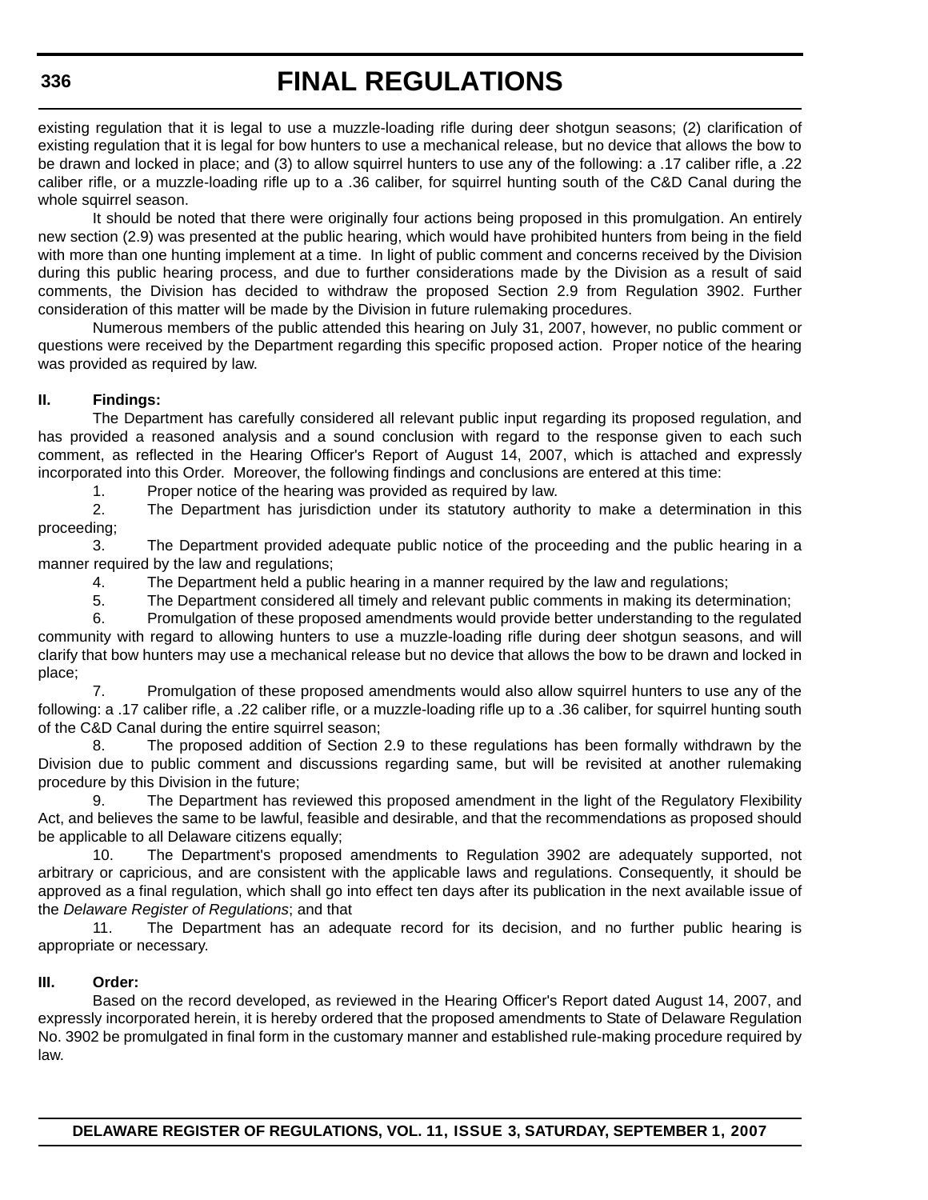existing regulation that it is legal to use a muzzle-loading rifle during deer shotgun seasons; (2) clarification of existing regulation that it is legal for bow hunters to use a mechanical release, but no device that allows the bow to be drawn and locked in place; and (3) to allow squirrel hunters to use any of the following: a .17 caliber rifle, a .22 caliber rifle, or a muzzle-loading rifle up to a .36 caliber, for squirrel hunting south of the C&D Canal during the whole squirrel season.

It should be noted that there were originally four actions being proposed in this promulgation. An entirely new section (2.9) was presented at the public hearing, which would have prohibited hunters from being in the field with more than one hunting implement at a time. In light of public comment and concerns received by the Division during this public hearing process, and due to further considerations made by the Division as a result of said comments, the Division has decided to withdraw the proposed Section 2.9 from Regulation 3902. Further consideration of this matter will be made by the Division in future rulemaking procedures.

Numerous members of the public attended this hearing on July 31, 2007, however, no public comment or questions were received by the Department regarding this specific proposed action. Proper notice of the hearing was provided as required by law.

**II. Findings:**

The Department has carefully considered all relevant public input regarding its proposed regulation, and has provided a reasoned analysis and a sound conclusion with regard to the response given to each such comment, as reflected in the Hearing Officer's Report of August 14, 2007, which is attached and expressly incorporated into this Order. Moreover, the following findings and conclusions are entered at this time:

1. Proper notice of the hearing was provided as required by law.
2. The Department has jurisdiction under its statutory authority to make a determination in this proceeding;
3. The Department provided adequate public notice of the proceeding and the public hearing in a manner required by the law and regulations;
4. The Department held a public hearing in a manner required by the law and regulations;
5. The Department considered all timely and relevant public comments in making its determination;
6. Promulgation of these proposed amendments would provide better understanding to the regulated community with regard to allowing hunters to use a muzzle-loading rifle during deer shotgun seasons, and will clarify that bow hunters may use a mechanical release but no device that allows the bow to be drawn and locked in place;
7. Promulgation of these proposed amendments would also allow squirrel hunters to use any of the following: a .17 caliber rifle, a .22 caliber rifle, or a muzzle-loading rifle up to a .36 caliber, for squirrel hunting south of the C&D Canal during the entire squirrel season;
8. The proposed addition of Section 2.9 to these regulations has been formally withdrawn by the Division due to public comment and discussions regarding same, but will be revisited at another rulemaking procedure by this Division in the future;
9. The Department has reviewed this proposed amendment in the light of the Regulatory Flexibility Act, and believes the same to be lawful, feasible and desirable, and that the recommendations as proposed should be applicable to all Delaware citizens equally;
10. The Department's proposed amendments to Regulation 3902 are adequately supported, not arbitrary or capricious, and are consistent with the applicable laws and regulations. Consequently, it should be approved as a final regulation, which shall go into effect ten days after its publication in the next available issue of the *Delaware Register of Regulations*; and that
11. The Department has an adequate record for its decision, and no further public hearing is appropriate or necessary.

**III. Order:**

Based on the record developed, as reviewed in the Hearing Officer's Report dated August 14, 2007, and expressly incorporated herein, it is hereby ordered that the proposed amendments to State of Delaware Regulation No. 3902 be promulgated in final form in the customary manner and established rule-making procedure required by law.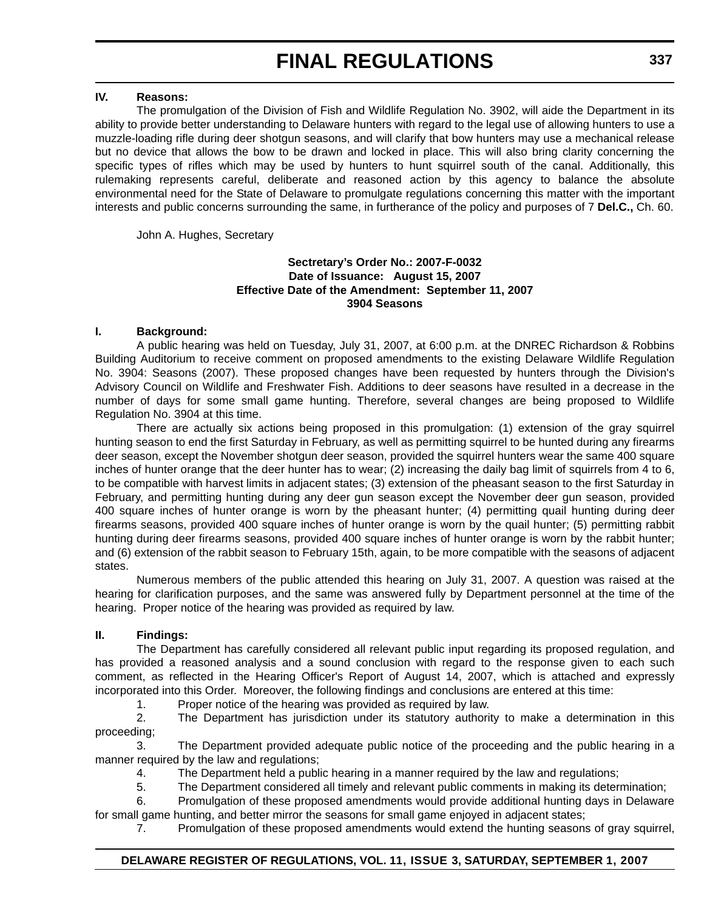## IV. Reasons:

The promulgation of the Division of Fish and Wildlife Regulation No. 3902, will aide the Department in its ability to provide better understanding to Delaware hunters with regard to the legal use of allowing hunters to use a muzzle-loading rifle during deer shotgun seasons, and will clarify that bow hunters may use a mechanical release but no device that allows the bow to be drawn and locked in place. This will also bring clarity concerning the specific types of rifles which may be used by hunters to hunt squirrel south of the canal. Additionally, this rulemaking represents careful, deliberate and reasoned action by this agency to balance the absolute environmental need for the State of Delaware to promulgate regulations concerning this matter with the important interests and public concerns surrounding the same, in furtherance of the policy and purposes of 7 **Del.C.,** Ch. 60.

John A. Hughes, Secretary

**Secretary's Order No.: 2007-F-0032**
**Date of Issuance: August 15, 2007**
**Effective Date of the Amendment: September 11, 2007**
**3904 Seasons**

## I. Background:

A public hearing was held on Tuesday, July 31, 2007, at 6:00 p.m. at the DNREC Richardson & Robbins Building Auditorium to receive comment on proposed amendments to the existing Delaware Wildlife Regulation No. 3904: Seasons (2007). These proposed changes have been requested by hunters through the Division's Advisory Council on Wildlife and Freshwater Fish. Additions to deer seasons have resulted in a decrease in the number of days for some small game hunting. Therefore, several changes are being proposed to Wildlife Regulation No. 3904 at this time.

There are actually six actions being proposed in this promulgation: (1) extension of the gray squirrel hunting season to end the first Saturday in February, as well as permitting squirrel to be hunted during any firearms deer season, except the November shotgun deer season, provided the squirrel hunters wear the same 400 square inches of hunter orange that the deer hunter has to wear; (2) increasing the daily bag limit of squirrels from 4 to 6, to be compatible with harvest limits in adjacent states; (3) extension of the pheasant season to the first Saturday in February, and permitting hunting during any deer gun season except the November deer gun season, provided 400 square inches of hunter orange is worn by the pheasant hunter; (4) permitting quail hunting during deer firearms seasons, provided 400 square inches of hunter orange is worn by the quail hunter; (5) permitting rabbit hunting during deer firearms seasons, provided 400 square inches of hunter orange is worn by the rabbit hunter; and (6) extension of the rabbit season to February 15th, again, to be more compatible with the seasons of adjacent states.

Numerous members of the public attended this hearing on July 31, 2007. A question was raised at the hearing for clarification purposes, and the same was answered fully by Department personnel at the time of the hearing. Proper notice of the hearing was provided as required by law.

## II. Findings:

The Department has carefully considered all relevant public input regarding its proposed regulation, and has provided a reasoned analysis and a sound conclusion with regard to the response given to each such comment, as reflected in the Hearing Officer's Report of August 14, 2007, which is attached and expressly incorporated into this Order. Moreover, the following findings and conclusions are entered at this time:

1. Proper notice of the hearing was provided as required by law.
2. The Department has jurisdiction under its statutory authority to make a determination in this proceeding;
3. The Department provided adequate public notice of the proceeding and the public hearing in a manner required by the law and regulations;
4. The Department held a public hearing in a manner required by the law and regulations;
5. The Department considered all timely and relevant public comments in making its determination;
6. Promulgation of these proposed amendments would provide additional hunting days in Delaware for small game hunting, and better mirror the seasons for small game enjoyed in adjacent states;
7. Promulgation of these proposed amendments would extend the hunting seasons of gray squirrel,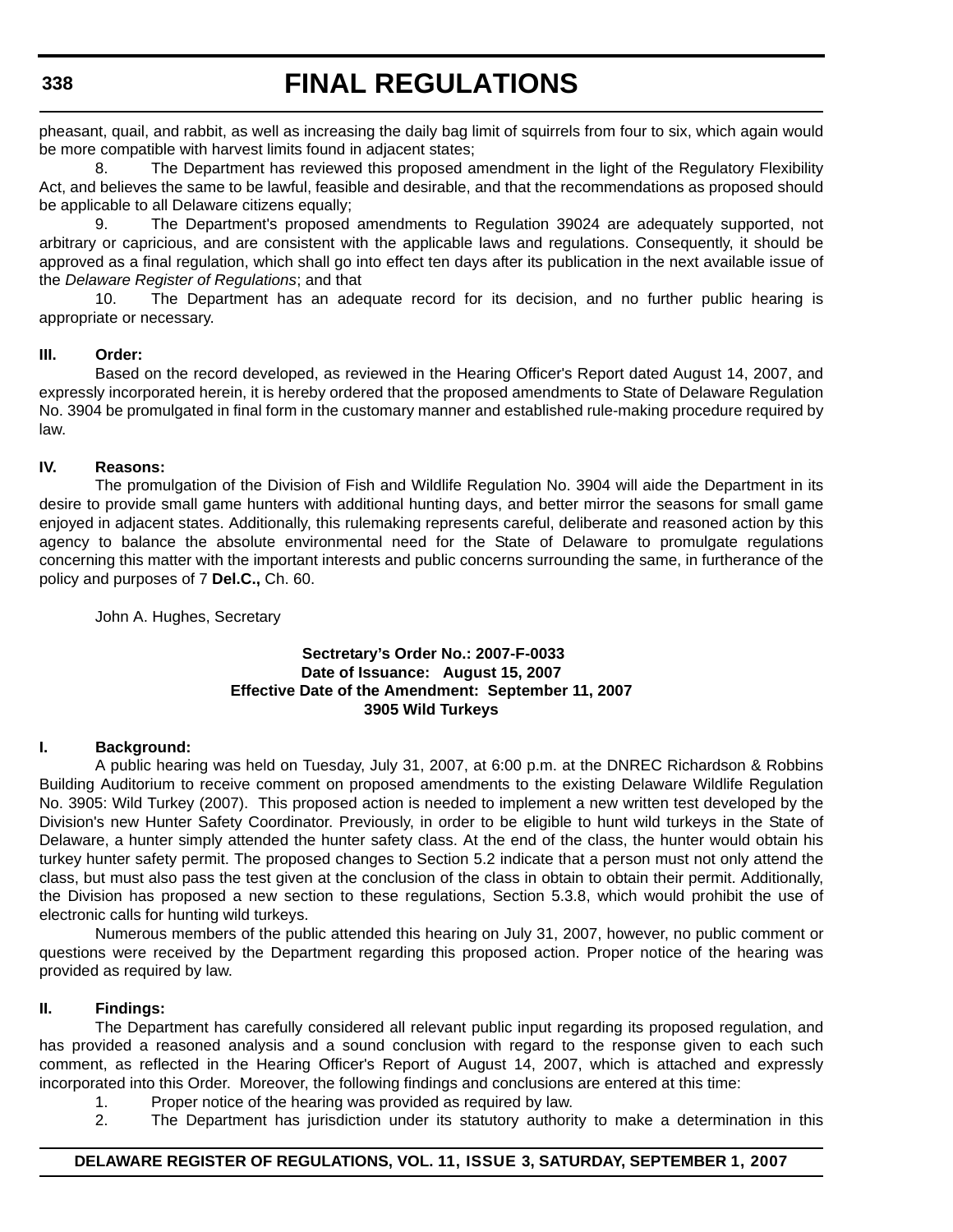pheasant, quail, and rabbit, as well as increasing the daily bag limit of squirrels from four to six, which again would be more compatible with harvest limits found in adjacent states;

8. The Department has reviewed this proposed amendment in the light of the Regulatory Flexibility Act, and believes the same to be lawful, feasible and desirable, and that the recommendations as proposed should be applicable to all Delaware citizens equally;

9. The Department's proposed amendments to Regulation 39024 are adequately supported, not arbitrary or capricious, and are consistent with the applicable laws and regulations. Consequently, it should be approved as a final regulation, which shall go into effect ten days after its publication in the next available issue of the *Delaware Register of Regulations*; and that

10. The Department has an adequate record for its decision, and no further public hearing is appropriate or necessary.

**III. Order:**

Based on the record developed, as reviewed in the Hearing Officer's Report dated August 14, 2007, and expressly incorporated herein, it is hereby ordered that the proposed amendments to State of Delaware Regulation No. 3904 be promulgated in final form in the customary manner and established rule-making procedure required by law.

**IV. Reasons:**

The promulgation of the Division of Fish and Wildlife Regulation No. 3904 will aide the Department in its desire to provide small game hunters with additional hunting days, and better mirror the seasons for small game enjoyed in adjacent states. Additionally, this rulemaking represents careful, deliberate and reasoned action by this agency to balance the absolute environmental need for the State of Delaware to promulgate regulations concerning this matter with the important interests and public concerns surrounding the same, in furtherance of the policy and purposes of 7 **Del.C.,** Ch. 60.

John A. Hughes, Secretary

**Sectretary's Order No.: 2007-F-0033**
**Date of Issuance: August 15, 2007**
**Effective Date of the Amendment: September 11, 2007**
**3905 Wild Turkeys**

**I. Background:**

A public hearing was held on Tuesday, July 31, 2007, at 6:00 p.m. at the DNREC Richardson & Robbins Building Auditorium to receive comment on proposed amendments to the existing Delaware Wildlife Regulation No. 3905: Wild Turkey (2007). This proposed action is needed to implement a new written test developed by the Division's new Hunter Safety Coordinator. Previously, in order to be eligible to hunt wild turkeys in the State of Delaware, a hunter simply attended the hunter safety class. At the end of the class, the hunter would obtain his turkey hunter safety permit. The proposed changes to Section 5.2 indicate that a person must not only attend the class, but must also pass the test given at the conclusion of the class in obtain to obtain their permit. Additionally, the Division has proposed a new section to these regulations, Section 5.3.8, which would prohibit the use of electronic calls for hunting wild turkeys.

Numerous members of the public attended this hearing on July 31, 2007, however, no public comment or questions were received by the Department regarding this proposed action. Proper notice of the hearing was provided as required by law.

**II. Findings:**

The Department has carefully considered all relevant public input regarding its proposed regulation, and has provided a reasoned analysis and a sound conclusion with regard to the response given to each such comment, as reflected in the Hearing Officer's Report of August 14, 2007, which is attached and expressly incorporated into this Order. Moreover, the following findings and conclusions are entered at this time:

1. Proper notice of the hearing was provided as required by law.

2. The Department has jurisdiction under its statutory authority to make a determination in this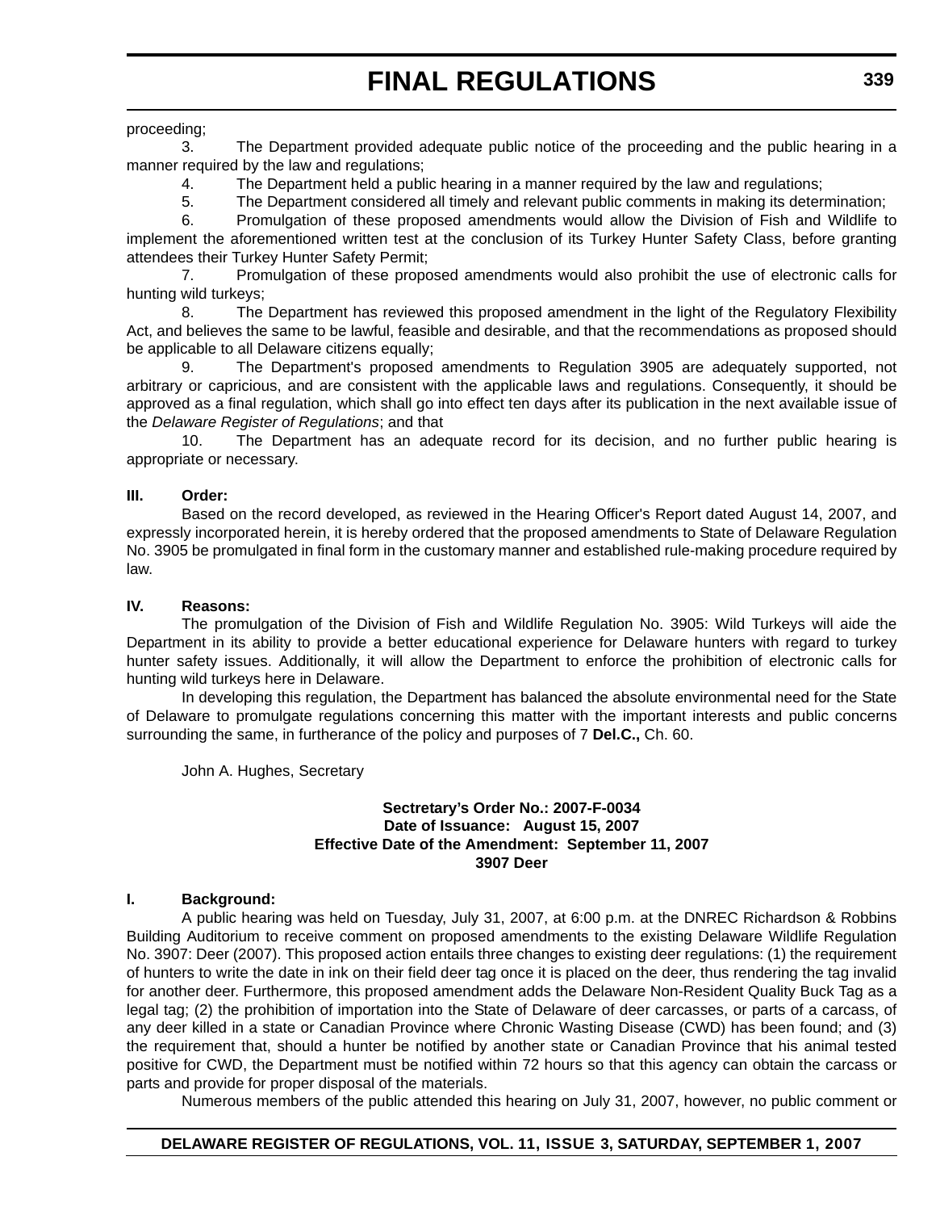proceeding;

3. The Department provided adequate public notice of the proceeding and the public hearing in a manner required by the law and regulations;

4. The Department held a public hearing in a manner required by the law and regulations;

5. The Department considered all timely and relevant public comments in making its determination;

6. Promulgation of these proposed amendments would allow the Division of Fish and Wildlife to implement the aforementioned written test at the conclusion of its Turkey Hunter Safety Class, before granting attendees their Turkey Hunter Safety Permit;

7. Promulgation of these proposed amendments would also prohibit the use of electronic calls for hunting wild turkeys;

8. The Department has reviewed this proposed amendment in the light of the Regulatory Flexibility Act, and believes the same to be lawful, feasible and desirable, and that the recommendations as proposed should be applicable to all Delaware citizens equally;

9. The Department's proposed amendments to Regulation 3905 are adequately supported, not arbitrary or capricious, and are consistent with the applicable laws and regulations. Consequently, it should be approved as a final regulation, which shall go into effect ten days after its publication in the next available issue of the *Delaware Register of Regulations*; and that

10. The Department has an adequate record for its decision, and no further public hearing is appropriate or necessary.

**III. Order:**

Based on the record developed, as reviewed in the Hearing Officer's Report dated August 14, 2007, and expressly incorporated herein, it is hereby ordered that the proposed amendments to State of Delaware Regulation No. 3905 be promulgated in final form in the customary manner and established rule-making procedure required by law.

**IV. Reasons:**

The promulgation of the Division of Fish and Wildlife Regulation No. 3905: Wild Turkeys will aide the Department in its ability to provide a better educational experience for Delaware hunters with regard to turkey hunter safety issues. Additionally, it will allow the Department to enforce the prohibition of electronic calls for hunting wild turkeys here in Delaware.

In developing this regulation, the Department has balanced the absolute environmental need for the State of Delaware to promulgate regulations concerning this matter with the important interests and public concerns surrounding the same, in furtherance of the policy and purposes of 7 **Del.C.,** Ch. 60.

John A. Hughes, Secretary

**Sectretary's Order No.: 2007-F-0034**
**Date of Issuance: August 15, 2007**
**Effective Date of the Amendment: September 11, 2007**
**3907 Deer**

**I. Background:**

A public hearing was held on Tuesday, July 31, 2007, at 6:00 p.m. at the DNREC Richardson & Robbins Building Auditorium to receive comment on proposed amendments to the existing Delaware Wildlife Regulation No. 3907: Deer (2007). This proposed action entails three changes to existing deer regulations: (1) the requirement of hunters to write the date in ink on their field deer tag once it is placed on the deer, thus rendering the tag invalid for another deer. Furthermore, this proposed amendment adds the Delaware Non-Resident Quality Buck Tag as a legal tag; (2) the prohibition of importation into the State of Delaware of deer carcasses, or parts of a carcass, of any deer killed in a state or Canadian Province where Chronic Wasting Disease (CWD) has been found; and (3) the requirement that, should a hunter be notified by another state or Canadian Province that his animal tested positive for CWD, the Department must be notified within 72 hours so that this agency can obtain the carcass or parts and provide for proper disposal of the materials.

Numerous members of the public attended this hearing on July 31, 2007, however, no public comment or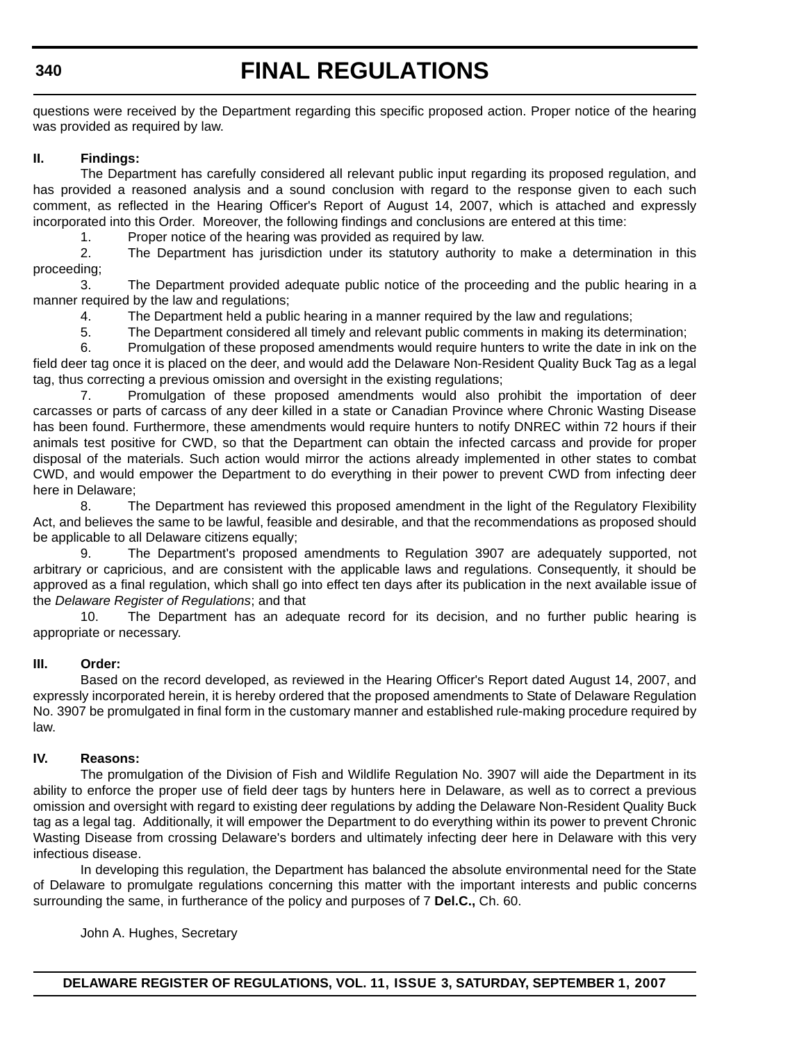questions were received by the Department regarding this specific proposed action. Proper notice of the hearing was provided as required by law.

**II. Findings:**

The Department has carefully considered all relevant public input regarding its proposed regulation, and has provided a reasoned analysis and a sound conclusion with regard to the response given to each such comment, as reflected in the Hearing Officer's Report of August 14, 2007, which is attached and expressly incorporated into this Order. Moreover, the following findings and conclusions are entered at this time:

1. Proper notice of the hearing was provided as required by law.
2. The Department has jurisdiction under its statutory authority to make a determination in this proceeding;
3. The Department provided adequate public notice of the proceeding and the public hearing in a manner required by the law and regulations;
4. The Department held a public hearing in a manner required by the law and regulations;
5. The Department considered all timely and relevant public comments in making its determination;
6. Promulgation of these proposed amendments would require hunters to write the date in ink on the field deer tag once it is placed on the deer, and would add the Delaware Non-Resident Quality Buck Tag as a legal tag, thus correcting a previous omission and oversight in the existing regulations;
7. Promulgation of these proposed amendments would also prohibit the importation of deer carcasses or parts of carcass of any deer killed in a state or Canadian Province where Chronic Wasting Disease has been found. Furthermore, these amendments would require hunters to notify DNREC within 72 hours if their animals test positive for CWD, so that the Department can obtain the infected carcass and provide for proper disposal of the materials. Such action would mirror the actions already implemented in other states to combat CWD, and would empower the Department to do everything in their power to prevent CWD from infecting deer here in Delaware;
8. The Department has reviewed this proposed amendment in the light of the Regulatory Flexibility Act, and believes the same to be lawful, feasible and desirable, and that the recommendations as proposed should be applicable to all Delaware citizens equally;
9. The Department's proposed amendments to Regulation 3907 are adequately supported, not arbitrary or capricious, and are consistent with the applicable laws and regulations. Consequently, it should be approved as a final regulation, which shall go into effect ten days after its publication in the next available issue of the *Delaware Register of Regulations*; and that
10. The Department has an adequate record for its decision, and no further public hearing is appropriate or necessary.

**III. Order:**

Based on the record developed, as reviewed in the Hearing Officer's Report dated August 14, 2007, and expressly incorporated herein, it is hereby ordered that the proposed amendments to State of Delaware Regulation No. 3907 be promulgated in final form in the customary manner and established rule-making procedure required by law.

**IV. Reasons:**

The promulgation of the Division of Fish and Wildlife Regulation No. 3907 will aide the Department in its ability to enforce the proper use of field deer tags by hunters here in Delaware, as well as to correct a previous omission and oversight with regard to existing deer regulations by adding the Delaware Non-Resident Quality Buck tag as a legal tag. Additionally, it will empower the Department to do everything within its power to prevent Chronic Wasting Disease from crossing Delaware's borders and ultimately infecting deer here in Delaware with this very infectious disease.

In developing this regulation, the Department has balanced the absolute environmental need for the State of Delaware to promulgate regulations concerning this matter with the important interests and public concerns surrounding the same, in furtherance of the policy and purposes of 7 **Del.C.,** Ch. 60.

John A. Hughes, Secretary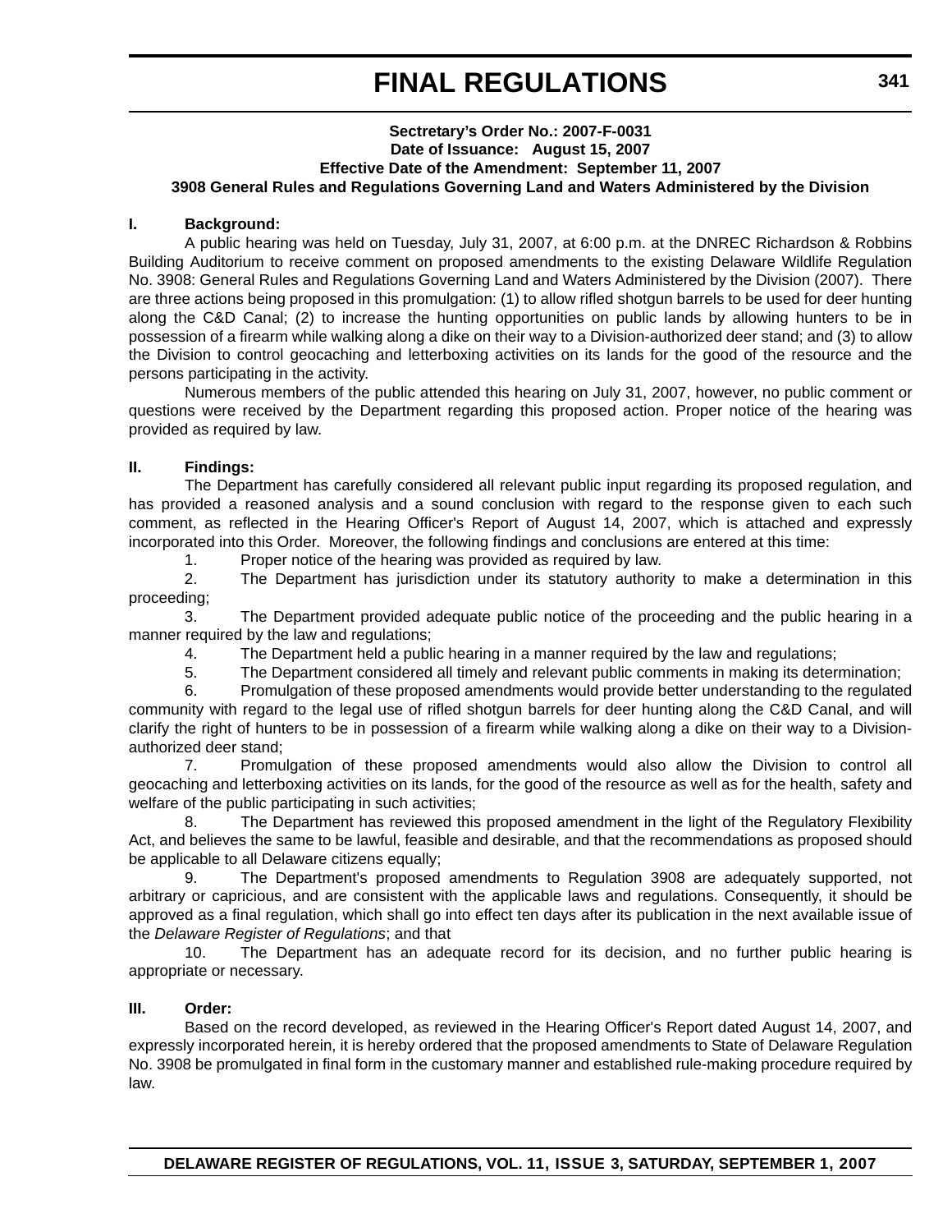**Secretary's Order No.: 2007-F-0031**
**Date of Issuance: August 15, 2007**
**Effective Date of the Amendment: September 11, 2007**
**3908 General Rules and Regulations Governing Land and Waters Administered by the Division**

## I. Background:

A public hearing was held on Tuesday, July 31, 2007, at 6:00 p.m. at the DNREC Richardson & Robbins Building Auditorium to receive comment on proposed amendments to the existing Delaware Wildlife Regulation No. 3908: General Rules and Regulations Governing Land and Waters Administered by the Division (2007). There are three actions being proposed in this promulgation: (1) to allow rifled shotgun barrels to be used for deer hunting along the C&D Canal; (2) to increase the hunting opportunities on public lands by allowing hunters to be in possession of a firearm while walking along a dike on their way to a Division-authorized deer stand; and (3) to allow the Division to control geocaching and letterboxing activities on its lands for the good of the resource and the persons participating in the activity.

Numerous members of the public attended this hearing on July 31, 2007, however, no public comment or questions were received by the Department regarding this proposed action. Proper notice of the hearing was provided as required by law.

## II. Findings:

The Department has carefully considered all relevant public input regarding its proposed regulation, and has provided a reasoned analysis and a sound conclusion with regard to the response given to each such comment, as reflected in the Hearing Officer's Report of August 14, 2007, which is attached and expressly incorporated into this Order. Moreover, the following findings and conclusions are entered at this time:

1. Proper notice of the hearing was provided as required by law.
2. The Department has jurisdiction under its statutory authority to make a determination in this proceeding;
3. The Department provided adequate public notice of the proceeding and the public hearing in a manner required by the law and regulations;
4. The Department held a public hearing in a manner required by the law and regulations;
5. The Department considered all timely and relevant public comments in making its determination;
6. Promulgation of these proposed amendments would provide better understanding to the regulated community with regard to the legal use of rifled shotgun barrels for deer hunting along the C&D Canal, and will clarify the right of hunters to be in possession of a firearm while walking along a dike on their way to a Division-authorized deer stand;
7. Promulgation of these proposed amendments would also allow the Division to control all geocaching and letterboxing activities on its lands, for the good of the resource as well as for the health, safety and welfare of the public participating in such activities;
8. The Department has reviewed this proposed amendment in the light of the Regulatory Flexibility Act, and believes the same to be lawful, feasible and desirable, and that the recommendations as proposed should be applicable to all Delaware citizens equally;
9. The Department's proposed amendments to Regulation 3908 are adequately supported, not arbitrary or capricious, and are consistent with the applicable laws and regulations. Consequently, it should be approved as a final regulation, which shall go into effect ten days after its publication in the next available issue of the *Delaware Register of Regulations*; and that
10. The Department has an adequate record for its decision, and no further public hearing is appropriate or necessary.

## III. Order:

Based on the record developed, as reviewed in the Hearing Officer's Report dated August 14, 2007, and expressly incorporated herein, it is hereby ordered that the proposed amendments to State of Delaware Regulation No. 3908 be promulgated in final form in the customary manner and established rule-making procedure required by law.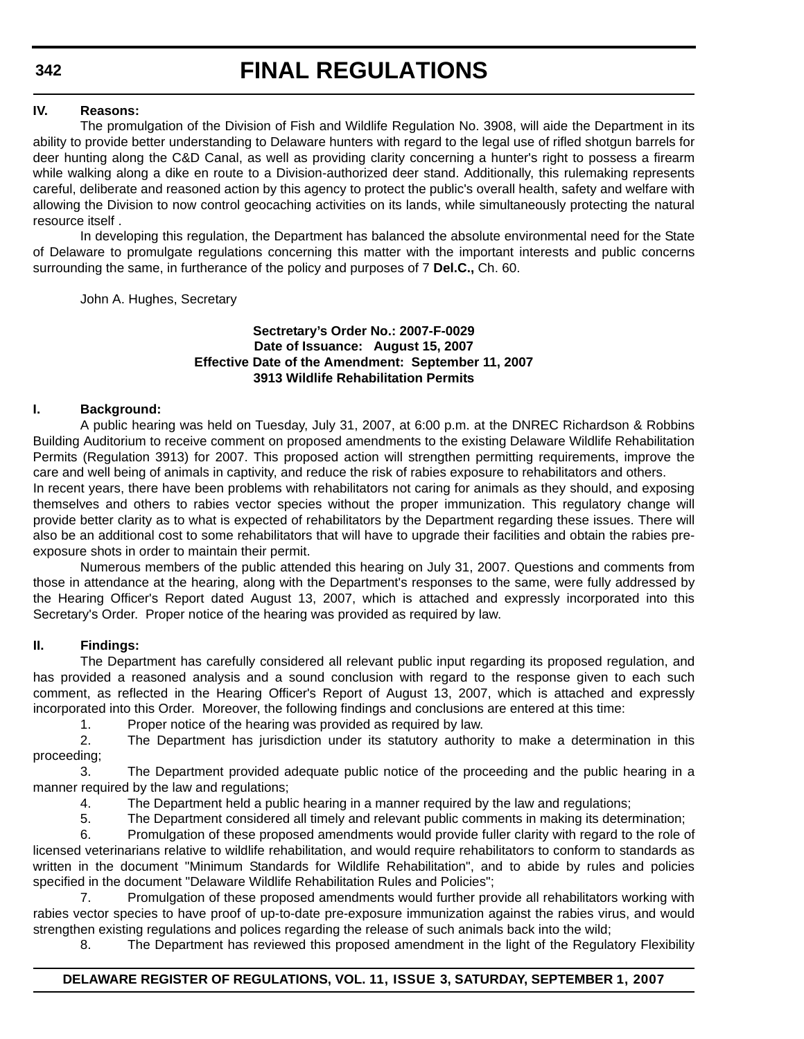**IV. Reasons:**

The promulgation of the Division of Fish and Wildlife Regulation No. 3908, will aide the Department in its ability to provide better understanding to Delaware hunters with regard to the legal use of rifled shotgun barrels for deer hunting along the C&D Canal, as well as providing clarity concerning a hunter's right to possess a firearm while walking along a dike en route to a Division-authorized deer stand. Additionally, this rulemaking represents careful, deliberate and reasoned action by this agency to protect the public's overall health, safety and welfare with allowing the Division to now control geocaching activities on its lands, while simultaneously protecting the natural resource itself .

In developing this regulation, the Department has balanced the absolute environmental need for the State of Delaware to promulgate regulations concerning this matter with the important interests and public concerns surrounding the same, in furtherance of the policy and purposes of 7 **Del.C.,** Ch. 60.

John A. Hughes, Secretary

**Secctretary's Order No.: 2007-F-0029**
**Date of Issuance: August 15, 2007**
**Effective Date of the Amendment: September 11, 2007**
**3913 Wildlife Rehabilitation Permits**

**I. Background:**

A public hearing was held on Tuesday, July 31, 2007, at 6:00 p.m. at the DNREC Richardson & Robbins Building Auditorium to receive comment on proposed amendments to the existing Delaware Wildlife Rehabilitation Permits (Regulation 3913) for 2007. This proposed action will strengthen permitting requirements, improve the care and well being of animals in captivity, and reduce the risk of rabies exposure to rehabilitators and others.

In recent years, there have been problems with rehabilitators not caring for animals as they should, and exposing themselves and others to rabies vector species without the proper immunization. This regulatory change will provide better clarity as to what is expected of rehabilitators by the Department regarding these issues. There will also be an additional cost to some rehabilitators that will have to upgrade their facilities and obtain the rabies pre-exposure shots in order to maintain their permit.

Numerous members of the public attended this hearing on July 31, 2007. Questions and comments from those in attendance at the hearing, along with the Department's responses to the same, were fully addressed by the Hearing Officer's Report dated August 13, 2007, which is attached and expressly incorporated into this Secretary's Order. Proper notice of the hearing was provided as required by law.

**II. Findings:**

The Department has carefully considered all relevant public input regarding its proposed regulation, and has provided a reasoned analysis and a sound conclusion with regard to the response given to each such comment, as reflected in the Hearing Officer's Report of August 13, 2007, which is attached and expressly incorporated into this Order. Moreover, the following findings and conclusions are entered at this time:

1. Proper notice of the hearing was provided as required by law.
2. The Department has jurisdiction under its statutory authority to make a determination in this proceeding;
3. The Department provided adequate public notice of the proceeding and the public hearing in a manner required by the law and regulations;
4. The Department held a public hearing in a manner required by the law and regulations;
5. The Department considered all timely and relevant public comments in making its determination;
6. Promulgation of these proposed amendments would provide fuller clarity with regard to the role of licensed veterinarians relative to wildlife rehabilitation, and would require rehabilitators to conform to standards as written in the document "Minimum Standards for Wildlife Rehabilitation", and to abide by rules and policies specified in the document "Delaware Wildlife Rehabilitation Rules and Policies";
7. Promulgation of these proposed amendments would further provide all rehabilitators working with rabies vector species to have proof of up-to-date pre-exposure immunization against the rabies virus, and would strengthen existing regulations and polices regarding the release of such animals back into the wild;
8. The Department has reviewed this proposed amendment in the light of the Regulatory Flexibility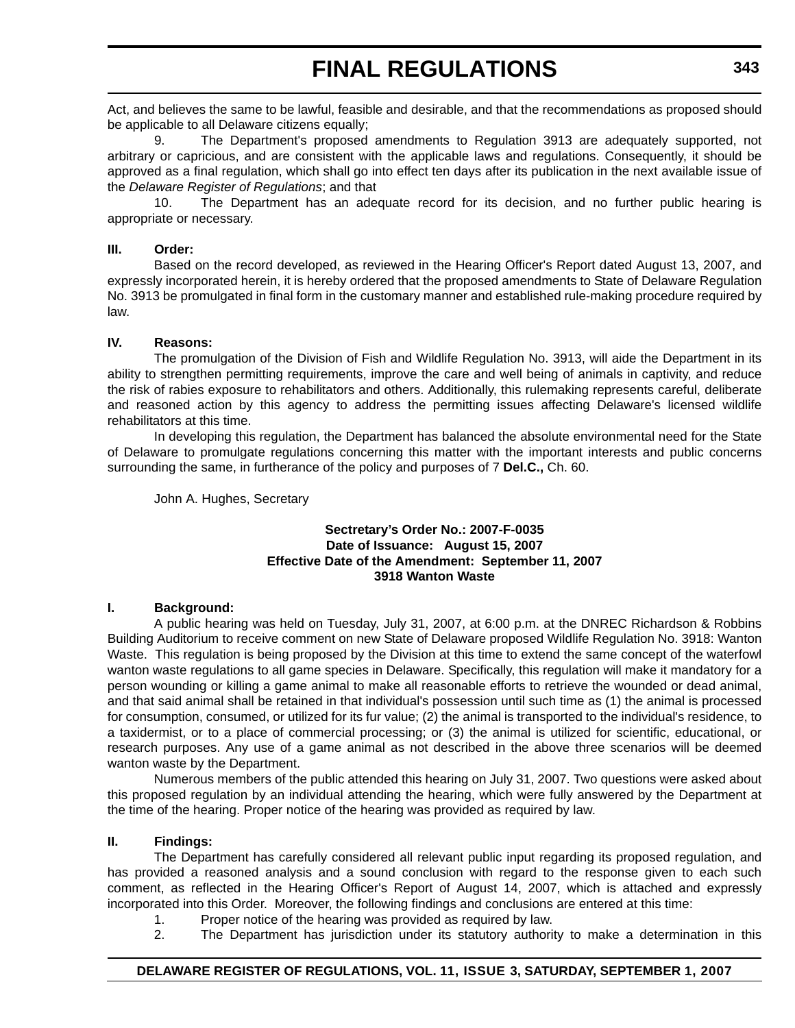Act, and believes the same to be lawful, feasible and desirable, and that the recommendations as proposed should be applicable to all Delaware citizens equally;

9. The Department's proposed amendments to Regulation 3913 are adequately supported, not arbitrary or capricious, and are consistent with the applicable laws and regulations. Consequently, it should be approved as a final regulation, which shall go into effect ten days after its publication in the next available issue of the *Delaware Register of Regulations*; and that

10. The Department has an adequate record for its decision, and no further public hearing is appropriate or necessary.

**III. Order:**

Based on the record developed, as reviewed in the Hearing Officer's Report dated August 13, 2007, and expressly incorporated herein, it is hereby ordered that the proposed amendments to State of Delaware Regulation No. 3913 be promulgated in final form in the customary manner and established rule-making procedure required by law.

**IV. Reasons:**

The promulgation of the Division of Fish and Wildlife Regulation No. 3913, will aide the Department in its ability to strengthen permitting requirements, improve the care and well being of animals in captivity, and reduce the risk of rabies exposure to rehabilitators and others. Additionally, this rulemaking represents careful, deliberate and reasoned action by this agency to address the permitting issues affecting Delaware's licensed wildlife rehabilitators at this time.

In developing this regulation, the Department has balanced the absolute environmental need for the State of Delaware to promulgate regulations concerning this matter with the important interests and public concerns surrounding the same, in furtherance of the policy and purposes of 7 **Del.C.,** Ch. 60.

John A. Hughes, Secretary

**Sectretary's Order No.: 2007-F-0035**
**Date of Issuance: August 15, 2007**
**Effective Date of the Amendment: September 11, 2007**
**3918 Wanton Waste**

**I. Background:**

A public hearing was held on Tuesday, July 31, 2007, at 6:00 p.m. at the DNREC Richardson & Robbins Building Auditorium to receive comment on new State of Delaware proposed Wildlife Regulation No. 3918: Wanton Waste. This regulation is being proposed by the Division at this time to extend the same concept of the waterfowl wanton waste regulations to all game species in Delaware. Specifically, this regulation will make it mandatory for a person wounding or killing a game animal to make all reasonable efforts to retrieve the wounded or dead animal, and that said animal shall be retained in that individual's possession until such time as (1) the animal is processed for consumption, consumed, or utilized for its fur value; (2) the animal is transported to the individual's residence, to a taxidermist, or to a place of commercial processing; or (3) the animal is utilized for scientific, educational, or research purposes. Any use of a game animal as not described in the above three scenarios will be deemed wanton waste by the Department.

Numerous members of the public attended this hearing on July 31, 2007. Two questions were asked about this proposed regulation by an individual attending the hearing, which were fully answered by the Department at the time of the hearing. Proper notice of the hearing was provided as required by law.

**II. Findings:**

The Department has carefully considered all relevant public input regarding its proposed regulation, and has provided a reasoned analysis and a sound conclusion with regard to the response given to each such comment, as reflected in the Hearing Officer's Report of August 14, 2007, which is attached and expressly incorporated into this Order. Moreover, the following findings and conclusions are entered at this time:

1. Proper notice of the hearing was provided as required by law.
2. The Department has jurisdiction under its statutory authority to make a determination in this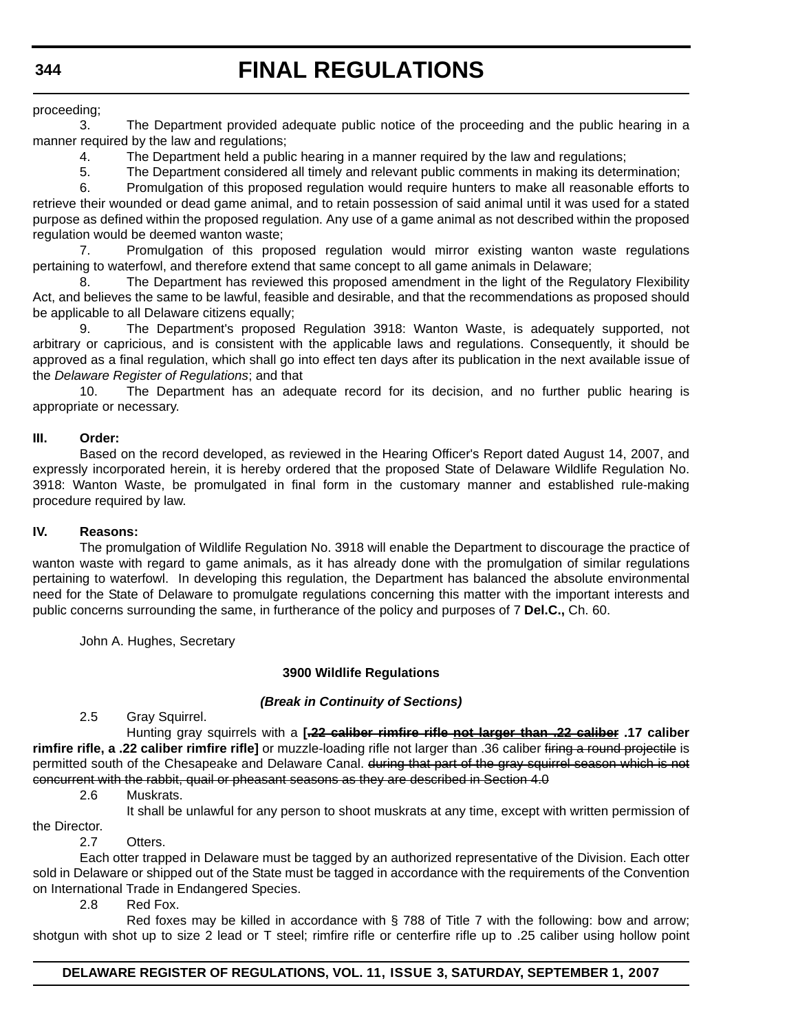proceeding;

3. The Department provided adequate public notice of the proceeding and the public hearing in a manner required by the law and regulations;

4. The Department held a public hearing in a manner required by the law and regulations;

5. The Department considered all timely and relevant public comments in making its determination;

6. Promulgation of this proposed regulation would require hunters to make all reasonable efforts to retrieve their wounded or dead game animal, and to retain possession of said animal until it was used for a stated purpose as defined within the proposed regulation. Any use of a game animal as not described within the proposed regulation would be deemed wanton waste;

7. Promulgation of this proposed regulation would mirror existing wanton waste regulations pertaining to waterfowl, and therefore extend that same concept to all game animals in Delaware;

8. The Department has reviewed this proposed amendment in the light of the Regulatory Flexibility Act, and believes the same to be lawful, feasible and desirable, and that the recommendations as proposed should be applicable to all Delaware citizens equally;

9. The Department's proposed Regulation 3918: Wanton Waste, is adequately supported, not arbitrary or capricious, and is consistent with the applicable laws and regulations. Consequently, it should be approved as a final regulation, which shall go into effect ten days after its publication in the next available issue of the *Delaware Register of Regulations*; and that

10. The Department has an adequate record for its decision, and no further public hearing is appropriate or necessary.

**III. Order:**

Based on the record developed, as reviewed in the Hearing Officer's Report dated August 14, 2007, and expressly incorporated herein, it is hereby ordered that the proposed State of Delaware Wildlife Regulation No. 3918: Wanton Waste, be promulgated in final form in the customary manner and established rule-making procedure required by law.

**IV. Reasons:**

The promulgation of Wildlife Regulation No. 3918 will enable the Department to discourage the practice of wanton waste with regard to game animals, as it has already done with the promulgation of similar regulations pertaining to waterfowl. In developing this regulation, the Department has balanced the absolute environmental need for the State of Delaware to promulgate regulations concerning this matter with the important interests and public concerns surrounding the same, in furtherance of the policy and purposes of 7 **Del.C.,** Ch. 60.

John A. Hughes, Secretary

**3900 Wildlife Regulations**

***(Break in Continuity of Sections)***

2.5 Gray Squirrel.

Hunting gray squirrels with a **[~~.22 caliber rimfire rifle not larger than .22 caliber~~ .17 caliber rimfire rifle, a .22 caliber rimfire rifle]** or muzzle-loading rifle not larger than .36 caliber ~~firing a round projectile~~ is permitted south of the Chesapeake and Delaware Canal. ~~during that part of the gray squirrel season which is not concurrent with the rabbit, quail or pheasant seasons as they are described in Section 4.0~~

2.6 Muskrats.

It shall be unlawful for any person to shoot muskrats at any time, except with written permission of the Director.

2.7 Otters.

Each otter trapped in Delaware must be tagged by an authorized representative of the Division. Each otter sold in Delaware or shipped out of the State must be tagged in accordance with the requirements of the Convention on International Trade in Endangered Species.

2.8 Red Fox.

Red foxes may be killed in accordance with § 788 of Title 7 with the following: bow and arrow; shotgun with shot up to size 2 lead or T steel; rimfire rifle or centerfire rifle up to .25 caliber using hollow point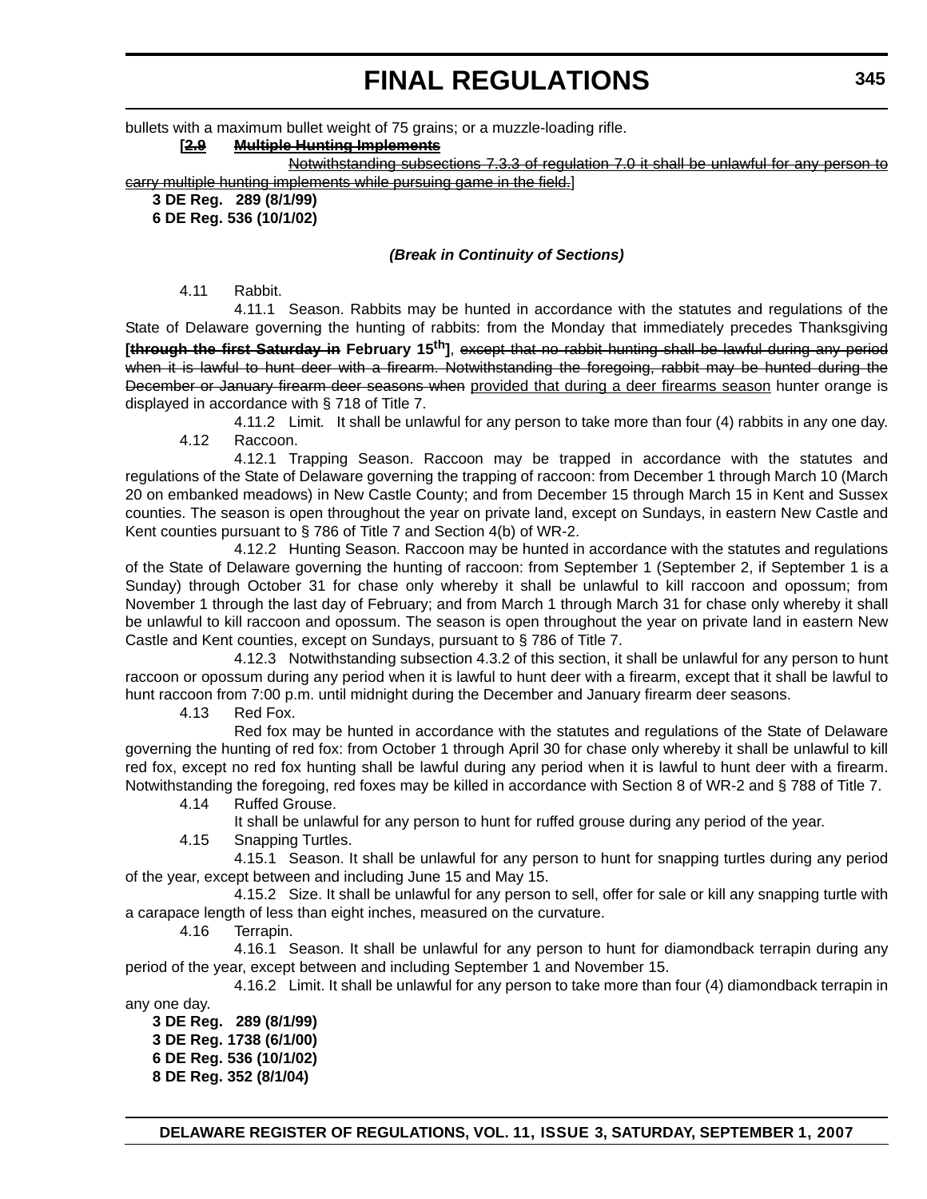bullets with a maximum bullet weight of 75 grains; or a muzzle-loading rifle.

[~~2.9 Multiple Hunting Implements~~

~~Notwithstanding subsections 7.3.3 of regulation 7.0 it shall be unlawful for any person to carry multiple hunting implements while pursuing game in the field.~~]

**3 DE Reg. 289 (8/1/99)**
**6 DE Reg. 536 (10/1/02)**

***(Break in Continuity of Sections)***

4.11 Rabbit.

4.11.1 Season. Rabbits may be hunted in accordance with the statutes and regulations of the State of Delaware governing the hunting of rabbits: from the Monday that immediately precedes Thanksgiving **[~~through the first Saturday in~~ February 15th]**, ~~except that no rabbit hunting shall be lawful during any period when it is lawful to hunt deer with a firearm. Notwithstanding the foregoing, rabbit may be hunted during the December or January firearm deer seasons when~~ provided that during a deer firearms season hunter orange is displayed in accordance with § 718 of Title 7.

4.11.2 Limit. It shall be unlawful for any person to take more than four (4) rabbits in any one day.

4.12 Raccoon.

4.12.1 Trapping Season. Raccoon may be trapped in accordance with the statutes and regulations of the State of Delaware governing the trapping of raccoon: from December 1 through March 10 (March 20 on embanked meadows) in New Castle County; and from December 15 through March 15 in Kent and Sussex counties. The season is open throughout the year on private land, except on Sundays, in eastern New Castle and Kent counties pursuant to § 786 of Title 7 and Section 4(b) of WR-2.

4.12.2 Hunting Season. Raccoon may be hunted in accordance with the statutes and regulations of the State of Delaware governing the hunting of raccoon: from September 1 (September 2, if September 1 is a Sunday) through October 31 for chase only whereby it shall be unlawful to kill raccoon and opossum; from November 1 through the last day of February; and from March 1 through March 31 for chase only whereby it shall be unlawful to kill raccoon and opossum. The season is open throughout the year on private land in eastern New Castle and Kent counties, except on Sundays, pursuant to § 786 of Title 7.

4.12.3 Notwithstanding subsection 4.3.2 of this section, it shall be unlawful for any person to hunt raccoon or opossum during any period when it is lawful to hunt deer with a firearm, except that it shall be lawful to hunt raccoon from 7:00 p.m. until midnight during the December and January firearm deer seasons.

4.13 Red Fox.

Red fox may be hunted in accordance with the statutes and regulations of the State of Delaware governing the hunting of red fox: from October 1 through April 30 for chase only whereby it shall be unlawful to kill red fox, except no red fox hunting shall be lawful during any period when it is lawful to hunt deer with a firearm. Notwithstanding the foregoing, red foxes may be killed in accordance with Section 8 of WR-2 and § 788 of Title 7.

4.14 Ruffed Grouse.

It shall be unlawful for any person to hunt for ruffed grouse during any period of the year.

4.15 Snapping Turtles.

4.15.1 Season. It shall be unlawful for any person to hunt for snapping turtles during any period of the year, except between and including June 15 and May 15.

4.15.2 Size. It shall be unlawful for any person to sell, offer for sale or kill any snapping turtle with a carapace length of less than eight inches, measured on the curvature.

4.16 Terrapin.

4.16.1 Season. It shall be unlawful for any person to hunt for diamondback terrapin during any period of the year, except between and including September 1 and November 15.

4.16.2 Limit. It shall be unlawful for any person to take more than four (4) diamondback terrapin in any one day.

**3 DE Reg. 289 (8/1/99)**
**3 DE Reg. 1738 (6/1/00)**
**6 DE Reg. 536 (10/1/02)**
**8 DE Reg. 352 (8/1/04)**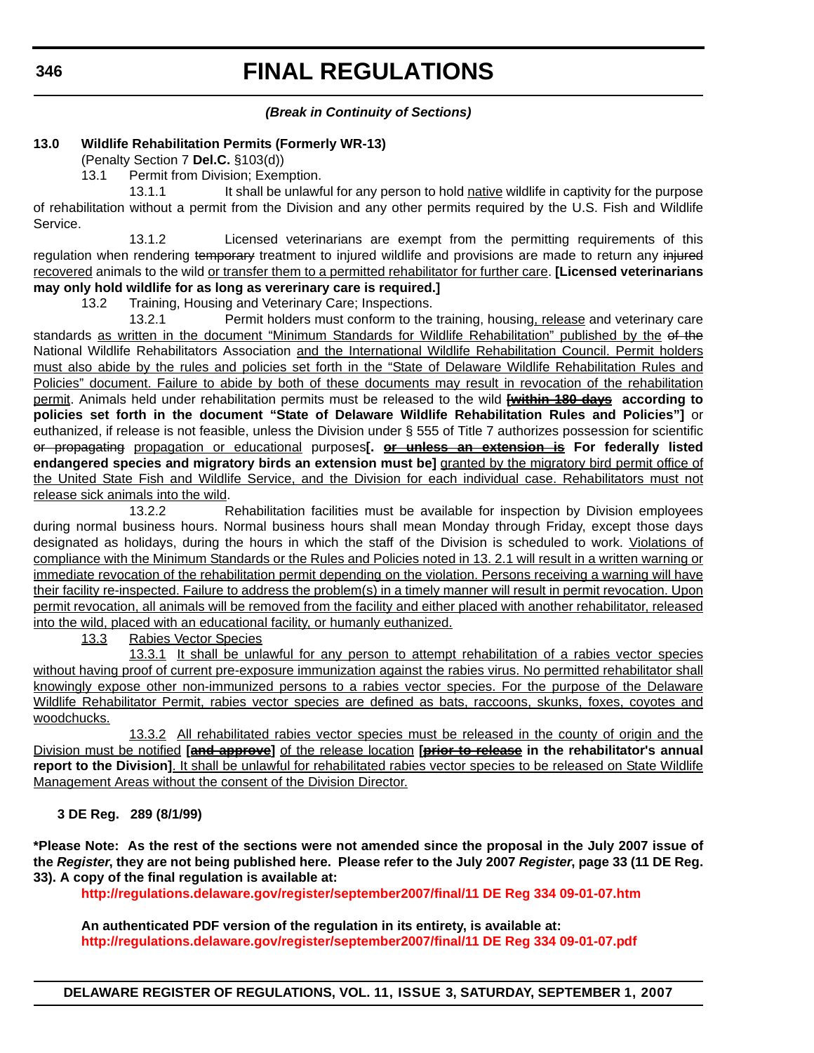*(Break in Continuity of Sections)*

**13.0 Wildlife Rehabilitation Permits (Formerly WR-13)**

(Penalty Section 7 **Del.C.** §103(d))

13.1 Permit from Division; Exemption.

13.1.1 It shall be unlawful for any person to hold native wildlife in captivity for the purpose of rehabilitation without a permit from the Division and any other permits required by the U.S. Fish and Wildlife Service.

13.1.2 Licensed veterinarians are exempt from the permitting requirements of this regulation when rendering ~~temporary~~ treatment to injured wildlife and provisions are made to return any ~~injured~~ recovered animals to the wild or transfer them to a permitted rehabilitator for further care. **[Licensed veterinarians may only hold wildlife for as long as vererinary care is required.]**

13.2 Training, Housing and Veterinary Care; Inspections.

13.2.1 Permit holders must conform to the training, housing, release and veterinary care standards as written in the document "Minimum Standards for Wildlife Rehabilitation" published by the ~~of the~~ National Wildlife Rehabilitators Association and the International Wildlife Rehabilitation Council. Permit holders must also abide by the rules and policies set forth in the "State of Delaware Wildlife Rehabilitation Rules and Policies" document. Failure to abide by both of these documents may result in revocation of the rehabilitation permit. Animals held under rehabilitation permits must be released to the wild **[~~within 180 days~~ according to policies set forth in the document "State of Delaware Wildlife Rehabilitation Rules and Policies"]** or euthanized, if release is not feasible, unless the Division under § 555 of Title 7 authorizes possession for scientific ~~or propagating~~ propagation or educational purposes**[. ~~or unless an extension is~~ For federally listed endangered species and migratory birds an extension must be]** granted by the migratory bird permit office of the United State Fish and Wildlife Service, and the Division for each individual case. Rehabilitators must not release sick animals into the wild.

13.2.2 Rehabilitation facilities must be available for inspection by Division employees during normal business hours. Normal business hours shall mean Monday through Friday, except those days designated as holidays, during the hours in which the staff of the Division is scheduled to work. Violations of compliance with the Minimum Standards or the Rules and Policies noted in 13. 2.1 will result in a written warning or immediate revocation of the rehabilitation permit depending on the violation. Persons receiving a warning will have their facility re-inspected. Failure to address the problem(s) in a timely manner will result in permit revocation. Upon permit revocation, all animals will be removed from the facility and either placed with another rehabilitator, released into the wild, placed with an educational facility, or humanly euthanized.

13.3 Rabies Vector Species

13.3.1 It shall be unlawful for any person to attempt rehabilitation of a rabies vector species without having proof of current pre-exposure immunization against the rabies virus. No permitted rehabilitator shall knowingly expose other non-immunized persons to a rabies vector species. For the purpose of the Delaware Wildlife Rehabilitator Permit, rabies vector species are defined as bats, raccoons, skunks, foxes, coyotes and woodchucks.

13.3.2 All rehabilitated rabies vector species must be released in the county of origin and the Division must be notified **[~~and approve~~]** of the release location **[~~prior to release~~ in the rehabilitator's annual report to the Division]**. It shall be unlawful for rehabilitated rabies vector species to be released on State Wildlife Management Areas without the consent of the Division Director.

**3 DE Reg. 289 (8/1/99)**

**\*Please Note: As the rest of the sections were not amended since the proposal in the July 2007 issue of the *Register*, they are not being published here. Please refer to the July 2007 *Register*, page 33 (11 DE Reg. 33). A copy of the final regulation is available at:**

**http://regulations.delaware.gov/register/september2007/final/11 DE Reg 334 09-01-07.htm**

**An authenticated PDF version of the regulation in its entirety, is available at:**

**http://regulations.delaware.gov/register/september2007/final/11 DE Reg 334 09-01-07.pdf**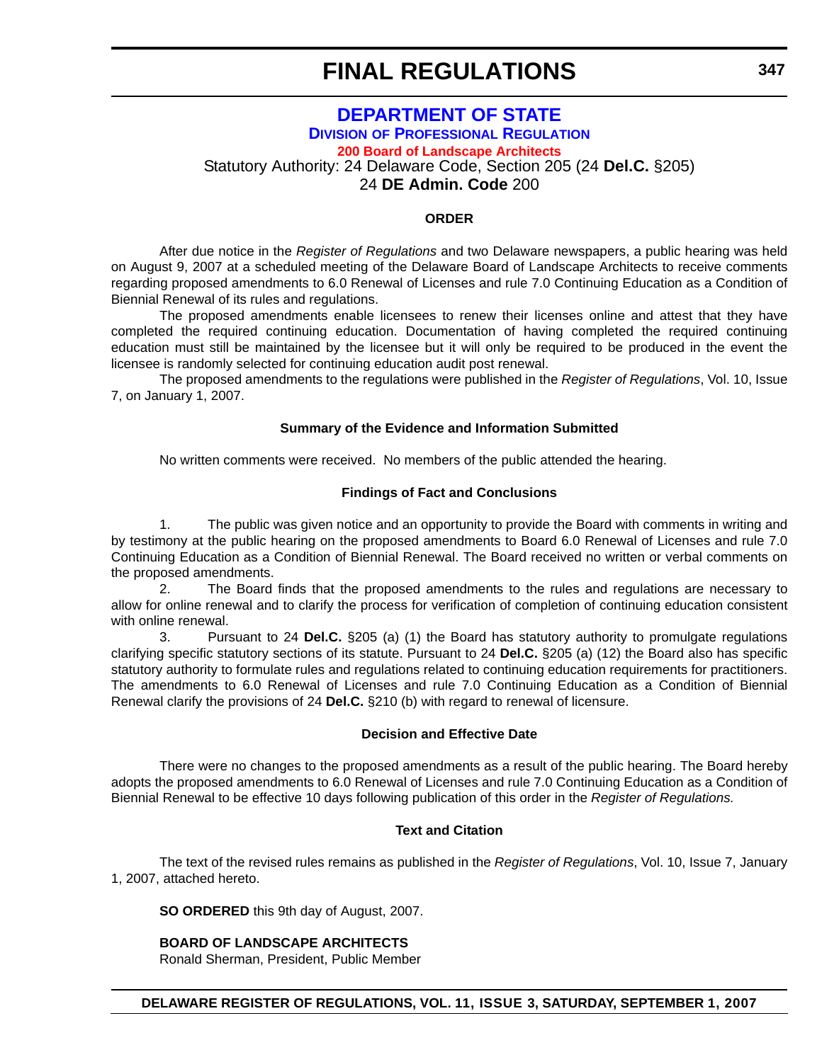# FINAL REGULATIONS

## DEPARTMENT OF STATE

### DIVISION OF PROFESSIONAL REGULATION

#### 200 Board of Landscape Architects

Statutory Authority: 24 Delaware Code, Section 205 (24 **Del.C.** §205)
24 **DE Admin. Code** 200

**ORDER**

After due notice in the *Register of Regulations* and two Delaware newspapers, a public hearing was held on August 9, 2007 at a scheduled meeting of the Delaware Board of Landscape Architects to receive comments regarding proposed amendments to 6.0 Renewal of Licenses and rule 7.0 Continuing Education as a Condition of Biennial Renewal of its rules and regulations.

The proposed amendments enable licensees to renew their licenses online and attest that they have completed the required continuing education. Documentation of having completed the required continuing education must still be maintained by the licensee but it will only be required to be produced in the event the licensee is randomly selected for continuing education audit post renewal.

The proposed amendments to the regulations were published in the *Register of Regulations*, Vol. 10, Issue 7, on January 1, 2007.

**Summary of the Evidence and Information Submitted**

No written comments were received. No members of the public attended the hearing.

**Findings of Fact and Conclusions**

1. The public was given notice and an opportunity to provide the Board with comments in writing and by testimony at the public hearing on the proposed amendments to Board 6.0 Renewal of Licenses and rule 7.0 Continuing Education as a Condition of Biennial Renewal. The Board received no written or verbal comments on the proposed amendments.

2. The Board finds that the proposed amendments to the rules and regulations are necessary to allow for online renewal and to clarify the process for verification of completion of continuing education consistent with online renewal.

3. Pursuant to 24 **Del.C.** §205 (a) (1) the Board has statutory authority to promulgate regulations clarifying specific statutory sections of its statute. Pursuant to 24 **Del.C.** §205 (a) (12) the Board also has specific statutory authority to formulate rules and regulations related to continuing education requirements for practitioners. The amendments to 6.0 Renewal of Licenses and rule 7.0 Continuing Education as a Condition of Biennial Renewal clarify the provisions of 24 **Del.C.** §210 (b) with regard to renewal of licensure.

**Decision and Effective Date**

There were no changes to the proposed amendments as a result of the public hearing. The Board hereby adopts the proposed amendments to 6.0 Renewal of Licenses and rule 7.0 Continuing Education as a Condition of Biennial Renewal to be effective 10 days following publication of this order in the *Register of Regulations.*

**Text and Citation**

The text of the revised rules remains as published in the *Register of Regulations*, Vol. 10, Issue 7, January 1, 2007, attached hereto.

**SO ORDERED** this 9th day of August, 2007.

**BOARD OF LANDSCAPE ARCHITECTS**
Ronald Sherman, President, Public Member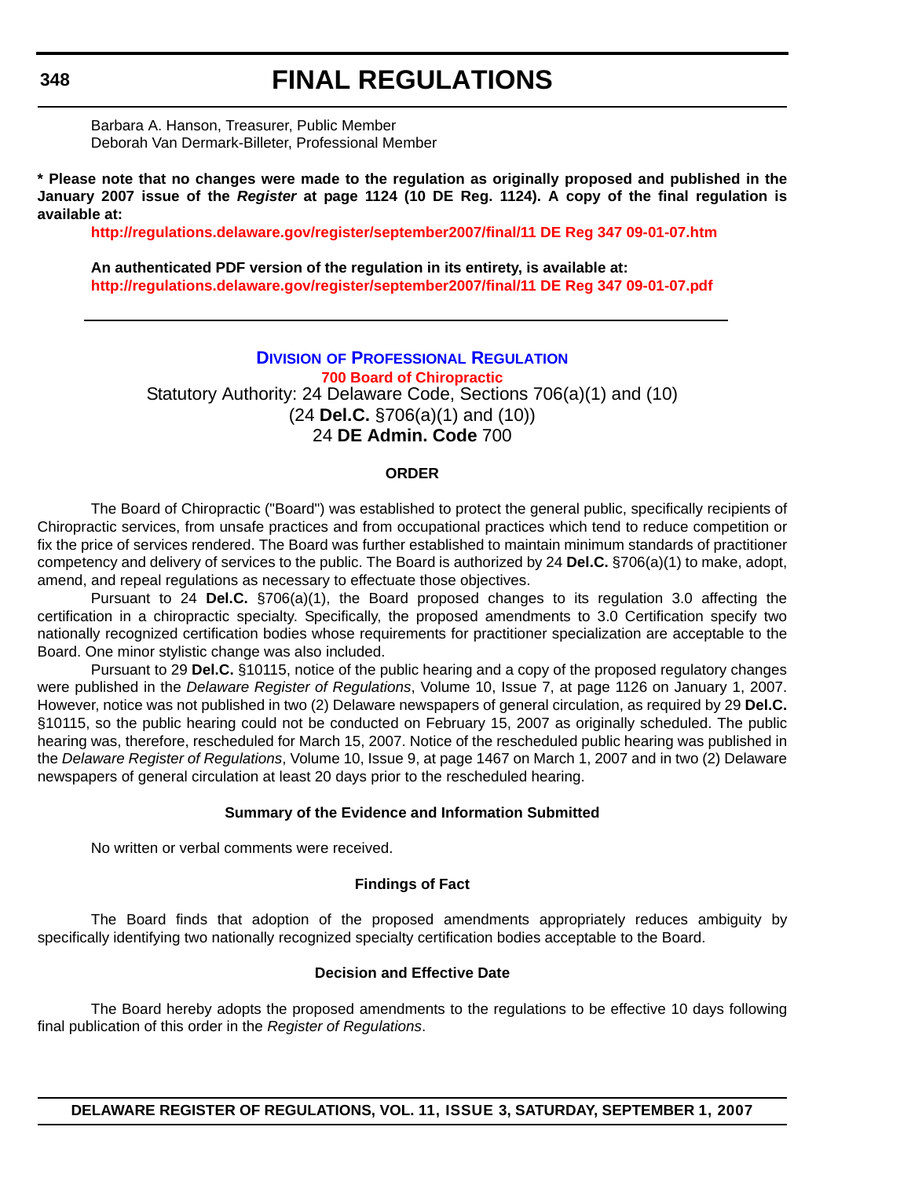Barbara A. Hanson, Treasurer, Public Member
Deborah Van Dermark-Billeter, Professional Member

**\* Please note that no changes were made to the regulation as originally proposed and published in the January 2007 issue of the *Register* at page 1124 (10 DE Reg. 1124). A copy of the final regulation is available at:**

**http://regulations.delaware.gov/register/september2007/final/11 DE Reg 347 09-01-07.htm**

**An authenticated PDF version of the regulation in its entirety, is available at:**
**http://regulations.delaware.gov/register/september2007/final/11 DE Reg 347 09-01-07.pdf**

---

## Division of Professional Regulation

**700 Board of Chiropractic**

Statutory Authority: 24 Delaware Code, Sections 706(a)(1) and (10)
(24 **Del.C.** §706(a)(1) and (10))
24 **DE Admin. Code** 700

### ORDER

The Board of Chiropractic ("Board") was established to protect the general public, specifically recipients of Chiropractic services, from unsafe practices and from occupational practices which tend to reduce competition or fix the price of services rendered. The Board was further established to maintain minimum standards of practitioner competency and delivery of services to the public. The Board is authorized by 24 **Del.C.** §706(a)(1) to make, adopt, amend, and repeal regulations as necessary to effectuate those objectives.

Pursuant to 24 **Del.C.** §706(a)(1), the Board proposed changes to its regulation 3.0 affecting the certification in a chiropractic specialty. Specifically, the proposed amendments to 3.0 Certification specify two nationally recognized certification bodies whose requirements for practitioner specialization are acceptable to the Board. One minor stylistic change was also included.

Pursuant to 29 **Del.C.** §10115, notice of the public hearing and a copy of the proposed regulatory changes were published in the *Delaware Register of Regulations*, Volume 10, Issue 7, at page 1126 on January 1, 2007. However, notice was not published in two (2) Delaware newspapers of general circulation, as required by 29 **Del.C.** §10115, so the public hearing could not be conducted on February 15, 2007 as originally scheduled. The public hearing was, therefore, rescheduled for March 15, 2007. Notice of the rescheduled public hearing was published in the *Delaware Register of Regulations*, Volume 10, Issue 9, at page 1467 on March 1, 2007 and in two (2) Delaware newspapers of general circulation at least 20 days prior to the rescheduled hearing.

### Summary of the Evidence and Information Submitted

No written or verbal comments were received.

### Findings of Fact

The Board finds that adoption of the proposed amendments appropriately reduces ambiguity by specifically identifying two nationally recognized specialty certification bodies acceptable to the Board.

### Decision and Effective Date

The Board hereby adopts the proposed amendments to the regulations to be effective 10 days following final publication of this order in the *Register of Regulations*.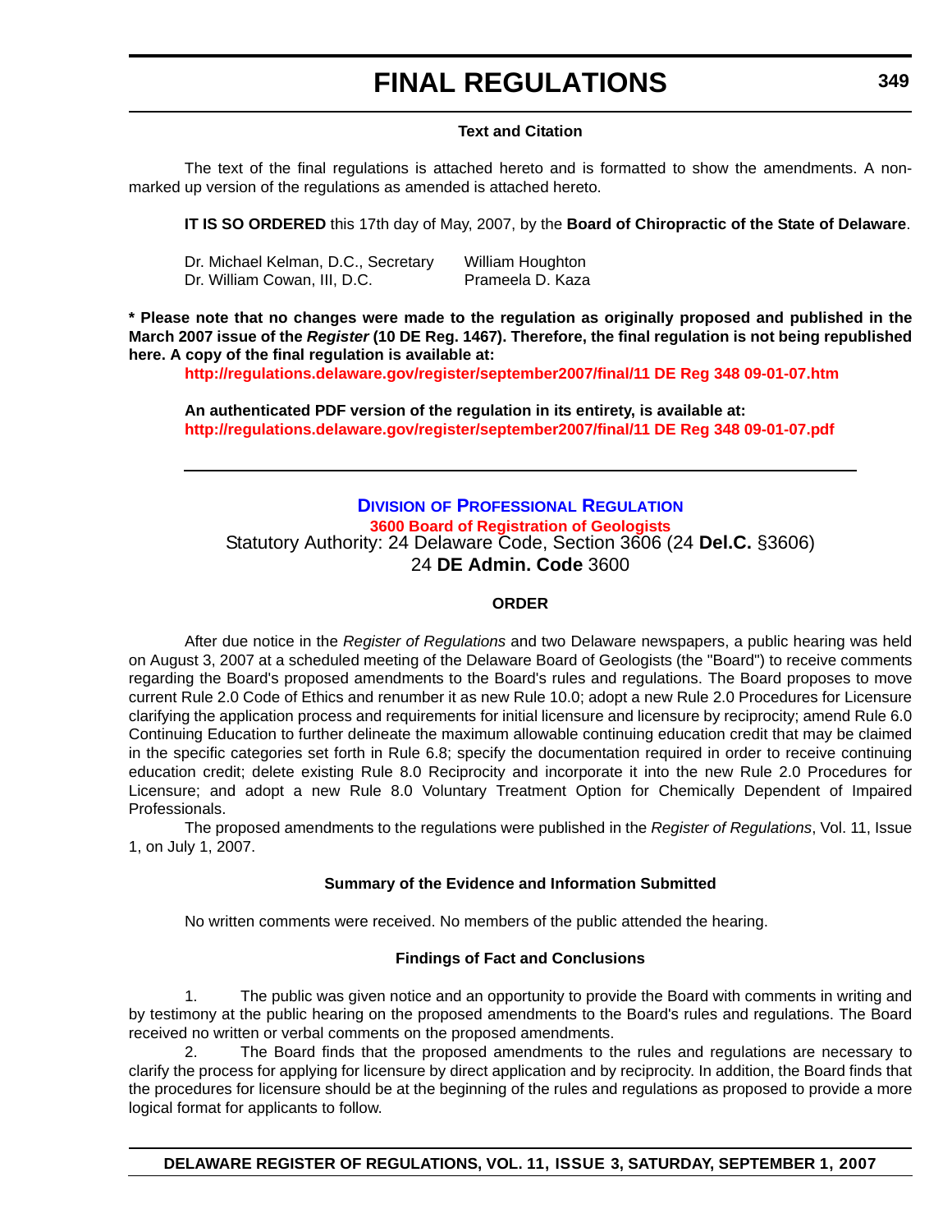#### Text and Citation

The text of the final regulations is attached hereto and is formatted to show the amendments. A non-marked up version of the regulations as amended is attached hereto.

**IT IS SO ORDERED** this 17th day of May, 2007, by the **Board of Chiropractic of the State of Delaware**.

| | |
|---|---|
| Dr. Michael Kelman, D.C., Secretary | William Houghton |
| Dr. William Cowan, III, D.C. | Prameela D. Kaza |

**\* Please note that no changes were made to the regulation as originally proposed and published in the March 2007 issue of the *Register* (10 DE Reg. 1467). Therefore, the final regulation is not being republished here. A copy of the final regulation is available at:**

**http://regulations.delaware.gov/register/september2007/final/11 DE Reg 348 09-01-07.htm**

**An authenticated PDF version of the regulation in its entirety, is available at:**
**http://regulations.delaware.gov/register/september2007/final/11 DE Reg 348 09-01-07.pdf**

---

## Division of Professional Regulation

### 3600 Board of Registration of Geologists

Statutory Authority: 24 Delaware Code, Section 3606 (24 **Del.C.** §3606)
24 **DE Admin. Code** 3600

#### ORDER

After due notice in the *Register of Regulations* and two Delaware newspapers, a public hearing was held on August 3, 2007 at a scheduled meeting of the Delaware Board of Geologists (the "Board") to receive comments regarding the Board's proposed amendments to the Board's rules and regulations. The Board proposes to move current Rule 2.0 Code of Ethics and renumber it as new Rule 10.0; adopt a new Rule 2.0 Procedures for Licensure clarifying the application process and requirements for initial licensure and licensure by reciprocity; amend Rule 6.0 Continuing Education to further delineate the maximum allowable continuing education credit that may be claimed in the specific categories set forth in Rule 6.8; specify the documentation required in order to receive continuing education credit; delete existing Rule 8.0 Reciprocity and incorporate it into the new Rule 2.0 Procedures for Licensure; and adopt a new Rule 8.0 Voluntary Treatment Option for Chemically Dependent of Impaired Professionals.

The proposed amendments to the regulations were published in the *Register of Regulations*, Vol. 11, Issue 1, on July 1, 2007.

#### Summary of the Evidence and Information Submitted

No written comments were received. No members of the public attended the hearing.

#### Findings of Fact and Conclusions

1. The public was given notice and an opportunity to provide the Board with comments in writing and by testimony at the public hearing on the proposed amendments to the Board's rules and regulations. The Board received no written or verbal comments on the proposed amendments.

2. The Board finds that the proposed amendments to the rules and regulations are necessary to clarify the process for applying for licensure by direct application and by reciprocity. In addition, the Board finds that the procedures for licensure should be at the beginning of the rules and regulations as proposed to provide a more logical format for applicants to follow.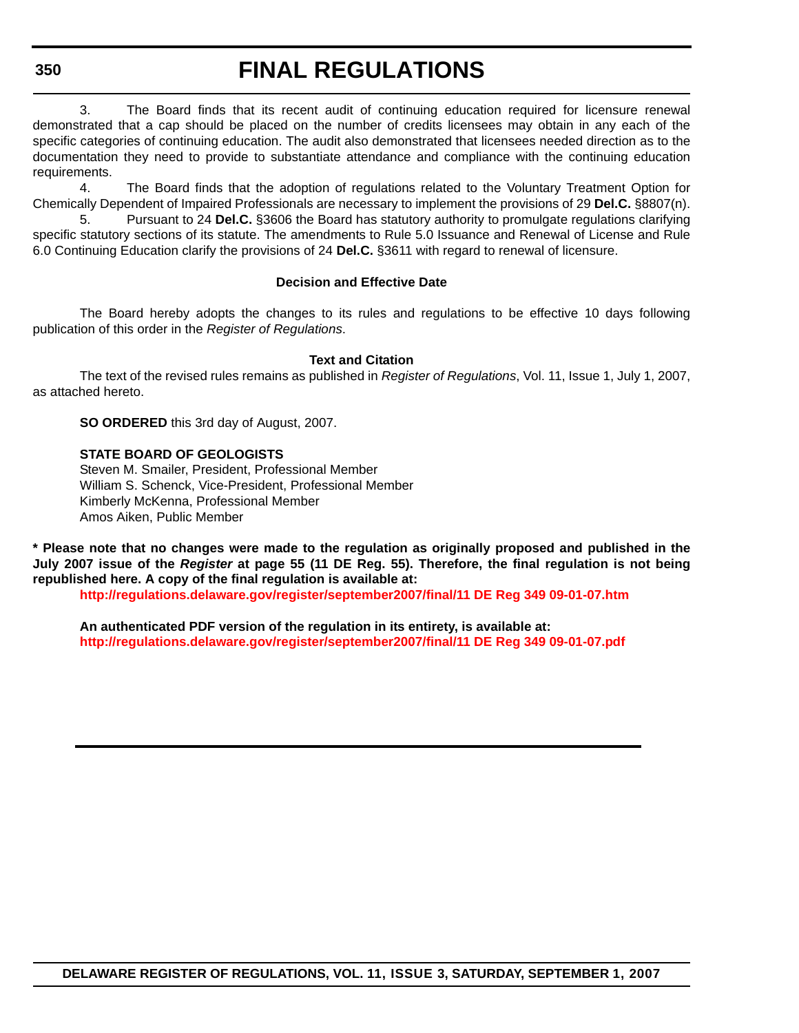3. The Board finds that its recent audit of continuing education required for licensure renewal demonstrated that a cap should be placed on the number of credits licensees may obtain in any each of the specific categories of continuing education. The audit also demonstrated that licensees needed direction as to the documentation they need to provide to substantiate attendance and compliance with the continuing education requirements.

4. The Board finds that the adoption of regulations related to the Voluntary Treatment Option for Chemically Dependent of Impaired Professionals are necessary to implement the provisions of 29 **Del.C.** §8807(n).

5. Pursuant to 24 **Del.C.** §3606 the Board has statutory authority to promulgate regulations clarifying specific statutory sections of its statute. The amendments to Rule 5.0 Issuance and Renewal of License and Rule 6.0 Continuing Education clarify the provisions of 24 **Del.C.** §3611 with regard to renewal of licensure.

**Decision and Effective Date**

The Board hereby adopts the changes to its rules and regulations to be effective 10 days following publication of this order in the *Register of Regulations*.

**Text and Citation**

The text of the revised rules remains as published in *Register of Regulations*, Vol. 11, Issue 1, July 1, 2007, as attached hereto.

**SO ORDERED** this 3rd day of August, 2007.

**STATE BOARD OF GEOLOGISTS**
Steven M. Smailer, President, Professional Member
William S. Schenck, Vice-President, Professional Member
Kimberly McKenna, Professional Member
Amos Aiken, Public Member

**\* Please note that no changes were made to the regulation as originally proposed and published in the July 2007 issue of the *Register* at page 55 (11 DE Reg. 55). Therefore, the final regulation is not being republished here. A copy of the final regulation is available at:**

**http://regulations.delaware.gov/register/september2007/final/11 DE Reg 349 09-01-07.htm**

**An authenticated PDF version of the regulation in its entirety, is available at:**
**http://regulations.delaware.gov/register/september2007/final/11 DE Reg 349 09-01-07.pdf**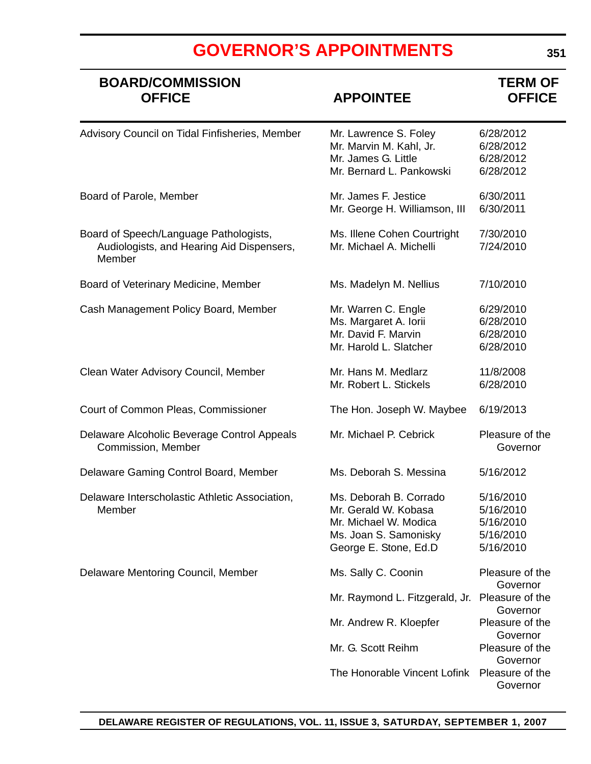# GOVERNOR'S APPOINTMENTS

| BOARD/COMMISSION OFFICE | APPOINTEE | TERM OF OFFICE |
|---|---|---|
| Advisory Council on Tidal Finfisheries, Member | Mr. Lawrence S. Foley | 6/28/2012 |
| | Mr. Marvin M. Kahl, Jr. | 6/28/2012 |
| | Mr. James G. Little | 6/28/2012 |
| | Mr. Bernard L. Pankowski | 6/28/2012 |
| Board of Parole, Member | Mr. James F. Jestice | 6/30/2011 |
| | Mr. George H. Williamson, III | 6/30/2011 |
| Board of Speech/Language Pathologists, Audiologists, and Hearing Aid Dispensers, Member | Ms. Illene Cohen Courtright | 7/30/2010 |
| | Mr. Michael A. Michelli | 7/24/2010 |
| Board of Veterinary Medicine, Member | Ms. Madelyn M. Nellius | 7/10/2010 |
| Cash Management Policy Board, Member | Mr. Warren C. Engle | 6/29/2010 |
| | Ms. Margaret A. Iorii | 6/28/2010 |
| | Mr. David F. Marvin | 6/28/2010 |
| | Mr. Harold L. Slatcher | 6/28/2010 |
| Clean Water Advisory Council, Member | Mr. Hans M. Medlarz | 11/8/2008 |
| | Mr. Robert L. Stickels | 6/28/2010 |
| Court of Common Pleas, Commissioner | The Hon. Joseph W. Maybee | 6/19/2013 |
| Delaware Alcoholic Beverage Control Appeals Commission, Member | Mr. Michael P. Cebrick | Pleasure of the Governor |
| Delaware Gaming Control Board, Member | Ms. Deborah S. Messina | 5/16/2012 |
| Delaware Interscholastic Athletic Association, Member | Ms. Deborah B. Corrado | 5/16/2010 |
| | Mr. Gerald W. Kobasa | 5/16/2010 |
| | Mr. Michael W. Modica | 5/16/2010 |
| | Ms. Joan S. Samonisky | 5/16/2010 |
| | George E. Stone, Ed.D | 5/16/2010 |
| Delaware Mentoring Council, Member | Ms. Sally C. Coonin | Pleasure of the Governor |
| | Mr. Raymond L. Fitzgerald, Jr. | Pleasure of the Governor |
| | Mr. Andrew R. Kloepfer | Pleasure of the Governor |
| | Mr. G. Scott Reihm | Pleasure of the Governor |
| | The Honorable Vincent Lofink | Pleasure of the Governor |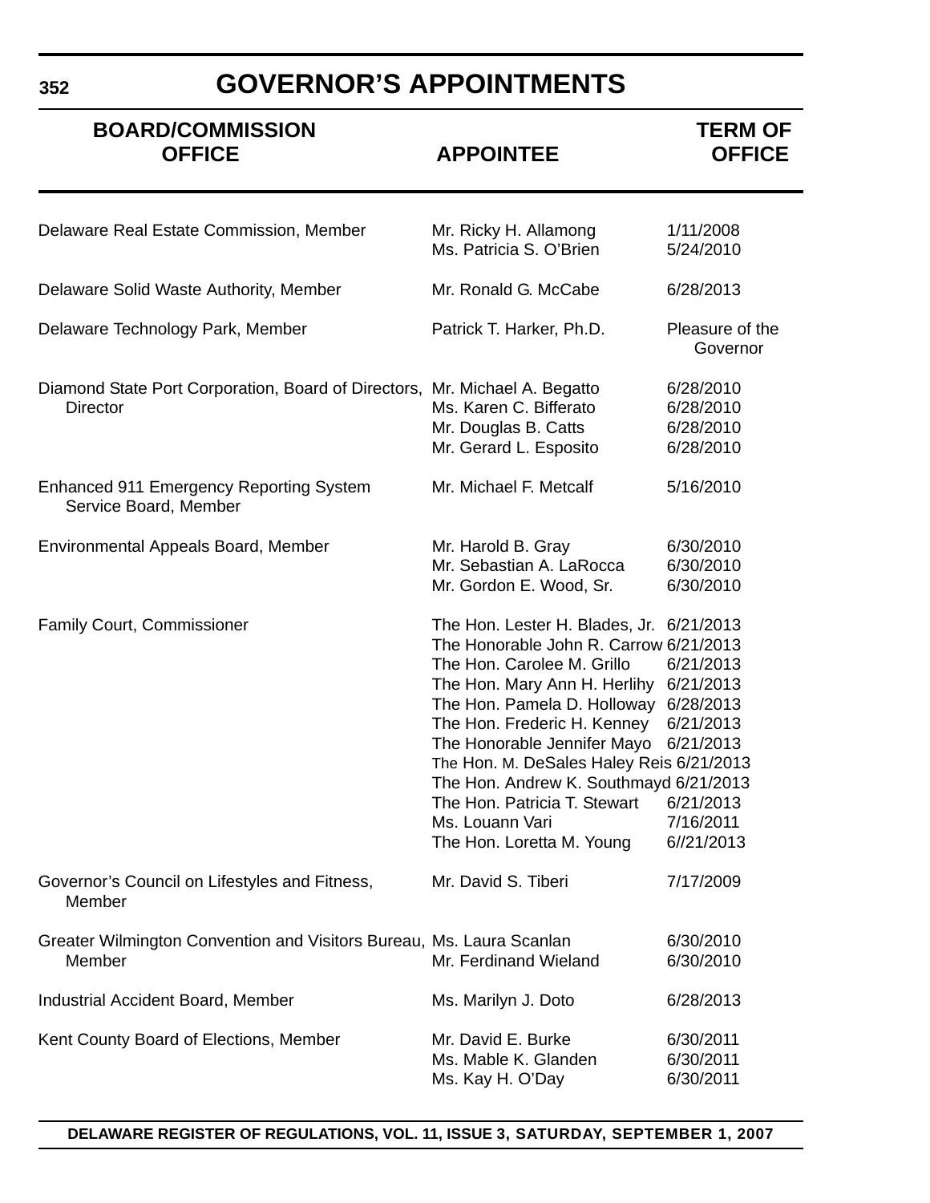# GOVERNOR'S APPOINTMENTS

| BOARD/COMMISSION OFFICE | APPOINTEE | TERM OF OFFICE |
|---|---|---|
| Delaware Real Estate Commission, Member | Mr. Ricky H. Allamong | 1/11/2008 |
| | Ms. Patricia S. O'Brien | 5/24/2010 |
| Delaware Solid Waste Authority, Member | Mr. Ronald G. McCabe | 6/28/2013 |
| Delaware Technology Park, Member | Patrick T. Harker, Ph.D. | Pleasure of the Governor |
| Diamond State Port Corporation, Board of Directors, Director | Mr. Michael A. Begatto | 6/28/2010 |
| | Ms. Karen C. Bifferato | 6/28/2010 |
| | Mr. Douglas B. Catts | 6/28/2010 |
| | Mr. Gerard L. Esposito | 6/28/2010 |
| Enhanced 911 Emergency Reporting System Service Board, Member | Mr. Michael F. Metcalf | 5/16/2010 |
| Environmental Appeals Board, Member | Mr. Harold B. Gray | 6/30/2010 |
| | Mr. Sebastian A. LaRocca | 6/30/2010 |
| | Mr. Gordon E. Wood, Sr. | 6/30/2010 |
| Family Court, Commissioner | The Hon. Lester H. Blades, Jr. | 6/21/2013 |
| | The Honorable John R. Carrow | 6/21/2013 |
| | The Hon. Carolee M. Grillo | 6/21/2013 |
| | The Hon. Mary Ann H. Herlihy | 6/21/2013 |
| | The Hon. Pamela D. Holloway | 6/28/2013 |
| | The Hon. Frederic H. Kenney | 6/21/2013 |
| | The Honorable Jennifer Mayo | 6/21/2013 |
| | The Hon. M. DeSales Haley Reis | 6/21/2013 |
| | The Hon. Andrew K. Southmayd | 6/21/2013 |
| | The Hon. Patricia T. Stewart | 6/21/2013 |
| | Ms. Louann Vari | 7/16/2011 |
| | The Hon. Loretta M. Young | 6//21/2013 |
| Governor's Council on Lifestyles and Fitness, Member | Mr. David S. Tiberi | 7/17/2009 |
| Greater Wilmington Convention and Visitors Bureau, Member | Ms. Laura Scanlan | 6/30/2010 |
| | Mr. Ferdinand Wieland | 6/30/2010 |
| Industrial Accident Board, Member | Ms. Marilyn J. Doto | 6/28/2013 |
| Kent County Board of Elections, Member | Mr. David E. Burke | 6/30/2011 |
| | Ms. Mable K. Glanden | 6/30/2011 |
| | Ms. Kay H. O'Day | 6/30/2011 |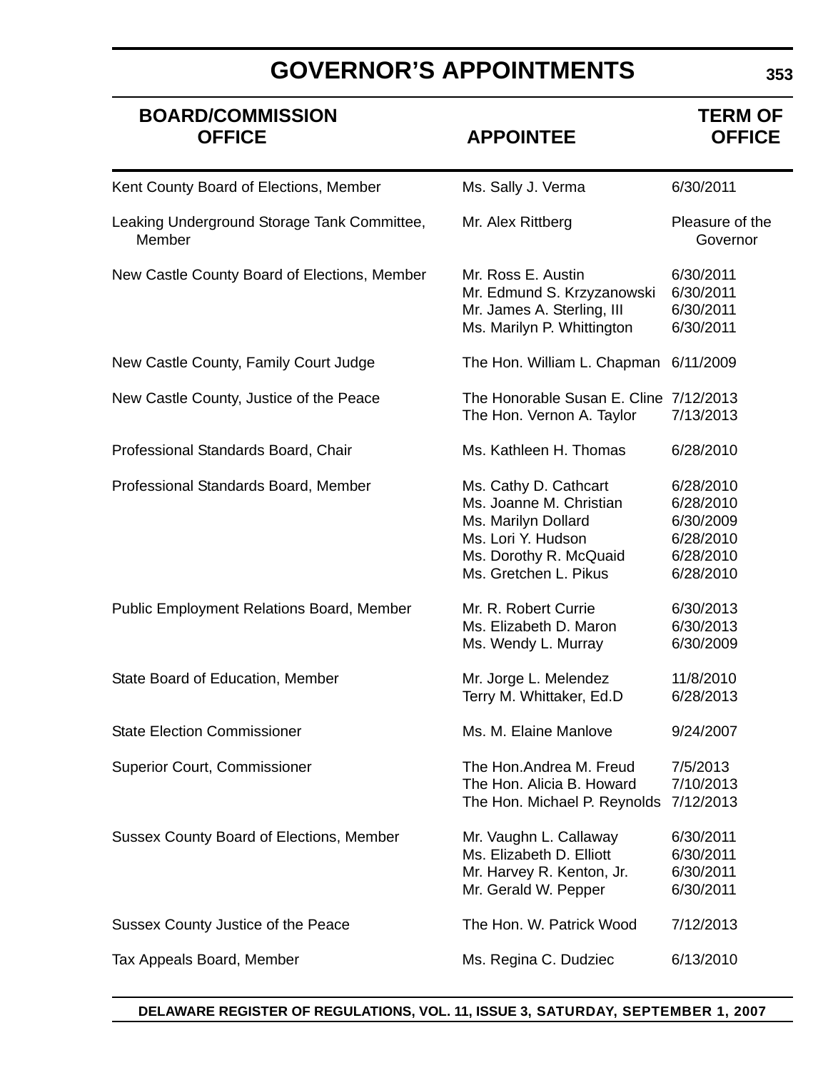# GOVERNOR'S APPOINTMENTS

| BOARD/COMMISSION OFFICE | APPOINTEE | TERM OF OFFICE |
|---|---|---|
| Kent County Board of Elections, Member | Ms. Sally J. Verma | 6/30/2011 |
| Leaking Underground Storage Tank Committee, Member | Mr. Alex Rittberg | Pleasure of the Governor |
| New Castle County Board of Elections, Member | Mr. Ross E. Austin | 6/30/2011 |
| | Mr. Edmund S. Krzyzanowski | 6/30/2011 |
| | Mr. James A. Sterling, III | 6/30/2011 |
| | Ms. Marilyn P. Whittington | 6/30/2011 |
| New Castle County, Family Court Judge | The Hon. William L. Chapman | 6/11/2009 |
| New Castle County, Justice of the Peace | The Honorable Susan E. Cline | 7/12/2013 |
| | The Hon. Vernon A. Taylor | 7/13/2013 |
| Professional Standards Board, Chair | Ms. Kathleen H. Thomas | 6/28/2010 |
| Professional Standards Board, Member | Ms. Cathy D. Cathcart | 6/28/2010 |
| | Ms. Joanne M. Christian | 6/28/2010 |
| | Ms. Marilyn Dollard | 6/30/2009 |
| | Ms. Lori Y. Hudson | 6/28/2010 |
| | Ms. Dorothy R. McQuaid | 6/28/2010 |
| | Ms. Gretchen L. Pikus | 6/28/2010 |
| Public Employment Relations Board, Member | Mr. R. Robert Currie | 6/30/2013 |
| | Ms. Elizabeth D. Maron | 6/30/2013 |
| | Ms. Wendy L. Murray | 6/30/2009 |
| State Board of Education, Member | Mr. Jorge L. Melendez | 11/8/2010 |
| | Terry M. Whittaker, Ed.D | 6/28/2013 |
| State Election Commissioner | Ms. M. Elaine Manlove | 9/24/2007 |
| Superior Court, Commissioner | The Hon.Andrea M. Freud | 7/5/2013 |
| | The Hon. Alicia B. Howard | 7/10/2013 |
| | The Hon. Michael P. Reynolds | 7/12/2013 |
| Sussex County Board of Elections, Member | Mr. Vaughn L. Callaway | 6/30/2011 |
| | Ms. Elizabeth D. Elliott | 6/30/2011 |
| | Mr. Harvey R. Kenton, Jr. | 6/30/2011 |
| | Mr. Gerald W. Pepper | 6/30/2011 |
| Sussex County Justice of the Peace | The Hon. W. Patrick Wood | 7/12/2013 |
| Tax Appeals Board, Member | Ms. Regina C. Dudziec | 6/13/2010 |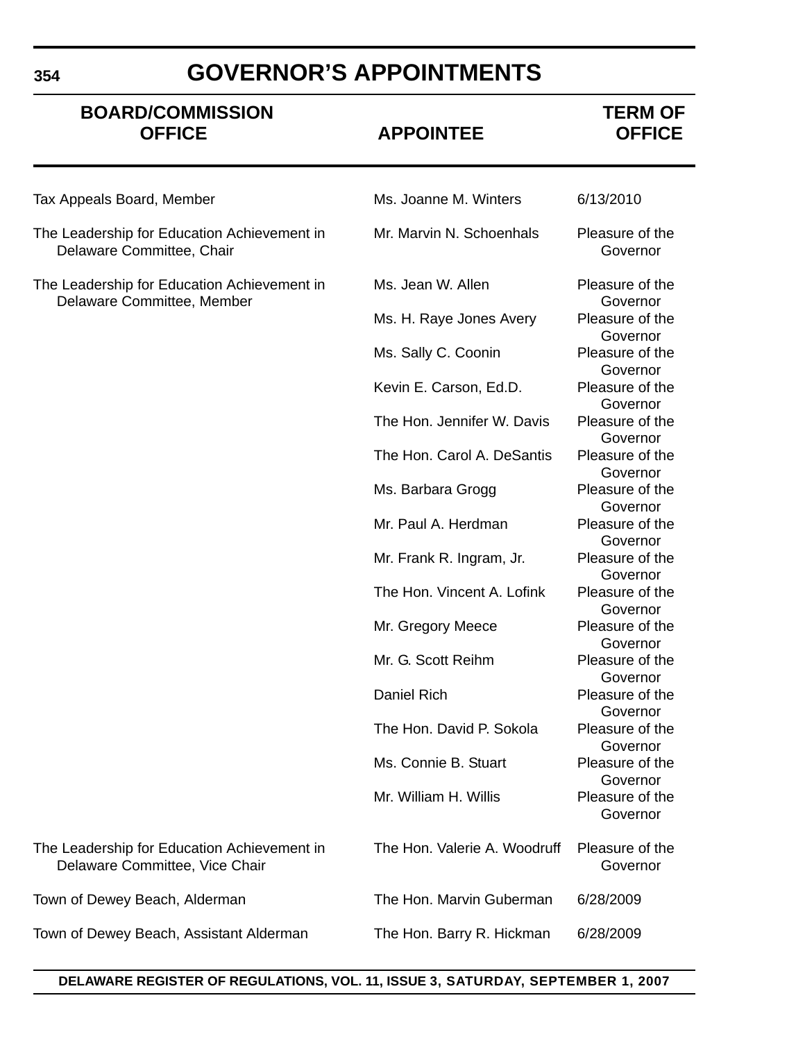# GOVERNOR'S APPOINTMENTS

| BOARD/COMMISSION OFFICE | APPOINTEE | TERM OF OFFICE |
|---|---|---|
| Tax Appeals Board, Member | Ms. Joanne M. Winters | 6/13/2010 |
| The Leadership for Education Achievement in Delaware Committee, Chair | Mr. Marvin N. Schoenhals | Pleasure of the Governor |
| The Leadership for Education Achievement in Delaware Committee, Member | Ms. Jean W. Allen | Pleasure of the Governor |
| | Ms. H. Raye Jones Avery | Pleasure of the Governor |
| | Ms. Sally C. Coonin | Pleasure of the Governor |
| | Kevin E. Carson, Ed.D. | Pleasure of the Governor |
| | The Hon. Jennifer W. Davis | Pleasure of the Governor |
| | The Hon. Carol A. DeSantis | Pleasure of the Governor |
| | Ms. Barbara Grogg | Pleasure of the Governor |
| | Mr. Paul A. Herdman | Pleasure of the Governor |
| | Mr. Frank R. Ingram, Jr. | Pleasure of the Governor |
| | The Hon. Vincent A. Lofink | Pleasure of the Governor |
| | Mr. Gregory Meece | Pleasure of the Governor |
| | Mr. G. Scott Reihm | Pleasure of the Governor |
| | Daniel Rich | Pleasure of the Governor |
| | The Hon. David P. Sokola | Pleasure of the Governor |
| | Ms. Connie B. Stuart | Pleasure of the Governor |
| | Mr. William H. Willis | Pleasure of the Governor |
| The Leadership for Education Achievement in Delaware Committee, Vice Chair | The Hon. Valerie A. Woodruff | Pleasure of the Governor |
| Town of Dewey Beach, Alderman | The Hon. Marvin Guberman | 6/28/2009 |
| Town of Dewey Beach, Assistant Alderman | The Hon. Barry R. Hickman | 6/28/2009 |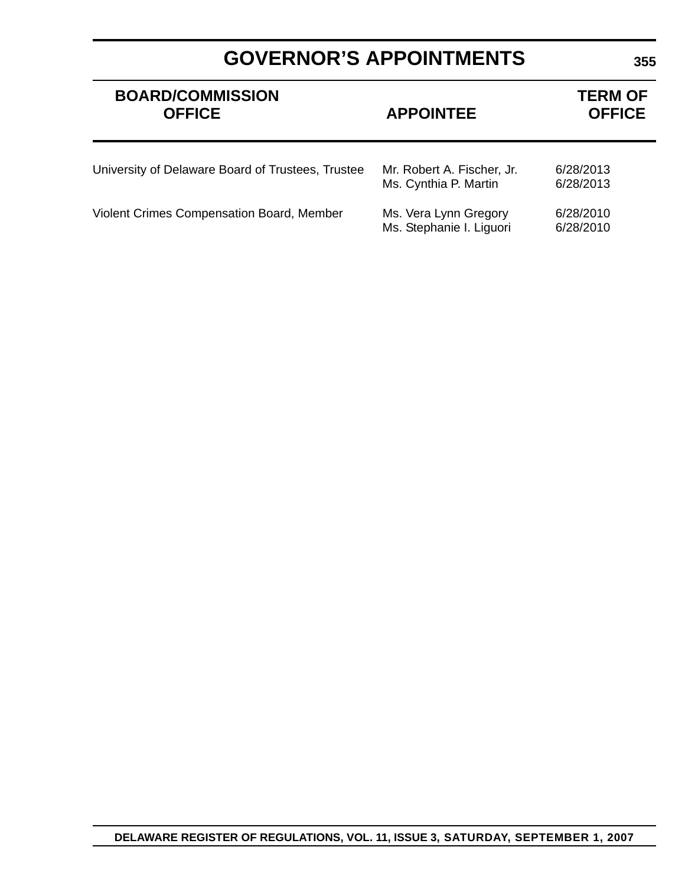# GOVERNOR'S APPOINTMENTS

| BOARD/COMMISSION OFFICE | APPOINTEE | TERM OF OFFICE |
|---|---|---|
| University of Delaware Board of Trustees, Trustee | Mr. Robert A. Fischer, Jr. | 6/28/2013 |
| | Ms. Cynthia P. Martin | 6/28/2013 |
| Violent Crimes Compensation Board, Member | Ms. Vera Lynn Gregory | 6/28/2010 |
| | Ms. Stephanie I. Liguori | 6/28/2010 |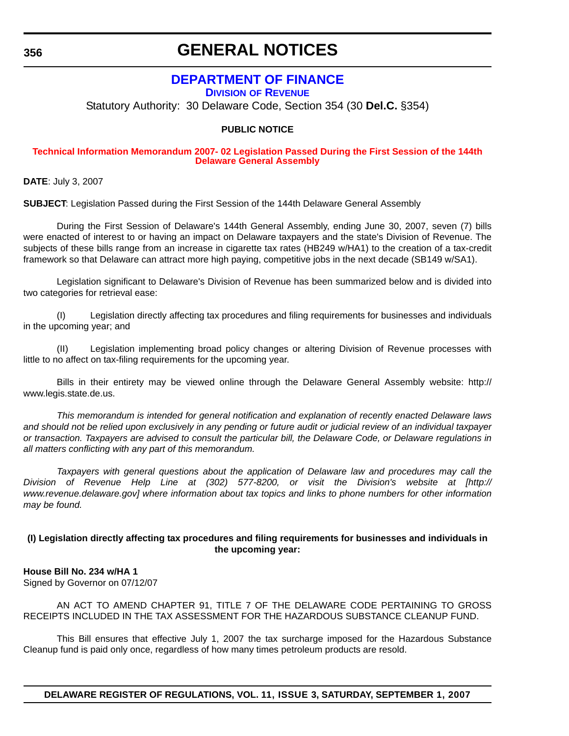# GENERAL NOTICES

## DEPARTMENT OF FINANCE

### DIVISION OF REVENUE

Statutory Authority: 30 Delaware Code, Section 354 (30 **Del.C.** §354)

**PUBLIC NOTICE**

**Technical Information Memorandum 2007- 02 Legislation Passed During the First Session of the 144th Delaware General Assembly**

**DATE**: July 3, 2007

**SUBJECT**: Legislation Passed during the First Session of the 144th Delaware General Assembly

During the First Session of Delaware's 144th General Assembly, ending June 30, 2007, seven (7) bills were enacted of interest to or having an impact on Delaware taxpayers and the state's Division of Revenue. The subjects of these bills range from an increase in cigarette tax rates (HB249 w/HA1) to the creation of a tax-credit framework so that Delaware can attract more high paying, competitive jobs in the next decade (SB149 w/SA1).

Legislation significant to Delaware's Division of Revenue has been summarized below and is divided into two categories for retrieval ease:

(I) Legislation directly affecting tax procedures and filing requirements for businesses and individuals in the upcoming year; and

(II) Legislation implementing broad policy changes or altering Division of Revenue processes with little to no affect on tax-filing requirements for the upcoming year.

Bills in their entirety may be viewed online through the Delaware General Assembly website: http://www.legis.state.de.us.

*This memorandum is intended for general notification and explanation of recently enacted Delaware laws and should not be relied upon exclusively in any pending or future audit or judicial review of an individual taxpayer or transaction. Taxpayers are advised to consult the particular bill, the Delaware Code, or Delaware regulations in all matters conflicting with any part of this memorandum.*

*Taxpayers with general questions about the application of Delaware law and procedures may call the Division of Revenue Help Line at (302) 577-8200, or visit the Division's website at [http://www.revenue.delaware.gov] where information about tax topics and links to phone numbers for other information may be found.*

**(I) Legislation directly affecting tax procedures and filing requirements for businesses and individuals in the upcoming year:**

**House Bill No. 234 w/HA 1**
Signed by Governor on 07/12/07

AN ACT TO AMEND CHAPTER 91, TITLE 7 OF THE DELAWARE CODE PERTAINING TO GROSS RECEIPTS INCLUDED IN THE TAX ASSESSMENT FOR THE HAZARDOUS SUBSTANCE CLEANUP FUND.

This Bill ensures that effective July 1, 2007 the tax surcharge imposed for the Hazardous Substance Cleanup fund is paid only once, regardless of how many times petroleum products are resold.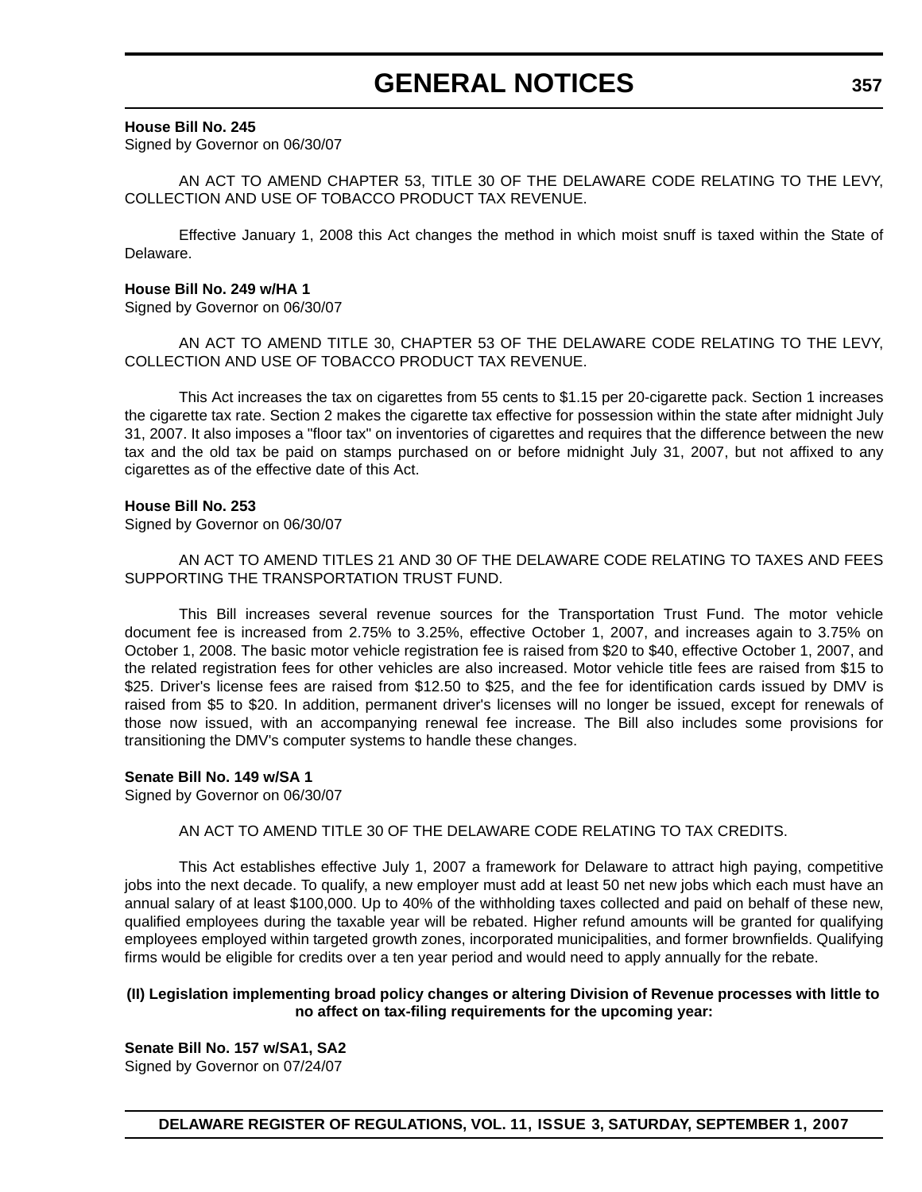**House Bill No. 245**
Signed by Governor on 06/30/07

AN ACT TO AMEND CHAPTER 53, TITLE 30 OF THE DELAWARE CODE RELATING TO THE LEVY, COLLECTION AND USE OF TOBACCO PRODUCT TAX REVENUE.

Effective January 1, 2008 this Act changes the method in which moist snuff is taxed within the State of Delaware.

**House Bill No. 249 w/HA 1**
Signed by Governor on 06/30/07

AN ACT TO AMEND TITLE 30, CHAPTER 53 OF THE DELAWARE CODE RELATING TO THE LEVY, COLLECTION AND USE OF TOBACCO PRODUCT TAX REVENUE.

This Act increases the tax on cigarettes from 55 cents to $1.15 per 20-cigarette pack. Section 1 increases the cigarette tax rate. Section 2 makes the cigarette tax effective for possession within the state after midnight July 31, 2007. It also imposes a "floor tax" on inventories of cigarettes and requires that the difference between the new tax and the old tax be paid on stamps purchased on or before midnight July 31, 2007, but not affixed to any cigarettes as of the effective date of this Act.

**House Bill No. 253**
Signed by Governor on 06/30/07

AN ACT TO AMEND TITLES 21 AND 30 OF THE DELAWARE CODE RELATING TO TAXES AND FEES SUPPORTING THE TRANSPORTATION TRUST FUND.

This Bill increases several revenue sources for the Transportation Trust Fund. The motor vehicle document fee is increased from 2.75% to 3.25%, effective October 1, 2007, and increases again to 3.75% on October 1, 2008. The basic motor vehicle registration fee is raised from $20 to $40, effective October 1, 2007, and the related registration fees for other vehicles are also increased. Motor vehicle title fees are raised from $15 to $25. Driver's license fees are raised from $12.50 to $25, and the fee for identification cards issued by DMV is raised from $5 to $20. In addition, permanent driver's licenses will no longer be issued, except for renewals of those now issued, with an accompanying renewal fee increase. The Bill also includes some provisions for transitioning the DMV's computer systems to handle these changes.

**Senate Bill No. 149 w/SA 1**
Signed by Governor on 06/30/07

AN ACT TO AMEND TITLE 30 OF THE DELAWARE CODE RELATING TO TAX CREDITS.

This Act establishes effective July 1, 2007 a framework for Delaware to attract high paying, competitive jobs into the next decade. To qualify, a new employer must add at least 50 net new jobs which each must have an annual salary of at least $100,000. Up to 40% of the withholding taxes collected and paid on behalf of these new, qualified employees during the taxable year will be rebated. Higher refund amounts will be granted for qualifying employees employed within targeted growth zones, incorporated municipalities, and former brownfields. Qualifying firms would be eligible for credits over a ten year period and would need to apply annually for the rebate.

**(II) Legislation implementing broad policy changes or altering Division of Revenue processes with little to no affect on tax-filing requirements for the upcoming year:**

**Senate Bill No. 157 w/SA1, SA2**
Signed by Governor on 07/24/07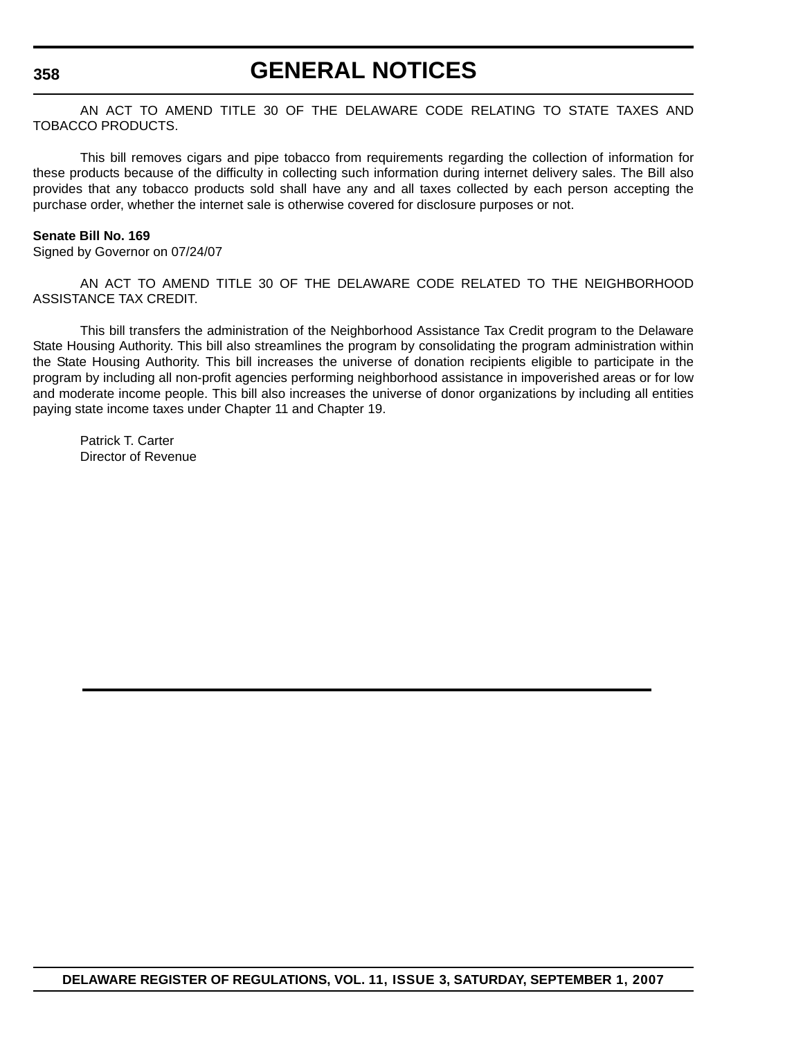AN ACT TO AMEND TITLE 30 OF THE DELAWARE CODE RELATING TO STATE TAXES AND TOBACCO PRODUCTS.

This bill removes cigars and pipe tobacco from requirements regarding the collection of information for these products because of the difficulty in collecting such information during internet delivery sales. The Bill also provides that any tobacco products sold shall have any and all taxes collected by each person accepting the purchase order, whether the internet sale is otherwise covered for disclosure purposes or not.

**Senate Bill No. 169**
Signed by Governor on 07/24/07

AN ACT TO AMEND TITLE 30 OF THE DELAWARE CODE RELATED TO THE NEIGHBORHOOD ASSISTANCE TAX CREDIT.

This bill transfers the administration of the Neighborhood Assistance Tax Credit program to the Delaware State Housing Authority. This bill also streamlines the program by consolidating the program administration within the State Housing Authority. This bill increases the universe of donation recipients eligible to participate in the program by including all non-profit agencies performing neighborhood assistance in impoverished areas or for low and moderate income people. This bill also increases the universe of donor organizations by including all entities paying state income taxes under Chapter 11 and Chapter 19.

Patrick T. Carter
Director of Revenue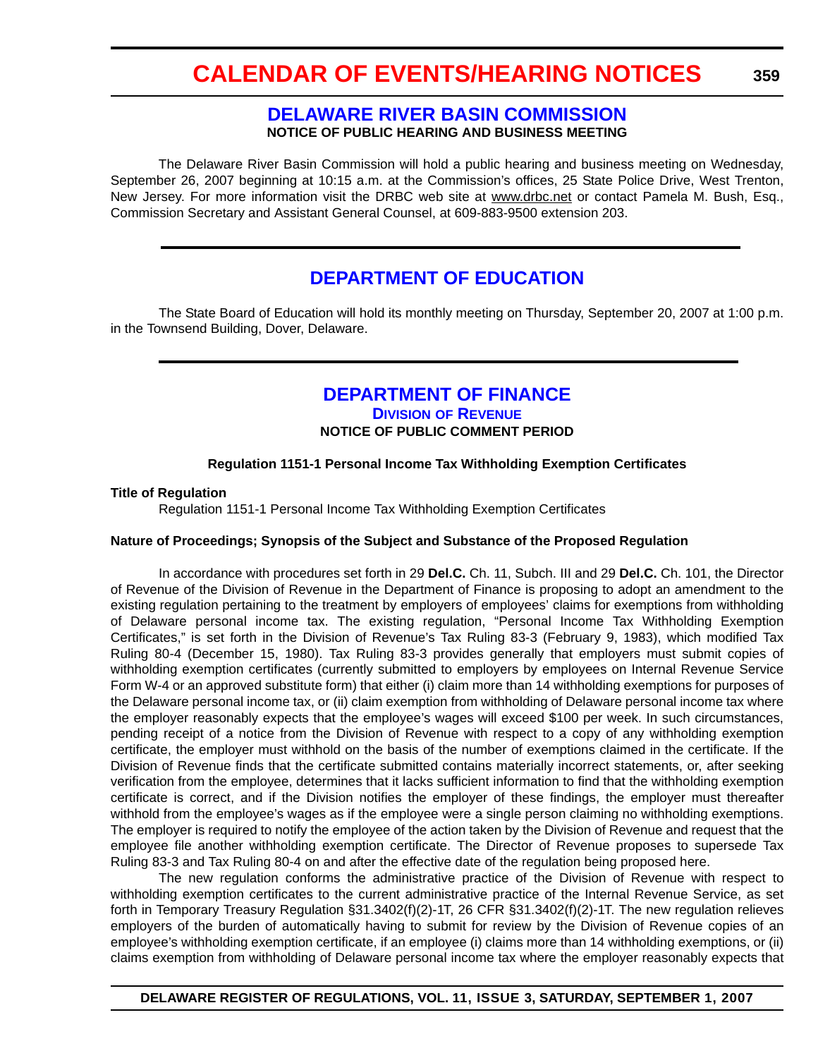# CALENDAR OF EVENTS/HEARING NOTICES

## DELAWARE RIVER BASIN COMMISSION

**NOTICE OF PUBLIC HEARING AND BUSINESS MEETING**

The Delaware River Basin Commission will hold a public hearing and business meeting on Wednesday, September 26, 2007 beginning at 10:15 a.m. at the Commission's offices, 25 State Police Drive, West Trenton, New Jersey. For more information visit the DRBC web site at www.drbc.net or contact Pamela M. Bush, Esq., Commission Secretary and Assistant General Counsel, at 609-883-9500 extension 203.

---

## DEPARTMENT OF EDUCATION

The State Board of Education will hold its monthly meeting on Thursday, September 20, 2007 at 1:00 p.m. in the Townsend Building, Dover, Delaware.

---

## DEPARTMENT OF FINANCE

### DIVISION OF REVENUE

**NOTICE OF PUBLIC COMMENT PERIOD**

**Regulation 1151-1 Personal Income Tax Withholding Exemption Certificates**

**Title of Regulation**

Regulation 1151-1 Personal Income Tax Withholding Exemption Certificates

**Nature of Proceedings; Synopsis of the Subject and Substance of the Proposed Regulation**

In accordance with procedures set forth in 29 **Del.C.** Ch. 11, Subch. III and 29 **Del.C.** Ch. 101, the Director of Revenue of the Division of Revenue in the Department of Finance is proposing to adopt an amendment to the existing regulation pertaining to the treatment by employers of employees' claims for exemptions from withholding of Delaware personal income tax. The existing regulation, "Personal Income Tax Withholding Exemption Certificates," is set forth in the Division of Revenue's Tax Ruling 83-3 (February 9, 1983), which modified Tax Ruling 80-4 (December 15, 1980). Tax Ruling 83-3 provides generally that employers must submit copies of withholding exemption certificates (currently submitted to employers by employees on Internal Revenue Service Form W-4 or an approved substitute form) that either (i) claim more than 14 withholding exemptions for purposes of the Delaware personal income tax, or (ii) claim exemption from withholding of Delaware personal income tax where the employer reasonably expects that the employee's wages will exceed $100 per week. In such circumstances, pending receipt of a notice from the Division of Revenue with respect to a copy of any withholding exemption certificate, the employer must withhold on the basis of the number of exemptions claimed in the certificate. If the Division of Revenue finds that the certificate submitted contains materially incorrect statements, or, after seeking verification from the employee, determines that it lacks sufficient information to find that the withholding exemption certificate is correct, and if the Division notifies the employer of these findings, the employer must thereafter withhold from the employee's wages as if the employee were a single person claiming no withholding exemptions. The employer is required to notify the employee of the action taken by the Division of Revenue and request that the employee file another withholding exemption certificate. The Director of Revenue proposes to supersede Tax Ruling 83-3 and Tax Ruling 80-4 on and after the effective date of the regulation being proposed here.

The new regulation conforms the administrative practice of the Division of Revenue with respect to withholding exemption certificates to the current administrative practice of the Internal Revenue Service, as set forth in Temporary Treasury Regulation §31.3402(f)(2)-1T, 26 CFR §31.3402(f)(2)-1T. The new regulation relieves employers of the burden of automatically having to submit for review by the Division of Revenue copies of an employee's withholding exemption certificate, if an employee (i) claims more than 14 withholding exemptions, or (ii) claims exemption from withholding of Delaware personal income tax where the employer reasonably expects that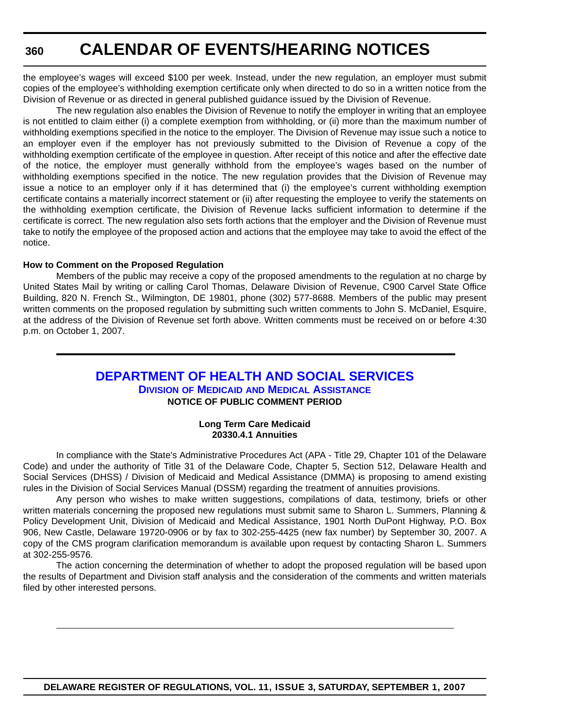the employee's wages will exceed $100 per week. Instead, under the new regulation, an employer must submit copies of the employee's withholding exemption certificate only when directed to do so in a written notice from the Division of Revenue or as directed in general published guidance issued by the Division of Revenue.

The new regulation also enables the Division of Revenue to notify the employer in writing that an employee is not entitled to claim either (i) a complete exemption from withholding, or (ii) more than the maximum number of withholding exemptions specified in the notice to the employer. The Division of Revenue may issue such a notice to an employer even if the employer has not previously submitted to the Division of Revenue a copy of the withholding exemption certificate of the employee in question. After receipt of this notice and after the effective date of the notice, the employer must generally withhold from the employee's wages based on the number of withholding exemptions specified in the notice. The new regulation provides that the Division of Revenue may issue a notice to an employer only if it has determined that (i) the employee's current withholding exemption certificate contains a materially incorrect statement or (ii) after requesting the employee to verify the statements on the withholding exemption certificate, the Division of Revenue lacks sufficient information to determine if the certificate is correct. The new regulation also sets forth actions that the employer and the Division of Revenue must take to notify the employee of the proposed action and actions that the employee may take to avoid the effect of the notice.

**How to Comment on the Proposed Regulation**

Members of the public may receive a copy of the proposed amendments to the regulation at no charge by United States Mail by writing or calling Carol Thomas, Delaware Division of Revenue, C900 Carvel State Office Building, 820 N. French St., Wilmington, DE 19801, phone (302) 577-8688. Members of the public may present written comments on the proposed regulation by submitting such written comments to John S. McDaniel, Esquire, at the address of the Division of Revenue set forth above. Written comments must be received on or before 4:30 p.m. on October 1, 2007.

---

## DEPARTMENT OF HEALTH AND SOCIAL SERVICES

### Division of Medicaid and Medical Assistance

**NOTICE OF PUBLIC COMMENT PERIOD**

**Long Term Care Medicaid**
**20330.4.1 Annuities**

In compliance with the State's Administrative Procedures Act (APA - Title 29, Chapter 101 of the Delaware Code) and under the authority of Title 31 of the Delaware Code, Chapter 5, Section 512, Delaware Health and Social Services (DHSS) / Division of Medicaid and Medical Assistance (DMMA) is proposing to amend existing rules in the Division of Social Services Manual (DSSM) regarding the treatment of annuities provisions.

Any person who wishes to make written suggestions, compilations of data, testimony, briefs or other written materials concerning the proposed new regulations must submit same to Sharon L. Summers, Planning & Policy Development Unit, Division of Medicaid and Medical Assistance, 1901 North DuPont Highway, P.O. Box 906, New Castle, Delaware 19720-0906 or by fax to 302-255-4425 (new fax number) by September 30, 2007. A copy of the CMS program clarification memorandum is available upon request by contacting Sharon L. Summers at 302-255-9576.

The action concerning the determination of whether to adopt the proposed regulation will be based upon the results of Department and Division staff analysis and the consideration of the comments and written materials filed by other interested persons.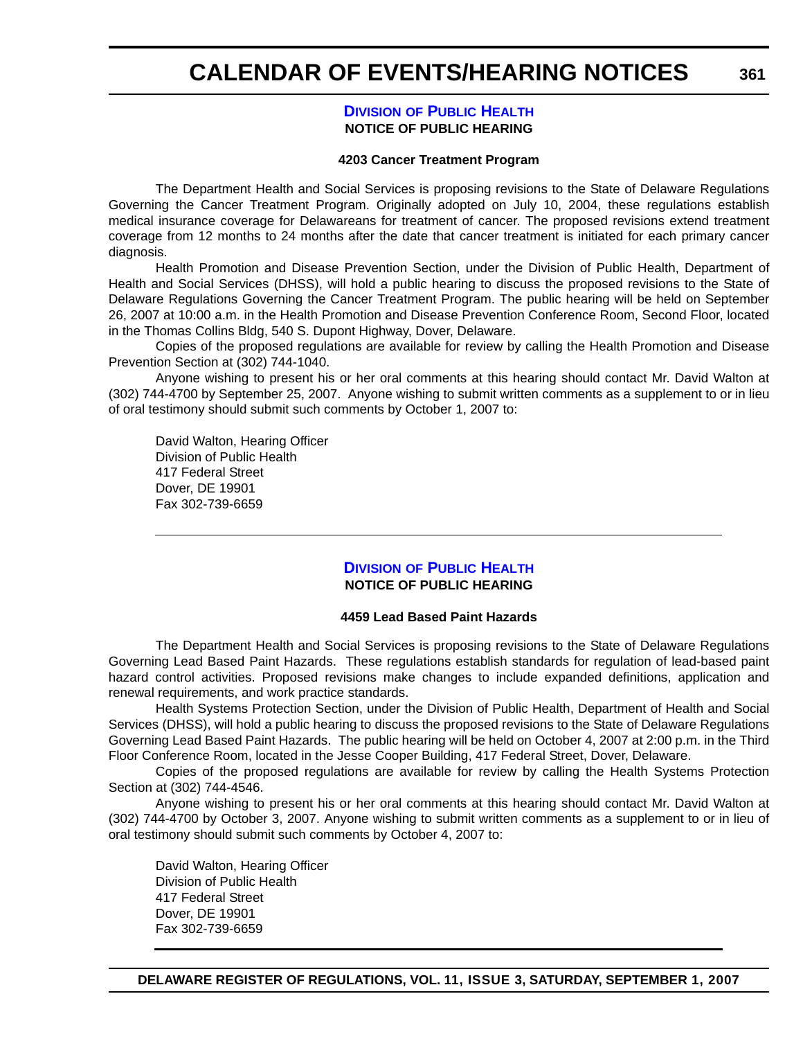## DIVISION OF PUBLIC HEALTH

**NOTICE OF PUBLIC HEARING**

**4203 Cancer Treatment Program**

The Department Health and Social Services is proposing revisions to the State of Delaware Regulations Governing the Cancer Treatment Program. Originally adopted on July 10, 2004, these regulations establish medical insurance coverage for Delawareans for treatment of cancer. The proposed revisions extend treatment coverage from 12 months to 24 months after the date that cancer treatment is initiated for each primary cancer diagnosis.

Health Promotion and Disease Prevention Section, under the Division of Public Health, Department of Health and Social Services (DHSS), will hold a public hearing to discuss the proposed revisions to the State of Delaware Regulations Governing the Cancer Treatment Program. The public hearing will be held on September 26, 2007 at 10:00 a.m. in the Health Promotion and Disease Prevention Conference Room, Second Floor, located in the Thomas Collins Bldg, 540 S. Dupont Highway, Dover, Delaware.

Copies of the proposed regulations are available for review by calling the Health Promotion and Disease Prevention Section at (302) 744-1040.

Anyone wishing to present his or her oral comments at this hearing should contact Mr. David Walton at (302) 744-4700 by September 25, 2007. Anyone wishing to submit written comments as a supplement to or in lieu of oral testimony should submit such comments by October 1, 2007 to:

David Walton, Hearing Officer  
Division of Public Health  
417 Federal Street  
Dover, DE 19901  
Fax 302-739-6659

---

## DIVISION OF PUBLIC HEALTH

**NOTICE OF PUBLIC HEARING**

**4459 Lead Based Paint Hazards**

The Department Health and Social Services is proposing revisions to the State of Delaware Regulations Governing Lead Based Paint Hazards. These regulations establish standards for regulation of lead-based paint hazard control activities. Proposed revisions make changes to include expanded definitions, application and renewal requirements, and work practice standards.

Health Systems Protection Section, under the Division of Public Health, Department of Health and Social Services (DHSS), will hold a public hearing to discuss the proposed revisions to the State of Delaware Regulations Governing Lead Based Paint Hazards. The public hearing will be held on October 4, 2007 at 2:00 p.m. in the Third Floor Conference Room, located in the Jesse Cooper Building, 417 Federal Street, Dover, Delaware.

Copies of the proposed regulations are available for review by calling the Health Systems Protection Section at (302) 744-4546.

Anyone wishing to present his or her oral comments at this hearing should contact Mr. David Walton at (302) 744-4700 by October 3, 2007. Anyone wishing to submit written comments as a supplement to or in lieu of oral testimony should submit such comments by October 4, 2007 to:

David Walton, Hearing Officer  
Division of Public Health  
417 Federal Street  
Dover, DE 19901  
Fax 302-739-6659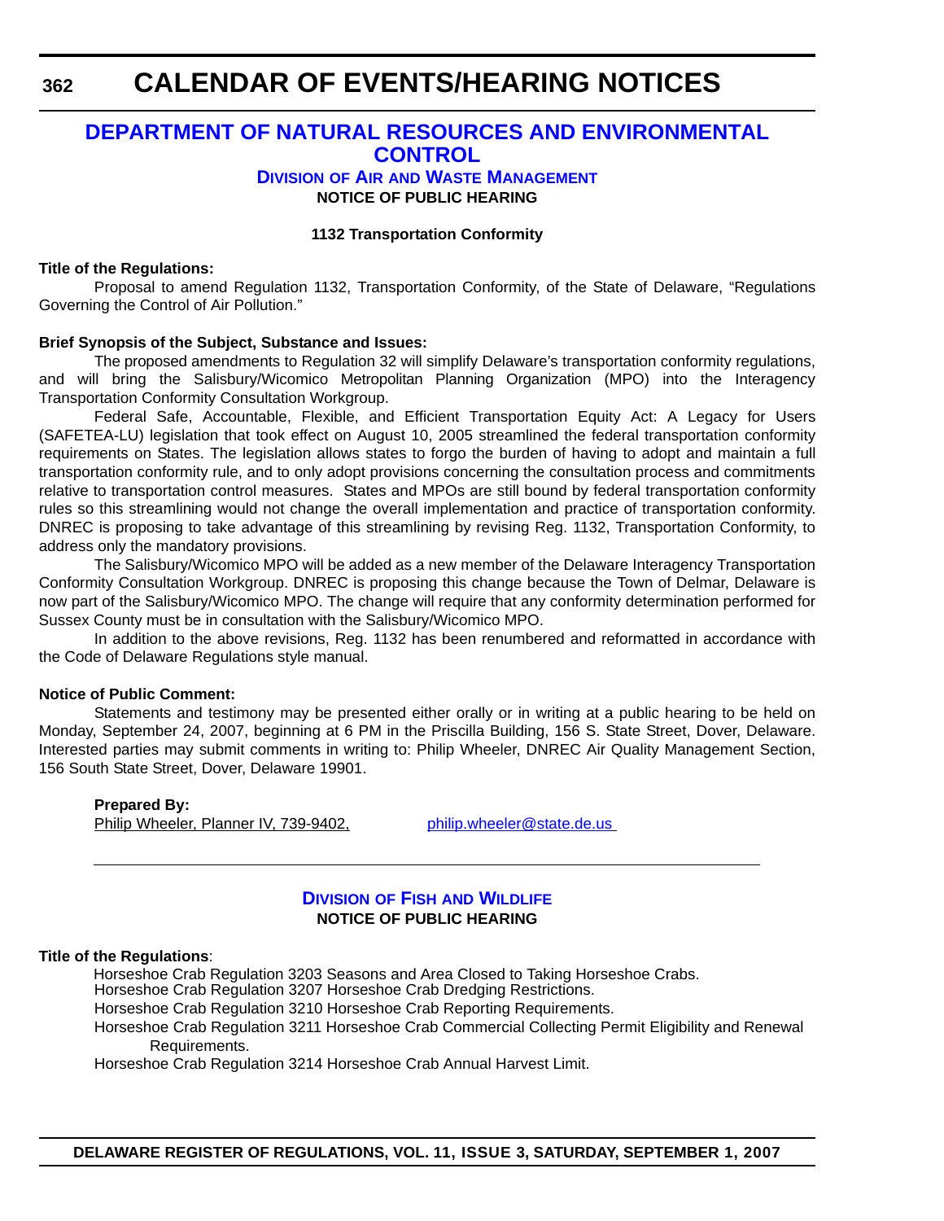# CALENDAR OF EVENTS/HEARING NOTICES

## DEPARTMENT OF NATURAL RESOURCES AND ENVIRONMENTAL CONTROL

### Division of Air and Waste Management

**NOTICE OF PUBLIC HEARING**

**1132 Transportation Conformity**

**Title of the Regulations:**

Proposal to amend Regulation 1132, Transportation Conformity, of the State of Delaware, "Regulations Governing the Control of Air Pollution."

**Brief Synopsis of the Subject, Substance and Issues:**

The proposed amendments to Regulation 32 will simplify Delaware's transportation conformity regulations, and will bring the Salisbury/Wicomico Metropolitan Planning Organization (MPO) into the Interagency Transportation Conformity Consultation Workgroup.

Federal Safe, Accountable, Flexible, and Efficient Transportation Equity Act: A Legacy for Users (SAFETEA-LU) legislation that took effect on August 10, 2005 streamlined the federal transportation conformity requirements on States. The legislation allows states to forgo the burden of having to adopt and maintain a full transportation conformity rule, and to only adopt provisions concerning the consultation process and commitments relative to transportation control measures. States and MPOs are still bound by federal transportation conformity rules so this streamlining would not change the overall implementation and practice of transportation conformity. DNREC is proposing to take advantage of this streamlining by revising Reg. 1132, Transportation Conformity, to address only the mandatory provisions.

The Salisbury/Wicomico MPO will be added as a new member of the Delaware Interagency Transportation Conformity Consultation Workgroup. DNREC is proposing this change because the Town of Delmar, Delaware is now part of the Salisbury/Wicomico MPO. The change will require that any conformity determination performed for Sussex County must be in consultation with the Salisbury/Wicomico MPO.

In addition to the above revisions, Reg. 1132 has been renumbered and reformatted in accordance with the Code of Delaware Regulations style manual.

**Notice of Public Comment:**

Statements and testimony may be presented either orally or in writing at a public hearing to be held on Monday, September 24, 2007, beginning at 6 PM in the Priscilla Building, 156 S. State Street, Dover, Delaware. Interested parties may submit comments in writing to: Philip Wheeler, DNREC Air Quality Management Section, 156 South State Street, Dover, Delaware 19901.

**Prepared By:**

Philip Wheeler, Planner IV, 739-9402, philip.wheeler@state.de.us

---

### Division of Fish and Wildlife

**NOTICE OF PUBLIC HEARING**

**Title of the Regulations**:

Horseshoe Crab Regulation 3203 Seasons and Area Closed to Taking Horseshoe Crabs.

Horseshoe Crab Regulation 3207 Horseshoe Crab Dredging Restrictions.

Horseshoe Crab Regulation 3210 Horseshoe Crab Reporting Requirements.

Horseshoe Crab Regulation 3211 Horseshoe Crab Commercial Collecting Permit Eligibility and Renewal Requirements.

Horseshoe Crab Regulation 3214 Horseshoe Crab Annual Harvest Limit.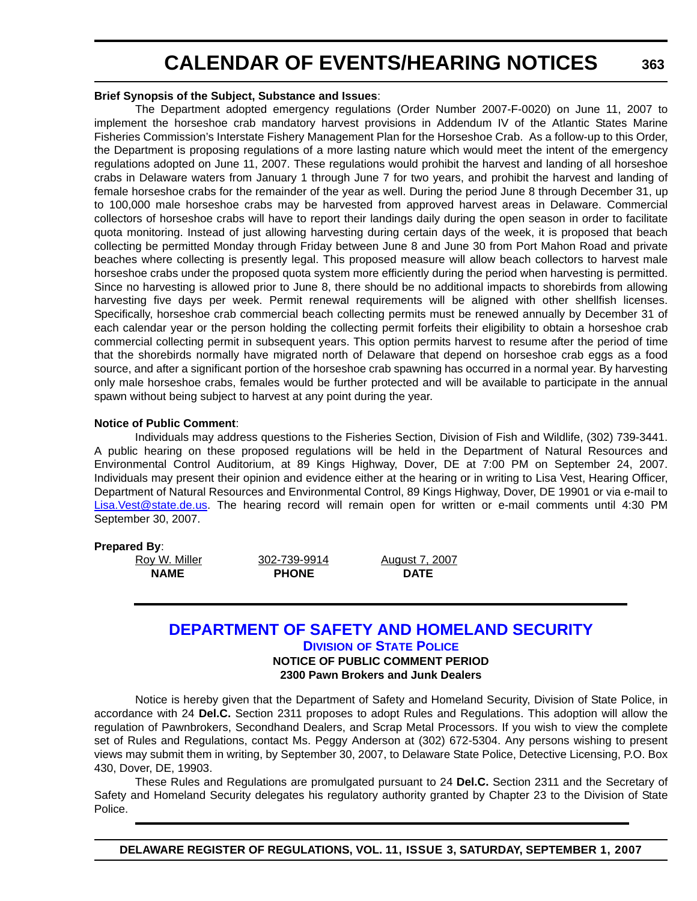**Brief Synopsis of the Subject, Substance and Issues**:

The Department adopted emergency regulations (Order Number 2007-F-0020) on June 11, 2007 to implement the horseshoe crab mandatory harvest provisions in Addendum IV of the Atlantic States Marine Fisheries Commission's Interstate Fishery Management Plan for the Horseshoe Crab. As a follow-up to this Order, the Department is proposing regulations of a more lasting nature which would meet the intent of the emergency regulations adopted on June 11, 2007. These regulations would prohibit the harvest and landing of all horseshoe crabs in Delaware waters from January 1 through June 7 for two years, and prohibit the harvest and landing of female horseshoe crabs for the remainder of the year as well. During the period June 8 through December 31, up to 100,000 male horseshoe crabs may be harvested from approved harvest areas in Delaware. Commercial collectors of horseshoe crabs will have to report their landings daily during the open season in order to facilitate quota monitoring. Instead of just allowing harvesting during certain days of the week, it is proposed that beach collecting be permitted Monday through Friday between June 8 and June 30 from Port Mahon Road and private beaches where collecting is presently legal. This proposed measure will allow beach collectors to harvest male horseshoe crabs under the proposed quota system more efficiently during the period when harvesting is permitted. Since no harvesting is allowed prior to June 8, there should be no additional impacts to shorebirds from allowing harvesting five days per week. Permit renewal requirements will be aligned with other shellfish licenses. Specifically, horseshoe crab commercial beach collecting permits must be renewed annually by December 31 of each calendar year or the person holding the collecting permit forfeits their eligibility to obtain a horseshoe crab commercial collecting permit in subsequent years. This option permits harvest to resume after the period of time that the shorebirds normally have migrated north of Delaware that depend on horseshoe crab eggs as a food source, and after a significant portion of the horseshoe crab spawning has occurred in a normal year. By harvesting only male horseshoe crabs, females would be further protected and will be available to participate in the annual spawn without being subject to harvest at any point during the year.

**Notice of Public Comment**:

Individuals may address questions to the Fisheries Section, Division of Fish and Wildlife, (302) 739-3441. A public hearing on these proposed regulations will be held in the Department of Natural Resources and Environmental Control Auditorium, at 89 Kings Highway, Dover, DE at 7:00 PM on September 24, 2007. Individuals may present their opinion and evidence either at the hearing or in writing to Lisa Vest, Hearing Officer, Department of Natural Resources and Environmental Control, 89 Kings Highway, Dover, DE 19901 or via e-mail to Lisa.Vest@state.de.us. The hearing record will remain open for written or e-mail comments until 4:30 PM September 30, 2007.

**Prepared By**:

| Roy W. Miller | 302-739-9914 | August 7, 2007 |
|---|---|---|
| **NAME** | **PHONE** | **DATE** |

## DEPARTMENT OF SAFETY AND HOMELAND SECURITY

### DIVISION OF STATE POLICE

**NOTICE OF PUBLIC COMMENT PERIOD**

**2300 Pawn Brokers and Junk Dealers**

Notice is hereby given that the Department of Safety and Homeland Security, Division of State Police, in accordance with 24 **Del.C.** Section 2311 proposes to adopt Rules and Regulations. This adoption will allow the regulation of Pawnbrokers, Secondhand Dealers, and Scrap Metal Processors. If you wish to view the complete set of Rules and Regulations, contact Ms. Peggy Anderson at (302) 672-5304. Any persons wishing to present views may submit them in writing, by September 30, 2007, to Delaware State Police, Detective Licensing, P.O. Box 430, Dover, DE, 19903.

These Rules and Regulations are promulgated pursuant to 24 **Del.C.** Section 2311 and the Secretary of Safety and Homeland Security delegates his regulatory authority granted by Chapter 23 to the Division of State Police.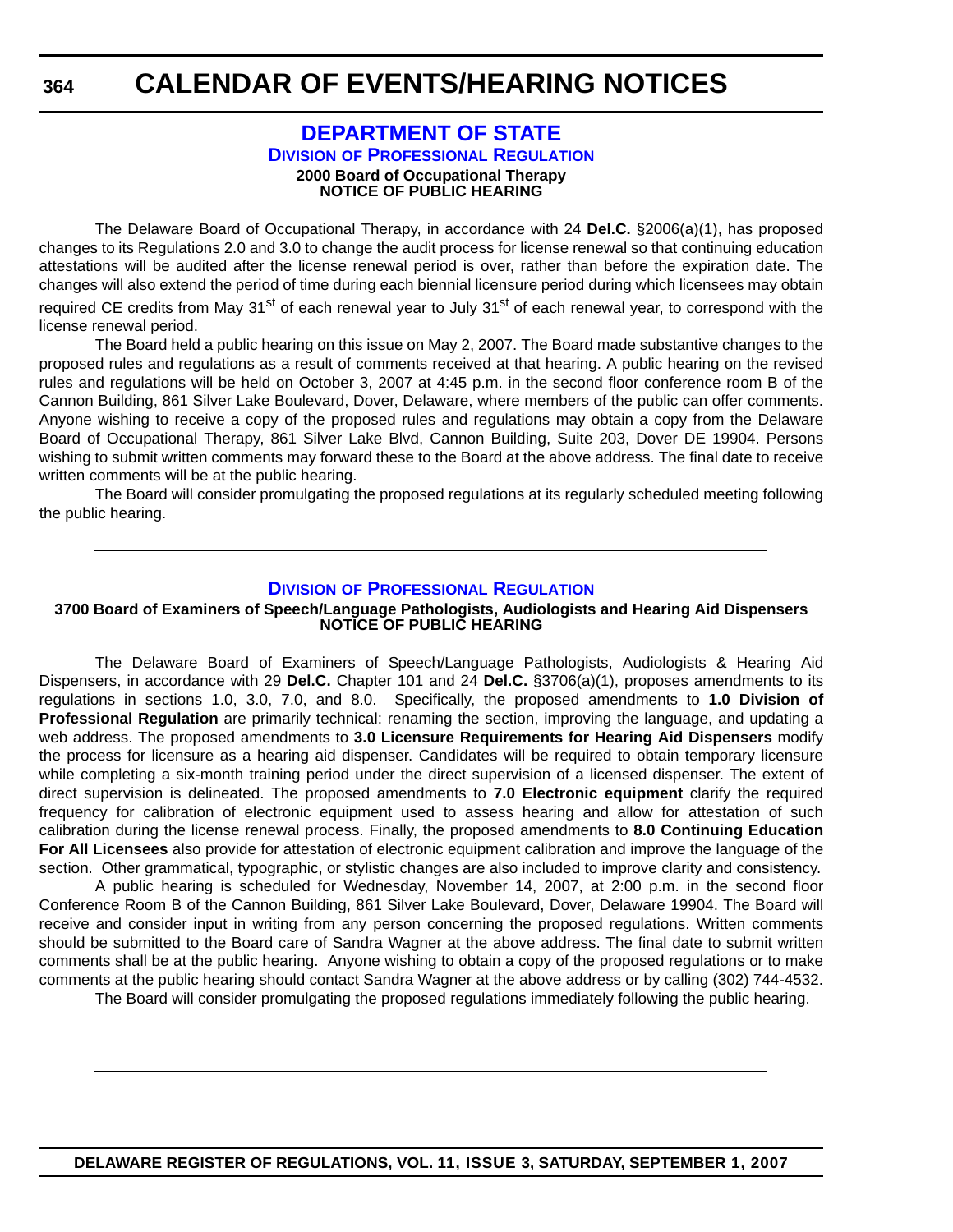# DEPARTMENT OF STATE

## DIVISION OF PROFESSIONAL REGULATION

**2000 Board of Occupational Therapy**
**NOTICE OF PUBLIC HEARING**

The Delaware Board of Occupational Therapy, in accordance with 24 **Del.C.** §2006(a)(1), has proposed changes to its Regulations 2.0 and 3.0 to change the audit process for license renewal so that continuing education attestations will be audited after the license renewal period is over, rather than before the expiration date. The changes will also extend the period of time during each biennial licensure period during which licensees may obtain required CE credits from May $31^{st}$ of each renewal year to July $31^{st}$ of each renewal year, to correspond with the license renewal period.

The Board held a public hearing on this issue on May 2, 2007. The Board made substantive changes to the proposed rules and regulations as a result of comments received at that hearing. A public hearing on the revised rules and regulations will be held on October 3, 2007 at 4:45 p.m. in the second floor conference room B of the Cannon Building, 861 Silver Lake Boulevard, Dover, Delaware, where members of the public can offer comments. Anyone wishing to receive a copy of the proposed rules and regulations may obtain a copy from the Delaware Board of Occupational Therapy, 861 Silver Lake Blvd, Cannon Building, Suite 203, Dover DE 19904. Persons wishing to submit written comments may forward these to the Board at the above address. The final date to receive written comments will be at the public hearing.

The Board will consider promulgating the proposed regulations at its regularly scheduled meeting following the public hearing.

---

## DIVISION OF PROFESSIONAL REGULATION

**3700 Board of Examiners of Speech/Language Pathologists, Audiologists and Hearing Aid Dispensers**
**NOTICE OF PUBLIC HEARING**

The Delaware Board of Examiners of Speech/Language Pathologists, Audiologists & Hearing Aid Dispensers, in accordance with 29 **Del.C.** Chapter 101 and 24 **Del.C.** §3706(a)(1), proposes amendments to its regulations in sections 1.0, 3.0, 7.0, and 8.0. Specifically, the proposed amendments to **1.0 Division of Professional Regulation** are primarily technical: renaming the section, improving the language, and updating a web address. The proposed amendments to **3.0 Licensure Requirements for Hearing Aid Dispensers** modify the process for licensure as a hearing aid dispenser. Candidates will be required to obtain temporary licensure while completing a six-month training period under the direct supervision of a licensed dispenser. The extent of direct supervision is delineated. The proposed amendments to **7.0 Electronic equipment** clarify the required frequency for calibration of electronic equipment used to assess hearing and allow for attestation of such calibration during the license renewal process. Finally, the proposed amendments to **8.0 Continuing Education For All Licensees** also provide for attestation of electronic equipment calibration and improve the language of the section. Other grammatical, typographic, or stylistic changes are also included to improve clarity and consistency.

A public hearing is scheduled for Wednesday, November 14, 2007, at 2:00 p.m. in the second floor Conference Room B of the Cannon Building, 861 Silver Lake Boulevard, Dover, Delaware 19904. The Board will receive and consider input in writing from any person concerning the proposed regulations. Written comments should be submitted to the Board care of Sandra Wagner at the above address. The final date to submit written comments shall be at the public hearing. Anyone wishing to obtain a copy of the proposed regulations or to make comments at the public hearing should contact Sandra Wagner at the above address or by calling (302) 744-4532.

The Board will consider promulgating the proposed regulations immediately following the public hearing.

---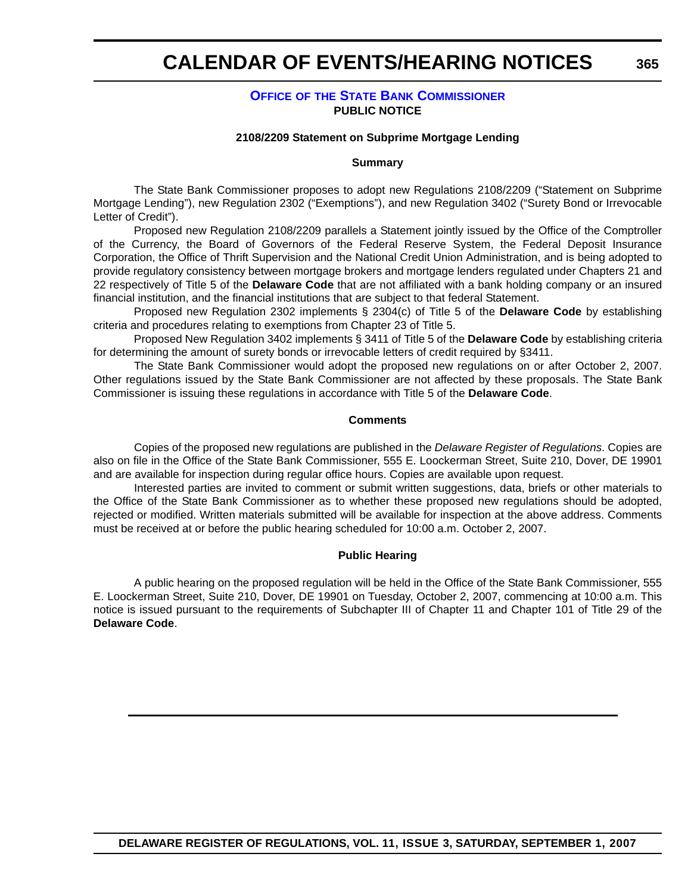## OFFICE OF THE STATE BANK COMMISSIONER

**PUBLIC NOTICE**

**2108/2209 Statement on Subprime Mortgage Lending**

**Summary**

The State Bank Commissioner proposes to adopt new Regulations 2108/2209 ("Statement on Subprime Mortgage Lending"), new Regulation 2302 ("Exemptions"), and new Regulation 3402 ("Surety Bond or Irrevocable Letter of Credit").

Proposed new Regulation 2108/2209 parallels a Statement jointly issued by the Office of the Comptroller of the Currency, the Board of Governors of the Federal Reserve System, the Federal Deposit Insurance Corporation, the Office of Thrift Supervision and the National Credit Union Administration, and is being adopted to provide regulatory consistency between mortgage brokers and mortgage lenders regulated under Chapters 21 and 22 respectively of Title 5 of the **Delaware Code** that are not affiliated with a bank holding company or an insured financial institution, and the financial institutions that are subject to that federal Statement.

Proposed new Regulation 2302 implements § 2304(c) of Title 5 of the **Delaware Code** by establishing criteria and procedures relating to exemptions from Chapter 23 of Title 5.

Proposed New Regulation 3402 implements § 3411 of Title 5 of the **Delaware Code** by establishing criteria for determining the amount of surety bonds or irrevocable letters of credit required by §3411.

The State Bank Commissioner would adopt the proposed new regulations on or after October 2, 2007. Other regulations issued by the State Bank Commissioner are not affected by these proposals. The State Bank Commissioner is issuing these regulations in accordance with Title 5 of the **Delaware Code**.

**Comments**

Copies of the proposed new regulations are published in the *Delaware Register of Regulations*. Copies are also on file in the Office of the State Bank Commissioner, 555 E. Loockerman Street, Suite 210, Dover, DE 19901 and are available for inspection during regular office hours. Copies are available upon request.

Interested parties are invited to comment or submit written suggestions, data, briefs or other materials to the Office of the State Bank Commissioner as to whether these proposed new regulations should be adopted, rejected or modified. Written materials submitted will be available for inspection at the above address. Comments must be received at or before the public hearing scheduled for 10:00 a.m. October 2, 2007.

**Public Hearing**

A public hearing on the proposed regulation will be held in the Office of the State Bank Commissioner, 555 E. Loockerman Street, Suite 210, Dover, DE 19901 on Tuesday, October 2, 2007, commencing at 10:00 a.m. This notice is issued pursuant to the requirements of Subchapter III of Chapter 11 and Chapter 101 of Title 29 of the **Delaware Code**.